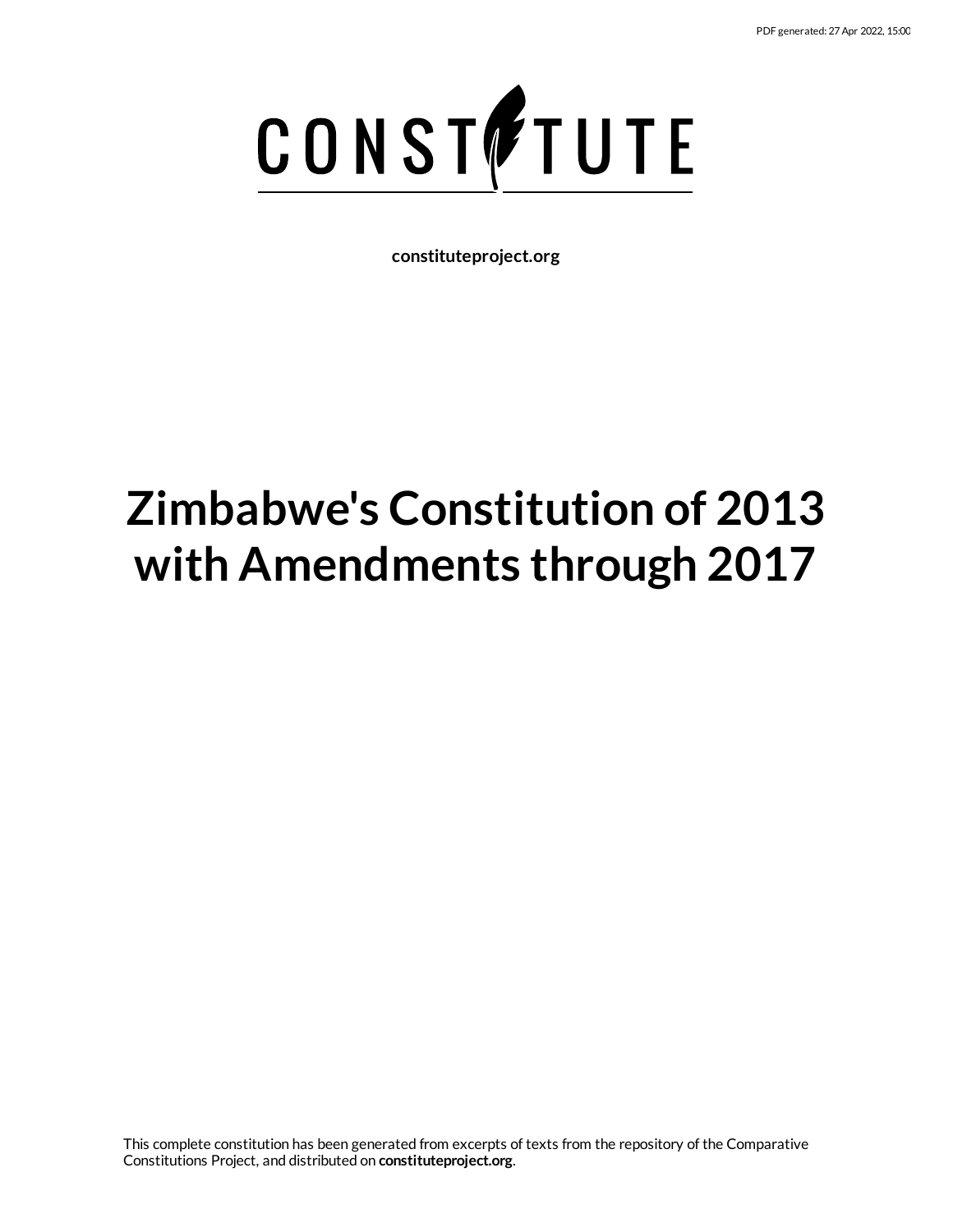CONSTITUTE

**constituteproject.org**

# Zimbabwe's Constitution of 2013 with Amendments through 2017

This complete constitution has been generated from excerpts of texts from the repository of the Comparative Constitutions Project, and distributed on **constituteproject.org**.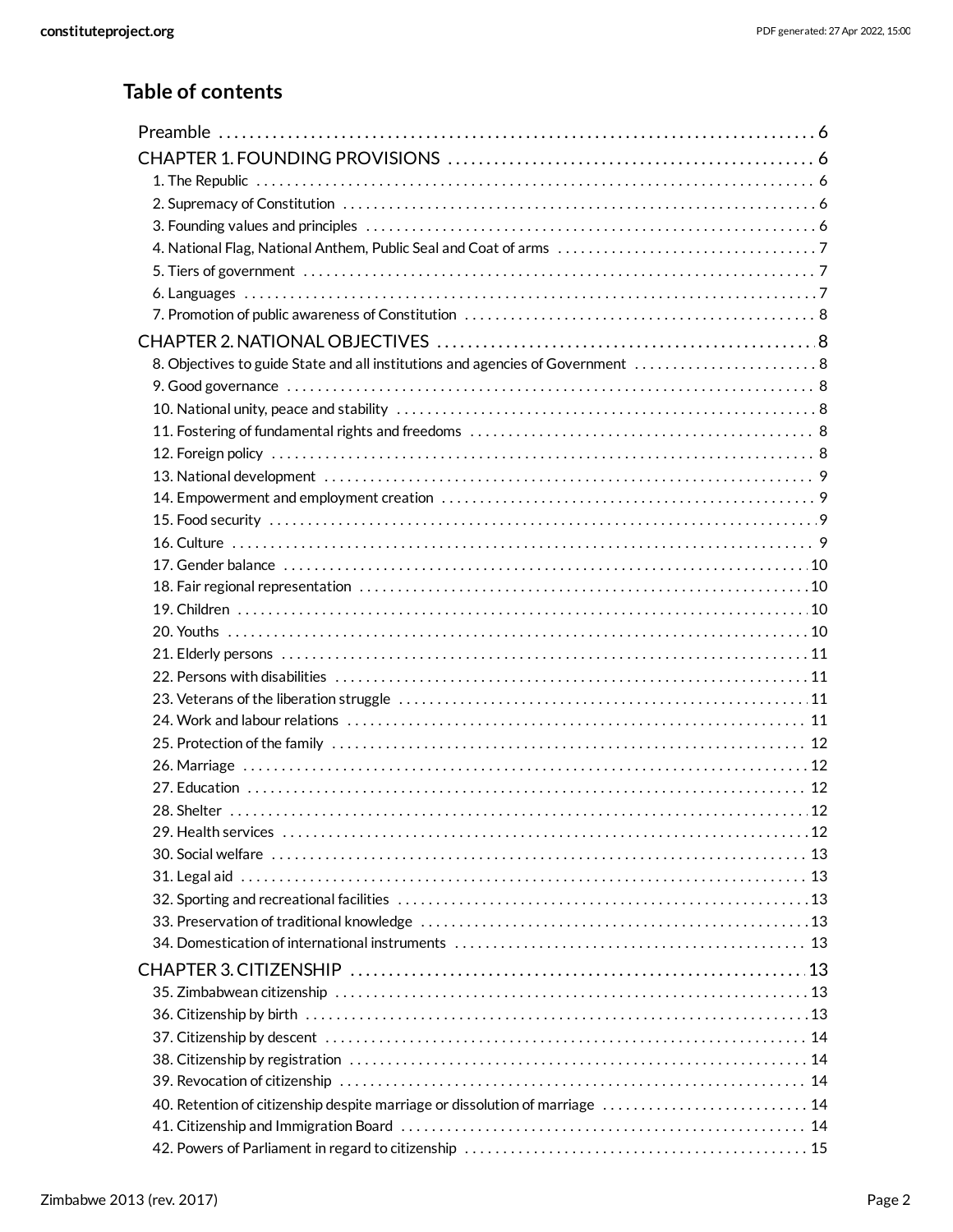## Table of contents

Preamble . . . . . . 6

CHAPTER 1. FOUNDING PROVISIONS . . . . . . 6

- 1. The Republic . . . . . . 6
- 2. Supremacy of Constitution . . . . . . 6
- 3. Founding values and principles . . . . . . 6
- 4. National Flag, National Anthem, Public Seal and Coat of arms . . . . . . 7
- 5. Tiers of government . . . . . . 7
- 6. Languages . . . . . . 7
- 7. Promotion of public awareness of Constitution . . . . . . 8

CHAPTER 2. NATIONAL OBJECTIVES . . . . . . 8

- 8. Objectives to guide State and all institutions and agencies of Government . . . . . . 8
- 9. Good governance . . . . . . 8
- 10. National unity, peace and stability . . . . . . 8
- 11. Fostering of fundamental rights and freedoms . . . . . . 8
- 12. Foreign policy . . . . . . 8
- 13. National development . . . . . . 9
- 14. Empowerment and employment creation . . . . . . 9
- 15. Food security . . . . . . 9
- 16. Culture . . . . . . 9
- 17. Gender balance . . . . . . 10
- 18. Fair regional representation . . . . . . 10
- 19. Children . . . . . . 10
- 20. Youths . . . . . . 10
- 21. Elderly persons . . . . . . 11
- 22. Persons with disabilities . . . . . . 11
- 23. Veterans of the liberation struggle . . . . . . 11
- 24. Work and labour relations . . . . . . 11
- 25. Protection of the family . . . . . . 12
- 26. Marriage . . . . . . 12
- 27. Education . . . . . . 12
- 28. Shelter . . . . . . 12
- 29. Health services . . . . . . 12
- 30. Social welfare . . . . . . 13
- 31. Legal aid . . . . . . 13
- 32. Sporting and recreational facilities . . . . . . 13
- 33. Preservation of traditional knowledge . . . . . . 13
- 34. Domestication of international instruments . . . . . . 13

CHAPTER 3. CITIZENSHIP . . . . . . 13

- 35. Zimbabwean citizenship . . . . . . 13
- 36. Citizenship by birth . . . . . . 13
- 37. Citizenship by descent . . . . . . 14
- 38. Citizenship by registration . . . . . . 14
- 39. Revocation of citizenship . . . . . . 14
- 40. Retention of citizenship despite marriage or dissolution of marriage . . . . . . 14
- 41. Citizenship and Immigration Board . . . . . . 14
- 42. Powers of Parliament in regard to citizenship . . . . . . 15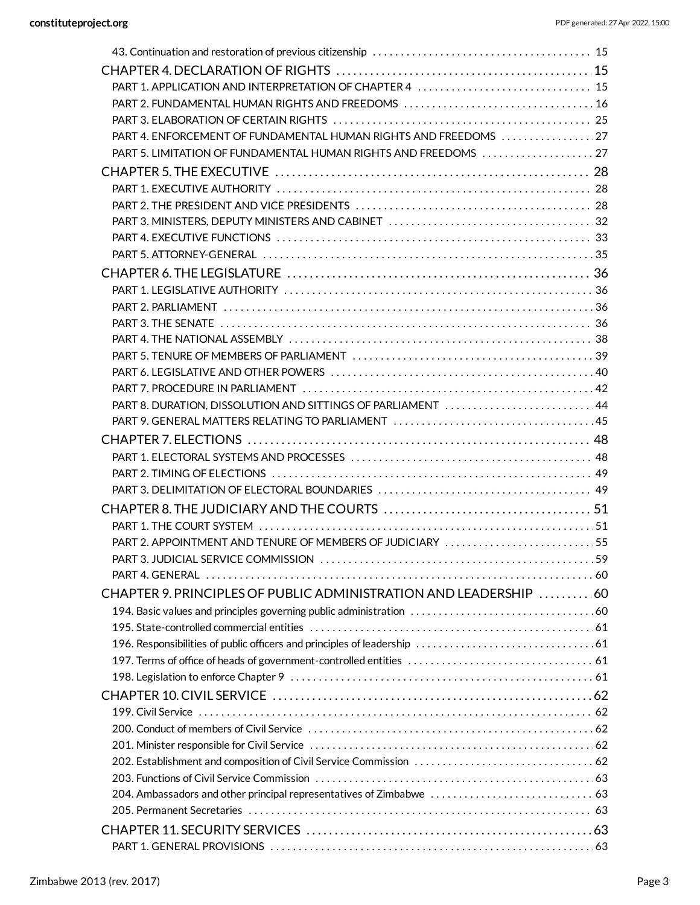- 43. Continuation and restoration of previous citizenship 15
- CHAPTER 4. DECLARATION OF RIGHTS 15
  - PART 1. APPLICATION AND INTERPRETATION OF CHAPTER 4 15
  - PART 2. FUNDAMENTAL HUMAN RIGHTS AND FREEDOMS 16
  - PART 3. ELABORATION OF CERTAIN RIGHTS 25
  - PART 4. ENFORCEMENT OF FUNDAMENTAL HUMAN RIGHTS AND FREEDOMS 27
  - PART 5. LIMITATION OF FUNDAMENTAL HUMAN RIGHTS AND FREEDOMS 27
- CHAPTER 5. THE EXECUTIVE 28
  - PART 1. EXECUTIVE AUTHORITY 28
  - PART 2. THE PRESIDENT AND VICE PRESIDENTS 28
  - PART 3. MINISTERS, DEPUTY MINISTERS AND CABINET 32
  - PART 4. EXECUTIVE FUNCTIONS 33
  - PART 5. ATTORNEY-GENERAL 35
- CHAPTER 6. THE LEGISLATURE 36
  - PART 1. LEGISLATIVE AUTHORITY 36
  - PART 2. PARLIAMENT 36
  - PART 3. THE SENATE 36
  - PART 4. THE NATIONAL ASSEMBLY 38
  - PART 5. TENURE OF MEMBERS OF PARLIAMENT 39
  - PART 6. LEGISLATIVE AND OTHER POWERS 40
  - PART 7. PROCEDURE IN PARLIAMENT 42
  - PART 8. DURATION, DISSOLUTION AND SITTINGS OF PARLIAMENT 44
  - PART 9. GENERAL MATTERS RELATING TO PARLIAMENT 45
- CHAPTER 7. ELECTIONS 48
  - PART 1. ELECTORAL SYSTEMS AND PROCESSES 48
  - PART 2. TIMING OF ELECTIONS 49
  - PART 3. DELIMITATION OF ELECTORAL BOUNDARIES 49
- CHAPTER 8. THE JUDICIARY AND THE COURTS 51
  - PART 1. THE COURT SYSTEM 51
  - PART 2. APPOINTMENT AND TENURE OF MEMBERS OF JUDICIARY 55
  - PART 3. JUDICIAL SERVICE COMMISSION 59
  - PART 4. GENERAL 60
- CHAPTER 9. PRINCIPLES OF PUBLIC ADMINISTRATION AND LEADERSHIP 60
  - 194. Basic values and principles governing public administration 60
  - 195. State-controlled commercial entities 61
  - 196. Responsibilities of public officers and principles of leadership 61
  - 197. Terms of office of heads of government-controlled entities 61
  - 198. Legislation to enforce Chapter 9 61
- CHAPTER 10. CIVIL SERVICE 62
  - 199. Civil Service 62
  - 200. Conduct of members of Civil Service 62
  - 201. Minister responsible for Civil Service 62
  - 202. Establishment and composition of Civil Service Commission 62
  - 203. Functions of Civil Service Commission 63
  - 204. Ambassadors and other principal representatives of Zimbabwe 63
  - 205. Permanent Secretaries 63
- CHAPTER 11. SECURITY SERVICES 63
  - PART 1. GENERAL PROVISIONS 63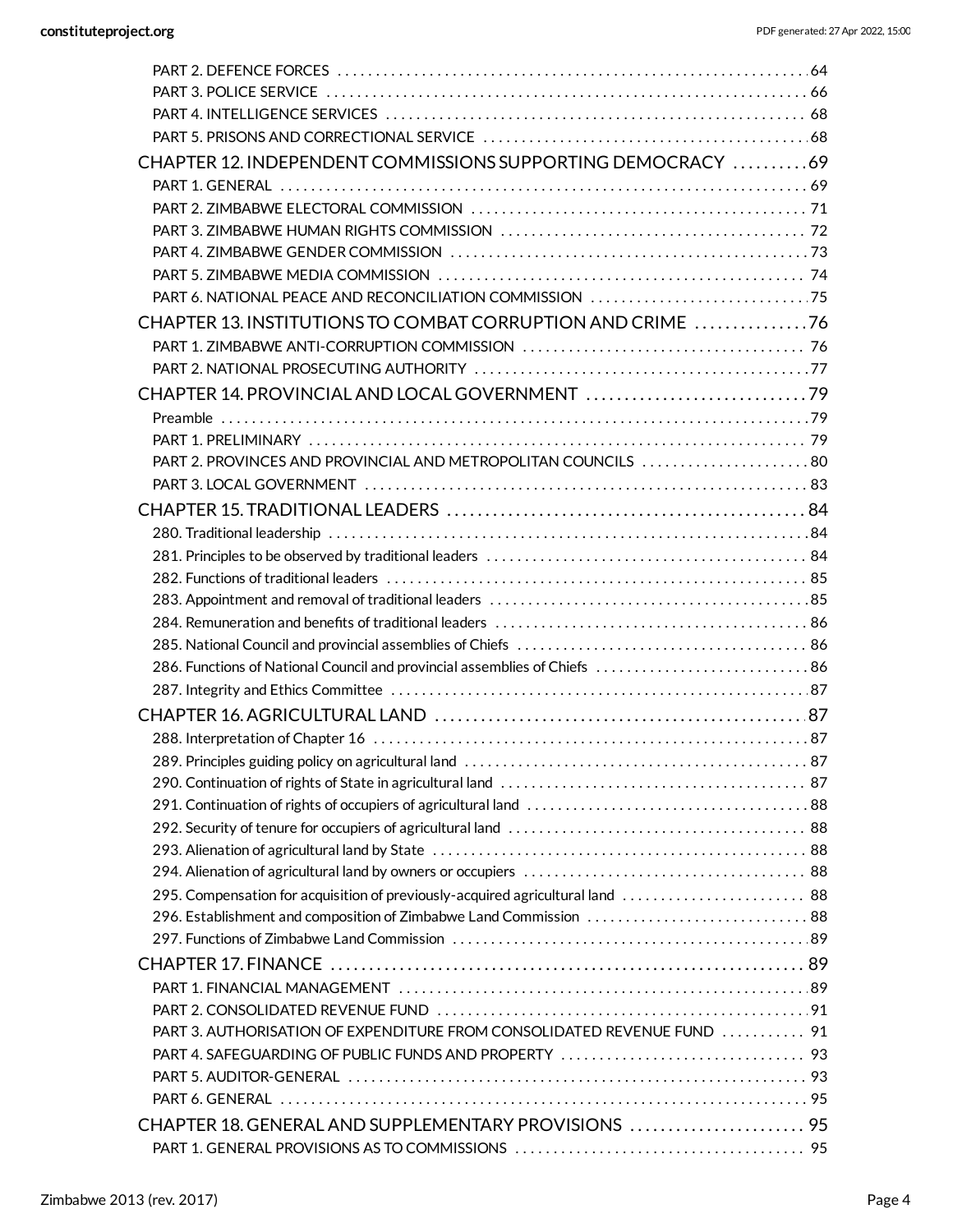- PART 2. DEFENCE FORCES . . . . . . . . . . 64
- PART 3. POLICE SERVICE . . . . . . . . . . 66
- PART 4. INTELLIGENCE SERVICES . . . . . . . . . . 68
- PART 5. PRISONS AND CORRECTIONAL SERVICE . . . . . . . . . . 68

CHAPTER 12. INDEPENDENT COMMISSIONS SUPPORTING DEMOCRACY . . . . . . . . . . 69
- PART 1. GENERAL . . . . . . . . . . 69
- PART 2. ZIMBABWE ELECTORAL COMMISSION . . . . . . . . . . 71
- PART 3. ZIMBABWE HUMAN RIGHTS COMMISSION . . . . . . . . . . 72
- PART 4. ZIMBABWE GENDER COMMISSION . . . . . . . . . . 73
- PART 5. ZIMBABWE MEDIA COMMISSION . . . . . . . . . . 74
- PART 6. NATIONAL PEACE AND RECONCILIATION COMMISSION . . . . . . . . . . 75

CHAPTER 13. INSTITUTIONS TO COMBAT CORRUPTION AND CRIME . . . . . . . . . . 76
- PART 1. ZIMBABWE ANTI-CORRUPTION COMMISSION . . . . . . . . . . 76
- PART 2. NATIONAL PROSECUTING AUTHORITY . . . . . . . . . . 77

CHAPTER 14. PROVINCIAL AND LOCAL GOVERNMENT . . . . . . . . . . 79
- Preamble . . . . . . . . . . 79
- PART 1. PRELIMINARY . . . . . . . . . . 79
- PART 2. PROVINCES AND PROVINCIAL AND METROPOLITAN COUNCILS . . . . . . . . . . 80
- PART 3. LOCAL GOVERNMENT . . . . . . . . . . 83

CHAPTER 15. TRADITIONAL LEADERS . . . . . . . . . . 84
- 280. Traditional leadership . . . . . . . . . . 84
- 281. Principles to be observed by traditional leaders . . . . . . . . . . 84
- 282. Functions of traditional leaders . . . . . . . . . . 85
- 283. Appointment and removal of traditional leaders . . . . . . . . . . 85
- 284. Remuneration and benefits of traditional leaders . . . . . . . . . . 86
- 285. National Council and provincial assemblies of Chiefs . . . . . . . . . . 86
- 286. Functions of National Council and provincial assemblies of Chiefs . . . . . . . . . . 86
- 287. Integrity and Ethics Committee . . . . . . . . . . 87

CHAPTER 16. AGRICULTURAL LAND . . . . . . . . . . 87
- 288. Interpretation of Chapter 16 . . . . . . . . . . 87
- 289. Principles guiding policy on agricultural land . . . . . . . . . . 87
- 290. Continuation of rights of State in agricultural land . . . . . . . . . . 87
- 291. Continuation of rights of occupiers of agricultural land . . . . . . . . . . 88
- 292. Security of tenure for occupiers of agricultural land . . . . . . . . . . 88
- 293. Alienation of agricultural land by State . . . . . . . . . . 88
- 294. Alienation of agricultural land by owners or occupiers . . . . . . . . . . 88
- 295. Compensation for acquisition of previously-acquired agricultural land . . . . . . . . . . 88
- 296. Establishment and composition of Zimbabwe Land Commission . . . . . . . . . . 88
- 297. Functions of Zimbabwe Land Commission . . . . . . . . . . 89

CHAPTER 17. FINANCE . . . . . . . . . . 89
- PART 1. FINANCIAL MANAGEMENT . . . . . . . . . . 89
- PART 2. CONSOLIDATED REVENUE FUND . . . . . . . . . . 91
- PART 3. AUTHORISATION OF EXPENDITURE FROM CONSOLIDATED REVENUE FUND . . . . . . . . . . 91
- PART 4. SAFEGUARDING OF PUBLIC FUNDS AND PROPERTY . . . . . . . . . . 93
- PART 5. AUDITOR-GENERAL . . . . . . . . . . 93
- PART 6. GENERAL . . . . . . . . . . 95

CHAPTER 18. GENERAL AND SUPPLEMENTARY PROVISIONS . . . . . . . . . . 95
- PART 1. GENERAL PROVISIONS AS TO COMMISSIONS . . . . . . . . . . 95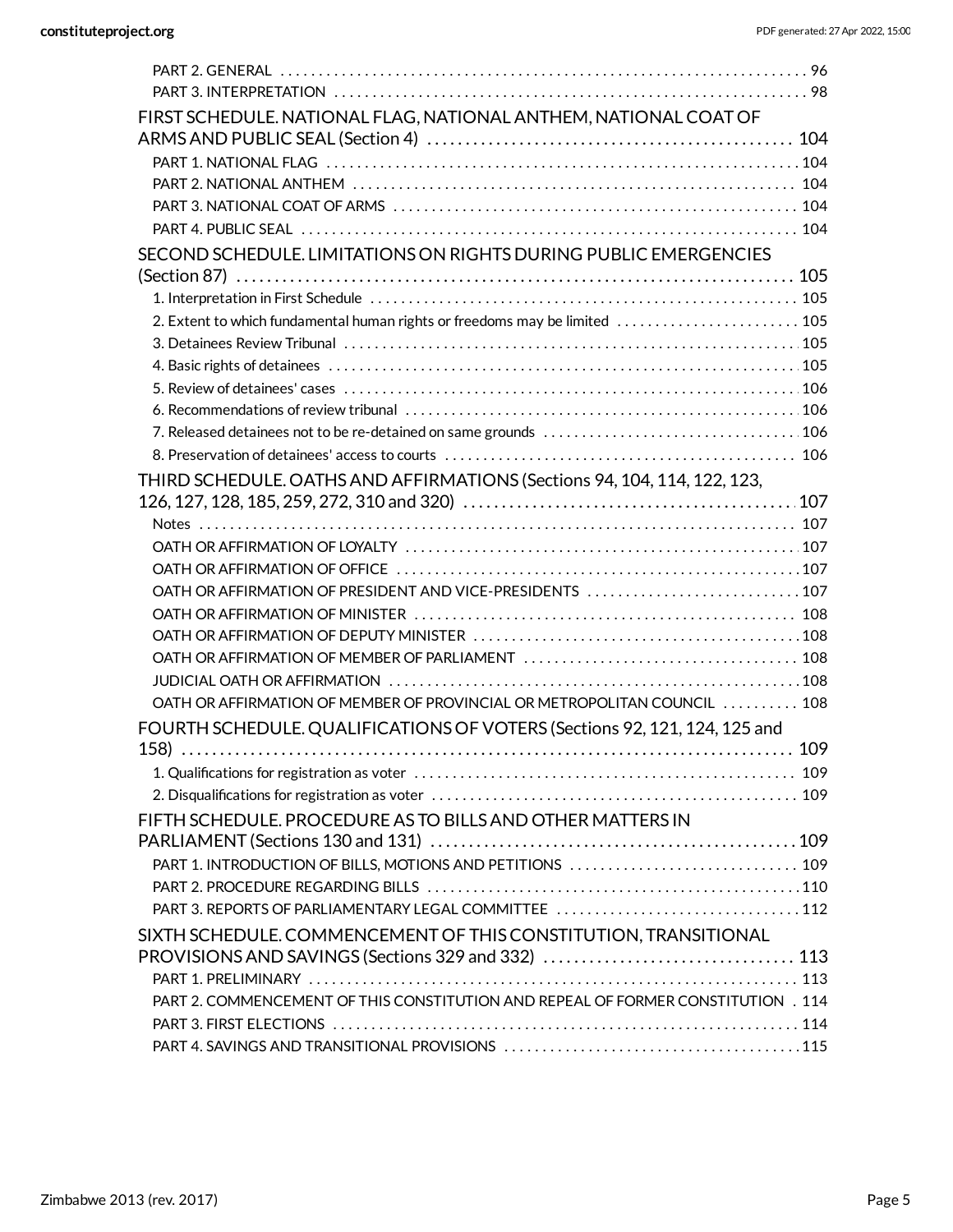PART 2. GENERAL . . . 96
PART 3. INTERPRETATION . . . 98

FIRST SCHEDULE. NATIONAL FLAG, NATIONAL ANTHEM, NATIONAL COAT OF ARMS AND PUBLIC SEAL (Section 4) . . . 104
PART 1. NATIONAL FLAG . . . 104
PART 2. NATIONAL ANTHEM . . . 104
PART 3. NATIONAL COAT OF ARMS . . . 104
PART 4. PUBLIC SEAL . . . 104

SECOND SCHEDULE. LIMITATIONS ON RIGHTS DURING PUBLIC EMERGENCIES (Section 87) . . . 105
1. Interpretation in First Schedule . . . 105
2. Extent to which fundamental human rights or freedoms may be limited . . . 105
3. Detainees Review Tribunal . . . 105
4. Basic rights of detainees . . . 105
5. Review of detainees' cases . . . 106
6. Recommendations of review tribunal . . . 106
7. Released detainees not to be re-detained on same grounds . . . 106
8. Preservation of detainees' access to courts . . . 106

THIRD SCHEDULE. OATHS AND AFFIRMATIONS (Sections 94, 104, 114, 122, 123, 126, 127, 128, 185, 259, 272, 310 and 320) . . . 107
Notes . . . 107
OATH OR AFFIRMATION OF LOYALTY . . . 107
OATH OR AFFIRMATION OF OFFICE . . . 107
OATH OR AFFIRMATION OF PRESIDENT AND VICE-PRESIDENTS . . . 107
OATH OR AFFIRMATION OF MINISTER . . . 108
OATH OR AFFIRMATION OF DEPUTY MINISTER . . . 108
OATH OR AFFIRMATION OF MEMBER OF PARLIAMENT . . . 108
JUDICIAL OATH OR AFFIRMATION . . . 108
OATH OR AFFIRMATION OF MEMBER OF PROVINCIAL OR METROPOLITAN COUNCIL . . . 108

FOURTH SCHEDULE. QUALIFICATIONS OF VOTERS (Sections 92, 121, 124, 125 and 158) . . . 109
1. Qualifications for registration as voter . . . 109
2. Disqualifications for registration as voter . . . 109

FIFTH SCHEDULE. PROCEDURE AS TO BILLS AND OTHER MATTERS IN PARLIAMENT (Sections 130 and 131) . . . 109
PART 1. INTRODUCTION OF BILLS, MOTIONS AND PETITIONS . . . 109
PART 2. PROCEDURE REGARDING BILLS . . . 110
PART 3. REPORTS OF PARLIAMENTARY LEGAL COMMITTEE . . . 112

SIXTH SCHEDULE. COMMENCEMENT OF THIS CONSTITUTION, TRANSITIONAL PROVISIONS AND SAVINGS (Sections 329 and 332) . . . 113
PART 1. PRELIMINARY . . . 113
PART 2. COMMENCEMENT OF THIS CONSTITUTION AND REPEAL OF FORMER CONSTITUTION . . 114
PART 3. FIRST ELECTIONS . . . 114
PART 4. SAVINGS AND TRANSITIONAL PROVISIONS . . . 115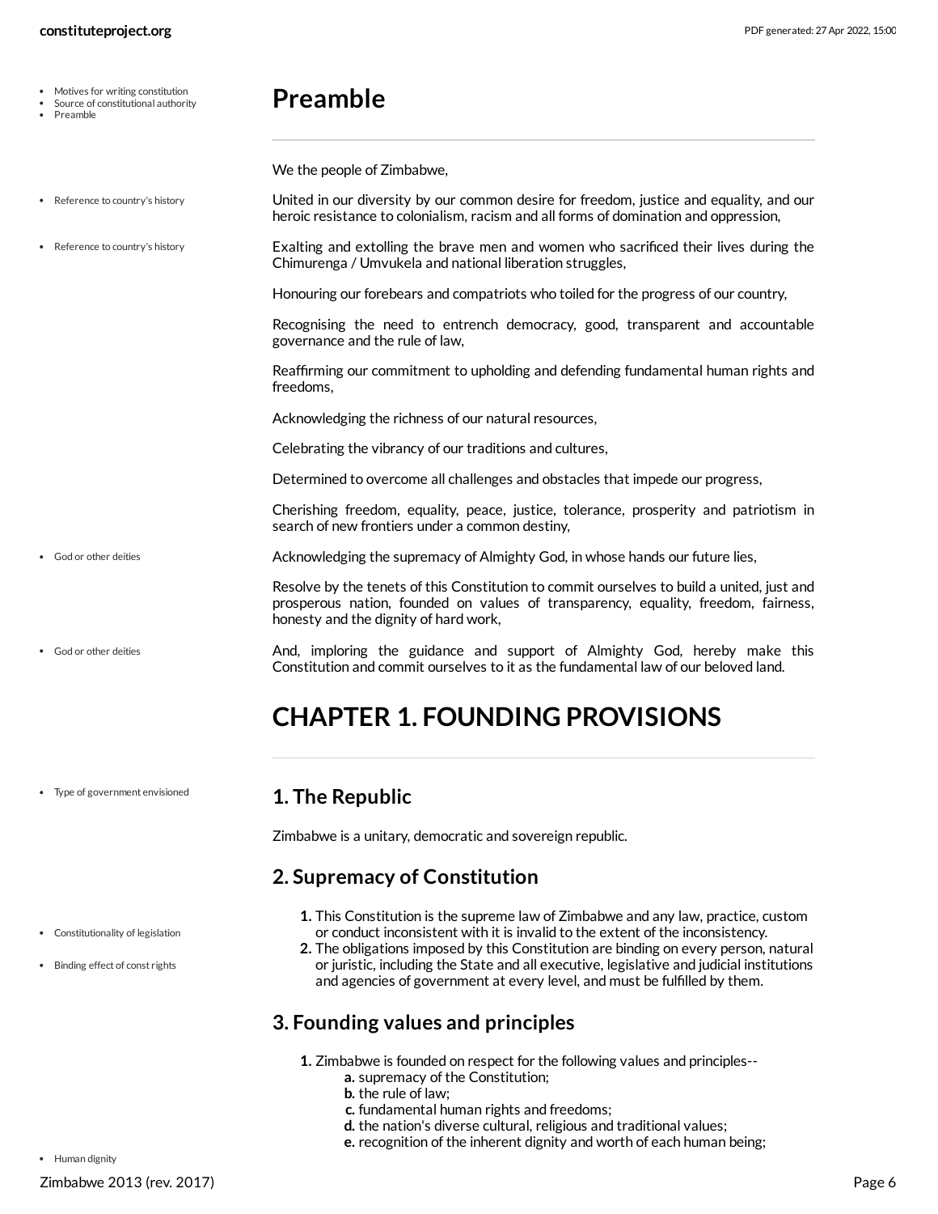# Preamble

We the people of Zimbabwe,

United in our diversity by our common desire for freedom, justice and equality, and our heroic resistance to colonialism, racism and all forms of domination and oppression,

Exalting and extolling the brave men and women who sacrificed their lives during the Chimurenga / Umvukela and national liberation struggles,

Honouring our forebears and compatriots who toiled for the progress of our country,

Recognising the need to entrench democracy, good, transparent and accountable governance and the rule of law,

Reaffirming our commitment to upholding and defending fundamental human rights and freedoms,

Acknowledging the richness of our natural resources,

Celebrating the vibrancy of our traditions and cultures,

Determined to overcome all challenges and obstacles that impede our progress,

Cherishing freedom, equality, peace, justice, tolerance, prosperity and patriotism in search of new frontiers under a common destiny,

Acknowledging the supremacy of Almighty God, in whose hands our future lies,

Resolve by the tenets of this Constitution to commit ourselves to build a united, just and prosperous nation, founded on values of transparency, equality, freedom, fairness, honesty and the dignity of hard work,

And, imploring the guidance and support of Almighty God, hereby make this Constitution and commit ourselves to it as the fundamental law of our beloved land.

# CHAPTER 1. FOUNDING PROVISIONS

## 1. The Republic

Zimbabwe is a unitary, democratic and sovereign republic.

## 2. Supremacy of Constitution

1. This Constitution is the supreme law of Zimbabwe and any law, practice, custom or conduct inconsistent with it is invalid to the extent of the inconsistency.
2. The obligations imposed by this Constitution are binding on every person, natural or juristic, including the State and all executive, legislative and judicial institutions and agencies of government at every level, and must be fulfilled by them.

## 3. Founding values and principles

1. Zimbabwe is founded on respect for the following values and principles--
   - **a.** supremacy of the Constitution;
   - **b.** the rule of law;
   - **c.** fundamental human rights and freedoms;
   - **d.** the nation's diverse cultural, religious and traditional values;
   - **e.** recognition of the inherent dignity and worth of each human being;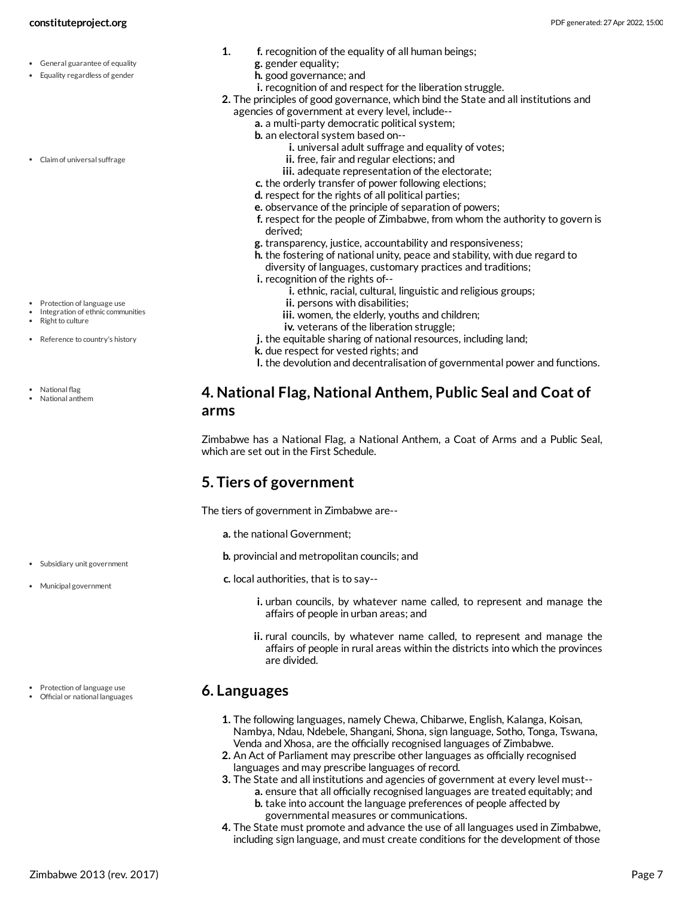1. f. recognition of the equality of all human beings;
   g. gender equality;
   h. good governance; and
   i. recognition of and respect for the liberation struggle.
2. The principles of good governance, which bind the State and all institutions and agencies of government at every level, include--
   a. a multi-party democratic political system;
   b. an electoral system based on--
      i. universal adult suffrage and equality of votes;
      ii. free, fair and regular elections; and
      iii. adequate representation of the electorate;
   c. the orderly transfer of power following elections;
   d. respect for the rights of all political parties;
   e. observance of the principle of separation of powers;
   f. respect for the people of Zimbabwe, from whom the authority to govern is derived;
   g. transparency, justice, accountability and responsiveness;
   h. the fostering of national unity, peace and stability, with due regard to diversity of languages, customary practices and traditions;
   i. recognition of the rights of--
      i. ethnic, racial, cultural, linguistic and religious groups;
      ii. persons with disabilities;
      iii. women, the elderly, youths and children;
      iv. veterans of the liberation struggle;
   j. the equitable sharing of national resources, including land;
   k. due respect for vested rights; and
   l. the devolution and decentralisation of governmental power and functions.

## 4. National Flag, National Anthem, Public Seal and Coat of arms

Zimbabwe has a National Flag, a National Anthem, a Coat of Arms and a Public Seal, which are set out in the First Schedule.

## 5. Tiers of government

The tiers of government in Zimbabwe are--

a. the national Government;

b. provincial and metropolitan councils; and

c. local authorities, that is to say--

   i. urban councils, by whatever name called, to represent and manage the affairs of people in urban areas; and

   ii. rural councils, by whatever name called, to represent and manage the affairs of people in rural areas within the districts into which the provinces are divided.

## 6. Languages

1. The following languages, namely Chewa, Chibarwe, English, Kalanga, Koisan, Nambya, Ndau, Ndebele, Shangani, Shona, sign language, Sotho, Tonga, Tswana, Venda and Xhosa, are the officially recognised languages of Zimbabwe.
2. An Act of Parliament may prescribe other languages as officially recognised languages and may prescribe languages of record.
3. The State and all institutions and agencies of government at every level must--
   a. ensure that all officially recognised languages are treated equitably; and
   b. take into account the language preferences of people affected by governmental measures or communications.
4. The State must promote and advance the use of all languages used in Zimbabwe, including sign language, and must create conditions for the development of those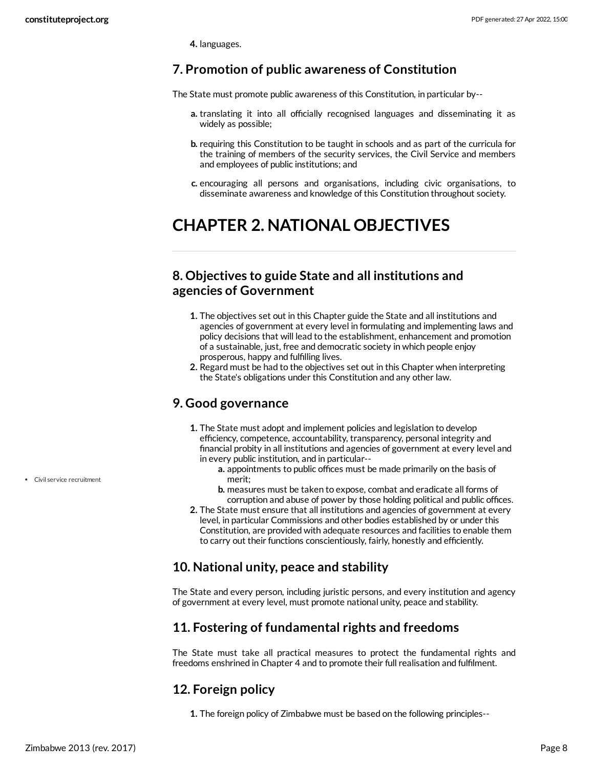4. languages.

## 7. Promotion of public awareness of Constitution

The State must promote public awareness of this Constitution, in particular by--

a. translating it into all officially recognised languages and disseminating it as widely as possible;

b. requiring this Constitution to be taught in schools and as part of the curricula for the training of members of the security services, the Civil Service and members and employees of public institutions; and

c. encouraging all persons and organisations, including civic organisations, to disseminate awareness and knowledge of this Constitution throughout society.

# CHAPTER 2. NATIONAL OBJECTIVES

## 8. Objectives to guide State and all institutions and agencies of Government

1. The objectives set out in this Chapter guide the State and all institutions and agencies of government at every level in formulating and implementing laws and policy decisions that will lead to the establishment, enhancement and promotion of a sustainable, just, free and democratic society in which people enjoy prosperous, happy and fulfilling lives.
2. Regard must be had to the objectives set out in this Chapter when interpreting the State's obligations under this Constitution and any other law.

## 9. Good governance

- Civil service recruitment

1. The State must adopt and implement policies and legislation to develop efficiency, competence, accountability, transparency, personal integrity and financial probity in all institutions and agencies of government at every level and in every public institution, and in particular--
    a. appointments to public offices must be made primarily on the basis of merit;
    b. measures must be taken to expose, combat and eradicate all forms of corruption and abuse of power by those holding political and public offices.
2. The State must ensure that all institutions and agencies of government at every level, in particular Commissions and other bodies established by or under this Constitution, are provided with adequate resources and facilities to enable them to carry out their functions conscientiously, fairly, honestly and efficiently.

## 10. National unity, peace and stability

The State and every person, including juristic persons, and every institution and agency of government at every level, must promote national unity, peace and stability.

## 11. Fostering of fundamental rights and freedoms

The State must take all practical measures to protect the fundamental rights and freedoms enshrined in Chapter 4 and to promote their full realisation and fulfilment.

## 12. Foreign policy

1. The foreign policy of Zimbabwe must be based on the following principles--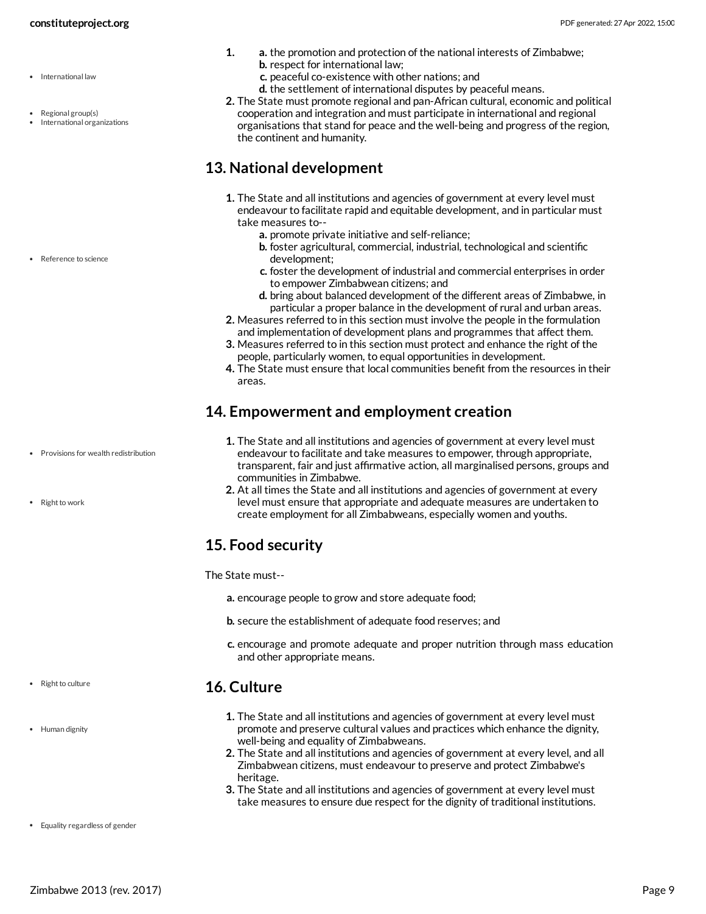1. a. the promotion and protection of the national interests of Zimbabwe;
   b. respect for international law;
   c. peaceful co-existence with other nations; and
   d. the settlement of international disputes by peaceful means.
2. The State must promote regional and pan-African cultural, economic and political cooperation and integration and must participate in international and regional organisations that stand for peace and the well-being and progress of the region, the continent and humanity.

## 13. National development

1. The State and all institutions and agencies of government at every level must endeavour to facilitate rapid and equitable development, and in particular must take measures to--
   a. promote private initiative and self-reliance;
   b. foster agricultural, commercial, industrial, technological and scientific development;
   c. foster the development of industrial and commercial enterprises in order to empower Zimbabwean citizens; and
   d. bring about balanced development of the different areas of Zimbabwe, in particular a proper balance in the development of rural and urban areas.
2. Measures referred to in this section must involve the people in the formulation and implementation of development plans and programmes that affect them.
3. Measures referred to in this section must protect and enhance the right of the people, particularly women, to equal opportunities in development.
4. The State must ensure that local communities benefit from the resources in their areas.

## 14. Empowerment and employment creation

1. The State and all institutions and agencies of government at every level must endeavour to facilitate and take measures to empower, through appropriate, transparent, fair and just affirmative action, all marginalised persons, groups and communities in Zimbabwe.
2. At all times the State and all institutions and agencies of government at every level must ensure that appropriate and adequate measures are undertaken to create employment for all Zimbabweans, especially women and youths.

## 15. Food security

The State must--

a. encourage people to grow and store adequate food;

b. secure the establishment of adequate food reserves; and

c. encourage and promote adequate and proper nutrition through mass education and other appropriate means.

## 16. Culture

1. The State and all institutions and agencies of government at every level must promote and preserve cultural values and practices which enhance the dignity, well-being and equality of Zimbabweans.
2. The State and all institutions and agencies of government at every level, and all Zimbabwean citizens, must endeavour to preserve and protect Zimbabwe's heritage.
3. The State and all institutions and agencies of government at every level must take measures to ensure due respect for the dignity of traditional institutions.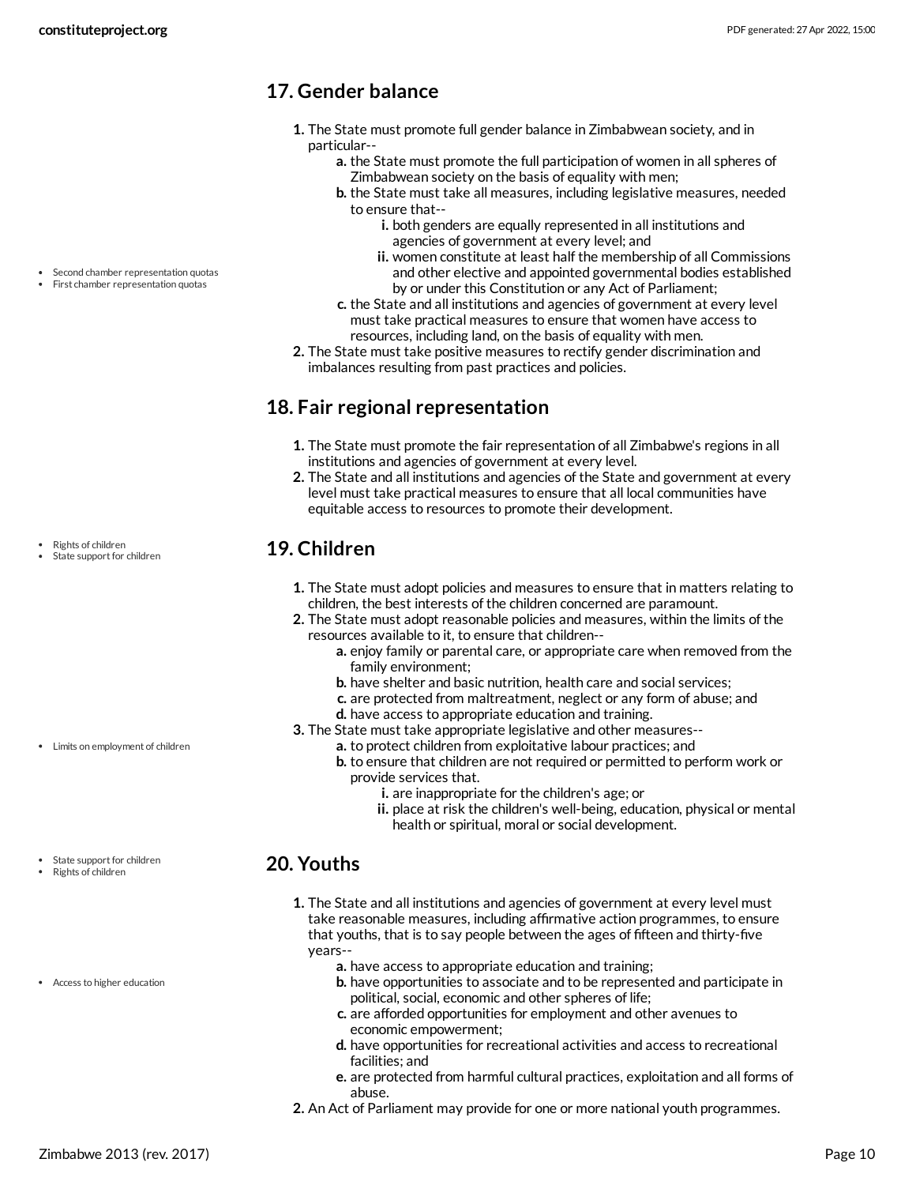## 17. Gender balance

- Second chamber representation quotas
- First chamber representation quotas

1. The State must promote full gender balance in Zimbabwean society, and in particular--
   a. the State must promote the full participation of women in all spheres of Zimbabwean society on the basis of equality with men;
   b. the State must take all measures, including legislative measures, needed to ensure that--
      i. both genders are equally represented in all institutions and agencies of government at every level; and
      ii. women constitute at least half the membership of all Commissions and other elective and appointed governmental bodies established by or under this Constitution or any Act of Parliament;
   c. the State and all institutions and agencies of government at every level must take practical measures to ensure that women have access to resources, including land, on the basis of equality with men.
2. The State must take positive measures to rectify gender discrimination and imbalances resulting from past practices and policies.

## 18. Fair regional representation

1. The State must promote the fair representation of all Zimbabwe's regions in all institutions and agencies of government at every level.
2. The State and all institutions and agencies of the State and government at every level must take practical measures to ensure that all local communities have equitable access to resources to promote their development.

## 19. Children

- Rights of children
- State support for children

1. The State must adopt policies and measures to ensure that in matters relating to children, the best interests of the children concerned are paramount.
2. The State must adopt reasonable policies and measures, within the limits of the resources available to it, to ensure that children--
   a. enjoy family or parental care, or appropriate care when removed from the family environment;
   b. have shelter and basic nutrition, health care and social services;
   c. are protected from maltreatment, neglect or any form of abuse; and
   d. have access to appropriate education and training.
3. The State must take appropriate legislative and other measures--
   a. to protect children from exploitative labour practices; and
   b. to ensure that children are not required or permitted to perform work or provide services that.
      i. are inappropriate for the children's age; or
      ii. place at risk the children's well-being, education, physical or mental health or spiritual, moral or social development.

- Limits on employment of children

## 20. Youths

- State support for children
- Rights of children

1. The State and all institutions and agencies of government at every level must take reasonable measures, including affirmative action programmes, to ensure that youths, that is to say people between the ages of fifteen and thirty-five years--
   a. have access to appropriate education and training;
   b. have opportunities to associate and to be represented and participate in political, social, economic and other spheres of life;
   c. are afforded opportunities for employment and other avenues to economic empowerment;
   d. have opportunities for recreational activities and access to recreational facilities; and
   e. are protected from harmful cultural practices, exploitation and all forms of abuse.
2. An Act of Parliament may provide for one or more national youth programmes.

- Access to higher education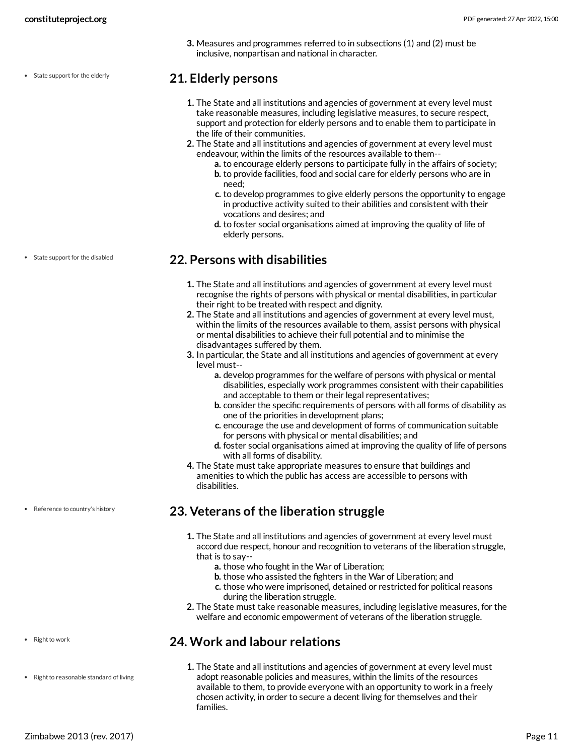3. Measures and programmes referred to in subsections (1) and (2) must be inclusive, nonpartisan and national in character.

- State support for the elderly

## 21. Elderly persons

1. The State and all institutions and agencies of government at every level must take reasonable measures, including legislative measures, to secure respect, support and protection for elderly persons and to enable them to participate in the life of their communities.
2. The State and all institutions and agencies of government at every level must endeavour, within the limits of the resources available to them--
   a. to encourage elderly persons to participate fully in the affairs of society;
   b. to provide facilities, food and social care for elderly persons who are in need;
   c. to develop programmes to give elderly persons the opportunity to engage in productive activity suited to their abilities and consistent with their vocations and desires; and
   d. to foster social organisations aimed at improving the quality of life of elderly persons.

- State support for the disabled

## 22. Persons with disabilities

1. The State and all institutions and agencies of government at every level must recognise the rights of persons with physical or mental disabilities, in particular their right to be treated with respect and dignity.
2. The State and all institutions and agencies of government at every level must, within the limits of the resources available to them, assist persons with physical or mental disabilities to achieve their full potential and to minimise the disadvantages suffered by them.
3. In particular, the State and all institutions and agencies of government at every level must--
   a. develop programmes for the welfare of persons with physical or mental disabilities, especially work programmes consistent with their capabilities and acceptable to them or their legal representatives;
   b. consider the specific requirements of persons with all forms of disability as one of the priorities in development plans;
   c. encourage the use and development of forms of communication suitable for persons with physical or mental disabilities; and
   d. foster social organisations aimed at improving the quality of life of persons with all forms of disability.
4. The State must take appropriate measures to ensure that buildings and amenities to which the public has access are accessible to persons with disabilities.

- Reference to country's history

## 23. Veterans of the liberation struggle

1. The State and all institutions and agencies of government at every level must accord due respect, honour and recognition to veterans of the liberation struggle, that is to say--
   a. those who fought in the War of Liberation;
   b. those who assisted the fighters in the War of Liberation; and
   c. those who were imprisoned, detained or restricted for political reasons during the liberation struggle.
2. The State must take reasonable measures, including legislative measures, for the welfare and economic empowerment of veterans of the liberation struggle.

- Right to work
- Right to reasonable standard of living

## 24. Work and labour relations

1. The State and all institutions and agencies of government at every level must adopt reasonable policies and measures, within the limits of the resources available to them, to provide everyone with an opportunity to work in a freely chosen activity, in order to secure a decent living for themselves and their families.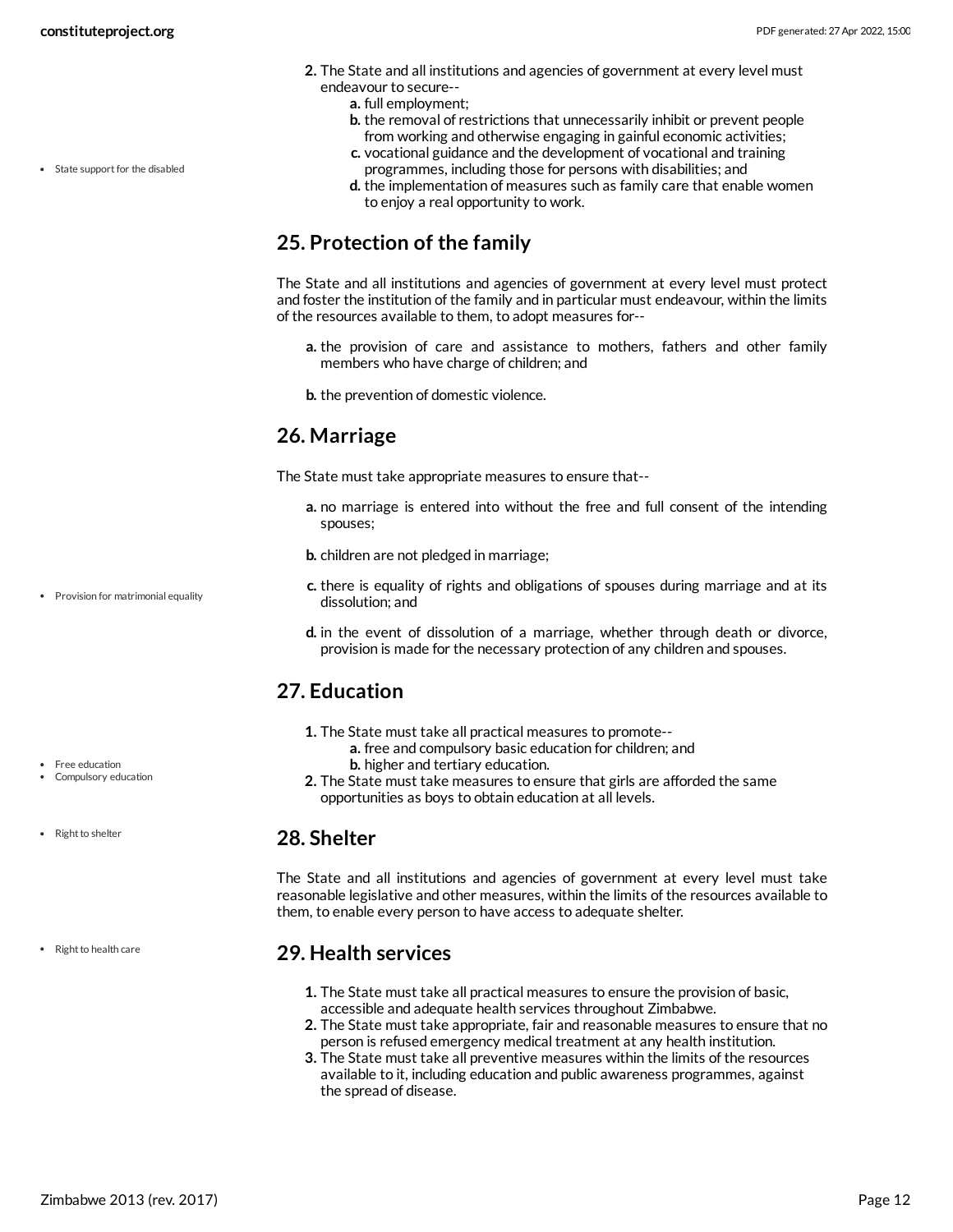2. The State and all institutions and agencies of government at every level must endeavour to secure--
    a. full employment;
    b. the removal of restrictions that unnecessarily inhibit or prevent people from working and otherwise engaging in gainful economic activities;
    c. vocational guidance and the development of vocational and training programmes, including those for persons with disabilities; and
    d. the implementation of measures such as family care that enable women to enjoy a real opportunity to work.

- State support for the disabled

## 25. Protection of the family

The State and all institutions and agencies of government at every level must protect and foster the institution of the family and in particular must endeavour, within the limits of the resources available to them, to adopt measures for--

a. the provision of care and assistance to mothers, fathers and other family members who have charge of children; and

b. the prevention of domestic violence.

## 26. Marriage

The State must take appropriate measures to ensure that--

a. no marriage is entered into without the free and full consent of the intending spouses;

b. children are not pledged in marriage;

c. there is equality of rights and obligations of spouses during marriage and at its dissolution; and

d. in the event of dissolution of a marriage, whether through death or divorce, provision is made for the necessary protection of any children and spouses.

- Provision for matrimonial equality

## 27. Education

1. The State must take all practical measures to promote--
    a. free and compulsory basic education for children; and
    b. higher and tertiary education.
2. The State must take measures to ensure that girls are afforded the same opportunities as boys to obtain education at all levels.

- Free education
- Compulsory education

## 28. Shelter

- Right to shelter

The State and all institutions and agencies of government at every level must take reasonable legislative and other measures, within the limits of the resources available to them, to enable every person to have access to adequate shelter.

## 29. Health services

- Right to health care

1. The State must take all practical measures to ensure the provision of basic, accessible and adequate health services throughout Zimbabwe.
2. The State must take appropriate, fair and reasonable measures to ensure that no person is refused emergency medical treatment at any health institution.
3. The State must take all preventive measures within the limits of the resources available to it, including education and public awareness programmes, against the spread of disease.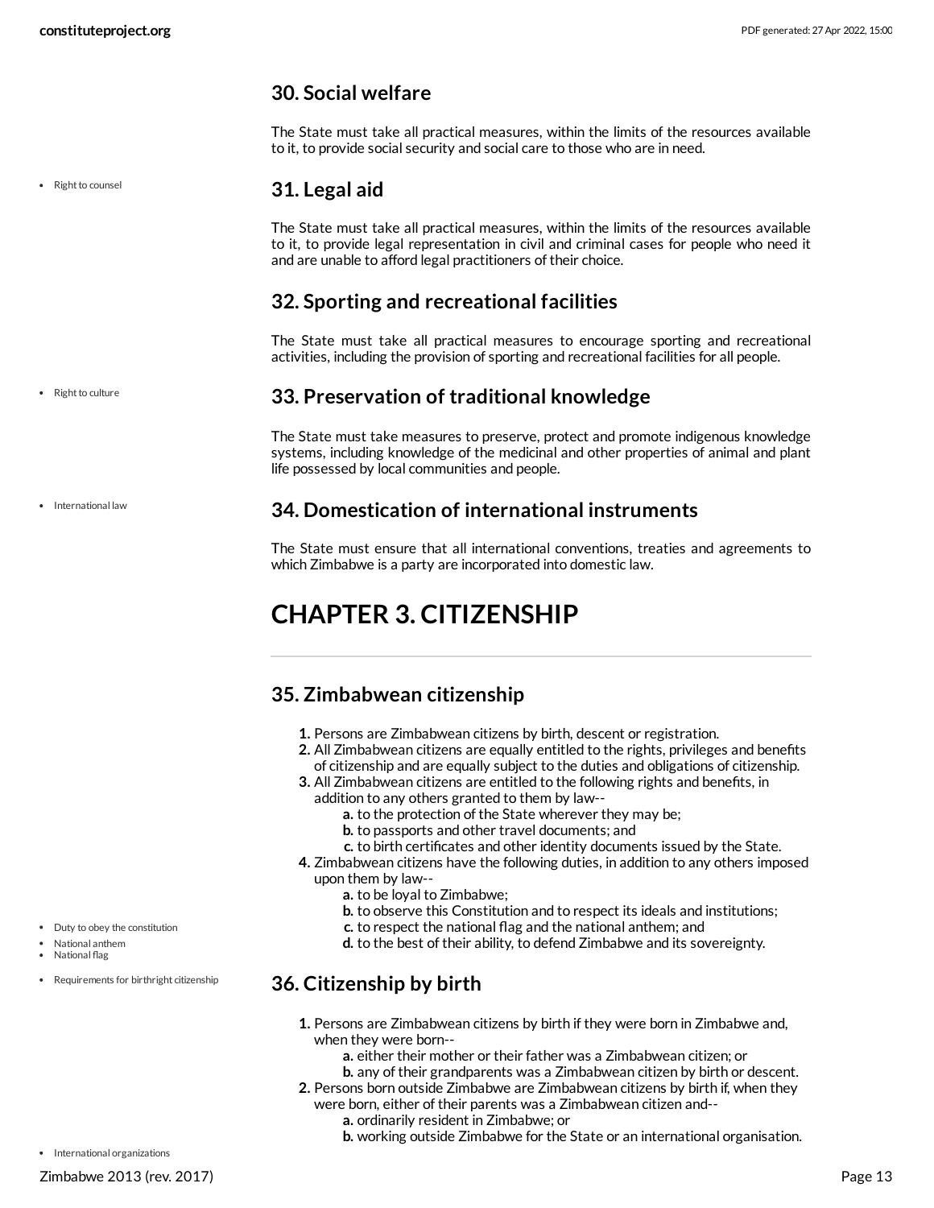## 30. Social welfare

The State must take all practical measures, within the limits of the resources available to it, to provide social security and social care to those who are in need.

## 31. Legal aid

The State must take all practical measures, within the limits of the resources available to it, to provide legal representation in civil and criminal cases for people who need it and are unable to afford legal practitioners of their choice.

## 32. Sporting and recreational facilities

The State must take all practical measures to encourage sporting and recreational activities, including the provision of sporting and recreational facilities for all people.

## 33. Preservation of traditional knowledge

The State must take measures to preserve, protect and promote indigenous knowledge systems, including knowledge of the medicinal and other properties of animal and plant life possessed by local communities and people.

## 34. Domestication of international instruments

The State must ensure that all international conventions, treaties and agreements to which Zimbabwe is a party are incorporated into domestic law.

# CHAPTER 3. CITIZENSHIP

## 35. Zimbabwean citizenship

1. Persons are Zimbabwean citizens by birth, descent or registration.
2. All Zimbabwean citizens are equally entitled to the rights, privileges and benefits of citizenship and are equally subject to the duties and obligations of citizenship.
3. All Zimbabwean citizens are entitled to the following rights and benefits, in addition to any others granted to them by law--
   a. to the protection of the State wherever they may be;
   b. to passports and other travel documents; and
   c. to birth certificates and other identity documents issued by the State.
4. Zimbabwean citizens have the following duties, in addition to any others imposed upon them by law--
   a. to be loyal to Zimbabwe;
   b. to observe this Constitution and to respect its ideals and institutions;
   c. to respect the national flag and the national anthem; and
   d. to the best of their ability, to defend Zimbabwe and its sovereignty.

## 36. Citizenship by birth

1. Persons are Zimbabwean citizens by birth if they were born in Zimbabwe and, when they were born--
   a. either their mother or their father was a Zimbabwean citizen; or
   b. any of their grandparents was a Zimbabwean citizen by birth or descent.
2. Persons born outside Zimbabwe are Zimbabwean citizens by birth if, when they were born, either of their parents was a Zimbabwean citizen and--
   a. ordinarily resident in Zimbabwe; or
   b. working outside Zimbabwe for the State or an international organisation.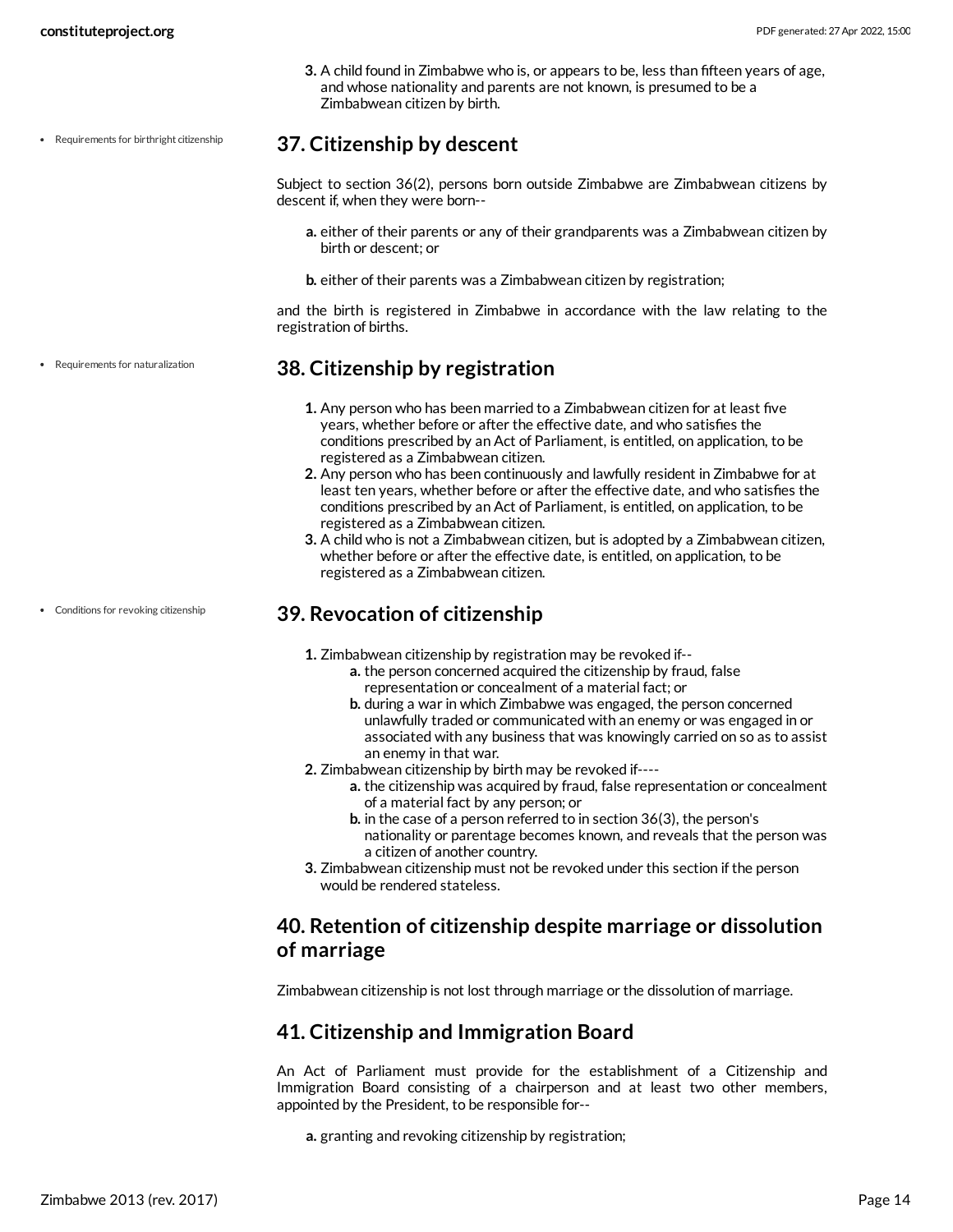3. A child found in Zimbabwe who is, or appears to be, less than fifteen years of age, and whose nationality and parents are not known, is presumed to be a Zimbabwean citizen by birth.

- Requirements for birthright citizenship

## 37. Citizenship by descent

Subject to section 36(2), persons born outside Zimbabwe are Zimbabwean citizens by descent if, when they were born--

a. either of their parents or any of their grandparents was a Zimbabwean citizen by birth or descent; or

b. either of their parents was a Zimbabwean citizen by registration;

and the birth is registered in Zimbabwe in accordance with the law relating to the registration of births.

- Requirements for naturalization

## 38. Citizenship by registration

1. Any person who has been married to a Zimbabwean citizen for at least five years, whether before or after the effective date, and who satisfies the conditions prescribed by an Act of Parliament, is entitled, on application, to be registered as a Zimbabwean citizen.
2. Any person who has been continuously and lawfully resident in Zimbabwe for at least ten years, whether before or after the effective date, and who satisfies the conditions prescribed by an Act of Parliament, is entitled, on application, to be registered as a Zimbabwean citizen.
3. A child who is not a Zimbabwean citizen, but is adopted by a Zimbabwean citizen, whether before or after the effective date, is entitled, on application, to be registered as a Zimbabwean citizen.

- Conditions for revoking citizenship

## 39. Revocation of citizenship

1. Zimbabwean citizenship by registration may be revoked if--
   a. the person concerned acquired the citizenship by fraud, false representation or concealment of a material fact; or
   b. during a war in which Zimbabwe was engaged, the person concerned unlawfully traded or communicated with an enemy or was engaged in or associated with any business that was knowingly carried on so as to assist an enemy in that war.
2. Zimbabwean citizenship by birth may be revoked if----
   a. the citizenship was acquired by fraud, false representation or concealment of a material fact by any person; or
   b. in the case of a person referred to in section 36(3), the person's nationality or parentage becomes known, and reveals that the person was a citizen of another country.
3. Zimbabwean citizenship must not be revoked under this section if the person would be rendered stateless.

## 40. Retention of citizenship despite marriage or dissolution of marriage

Zimbabwean citizenship is not lost through marriage or the dissolution of marriage.

## 41. Citizenship and Immigration Board

An Act of Parliament must provide for the establishment of a Citizenship and Immigration Board consisting of a chairperson and at least two other members, appointed by the President, to be responsible for--

a. granting and revoking citizenship by registration;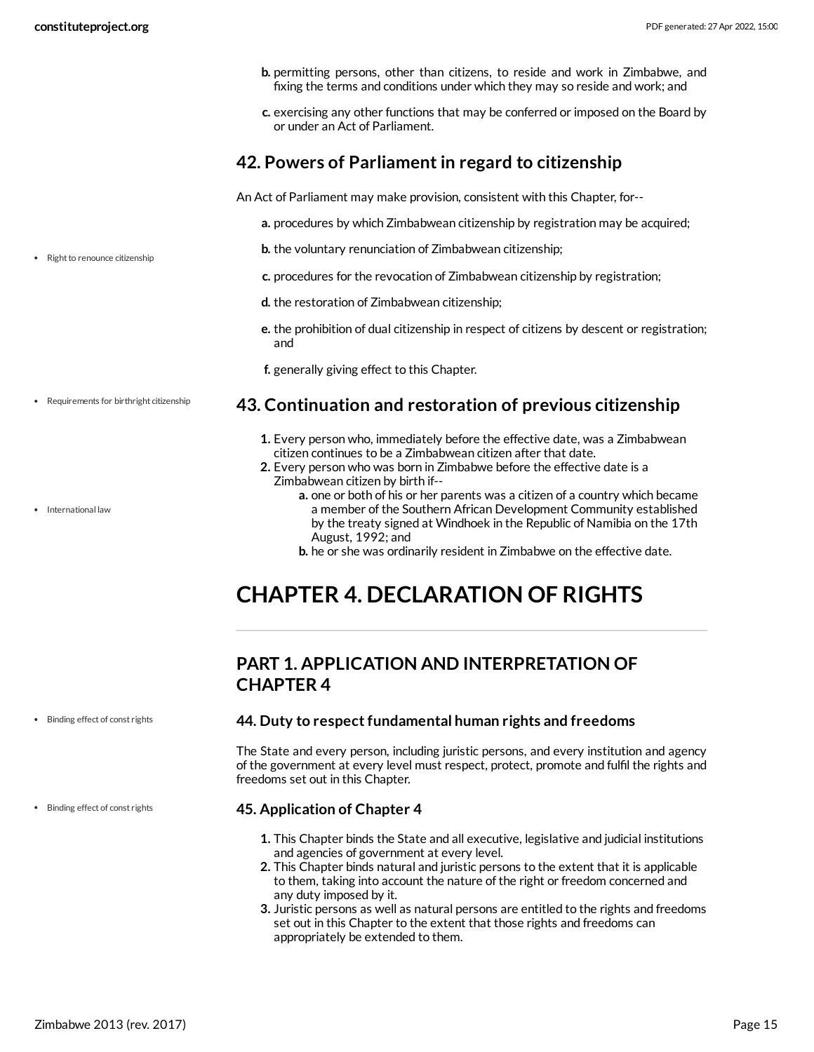b. permitting persons, other than citizens, to reside and work in Zimbabwe, and fixing the terms and conditions under which they may so reside and work; and

c. exercising any other functions that may be conferred or imposed on the Board by or under an Act of Parliament.

## 42. Powers of Parliament in regard to citizenship

An Act of Parliament may make provision, consistent with this Chapter, for--

a. procedures by which Zimbabwean citizenship by registration may be acquired;

b. the voluntary renunciation of Zimbabwean citizenship;

c. procedures for the revocation of Zimbabwean citizenship by registration;

d. the restoration of Zimbabwean citizenship;

e. the prohibition of dual citizenship in respect of citizens by descent or registration; and

f. generally giving effect to this Chapter.

- Right to renounce citizenship

## 43. Continuation and restoration of previous citizenship

- Requirements for birthright citizenship

1. Every person who, immediately before the effective date, was a Zimbabwean citizen continues to be a Zimbabwean citizen after that date.
2. Every person who was born in Zimbabwe before the effective date is a Zimbabwean citizen by birth if--
   a. one or both of his or her parents was a citizen of a country which became a member of the Southern African Development Community established by the treaty signed at Windhoek in the Republic of Namibia on the 17th August, 1992; and
   b. he or she was ordinarily resident in Zimbabwe on the effective date.

- International law

# CHAPTER 4. DECLARATION OF RIGHTS

## PART 1. APPLICATION AND INTERPRETATION OF CHAPTER 4

### 44. Duty to respect fundamental human rights and freedoms

- Binding effect of const rights

The State and every person, including juristic persons, and every institution and agency of the government at every level must respect, protect, promote and fulfil the rights and freedoms set out in this Chapter.

### 45. Application of Chapter 4

- Binding effect of const rights

1. This Chapter binds the State and all executive, legislative and judicial institutions and agencies of government at every level.
2. This Chapter binds natural and juristic persons to the extent that it is applicable to them, taking into account the nature of the right or freedom concerned and any duty imposed by it.
3. Juristic persons as well as natural persons are entitled to the rights and freedoms set out in this Chapter to the extent that those rights and freedoms can appropriately be extended to them.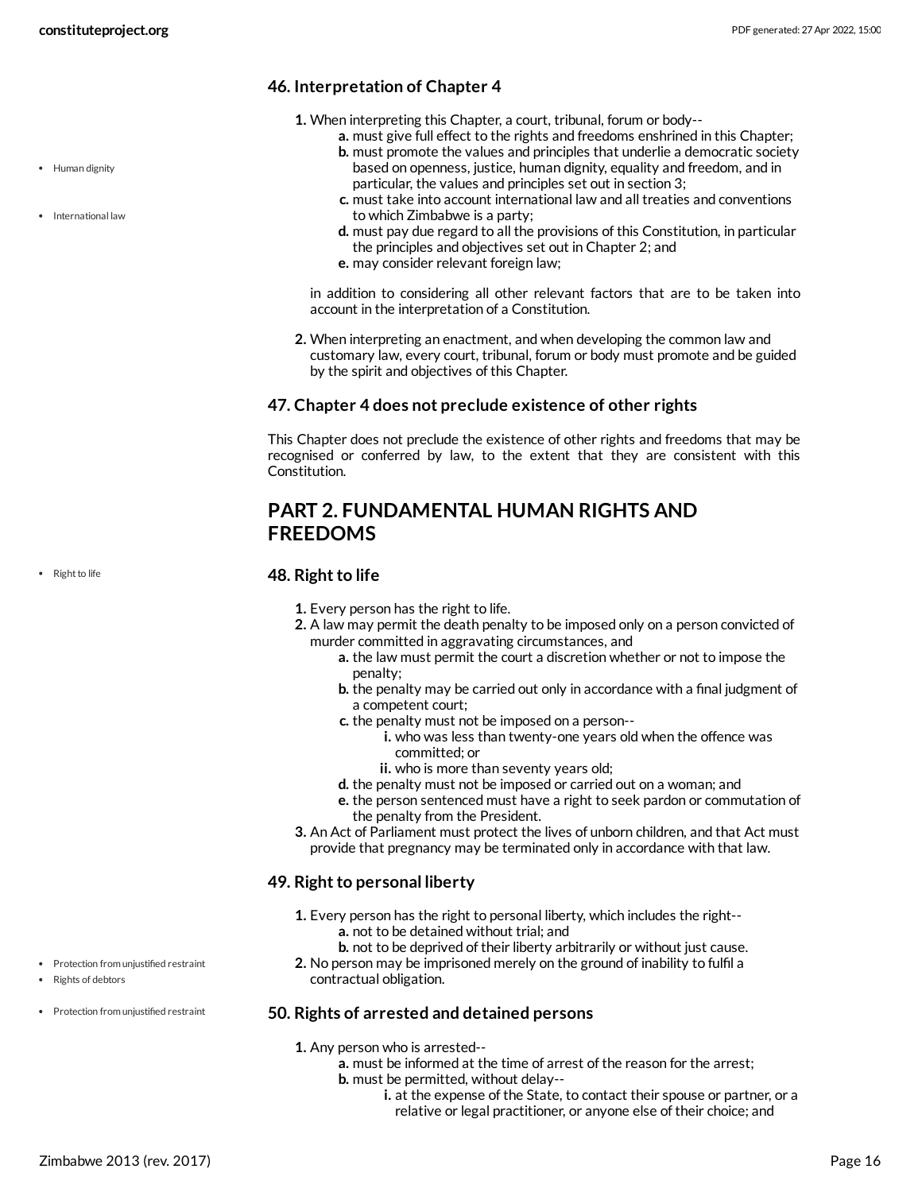### 46. Interpretation of Chapter 4

1. When interpreting this Chapter, a court, tribunal, forum or body--
   a. must give full effect to the rights and freedoms enshrined in this Chapter;
   b. must promote the values and principles that underlie a democratic society based on openness, justice, human dignity, equality and freedom, and in particular, the values and principles set out in section 3;
   c. must take into account international law and all treaties and conventions to which Zimbabwe is a party;
   d. must pay due regard to all the provisions of this Constitution, in particular the principles and objectives set out in Chapter 2; and
   e. may consider relevant foreign law;

   in addition to considering all other relevant factors that are to be taken into account in the interpretation of a Constitution.

2. When interpreting an enactment, and when developing the common law and customary law, every court, tribunal, forum or body must promote and be guided by the spirit and objectives of this Chapter.

### 47. Chapter 4 does not preclude existence of other rights

This Chapter does not preclude the existence of other rights and freedoms that may be recognised or conferred by law, to the extent that they are consistent with this Constitution.

## PART 2. FUNDAMENTAL HUMAN RIGHTS AND FREEDOMS

### 48. Right to life

1. Every person has the right to life.
2. A law may permit the death penalty to be imposed only on a person convicted of murder committed in aggravating circumstances, and
   a. the law must permit the court a discretion whether or not to impose the penalty;
   b. the penalty may be carried out only in accordance with a final judgment of a competent court;
   c. the penalty must not be imposed on a person--
      i. who was less than twenty-one years old when the offence was committed; or
      ii. who is more than seventy years old;
   d. the penalty must not be imposed or carried out on a woman; and
   e. the person sentenced must have a right to seek pardon or commutation of the penalty from the President.
3. An Act of Parliament must protect the lives of unborn children, and that Act must provide that pregnancy may be terminated only in accordance with that law.

### 49. Right to personal liberty

1. Every person has the right to personal liberty, which includes the right--
   a. not to be detained without trial; and
   b. not to be deprived of their liberty arbitrarily or without just cause.
2. No person may be imprisoned merely on the ground of inability to fulfil a contractual obligation.

### 50. Rights of arrested and detained persons

1. Any person who is arrested--
   a. must be informed at the time of arrest of the reason for the arrest;
   b. must be permitted, without delay--
      i. at the expense of the State, to contact their spouse or partner, or a relative or legal practitioner, or anyone else of their choice; and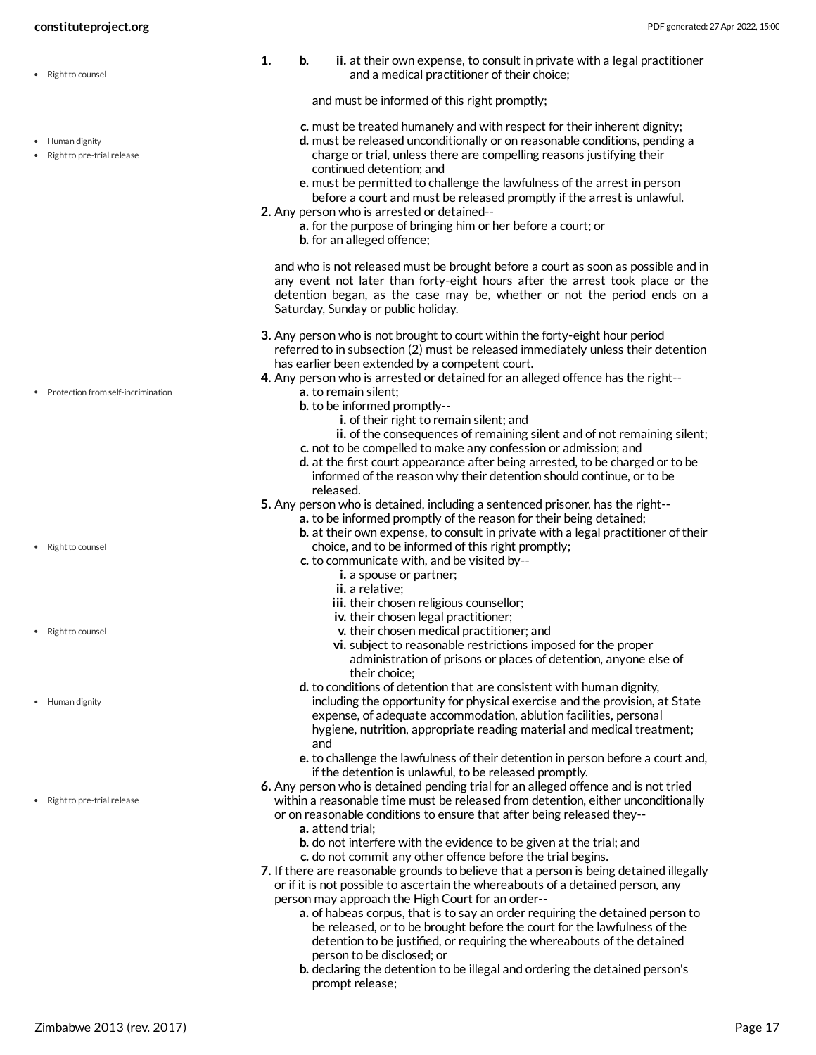1. b. ii. at their own expense, to consult in private with a legal practitioner and a medical practitioner of their choice;

    and must be informed of this right promptly;

    c. must be treated humanely and with respect for their inherent dignity;
    d. must be released unconditionally or on reasonable conditions, pending a charge or trial, unless there are compelling reasons justifying their continued detention; and
    e. must be permitted to challenge the lawfulness of the arrest in person before a court and must be released promptly if the arrest is unlawful.
2. Any person who is arrested or detained--
    a. for the purpose of bringing him or her before a court; or
    b. for an alleged offence;

    and who is not released must be brought before a court as soon as possible and in any event not later than forty-eight hours after the arrest took place or the detention began, as the case may be, whether or not the period ends on a Saturday, Sunday or public holiday.

3. Any person who is not brought to court within the forty-eight hour period referred to in subsection (2) must be released immediately unless their detention has earlier been extended by a competent court.
4. Any person who is arrested or detained for an alleged offence has the right--
    a. to remain silent;
    b. to be informed promptly--
        i. of their right to remain silent; and
        ii. of the consequences of remaining silent and of not remaining silent;
    c. not to be compelled to make any confession or admission; and
    d. at the first court appearance after being arrested, to be charged or to be informed of the reason why their detention should continue, or to be released.
5. Any person who is detained, including a sentenced prisoner, has the right--
    a. to be informed promptly of the reason for their being detained;
    b. at their own expense, to consult in private with a legal practitioner of their choice, and to be informed of this right promptly;
    c. to communicate with, and be visited by--
        i. a spouse or partner;
        ii. a relative;
        iii. their chosen religious counsellor;
        iv. their chosen legal practitioner;
        v. their chosen medical practitioner; and
        vi. subject to reasonable restrictions imposed for the proper administration of prisons or places of detention, anyone else of their choice;
    d. to conditions of detention that are consistent with human dignity, including the opportunity for physical exercise and the provision, at State expense, of adequate accommodation, ablution facilities, personal hygiene, nutrition, appropriate reading material and medical treatment; and
    e. to challenge the lawfulness of their detention in person before a court and, if the detention is unlawful, to be released promptly.
6. Any person who is detained pending trial for an alleged offence and is not tried within a reasonable time must be released from detention, either unconditionally or on reasonable conditions to ensure that after being released they--
    a. attend trial;
    b. do not interfere with the evidence to be given at the trial; and
    c. do not commit any other offence before the trial begins.
7. If there are reasonable grounds to believe that a person is being detained illegally or if it is not possible to ascertain the whereabouts of a detained person, any person may approach the High Court for an order--
    a. of habeas corpus, that is to say an order requiring the detained person to be released, or to be brought before the court for the lawfulness of the detention to be justified, or requiring the whereabouts of the detained person to be disclosed; or
    b. declaring the detention to be illegal and ordering the detained person's prompt release;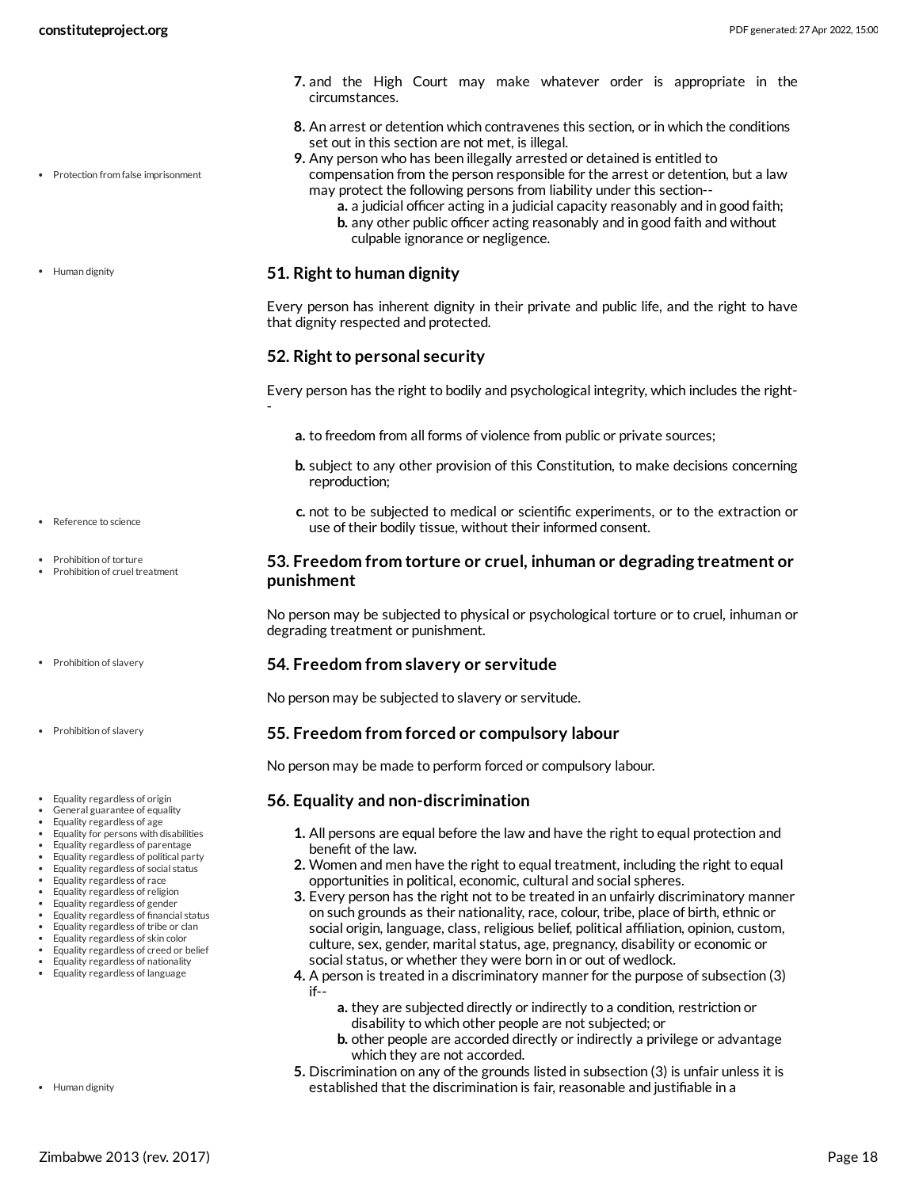7. and the High Court may make whatever order is appropriate in the circumstances.
8. An arrest or detention which contravenes this section, or in which the conditions set out in this section are not met, is illegal.
9. Any person who has been illegally arrested or detained is entitled to compensation from the person responsible for the arrest or detention, but a law may protect the following persons from liability under this section--
    a. a judicial officer acting in a judicial capacity reasonably and in good faith;
    b. any other public officer acting reasonably and in good faith and without culpable ignorance or negligence.

### 51. Right to human dignity

Every person has inherent dignity in their private and public life, and the right to have that dignity respected and protected.

### 52. Right to personal security

Every person has the right to bodily and psychological integrity, which includes the right--

a. to freedom from all forms of violence from public or private sources;

b. subject to any other provision of this Constitution, to make decisions concerning reproduction;

c. not to be subjected to medical or scientific experiments, or to the extraction or use of their bodily tissue, without their informed consent.

### 53. Freedom from torture or cruel, inhuman or degrading treatment or punishment

No person may be subjected to physical or psychological torture or to cruel, inhuman or degrading treatment or punishment.

### 54. Freedom from slavery or servitude

No person may be subjected to slavery or servitude.

### 55. Freedom from forced or compulsory labour

No person may be made to perform forced or compulsory labour.

### 56. Equality and non-discrimination

1. All persons are equal before the law and have the right to equal protection and benefit of the law.
2. Women and men have the right to equal treatment, including the right to equal opportunities in political, economic, cultural and social spheres.
3. Every person has the right not to be treated in an unfairly discriminatory manner on such grounds as their nationality, race, colour, tribe, place of birth, ethnic or social origin, language, class, religious belief, political affiliation, opinion, custom, culture, sex, gender, marital status, age, pregnancy, disability or economic or social status, or whether they were born in or out of wedlock.
4. A person is treated in a discriminatory manner for the purpose of subsection (3) if--
    a. they are subjected directly or indirectly to a condition, restriction or disability to which other people are not subjected; or
    b. other people are accorded directly or indirectly a privilege or advantage which they are not accorded.
5. Discrimination on any of the grounds listed in subsection (3) is unfair unless it is established that the discrimination is fair, reasonable and justifiable in a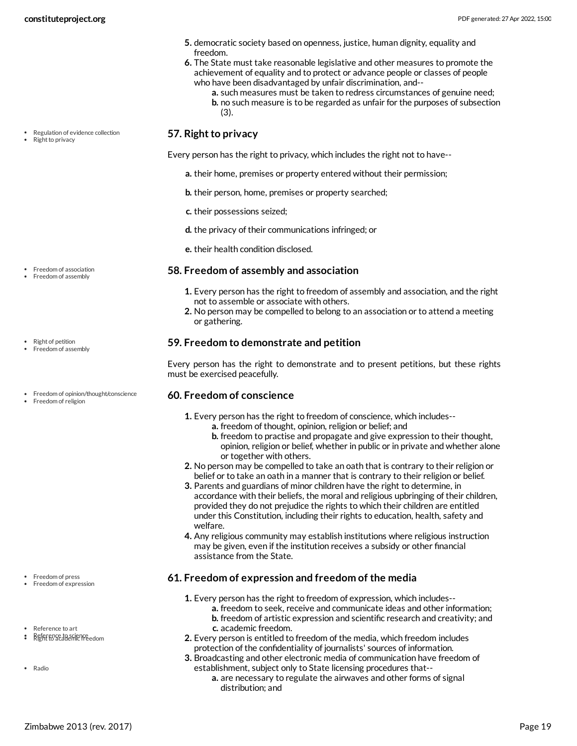5. democratic society based on openness, justice, human dignity, equality and freedom.
6. The State must take reasonable legislative and other measures to promote the achievement of equality and to protect or advance people or classes of people who have been disadvantaged by unfair discrimination, and--
    a. such measures must be taken to redress circumstances of genuine need;
    b. no such measure is to be regarded as unfair for the purposes of subsection (3).

### 57. Right to privacy

Every person has the right to privacy, which includes the right not to have--

a. their home, premises or property entered without their permission;

b. their person, home, premises or property searched;

c. their possessions seized;

d. the privacy of their communications infringed; or

e. their health condition disclosed.

### 58. Freedom of assembly and association

1. Every person has the right to freedom of assembly and association, and the right not to assemble or associate with others.
2. No person may be compelled to belong to an association or to attend a meeting or gathering.

### 59. Freedom to demonstrate and petition

Every person has the right to demonstrate and to present petitions, but these rights must be exercised peacefully.

### 60. Freedom of conscience

1. Every person has the right to freedom of conscience, which includes--
    a. freedom of thought, opinion, religion or belief; and
    b. freedom to practise and propagate and give expression to their thought, opinion, religion or belief, whether in public or in private and whether alone or together with others.
2. No person may be compelled to take an oath that is contrary to their religion or belief or to take an oath in a manner that is contrary to their religion or belief.
3. Parents and guardians of minor children have the right to determine, in accordance with their beliefs, the moral and religious upbringing of their children, provided they do not prejudice the rights to which their children are entitled under this Constitution, including their rights to education, health, safety and welfare.
4. Any religious community may establish institutions where religious instruction may be given, even if the institution receives a subsidy or other financial assistance from the State.

### 61. Freedom of expression and freedom of the media

1. Every person has the right to freedom of expression, which includes--
    a. freedom to seek, receive and communicate ideas and other information;
    b. freedom of artistic expression and scientific research and creativity; and
    c. academic freedom.
2. Every person is entitled to freedom of the media, which freedom includes protection of the confidentiality of journalists' sources of information.
3. Broadcasting and other electronic media of communication have freedom of establishment, subject only to State licensing procedures that--
    a. are necessary to regulate the airwaves and other forms of signal distribution; and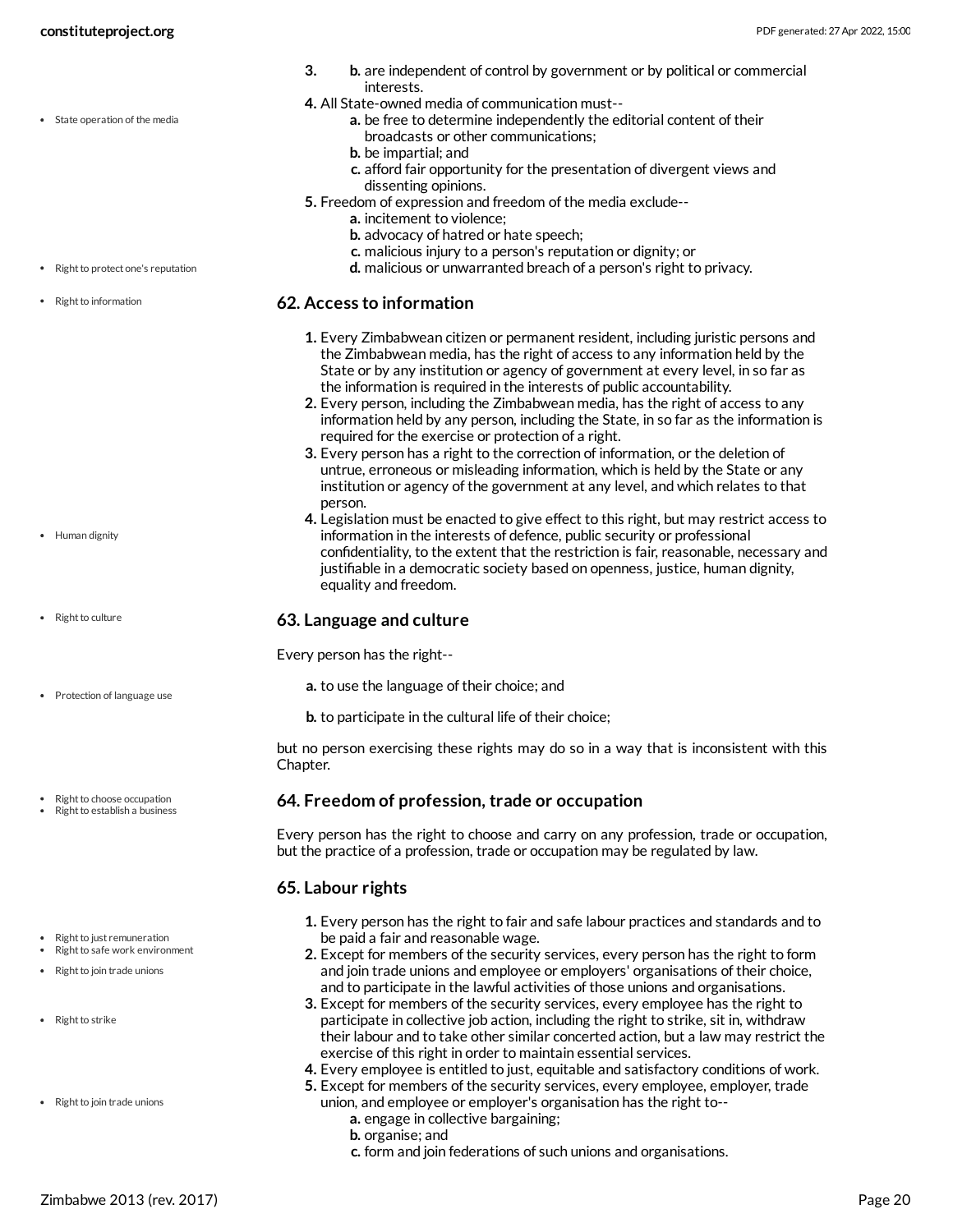3. b. are independent of control by government or by political or commercial interests.

4. All State-owned media of communication must--
   a. be free to determine independently the editorial content of their broadcasts or other communications;
   b. be impartial; and
   c. afford fair opportunity for the presentation of divergent views and dissenting opinions.
5. Freedom of expression and freedom of the media exclude--
   a. incitement to violence;
   b. advocacy of hatred or hate speech;
   c. malicious injury to a person's reputation or dignity; or
   d. malicious or unwarranted breach of a person's right to privacy.

## 62. Access to information

1. Every Zimbabwean citizen or permanent resident, including juristic persons and the Zimbabwean media, has the right of access to any information held by the State or by any institution or agency of government at every level, in so far as the information is required in the interests of public accountability.
2. Every person, including the Zimbabwean media, has the right of access to any information held by any person, including the State, in so far as the information is required for the exercise or protection of a right.
3. Every person has a right to the correction of information, or the deletion of untrue, erroneous or misleading information, which is held by the State or any institution or agency of the government at any level, and which relates to that person.
4. Legislation must be enacted to give effect to this right, but may restrict access to information in the interests of defence, public security or professional confidentiality, to the extent that the restriction is fair, reasonable, necessary and justifiable in a democratic society based on openness, justice, human dignity, equality and freedom.

## 63. Language and culture

Every person has the right--

a. to use the language of their choice; and

b. to participate in the cultural life of their choice;

but no person exercising these rights may do so in a way that is inconsistent with this Chapter.

## 64. Freedom of profession, trade or occupation

Every person has the right to choose and carry on any profession, trade or occupation, but the practice of a profession, trade or occupation may be regulated by law.

## 65. Labour rights

1. Every person has the right to fair and safe labour practices and standards and to be paid a fair and reasonable wage.
2. Except for members of the security services, every person has the right to form and join trade unions and employee or employers' organisations of their choice, and to participate in the lawful activities of those unions and organisations.
3. Except for members of the security services, every employee has the right to participate in collective job action, including the right to strike, sit in, withdraw their labour and to take other similar concerted action, but a law may restrict the exercise of this right in order to maintain essential services.
4. Every employee is entitled to just, equitable and satisfactory conditions of work.
5. Except for members of the security services, every employee, employer, trade union, and employee or employer's organisation has the right to--
   a. engage in collective bargaining;
   b. organise; and
   c. form and join federations of such unions and organisations.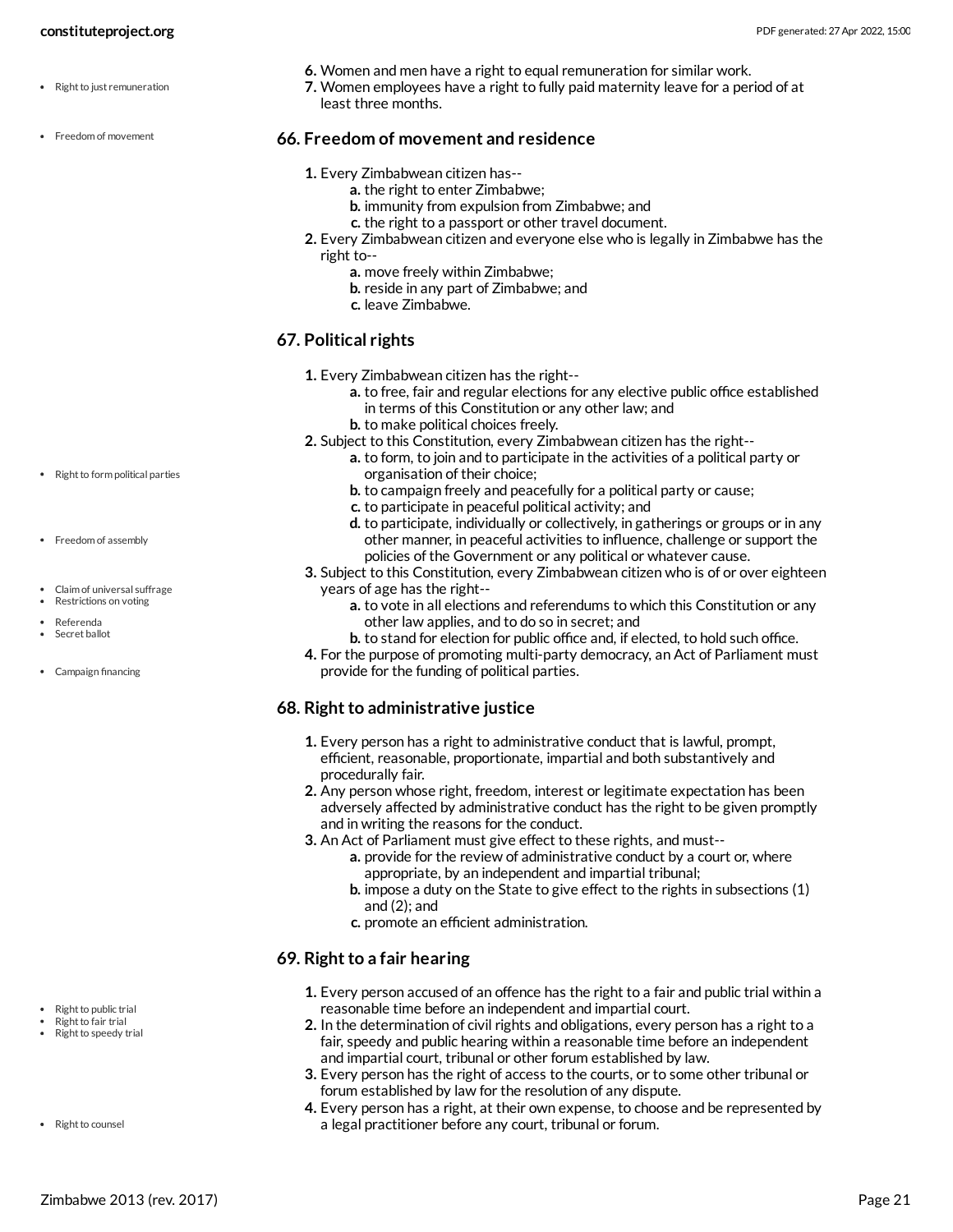6. Women and men have a right to equal remuneration for similar work.
7. Women employees have a right to fully paid maternity leave for a period of at least three months.

## 66. Freedom of movement and residence

1. Every Zimbabwean citizen has--
   a. the right to enter Zimbabwe;
   b. immunity from expulsion from Zimbabwe; and
   c. the right to a passport or other travel document.
2. Every Zimbabwean citizen and everyone else who is legally in Zimbabwe has the right to--
   a. move freely within Zimbabwe;
   b. reside in any part of Zimbabwe; and
   c. leave Zimbabwe.

## 67. Political rights

1. Every Zimbabwean citizen has the right--
   a. to free, fair and regular elections for any elective public office established in terms of this Constitution or any other law; and
   b. to make political choices freely.
2. Subject to this Constitution, every Zimbabwean citizen has the right--
   a. to form, to join and to participate in the activities of a political party or organisation of their choice;
   b. to campaign freely and peacefully for a political party or cause;
   c. to participate in peaceful political activity; and
   d. to participate, individually or collectively, in gatherings or groups or in any other manner, in peaceful activities to influence, challenge or support the policies of the Government or any political or whatever cause.
3. Subject to this Constitution, every Zimbabwean citizen who is of or over eighteen years of age has the right--
   a. to vote in all elections and referendums to which this Constitution or any other law applies, and to do so in secret; and
   b. to stand for election for public office and, if elected, to hold such office.
4. For the purpose of promoting multi-party democracy, an Act of Parliament must provide for the funding of political parties.

## 68. Right to administrative justice

1. Every person has a right to administrative conduct that is lawful, prompt, efficient, reasonable, proportionate, impartial and both substantively and procedurally fair.
2. Any person whose right, freedom, interest or legitimate expectation has been adversely affected by administrative conduct has the right to be given promptly and in writing the reasons for the conduct.
3. An Act of Parliament must give effect to these rights, and must--
   a. provide for the review of administrative conduct by a court or, where appropriate, by an independent and impartial tribunal;
   b. impose a duty on the State to give effect to the rights in subsections (1) and (2); and
   c. promote an efficient administration.

## 69. Right to a fair hearing

1. Every person accused of an offence has the right to a fair and public trial within a reasonable time before an independent and impartial court.
2. In the determination of civil rights and obligations, every person has a right to a fair, speedy and public hearing within a reasonable time before an independent and impartial court, tribunal or other forum established by law.
3. Every person has the right of access to the courts, or to some other tribunal or forum established by law for the resolution of any dispute.
4. Every person has a right, at their own expense, to choose and be represented by a legal practitioner before any court, tribunal or forum.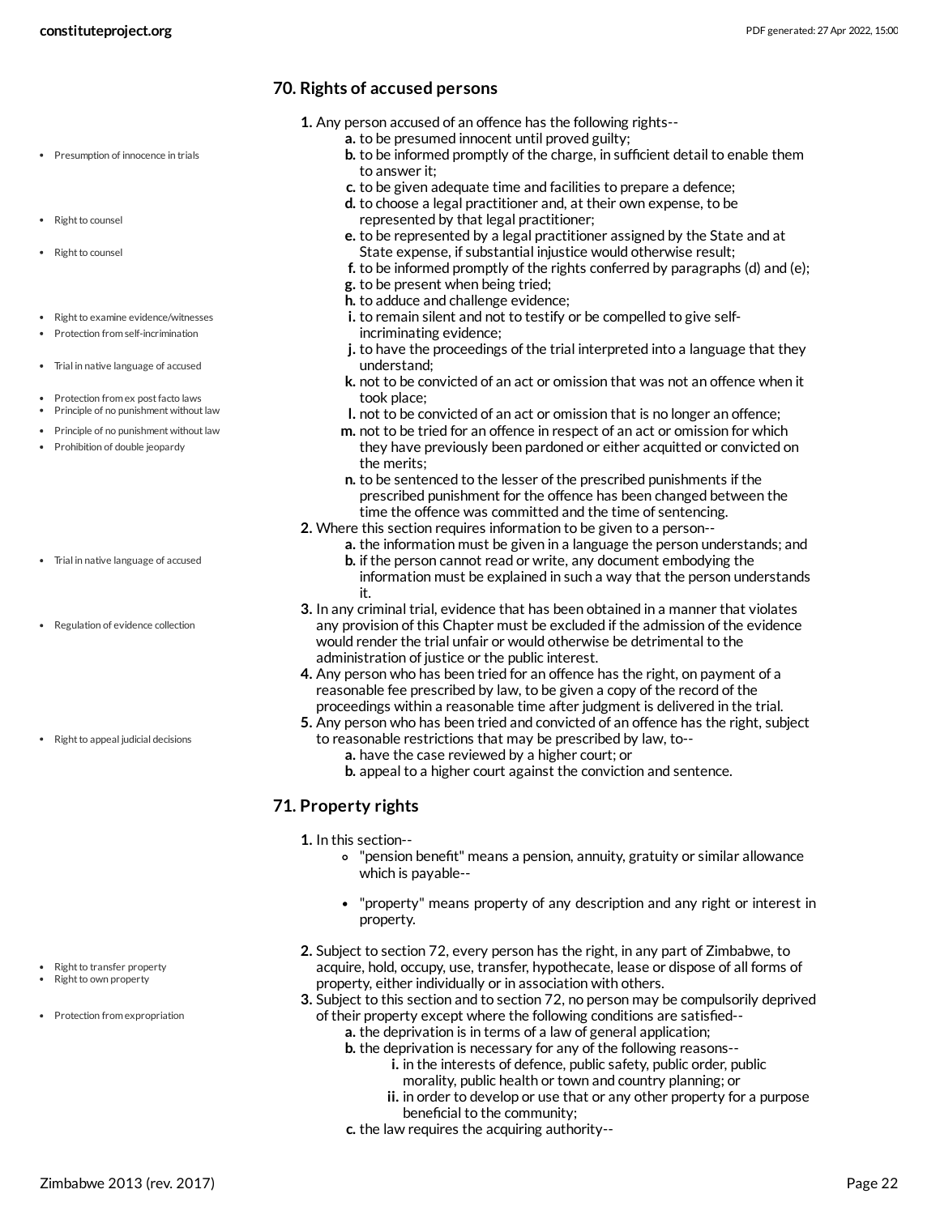## 70. Rights of accused persons

1. Any person accused of an offence has the following rights--
   a. to be presumed innocent until proved guilty;
   b. to be informed promptly of the charge, in sufficient detail to enable them to answer it;
   c. to be given adequate time and facilities to prepare a defence;
   d. to choose a legal practitioner and, at their own expense, to be represented by that legal practitioner;
   e. to be represented by a legal practitioner assigned by the State and at State expense, if substantial injustice would otherwise result;
   f. to be informed promptly of the rights conferred by paragraphs (d) and (e);
   g. to be present when being tried;
   h. to adduce and challenge evidence;
   i. to remain silent and not to testify or be compelled to give self-incriminating evidence;
   j. to have the proceedings of the trial interpreted into a language that they understand;
   k. not to be convicted of an act or omission that was not an offence when it took place;
   l. not to be convicted of an act or omission that is no longer an offence;
   m. not to be tried for an offence in respect of an act or omission for which they have previously been pardoned or either acquitted or convicted on the merits;
   n. to be sentenced to the lesser of the prescribed punishments if the prescribed punishment for the offence has been changed between the time the offence was committed and the time of sentencing.
2. Where this section requires information to be given to a person--
   a. the information must be given in a language the person understands; and
   b. if the person cannot read or write, any document embodying the information must be explained in such a way that the person understands it.
3. In any criminal trial, evidence that has been obtained in a manner that violates any provision of this Chapter must be excluded if the admission of the evidence would render the trial unfair or would otherwise be detrimental to the administration of justice or the public interest.
4. Any person who has been tried for an offence has the right, on payment of a reasonable fee prescribed by law, to be given a copy of the record of the proceedings within a reasonable time after judgment is delivered in the trial.
5. Any person who has been tried and convicted of an offence has the right, subject to reasonable restrictions that may be prescribed by law, to--
   a. have the case reviewed by a higher court; or
   b. appeal to a higher court against the conviction and sentence.

## 71. Property rights

1. In this section--
   - "pension benefit" means a pension, annuity, gratuity or similar allowance which is payable--
   - "property" means property of any description and any right or interest in property.
2. Subject to section 72, every person has the right, in any part of Zimbabwe, to acquire, hold, occupy, use, transfer, hypothecate, lease or dispose of all forms of property, either individually or in association with others.
3. Subject to this section and to section 72, no person may be compulsorily deprived of their property except where the following conditions are satisfied--
   a. the deprivation is in terms of a law of general application;
   b. the deprivation is necessary for any of the following reasons--
      i. in the interests of defence, public safety, public order, public morality, public health or town and country planning; or
      ii. in order to develop or use that or any other property for a purpose beneficial to the community;
   c. the law requires the acquiring authority--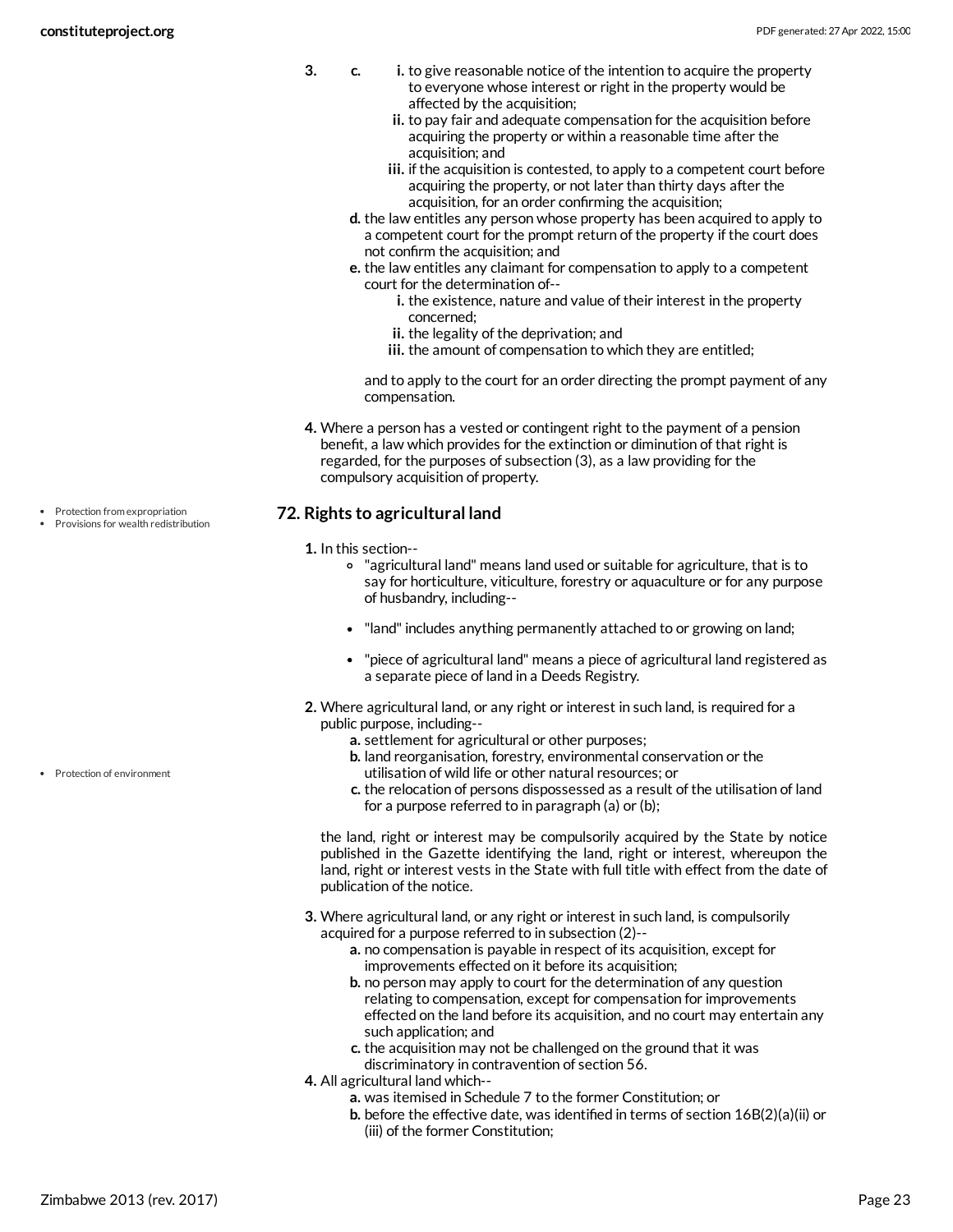3.
   c.
      i. to give reasonable notice of the intention to acquire the property to everyone whose interest or right in the property would be affected by the acquisition;
      ii. to pay fair and adequate compensation for the acquisition before acquiring the property or within a reasonable time after the acquisition; and
      iii. if the acquisition is contested, to apply to a competent court before acquiring the property, or not later than thirty days after the acquisition, for an order confirming the acquisition;

   d. the law entitles any person whose property has been acquired to apply to a competent court for the prompt return of the property if the court does not confirm the acquisition; and

   e. the law entitles any claimant for compensation to apply to a competent court for the determination of--
      i. the existence, nature and value of their interest in the property concerned;
      ii. the legality of the deprivation; and
      iii. the amount of compensation to which they are entitled;

   and to apply to the court for an order directing the prompt payment of any compensation.

4. Where a person has a vested or contingent right to the payment of a pension benefit, a law which provides for the extinction or diminution of that right is regarded, for the purposes of subsection (3), as a law providing for the compulsory acquisition of property.

- Protection from expropriation
- Provisions for wealth redistribution

## 72. Rights to agricultural land

1. In this section--
   - "agricultural land" means land used or suitable for agriculture, that is to say for horticulture, viticulture, forestry or aquaculture or for any purpose of husbandry, including--
   - "land" includes anything permanently attached to or growing on land;
   - "piece of agricultural land" means a piece of agricultural land registered as a separate piece of land in a Deeds Registry.

2. Where agricultural land, or any right or interest in such land, is required for a public purpose, including--
   a. settlement for agricultural or other purposes;
   b. land reorganisation, forestry, environmental conservation or the utilisation of wild life or other natural resources; or
   c. the relocation of persons dispossessed as a result of the utilisation of land for a purpose referred to in paragraph (a) or (b);

   the land, right or interest may be compulsorily acquired by the State by notice published in the Gazette identifying the land, right or interest, whereupon the land, right or interest vests in the State with full title with effect from the date of publication of the notice.

- Protection of environment

3. Where agricultural land, or any right or interest in such land, is compulsorily acquired for a purpose referred to in subsection (2)--
   a. no compensation is payable in respect of its acquisition, except for improvements effected on it before its acquisition;
   b. no person may apply to court for the determination of any question relating to compensation, except for compensation for improvements effected on the land before its acquisition, and no court may entertain any such application; and
   c. the acquisition may not be challenged on the ground that it was discriminatory in contravention of section 56.

4. All agricultural land which--
   a. was itemised in Schedule 7 to the former Constitution; or
   b. before the effective date, was identified in terms of section 16B(2)(a)(ii) or (iii) of the former Constitution;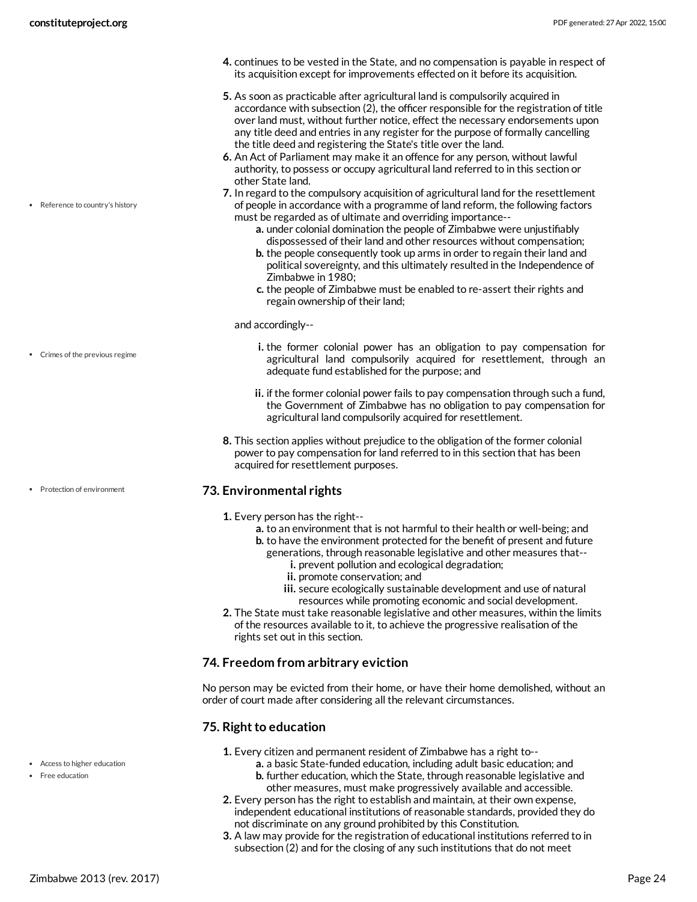4. continues to be vested in the State, and no compensation is payable in respect of its acquisition except for improvements effected on it before its acquisition.
5. As soon as practicable after agricultural land is compulsorily acquired in accordance with subsection (2), the officer responsible for the registration of title over land must, without further notice, effect the necessary endorsements upon any title deed and entries in any register for the purpose of formally cancelling the title deed and registering the State's title over the land.
6. An Act of Parliament may make it an offence for any person, without lawful authority, to possess or occupy agricultural land referred to in this section or other State land.
7. In regard to the compulsory acquisition of agricultural land for the resettlement of people in accordance with a programme of land reform, the following factors must be regarded as of ultimate and overriding importance--
   a. under colonial domination the people of Zimbabwe were unjustifiably dispossessed of their land and other resources without compensation;
   b. the people consequently took up arms in order to regain their land and political sovereignty, and this ultimately resulted in the Independence of Zimbabwe in 1980;
   c. the people of Zimbabwe must be enabled to re-assert their rights and regain ownership of their land;

   and accordingly--

   i. the former colonial power has an obligation to pay compensation for agricultural land compulsorily acquired for resettlement, through an adequate fund established for the purpose; and
   ii. if the former colonial power fails to pay compensation through such a fund, the Government of Zimbabwe has no obligation to pay compensation for agricultural land compulsorily acquired for resettlement.
8. This section applies without prejudice to the obligation of the former colonial power to pay compensation for land referred to in this section that has been acquired for resettlement purposes.

- Reference to country's history
- Crimes of the previous regime

### 73. Environmental rights

- Protection of environment

1. Every person has the right--
   a. to an environment that is not harmful to their health or well-being; and
   b. to have the environment protected for the benefit of present and future generations, through reasonable legislative and other measures that--
      i. prevent pollution and ecological degradation;
      ii. promote conservation; and
      iii. secure ecologically sustainable development and use of natural resources while promoting economic and social development.
2. The State must take reasonable legislative and other measures, within the limits of the resources available to it, to achieve the progressive realisation of the rights set out in this section.

### 74. Freedom from arbitrary eviction

No person may be evicted from their home, or have their home demolished, without an order of court made after considering all the relevant circumstances.

### 75. Right to education

- Access to higher education
- Free education

1. Every citizen and permanent resident of Zimbabwe has a right to--
   a. a basic State-funded education, including adult basic education; and
   b. further education, which the State, through reasonable legislative and other measures, must make progressively available and accessible.
2. Every person has the right to establish and maintain, at their own expense, independent educational institutions of reasonable standards, provided they do not discriminate on any ground prohibited by this Constitution.
3. A law may provide for the registration of educational institutions referred to in subsection (2) and for the closing of any such institutions that do not meet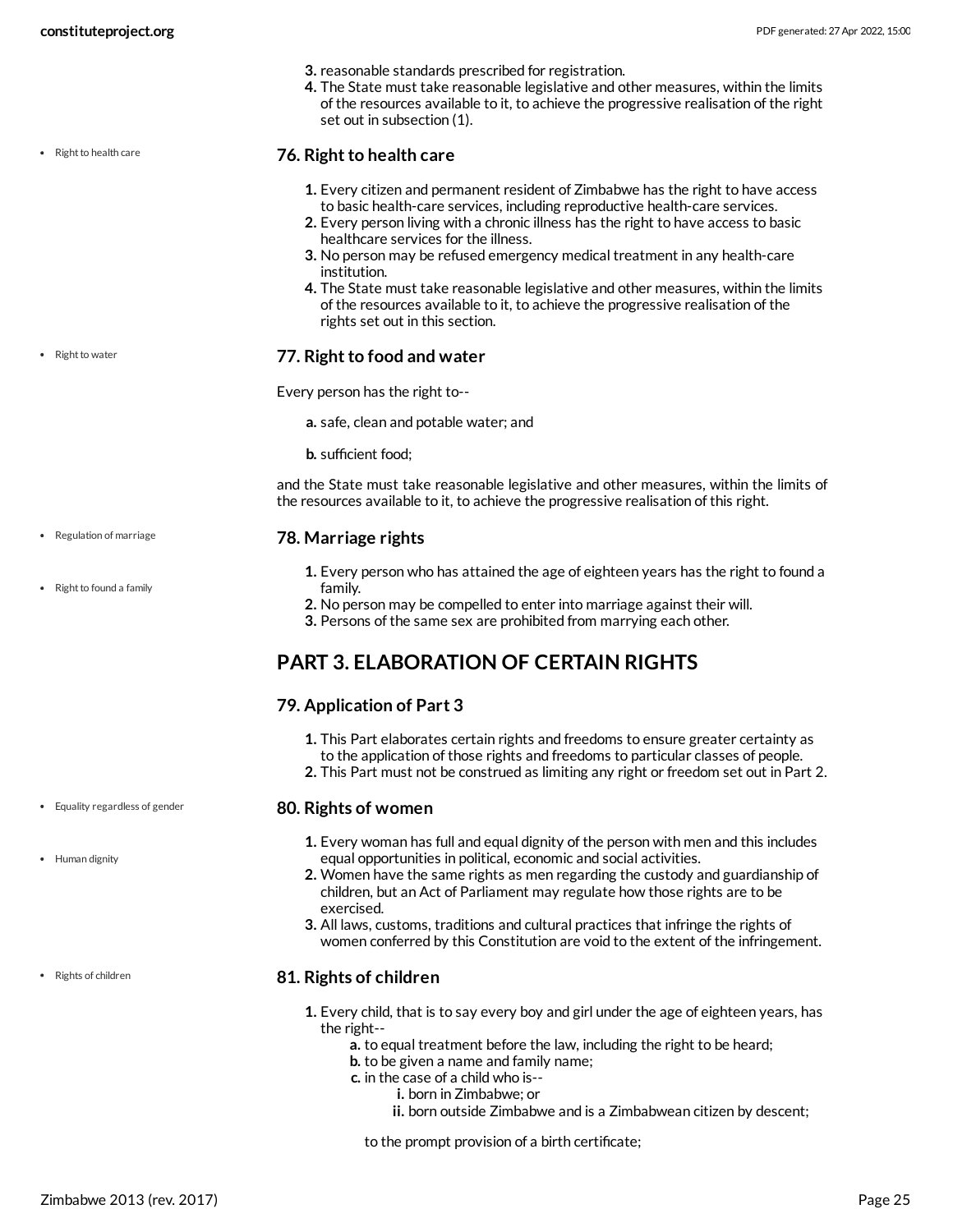3. reasonable standards prescribed for registration.
4. The State must take reasonable legislative and other measures, within the limits of the resources available to it, to achieve the progressive realisation of the right set out in subsection (1).

- Right to health care

### 76. Right to health care

1. Every citizen and permanent resident of Zimbabwe has the right to have access to basic health-care services, including reproductive health-care services.
2. Every person living with a chronic illness has the right to have access to basic healthcare services for the illness.
3. No person may be refused emergency medical treatment in any health-care institution.
4. The State must take reasonable legislative and other measures, within the limits of the resources available to it, to achieve the progressive realisation of the rights set out in this section.

- Right to water

### 77. Right to food and water

Every person has the right to--

a. safe, clean and potable water; and

b. sufficient food;

and the State must take reasonable legislative and other measures, within the limits of the resources available to it, to achieve the progressive realisation of this right.

- Regulation of marriage
- Right to found a family

### 78. Marriage rights

1. Every person who has attained the age of eighteen years has the right to found a family.
2. No person may be compelled to enter into marriage against their will.
3. Persons of the same sex are prohibited from marrying each other.

## PART 3. ELABORATION OF CERTAIN RIGHTS

### 79. Application of Part 3

1. This Part elaborates certain rights and freedoms to ensure greater certainty as to the application of those rights and freedoms to particular classes of people.
2. This Part must not be construed as limiting any right or freedom set out in Part 2.

- Equality regardless of gender
- Human dignity

### 80. Rights of women

1. Every woman has full and equal dignity of the person with men and this includes equal opportunities in political, economic and social activities.
2. Women have the same rights as men regarding the custody and guardianship of children, but an Act of Parliament may regulate how those rights are to be exercised.
3. All laws, customs, traditions and cultural practices that infringe the rights of women conferred by this Constitution are void to the extent of the infringement.

- Rights of children

### 81. Rights of children

1. Every child, that is to say every boy and girl under the age of eighteen years, has the right--
   a. to equal treatment before the law, including the right to be heard;
   b. to be given a name and family name;
   c. in the case of a child who is--
      i. born in Zimbabwe; or
      ii. born outside Zimbabwe and is a Zimbabwean citizen by descent;

   to the prompt provision of a birth certificate;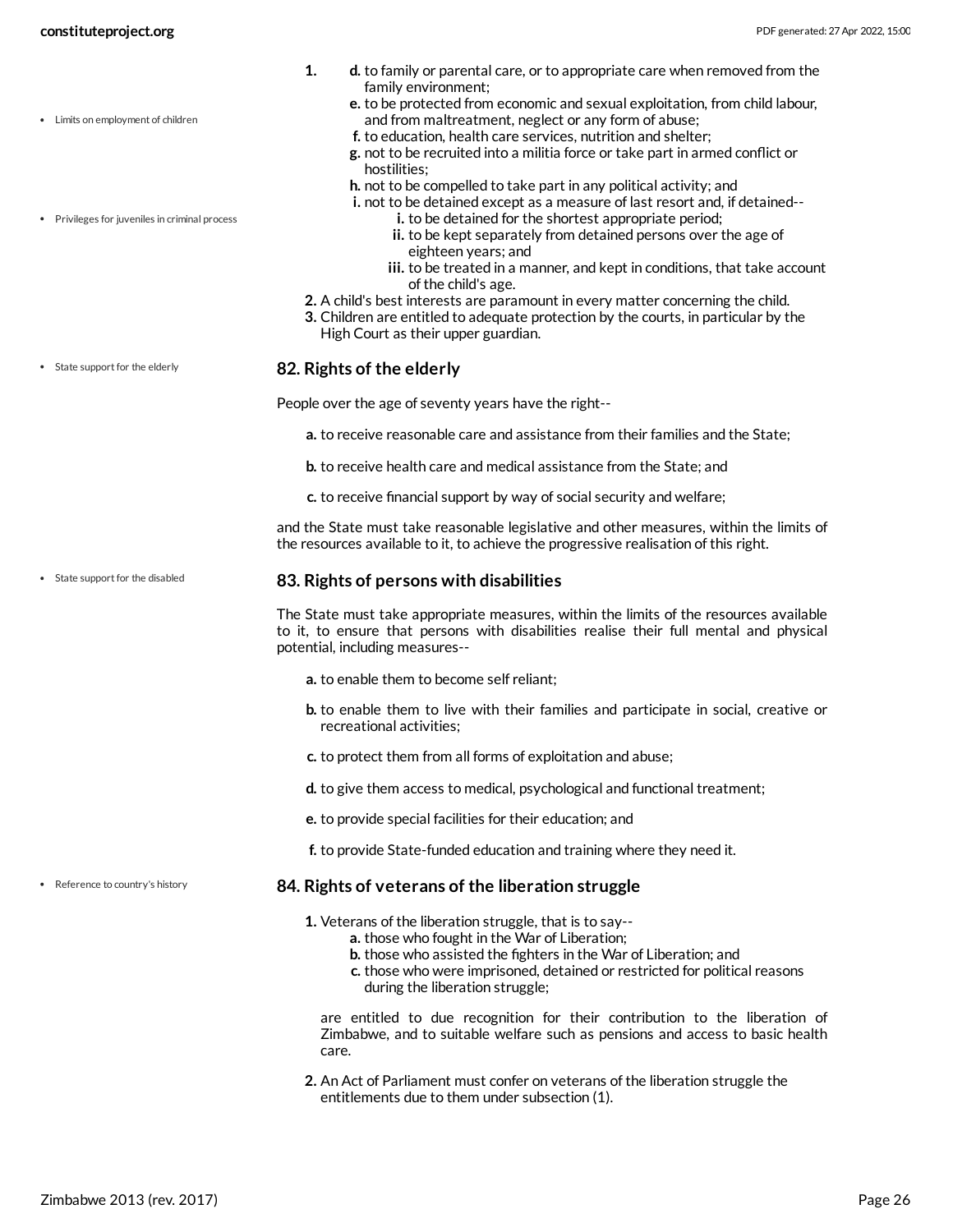1.
   d. to family or parental care, or to appropriate care when removed from the family environment;
   e. to be protected from economic and sexual exploitation, from child labour, and from maltreatment, neglect or any form of abuse;
   f. to education, health care services, nutrition and shelter;
   g. not to be recruited into a militia force or take part in armed conflict or hostilities;
   h. not to be compelled to take part in any political activity; and
   i. not to be detained except as a measure of last resort and, if detained--
      i. to be detained for the shortest appropriate period;
      ii. to be kept separately from detained persons over the age of eighteen years; and
      iii. to be treated in a manner, and kept in conditions, that take account of the child's age.
2. A child's best interests are paramount in every matter concerning the child.
3. Children are entitled to adequate protection by the courts, in particular by the High Court as their upper guardian.

- Limits on employment of children
- Privileges for juveniles in criminal process

### 82. Rights of the elderly

- State support for the elderly

People over the age of seventy years have the right--

a. to receive reasonable care and assistance from their families and the State;

b. to receive health care and medical assistance from the State; and

c. to receive financial support by way of social security and welfare;

and the State must take reasonable legislative and other measures, within the limits of the resources available to it, to achieve the progressive realisation of this right.

### 83. Rights of persons with disabilities

- State support for the disabled

The State must take appropriate measures, within the limits of the resources available to it, to ensure that persons with disabilities realise their full mental and physical potential, including measures--

a. to enable them to become self reliant;

b. to enable them to live with their families and participate in social, creative or recreational activities;

c. to protect them from all forms of exploitation and abuse;

d. to give them access to medical, psychological and functional treatment;

e. to provide special facilities for their education; and

f. to provide State-funded education and training where they need it.

### 84. Rights of veterans of the liberation struggle

- Reference to country's history

1. Veterans of the liberation struggle, that is to say--
   a. those who fought in the War of Liberation;
   b. those who assisted the fighters in the War of Liberation; and
   c. those who were imprisoned, detained or restricted for political reasons during the liberation struggle;

   are entitled to due recognition for their contribution to the liberation of Zimbabwe, and to suitable welfare such as pensions and access to basic health care.

2. An Act of Parliament must confer on veterans of the liberation struggle the entitlements due to them under subsection (1).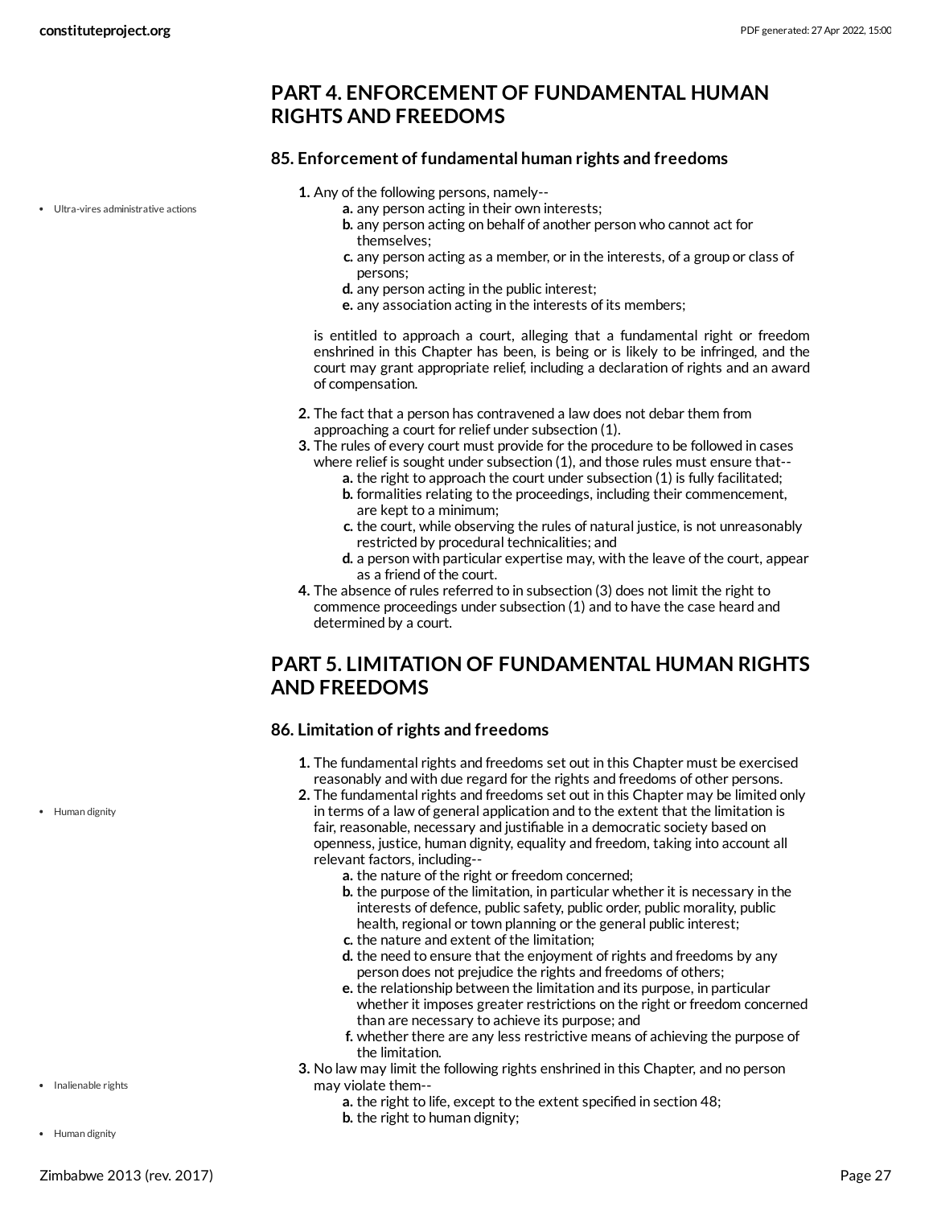## PART 4. ENFORCEMENT OF FUNDAMENTAL HUMAN RIGHTS AND FREEDOMS

### 85. Enforcement of fundamental human rights and freedoms

- Ultra-vires administrative actions

1. Any of the following persons, namely--
   a. any person acting in their own interests;
   b. any person acting on behalf of another person who cannot act for themselves;
   c. any person acting as a member, or in the interests, of a group or class of persons;
   d. any person acting in the public interest;
   e. any association acting in the interests of its members;

   is entitled to approach a court, alleging that a fundamental right or freedom enshrined in this Chapter has been, is being or is likely to be infringed, and the court may grant appropriate relief, including a declaration of rights and an award of compensation.

2. The fact that a person has contravened a law does not debar them from approaching a court for relief under subsection (1).
3. The rules of every court must provide for the procedure to be followed in cases where relief is sought under subsection (1), and those rules must ensure that--
   a. the right to approach the court under subsection (1) is fully facilitated;
   b. formalities relating to the proceedings, including their commencement, are kept to a minimum;
   c. the court, while observing the rules of natural justice, is not unreasonably restricted by procedural technicalities; and
   d. a person with particular expertise may, with the leave of the court, appear as a friend of the court.
4. The absence of rules referred to in subsection (3) does not limit the right to commence proceedings under subsection (1) and to have the case heard and determined by a court.

## PART 5. LIMITATION OF FUNDAMENTAL HUMAN RIGHTS AND FREEDOMS

### 86. Limitation of rights and freedoms

- Human dignity

1. The fundamental rights and freedoms set out in this Chapter must be exercised reasonably and with due regard for the rights and freedoms of other persons.
2. The fundamental rights and freedoms set out in this Chapter may be limited only in terms of a law of general application and to the extent that the limitation is fair, reasonable, necessary and justifiable in a democratic society based on openness, justice, human dignity, equality and freedom, taking into account all relevant factors, including--
   a. the nature of the right or freedom concerned;
   b. the purpose of the limitation, in particular whether it is necessary in the interests of defence, public safety, public order, public morality, public health, regional or town planning or the general public interest;
   c. the nature and extent of the limitation;
   d. the need to ensure that the enjoyment of rights and freedoms by any person does not prejudice the rights and freedoms of others;
   e. the relationship between the limitation and its purpose, in particular whether it imposes greater restrictions on the right or freedom concerned than are necessary to achieve its purpose; and
   f. whether there are any less restrictive means of achieving the purpose of the limitation.
3. No law may limit the following rights enshrined in this Chapter, and no person may violate them--
   a. the right to life, except to the extent specified in section 48;
   b. the right to human dignity;

- Inalienable rights
- Human dignity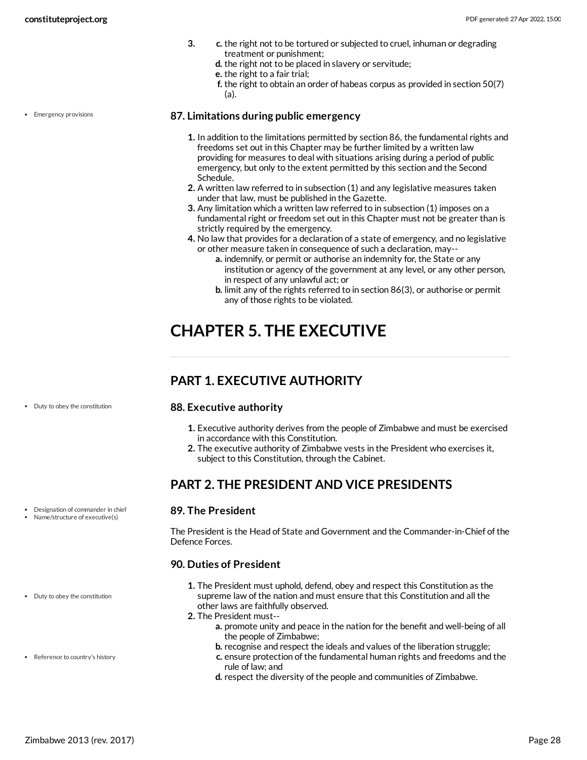3.
   c. the right not to be tortured or subjected to cruel, inhuman or degrading treatment or punishment;
   d. the right not to be placed in slavery or servitude;
   e. the right to a fair trial;
   f. the right to obtain an order of habeas corpus as provided in section 50(7)(a).

- Emergency provisions

### 87. Limitations during public emergency

1. In addition to the limitations permitted by section 86, the fundamental rights and freedoms set out in this Chapter may be further limited by a written law providing for measures to deal with situations arising during a period of public emergency, but only to the extent permitted by this section and the Second Schedule.
2. A written law referred to in subsection (1) and any legislative measures taken under that law, must be published in the Gazette.
3. Any limitation which a written law referred to in subsection (1) imposes on a fundamental right or freedom set out in this Chapter must not be greater than is strictly required by the emergency.
4. No law that provides for a declaration of a state of emergency, and no legislative or other measure taken in consequence of such a declaration, may--
   a. indemnify, or permit or authorise an indemnity for, the State or any institution or agency of the government at any level, or any other person, in respect of any unlawful act; or
   b. limit any of the rights referred to in section 86(3), or authorise or permit any of those rights to be violated.

# CHAPTER 5. THE EXECUTIVE

## PART 1. EXECUTIVE AUTHORITY

- Duty to obey the constitution

### 88. Executive authority

1. Executive authority derives from the people of Zimbabwe and must be exercised in accordance with this Constitution.
2. The executive authority of Zimbabwe vests in the President who exercises it, subject to this Constitution, through the Cabinet.

## PART 2. THE PRESIDENT AND VICE PRESIDENTS

- Designation of commander in chief
- Name/structure of executive(s)

### 89. The President

The President is the Head of State and Government and the Commander-in-Chief of the Defence Forces.

### 90. Duties of President

- Duty to obey the constitution

1. The President must uphold, defend, obey and respect this Constitution as the supreme law of the nation and must ensure that this Constitution and all the other laws are faithfully observed.
2. The President must--
   a. promote unity and peace in the nation for the benefit and well-being of all the people of Zimbabwe;
   b. recognise and respect the ideals and values of the liberation struggle;
   c. ensure protection of the fundamental human rights and freedoms and the rule of law; and
   d. respect the diversity of the people and communities of Zimbabwe.

- Reference to country's history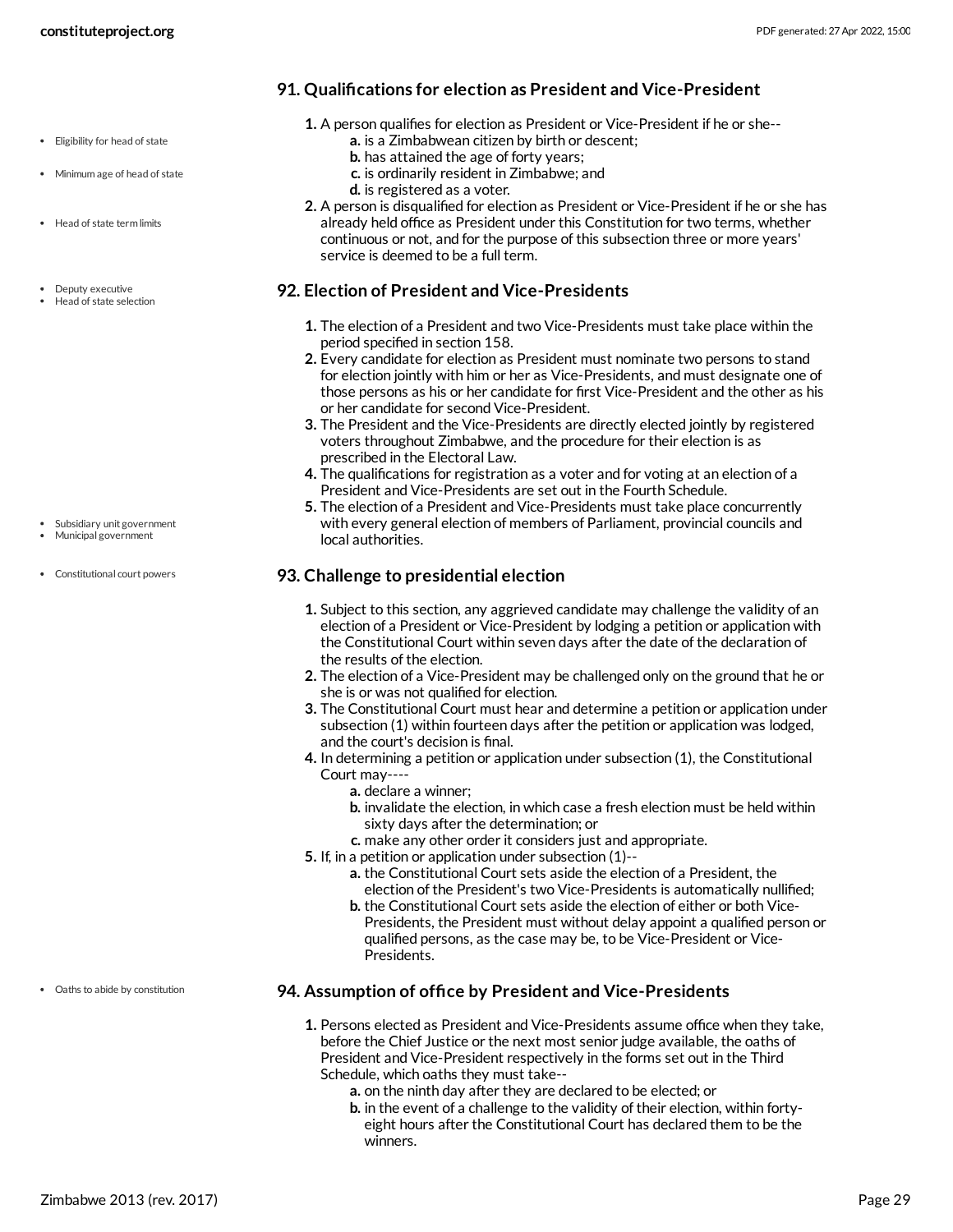## 91. Qualifications for election as President and Vice-President

- Eligibility for head of state
- Minimum age of head of state
- Head of state term limits

1. A person qualifies for election as President or Vice-President if he or she--
   a. is a Zimbabwean citizen by birth or descent;
   b. has attained the age of forty years;
   c. is ordinarily resident in Zimbabwe; and
   d. is registered as a voter.
2. A person is disqualified for election as President or Vice-President if he or she has already held office as President under this Constitution for two terms, whether continuous or not, and for the purpose of this subsection three or more years' service is deemed to be a full term.

## 92. Election of President and Vice-Presidents

- Deputy executive
- Head of state selection

1. The election of a President and two Vice-Presidents must take place within the period specified in section 158.
2. Every candidate for election as President must nominate two persons to stand for election jointly with him or her as Vice-Presidents, and must designate one of those persons as his or her candidate for first Vice-President and the other as his or her candidate for second Vice-President.
3. The President and the Vice-Presidents are directly elected jointly by registered voters throughout Zimbabwe, and the procedure for their election is as prescribed in the Electoral Law.
4. The qualifications for registration as a voter and for voting at an election of a President and Vice-Presidents are set out in the Fourth Schedule.
5. The election of a President and Vice-Presidents must take place concurrently with every general election of members of Parliament, provincial councils and local authorities.

- Subsidiary unit government
- Municipal government

## 93. Challenge to presidential election

- Constitutional court powers

1. Subject to this section, any aggrieved candidate may challenge the validity of an election of a President or Vice-President by lodging a petition or application with the Constitutional Court within seven days after the date of the declaration of the results of the election.
2. The election of a Vice-President may be challenged only on the ground that he or she is or was not qualified for election.
3. The Constitutional Court must hear and determine a petition or application under subsection (1) within fourteen days after the petition or application was lodged, and the court's decision is final.
4. In determining a petition or application under subsection (1), the Constitutional Court may----
   a. declare a winner;
   b. invalidate the election, in which case a fresh election must be held within sixty days after the determination; or
   c. make any other order it considers just and appropriate.
5. If, in a petition or application under subsection (1)--
   a. the Constitutional Court sets aside the election of a President, the election of the President's two Vice-Presidents is automatically nullified;
   b. the Constitutional Court sets aside the election of either or both Vice-Presidents, the President must without delay appoint a qualified person or qualified persons, as the case may be, to be Vice-President or Vice-Presidents.

## 94. Assumption of office by President and Vice-Presidents

- Oaths to abide by constitution

1. Persons elected as President and Vice-Presidents assume office when they take, before the Chief Justice or the next most senior judge available, the oaths of President and Vice-President respectively in the forms set out in the Third Schedule, which oaths they must take--
   a. on the ninth day after they are declared to be elected; or
   b. in the event of a challenge to the validity of their election, within forty-eight hours after the Constitutional Court has declared them to be the winners.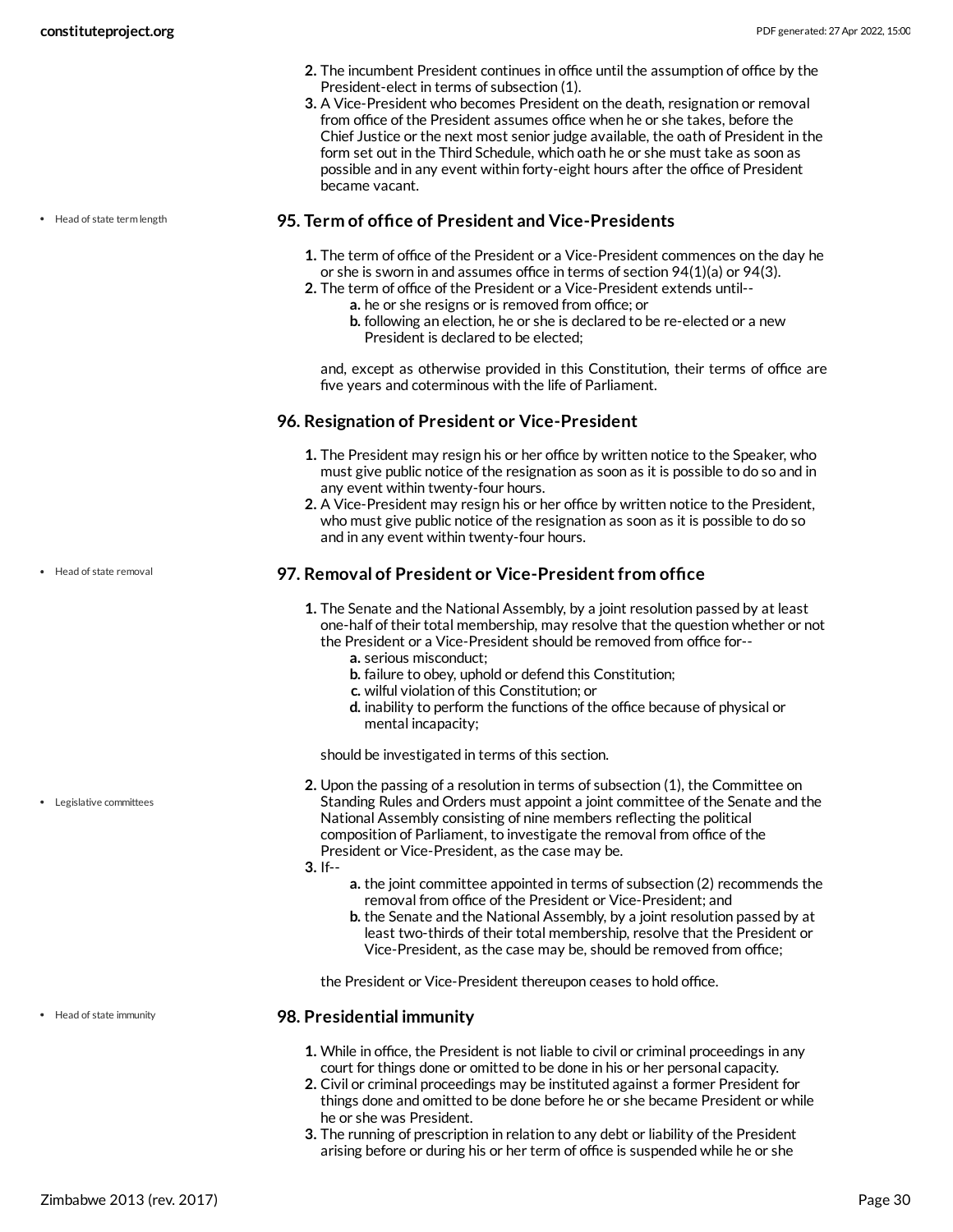2. The incumbent President continues in office until the assumption of office by the President-elect in terms of subsection (1).
3. A Vice-President who becomes President on the death, resignation or removal from office of the President assumes office when he or she takes, before the Chief Justice or the next most senior judge available, the oath of President in the form set out in the Third Schedule, which oath he or she must take as soon as possible and in any event within forty-eight hours after the office of President became vacant.

- Head of state term length

### 95. Term of office of President and Vice-Presidents

1. The term of office of the President or a Vice-President commences on the day he or she is sworn in and assumes office in terms of section 94(1)(a) or 94(3).
2. The term of office of the President or a Vice-President extends until--
   a. he or she resigns or is removed from office; or
   b. following an election, he or she is declared to be re-elected or a new President is declared to be elected;

   and, except as otherwise provided in this Constitution, their terms of office are five years and coterminous with the life of Parliament.

### 96. Resignation of President or Vice-President

1. The President may resign his or her office by written notice to the Speaker, who must give public notice of the resignation as soon as it is possible to do so and in any event within twenty-four hours.
2. A Vice-President may resign his or her office by written notice to the President, who must give public notice of the resignation as soon as it is possible to do so and in any event within twenty-four hours.

- Head of state removal

### 97. Removal of President or Vice-President from office

1. The Senate and the National Assembly, by a joint resolution passed by at least one-half of their total membership, may resolve that the question whether or not the President or a Vice-President should be removed from office for--
   a. serious misconduct;
   b. failure to obey, uphold or defend this Constitution;
   c. wilful violation of this Constitution; or
   d. inability to perform the functions of the office because of physical or mental incapacity;

   should be investigated in terms of this section.

- Legislative committees

2. Upon the passing of a resolution in terms of subsection (1), the Committee on Standing Rules and Orders must appoint a joint committee of the Senate and the National Assembly consisting of nine members reflecting the political composition of Parliament, to investigate the removal from office of the President or Vice-President, as the case may be.
3. If--
   a. the joint committee appointed in terms of subsection (2) recommends the removal from office of the President or Vice-President; and
   b. the Senate and the National Assembly, by a joint resolution passed by at least two-thirds of their total membership, resolve that the President or Vice-President, as the case may be, should be removed from office;

   the President or Vice-President thereupon ceases to hold office.

- Head of state immunity

### 98. Presidential immunity

1. While in office, the President is not liable to civil or criminal proceedings in any court for things done or omitted to be done in his or her personal capacity.
2. Civil or criminal proceedings may be instituted against a former President for things done and omitted to be done before he or she became President or while he or she was President.
3. The running of prescription in relation to any debt or liability of the President arising before or during his or her term of office is suspended while he or she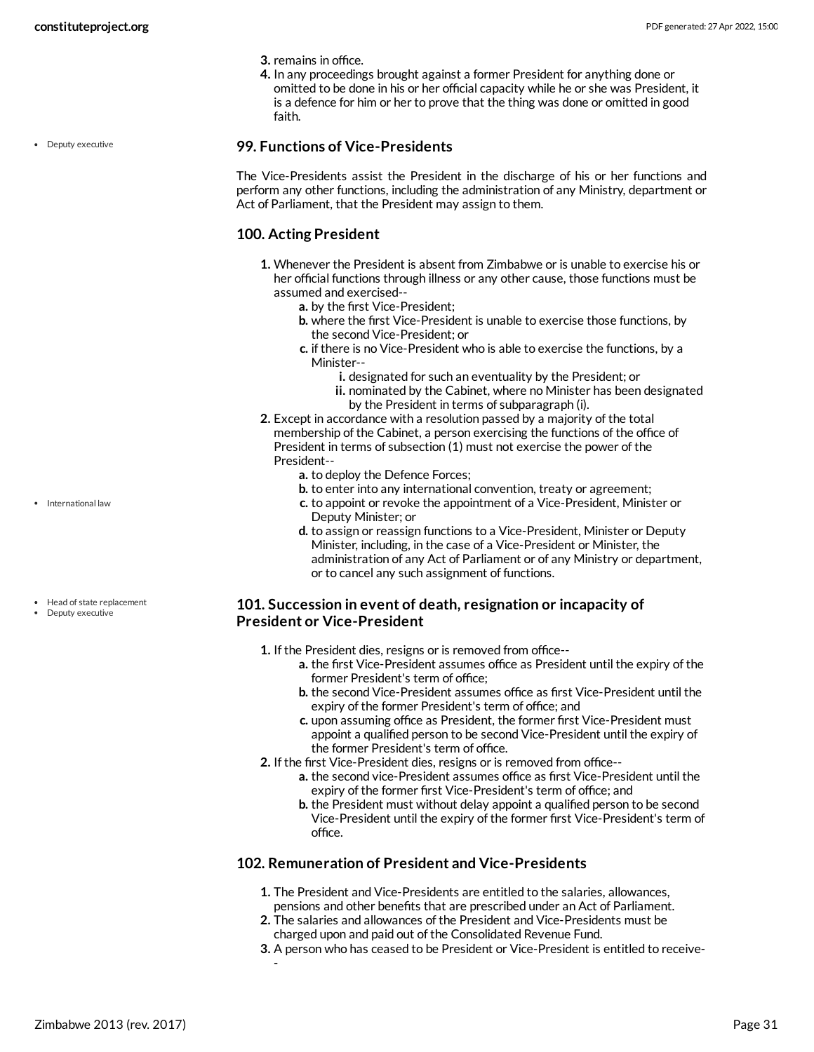3. remains in office.
4. In any proceedings brought against a former President for anything done or omitted to be done in his or her official capacity while he or she was President, it is a defence for him or her to prove that the thing was done or omitted in good faith.

- Deputy executive

### 99. Functions of Vice-Presidents

The Vice-Presidents assist the President in the discharge of his or her functions and perform any other functions, including the administration of any Ministry, department or Act of Parliament, that the President may assign to them.

### 100. Acting President

1. Whenever the President is absent from Zimbabwe or is unable to exercise his or her official functions through illness or any other cause, those functions must be assumed and exercised--
    a. by the first Vice-President;
    b. where the first Vice-President is unable to exercise those functions, by the second Vice-President; or
    c. if there is no Vice-President who is able to exercise the functions, by a Minister--
        i. designated for such an eventuality by the President; or
        ii. nominated by the Cabinet, where no Minister has been designated by the President in terms of subparagraph (i).
2. Except in accordance with a resolution passed by a majority of the total membership of the Cabinet, a person exercising the functions of the office of President in terms of subsection (1) must not exercise the power of the President--
    a. to deploy the Defence Forces;
    b. to enter into any international convention, treaty or agreement;
    c. to appoint or revoke the appointment of a Vice-President, Minister or Deputy Minister; or
    d. to assign or reassign functions to a Vice-President, Minister or Deputy Minister, including, in the case of a Vice-President or Minister, the administration of any Act of Parliament or of any Ministry or department, or to cancel any such assignment of functions.

- International law

- Head of state replacement
- Deputy executive

### 101. Succession in event of death, resignation or incapacity of President or Vice-President

1. If the President dies, resigns or is removed from office--
    a. the first Vice-President assumes office as President until the expiry of the former President's term of office;
    b. the second Vice-President assumes office as first Vice-President until the expiry of the former President's term of office; and
    c. upon assuming office as President, the former first Vice-President must appoint a qualified person to be second Vice-President until the expiry of the former President's term of office.
2. If the first Vice-President dies, resigns or is removed from office--
    a. the second vice-President assumes office as first Vice-President until the expiry of the former first Vice-President's term of office; and
    b. the President must without delay appoint a qualified person to be second Vice-President until the expiry of the former first Vice-President's term of office.

### 102. Remuneration of President and Vice-Presidents

1. The President and Vice-Presidents are entitled to the salaries, allowances, pensions and other benefits that are prescribed under an Act of Parliament.
2. The salaries and allowances of the President and Vice-Presidents must be charged upon and paid out of the Consolidated Revenue Fund.
3. A person who has ceased to be President or Vice-President is entitled to receive--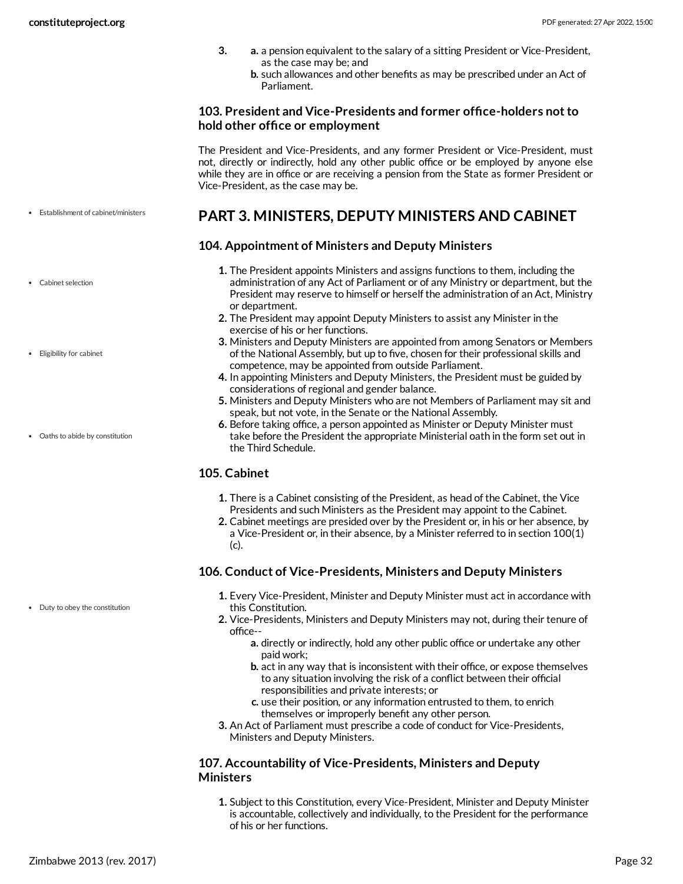3. 
   a. a pension equivalent to the salary of a sitting President or Vice-President, as the case may be; and
   b. such allowances and other benefits as may be prescribed under an Act of Parliament.

### 103. President and Vice-Presidents and former office-holders not to hold other office or employment

The President and Vice-Presidents, and any former President or Vice-President, must not, directly or indirectly, hold any other public office or be employed by anyone else while they are in office or are receiving a pension from the State as former President or Vice-President, as the case may be.

- Establishment of cabinet/ministers

## PART 3. MINISTERS, DEPUTY MINISTERS AND CABINET

### 104. Appointment of Ministers and Deputy Ministers

- Cabinet selection
- Eligibility for cabinet
- Oaths to abide by constitution

1. The President appoints Ministers and assigns functions to them, including the administration of any Act of Parliament or of any Ministry or department, but the President may reserve to himself or herself the administration of an Act, Ministry or department.
2. The President may appoint Deputy Ministers to assist any Minister in the exercise of his or her functions.
3. Ministers and Deputy Ministers are appointed from among Senators or Members of the National Assembly, but up to five, chosen for their professional skills and competence, may be appointed from outside Parliament.
4. In appointing Ministers and Deputy Ministers, the President must be guided by considerations of regional and gender balance.
5. Ministers and Deputy Ministers who are not Members of Parliament may sit and speak, but not vote, in the Senate or the National Assembly.
6. Before taking office, a person appointed as Minister or Deputy Minister must take before the President the appropriate Ministerial oath in the form set out in the Third Schedule.

### 105. Cabinet

1. There is a Cabinet consisting of the President, as head of the Cabinet, the Vice Presidents and such Ministers as the President may appoint to the Cabinet.
2. Cabinet meetings are presided over by the President or, in his or her absence, by a Vice-President or, in their absence, by a Minister referred to in section 100(1)(c).

### 106. Conduct of Vice-Presidents, Ministers and Deputy Ministers

- Duty to obey the constitution

1. Every Vice-President, Minister and Deputy Minister must act in accordance with this Constitution.
2. Vice-Presidents, Ministers and Deputy Ministers may not, during their tenure of office--
   a. directly or indirectly, hold any other public office or undertake any other paid work;
   b. act in any way that is inconsistent with their office, or expose themselves to any situation involving the risk of a conflict between their official responsibilities and private interests; or
   c. use their position, or any information entrusted to them, to enrich themselves or improperly benefit any other person.
3. An Act of Parliament must prescribe a code of conduct for Vice-Presidents, Ministers and Deputy Ministers.

### 107. Accountability of Vice-Presidents, Ministers and Deputy Ministers

1. Subject to this Constitution, every Vice-President, Minister and Deputy Minister is accountable, collectively and individually, to the President for the performance of his or her functions.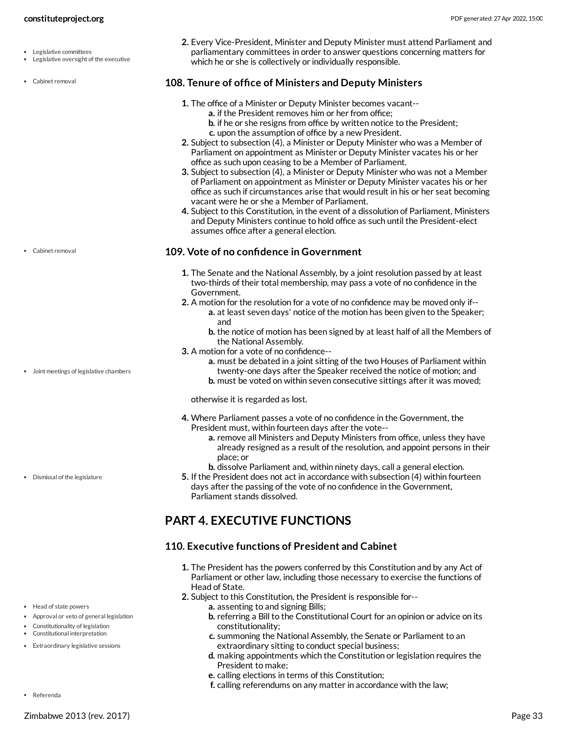2. Every Vice-President, Minister and Deputy Minister must attend Parliament and parliamentary committees in order to answer questions concerning matters for which he or she is collectively or individually responsible.

### 108. Tenure of office of Ministers and Deputy Ministers

1. The office of a Minister or Deputy Minister becomes vacant--
   a. if the President removes him or her from office;
   b. if he or she resigns from office by written notice to the President;
   c. upon the assumption of office by a new President.
2. Subject to subsection (4), a Minister or Deputy Minister who was a Member of Parliament on appointment as Minister or Deputy Minister vacates his or her office as such upon ceasing to be a Member of Parliament.
3. Subject to subsection (4), a Minister or Deputy Minister who was not a Member of Parliament on appointment as Minister or Deputy Minister vacates his or her office as such if circumstances arise that would result in his or her seat becoming vacant were he or she a Member of Parliament.
4. Subject to this Constitution, in the event of a dissolution of Parliament, Ministers and Deputy Ministers continue to hold office as such until the President-elect assumes office after a general election.

### 109. Vote of no confidence in Government

1. The Senate and the National Assembly, by a joint resolution passed by at least two-thirds of their total membership, may pass a vote of no confidence in the Government.
2. A motion for the resolution for a vote of no confidence may be moved only if--
   a. at least seven days' notice of the motion has been given to the Speaker; and
   b. the notice of motion has been signed by at least half of all the Members of the National Assembly.
3. A motion for a vote of no confidence--
   a. must be debated in a joint sitting of the two Houses of Parliament within twenty-one days after the Speaker received the notice of motion; and
   b. must be voted on within seven consecutive sittings after it was moved;

   otherwise it is regarded as lost.
4. Where Parliament passes a vote of no confidence in the Government, the President must, within fourteen days after the vote--
   a. remove all Ministers and Deputy Ministers from office, unless they have already resigned as a result of the resolution, and appoint persons in their place; or
   b. dissolve Parliament and, within ninety days, call a general election.
5. If the President does not act in accordance with subsection (4) within fourteen days after the passing of the vote of no confidence in the Government, Parliament stands dissolved.

## PART 4. EXECUTIVE FUNCTIONS

### 110. Executive functions of President and Cabinet

1. The President has the powers conferred by this Constitution and by any Act of Parliament or other law, including those necessary to exercise the functions of Head of State.
2. Subject to this Constitution, the President is responsible for--
   a. assenting to and signing Bills;
   b. referring a Bill to the Constitutional Court for an opinion or advice on its constitutionality;
   c. summoning the National Assembly, the Senate or Parliament to an extraordinary sitting to conduct special business;
   d. making appointments which the Constitution or legislation requires the President to make;
   e. calling elections in terms of this Constitution;
   f. calling referendums on any matter in accordance with the law;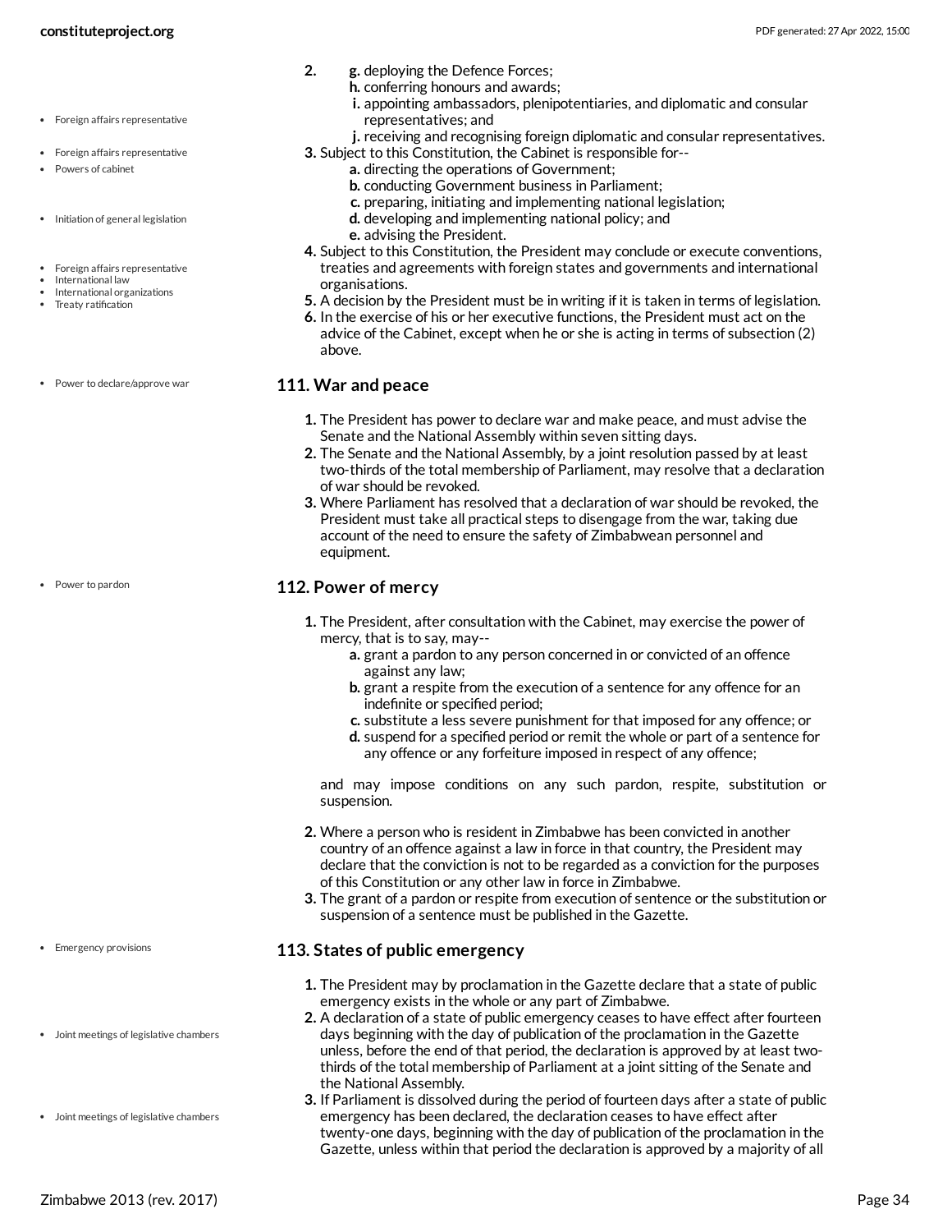2.
   g. deploying the Defence Forces;
   h. conferring honours and awards;
   i. appointing ambassadors, plenipotentiaries, and diplomatic and consular representatives; and
   j. receiving and recognising foreign diplomatic and consular representatives.
3. Subject to this Constitution, the Cabinet is responsible for--
   a. directing the operations of Government;
   b. conducting Government business in Parliament;
   c. preparing, initiating and implementing national legislation;
   d. developing and implementing national policy; and
   e. advising the President.
4. Subject to this Constitution, the President may conclude or execute conventions, treaties and agreements with foreign states and governments and international organisations.
5. A decision by the President must be in writing if it is taken in terms of legislation.
6. In the exercise of his or her executive functions, the President must act on the advice of the Cabinet, except when he or she is acting in terms of subsection (2) above.

### 111. War and peace

1. The President has power to declare war and make peace, and must advise the Senate and the National Assembly within seven sitting days.
2. The Senate and the National Assembly, by a joint resolution passed by at least two-thirds of the total membership of Parliament, may resolve that a declaration of war should be revoked.
3. Where Parliament has resolved that a declaration of war should be revoked, the President must take all practical steps to disengage from the war, taking due account of the need to ensure the safety of Zimbabwean personnel and equipment.

### 112. Power of mercy

1. The President, after consultation with the Cabinet, may exercise the power of mercy, that is to say, may--
   a. grant a pardon to any person concerned in or convicted of an offence against any law;
   b. grant a respite from the execution of a sentence for any offence for an indefinite or specified period;
   c. substitute a less severe punishment for that imposed for any offence; or
   d. suspend for a specified period or remit the whole or part of a sentence for any offence or any forfeiture imposed in respect of any offence;

   and may impose conditions on any such pardon, respite, substitution or suspension.
2. Where a person who is resident in Zimbabwe has been convicted in another country of an offence against a law in force in that country, the President may declare that the conviction is not to be regarded as a conviction for the purposes of this Constitution or any other law in force in Zimbabwe.
3. The grant of a pardon or respite from execution of sentence or the substitution or suspension of a sentence must be published in the Gazette.

### 113. States of public emergency

1. The President may by proclamation in the Gazette declare that a state of public emergency exists in the whole or any part of Zimbabwe.
2. A declaration of a state of public emergency ceases to have effect after fourteen days beginning with the day of publication of the proclamation in the Gazette unless, before the end of that period, the declaration is approved by at least two-thirds of the total membership of Parliament at a joint sitting of the Senate and the National Assembly.
3. If Parliament is dissolved during the period of fourteen days after a state of public emergency has been declared, the declaration ceases to have effect after twenty-one days, beginning with the day of publication of the proclamation in the Gazette, unless within that period the declaration is approved by a majority of all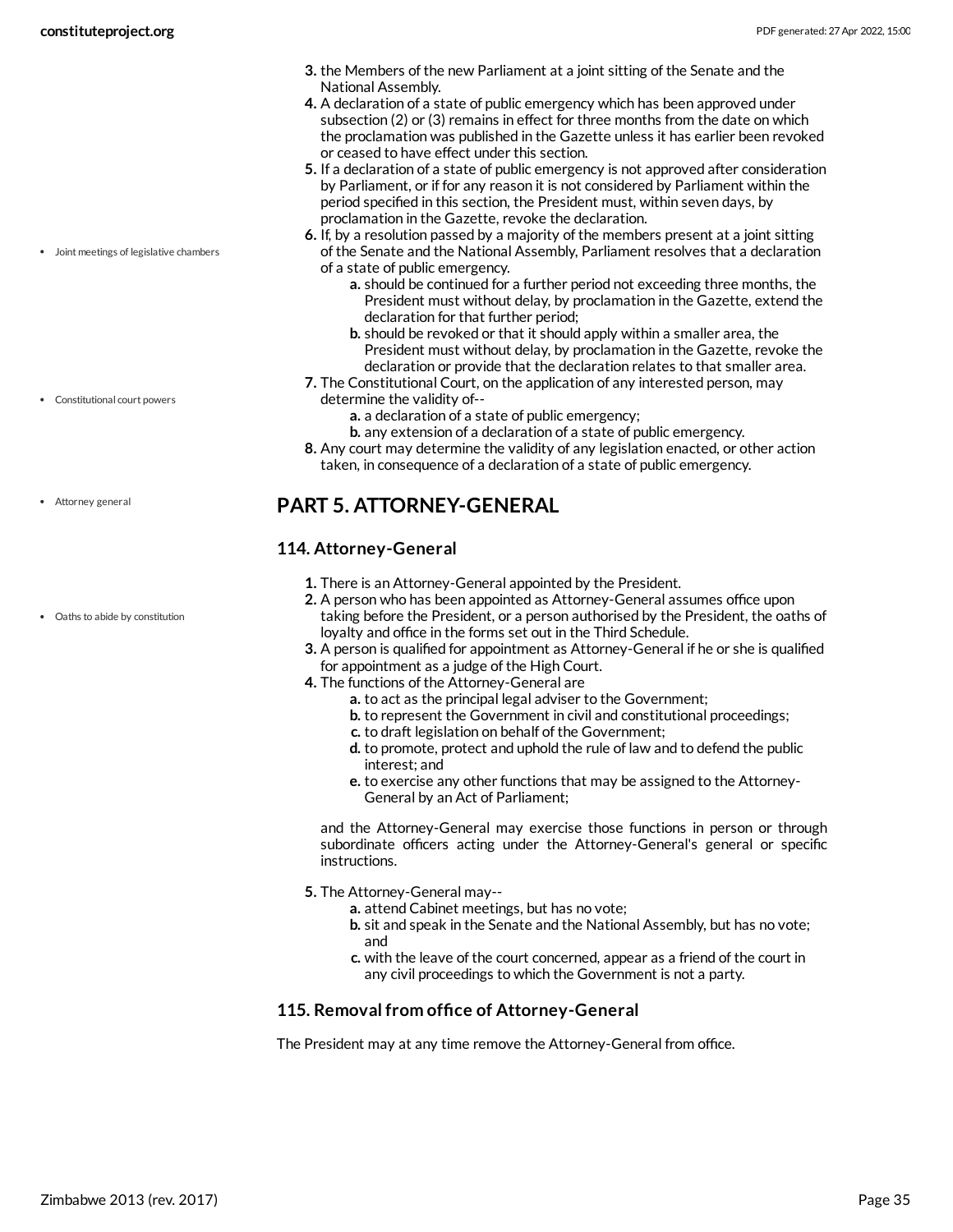3. the Members of the new Parliament at a joint sitting of the Senate and the National Assembly.
4. A declaration of a state of public emergency which has been approved under subsection (2) or (3) remains in effect for three months from the date on which the proclamation was published in the Gazette unless it has earlier been revoked or ceased to have effect under this section.
5. If a declaration of a state of public emergency is not approved after consideration by Parliament, or if for any reason it is not considered by Parliament within the period specified in this section, the President must, within seven days, by proclamation in the Gazette, revoke the declaration.
6. If, by a resolution passed by a majority of the members present at a joint sitting of the Senate and the National Assembly, Parliament resolves that a declaration of a state of public emergency.
   a. should be continued for a further period not exceeding three months, the President must without delay, by proclamation in the Gazette, extend the declaration for that further period;
   b. should be revoked or that it should apply within a smaller area, the President must without delay, by proclamation in the Gazette, revoke the declaration or provide that the declaration relates to that smaller area.
7. The Constitutional Court, on the application of any interested person, may determine the validity of--
   a. a declaration of a state of public emergency;
   b. any extension of a declaration of a state of public emergency.
8. Any court may determine the validity of any legislation enacted, or other action taken, in consequence of a declaration of a state of public emergency.

- Joint meetings of legislative chambers
- Constitutional court powers
- Attorney general
- Oaths to abide by constitution

## PART 5. ATTORNEY-GENERAL

### 114. Attorney-General

1. There is an Attorney-General appointed by the President.
2. A person who has been appointed as Attorney-General assumes office upon taking before the President, or a person authorised by the President, the oaths of loyalty and office in the forms set out in the Third Schedule.
3. A person is qualified for appointment as Attorney-General if he or she is qualified for appointment as a judge of the High Court.
4. The functions of the Attorney-General are
   a. to act as the principal legal adviser to the Government;
   b. to represent the Government in civil and constitutional proceedings;
   c. to draft legislation on behalf of the Government;
   d. to promote, protect and uphold the rule of law and to defend the public interest; and
   e. to exercise any other functions that may be assigned to the Attorney-General by an Act of Parliament;

   and the Attorney-General may exercise those functions in person or through subordinate officers acting under the Attorney-General's general or specific instructions.
5. The Attorney-General may--
   a. attend Cabinet meetings, but has no vote;
   b. sit and speak in the Senate and the National Assembly, but has no vote; and
   c. with the leave of the court concerned, appear as a friend of the court in any civil proceedings to which the Government is not a party.

### 115. Removal from office of Attorney-General

The President may at any time remove the Attorney-General from office.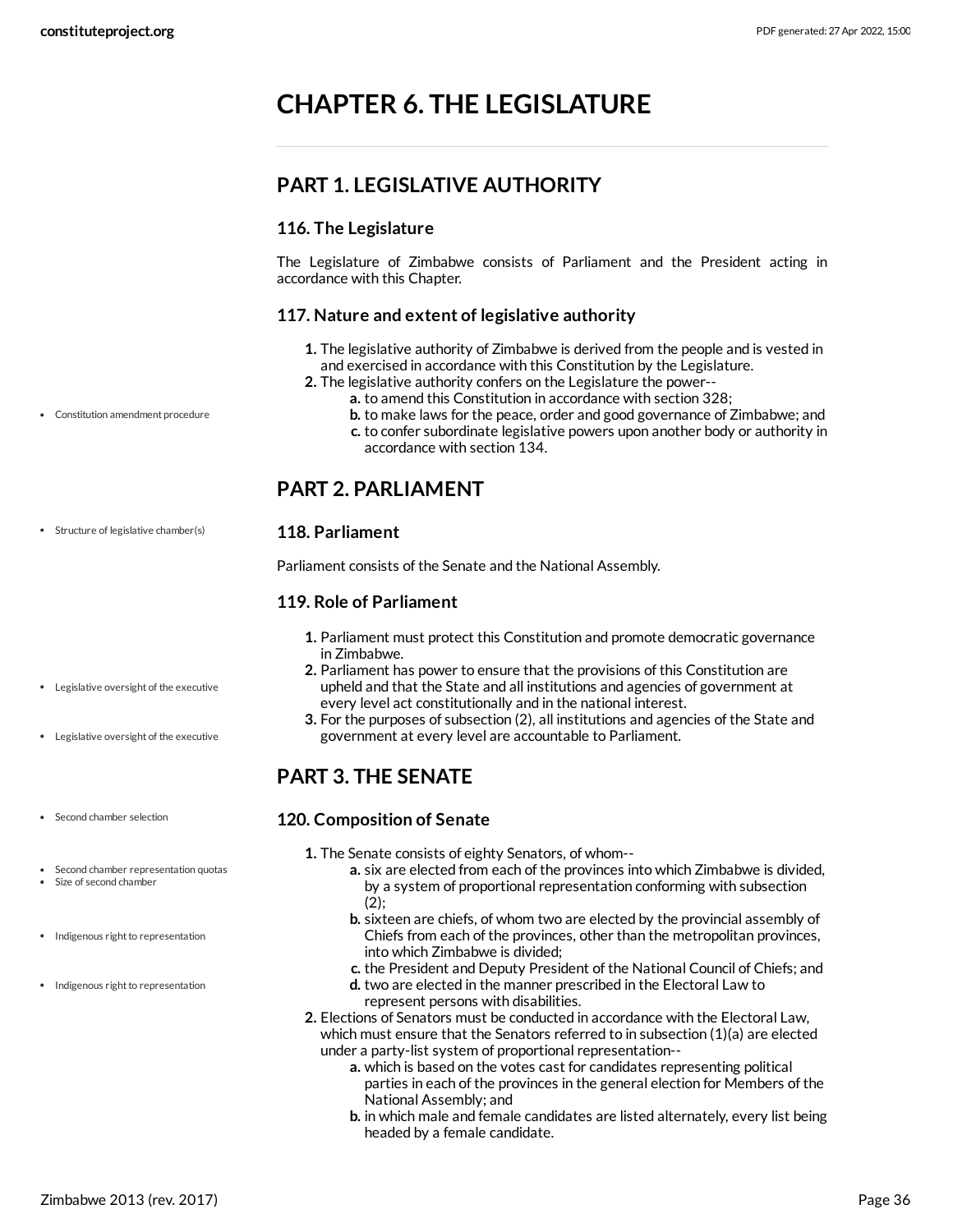# CHAPTER 6. THE LEGISLATURE

## PART 1. LEGISLATIVE AUTHORITY

### 116. The Legislature

The Legislature of Zimbabwe consists of Parliament and the President acting in accordance with this Chapter.

### 117. Nature and extent of legislative authority

1. The legislative authority of Zimbabwe is derived from the people and is vested in and exercised in accordance with this Constitution by the Legislature.
2. The legislative authority confers on the Legislature the power--
   - a. to amend this Constitution in accordance with section 328;
   - b. to make laws for the peace, order and good governance of Zimbabwe; and
   - c. to confer subordinate legislative powers upon another body or authority in accordance with section 134.

## PART 2. PARLIAMENT

### 118. Parliament

Parliament consists of the Senate and the National Assembly.

### 119. Role of Parliament

1. Parliament must protect this Constitution and promote democratic governance in Zimbabwe.
2. Parliament has power to ensure that the provisions of this Constitution are upheld and that the State and all institutions and agencies of government at every level act constitutionally and in the national interest.
3. For the purposes of subsection (2), all institutions and agencies of the State and government at every level are accountable to Parliament.

## PART 3. THE SENATE

### 120. Composition of Senate

1. The Senate consists of eighty Senators, of whom--
   - a. six are elected from each of the provinces into which Zimbabwe is divided, by a system of proportional representation conforming with subsection (2);
   - b. sixteen are chiefs, of whom two are elected by the provincial assembly of Chiefs from each of the provinces, other than the metropolitan provinces, into which Zimbabwe is divided;
   - c. the President and Deputy President of the National Council of Chiefs; and
   - d. two are elected in the manner prescribed in the Electoral Law to represent persons with disabilities.
2. Elections of Senators must be conducted in accordance with the Electoral Law, which must ensure that the Senators referred to in subsection (1)(a) are elected under a party-list system of proportional representation--
   - a. which is based on the votes cast for candidates representing political parties in each of the provinces in the general election for Members of the National Assembly; and
   - b. in which male and female candidates are listed alternately, every list being headed by a female candidate.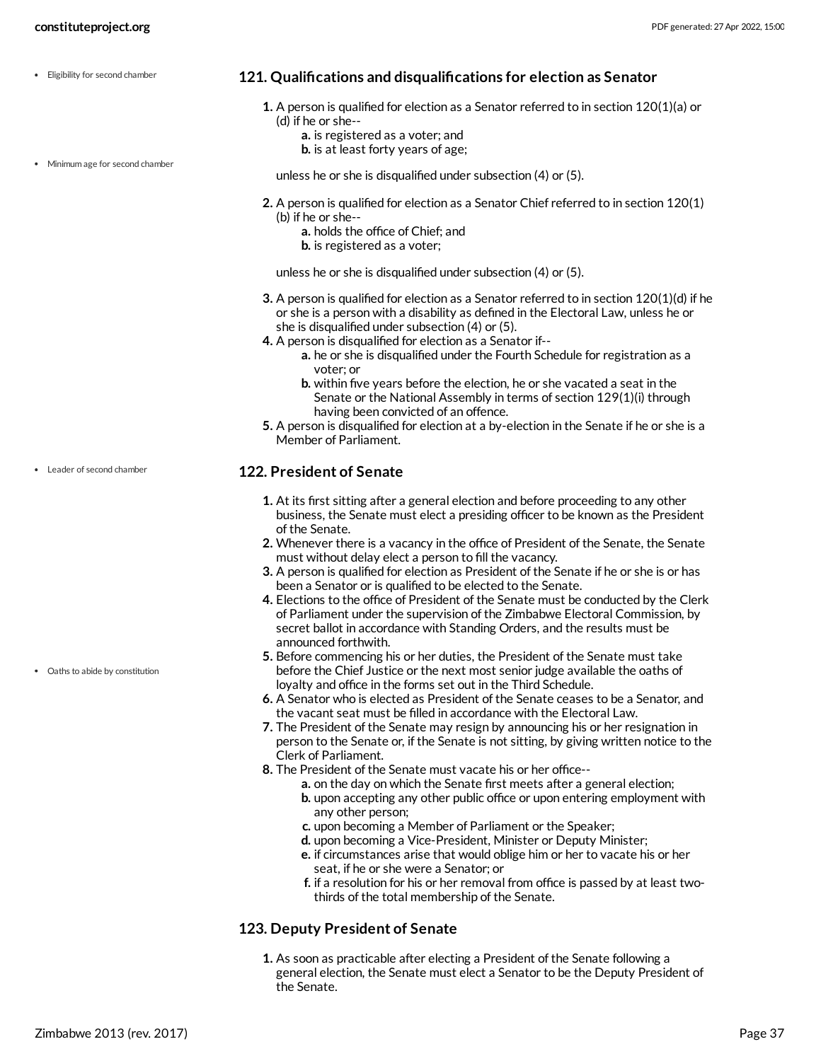- Eligibility for second chamber
- Minimum age for second chamber

## 121. Qualifications and disqualifications for election as Senator

1. A person is qualified for election as a Senator referred to in section 120(1)(a) or (d) if he or she--
   a. is registered as a voter; and
   b. is at least forty years of age;

   unless he or she is disqualified under subsection (4) or (5).
2. A person is qualified for election as a Senator Chief referred to in section 120(1)(b) if he or she--
   a. holds the office of Chief; and
   b. is registered as a voter;

   unless he or she is disqualified under subsection (4) or (5).
3. A person is qualified for election as a Senator referred to in section 120(1)(d) if he or she is a person with a disability as defined in the Electoral Law, unless he or she is disqualified under subsection (4) or (5).
4. A person is disqualified for election as a Senator if--
   a. he or she is disqualified under the Fourth Schedule for registration as a voter; or
   b. within five years before the election, he or she vacated a seat in the Senate or the National Assembly in terms of section 129(1)(i) through having been convicted of an offence.
5. A person is disqualified for election at a by-election in the Senate if he or she is a Member of Parliament.

- Leader of second chamber

## 122. President of Senate

1. At its first sitting after a general election and before proceeding to any other business, the Senate must elect a presiding officer to be known as the President of the Senate.
2. Whenever there is a vacancy in the office of President of the Senate, the Senate must without delay elect a person to fill the vacancy.
3. A person is qualified for election as President of the Senate if he or she is or has been a Senator or is qualified to be elected to the Senate.
4. Elections to the office of President of the Senate must be conducted by the Clerk of Parliament under the supervision of the Zimbabwe Electoral Commission, by secret ballot in accordance with Standing Orders, and the results must be announced forthwith.
5. Before commencing his or her duties, the President of the Senate must take before the Chief Justice or the next most senior judge available the oaths of loyalty and office in the forms set out in the Third Schedule.
6. A Senator who is elected as President of the Senate ceases to be a Senator, and the vacant seat must be filled in accordance with the Electoral Law.
7. The President of the Senate may resign by announcing his or her resignation in person to the Senate or, if the Senate is not sitting, by giving written notice to the Clerk of Parliament.
8. The President of the Senate must vacate his or her office--
   a. on the day on which the Senate first meets after a general election;
   b. upon accepting any other public office or upon entering employment with any other person;
   c. upon becoming a Member of Parliament or the Speaker;
   d. upon becoming a Vice-President, Minister or Deputy Minister;
   e. if circumstances arise that would oblige him or her to vacate his or her seat, if he or she were a Senator; or
   f. if a resolution for his or her removal from office is passed by at least two-thirds of the total membership of the Senate.

- Oaths to abide by constitution

## 123. Deputy President of Senate

1. As soon as practicable after electing a President of the Senate following a general election, the Senate must elect a Senator to be the Deputy President of the Senate.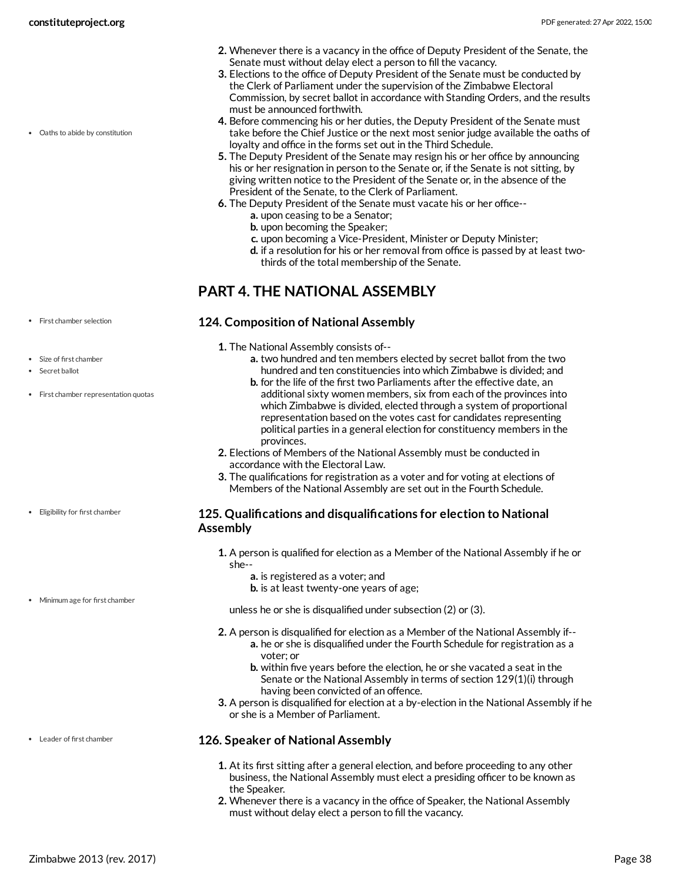2. Whenever there is a vacancy in the office of Deputy President of the Senate, the Senate must without delay elect a person to fill the vacancy.
3. Elections to the office of Deputy President of the Senate must be conducted by the Clerk of Parliament under the supervision of the Zimbabwe Electoral Commission, by secret ballot in accordance with Standing Orders, and the results must be announced forthwith.
4. Before commencing his or her duties, the Deputy President of the Senate must take before the Chief Justice or the next most senior judge available the oaths of loyalty and office in the forms set out in the Third Schedule.
5. The Deputy President of the Senate may resign his or her office by announcing his or her resignation in person to the Senate or, if the Senate is not sitting, by giving written notice to the President of the Senate or, in the absence of the President of the Senate, to the Clerk of Parliament.
6. The Deputy President of the Senate must vacate his or her office--
   a. upon ceasing to be a Senator;
   b. upon becoming the Speaker;
   c. upon becoming a Vice-President, Minister or Deputy Minister;
   d. if a resolution for his or her removal from office is passed by at least two-thirds of the total membership of the Senate.

## PART 4. THE NATIONAL ASSEMBLY

### 124. Composition of National Assembly

1. The National Assembly consists of--
   a. two hundred and ten members elected by secret ballot from the two hundred and ten constituencies into which Zimbabwe is divided; and
   b. for the life of the first two Parliaments after the effective date, an additional sixty women members, six from each of the provinces into which Zimbabwe is divided, elected through a system of proportional representation based on the votes cast for candidates representing political parties in a general election for constituency members in the provinces.
2. Elections of Members of the National Assembly must be conducted in accordance with the Electoral Law.
3. The qualifications for registration as a voter and for voting at elections of Members of the National Assembly are set out in the Fourth Schedule.

### 125. Qualifications and disqualifications for election to National Assembly

1. A person is qualified for election as a Member of the National Assembly if he or she--
   a. is registered as a voter; and
   b. is at least twenty-one years of age;

   unless he or she is disqualified under subsection (2) or (3).
2. A person is disqualified for election as a Member of the National Assembly if--
   a. he or she is disqualified under the Fourth Schedule for registration as a voter; or
   b. within five years before the election, he or she vacated a seat in the Senate or the National Assembly in terms of section 129(1)(i) through having been convicted of an offence.
3. A person is disqualified for election at a by-election in the National Assembly if he or she is a Member of Parliament.

### 126. Speaker of National Assembly

1. At its first sitting after a general election, and before proceeding to any other business, the National Assembly must elect a presiding officer to be known as the Speaker.
2. Whenever there is a vacancy in the office of Speaker, the National Assembly must without delay elect a person to fill the vacancy.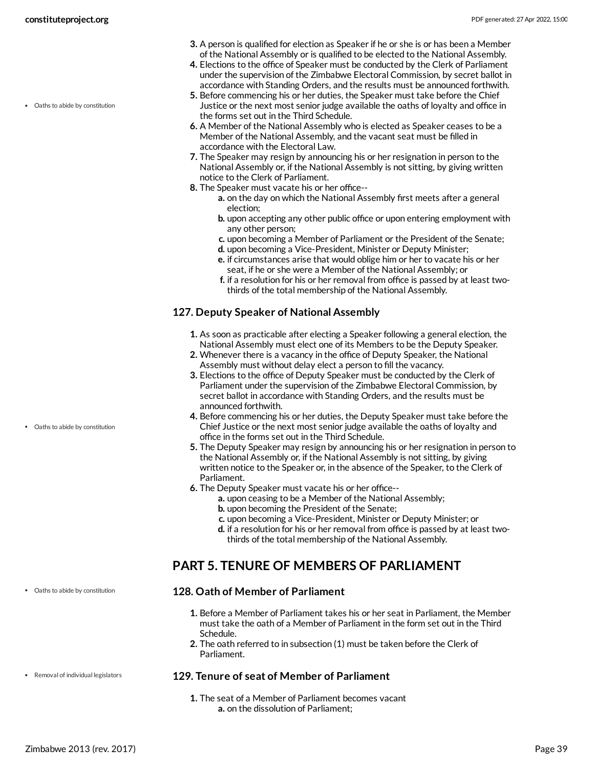3. A person is qualified for election as Speaker if he or she is or has been a Member of the National Assembly or is qualified to be elected to the National Assembly.
4. Elections to the office of Speaker must be conducted by the Clerk of Parliament under the supervision of the Zimbabwe Electoral Commission, by secret ballot in accordance with Standing Orders, and the results must be announced forthwith.
5. Before commencing his or her duties, the Speaker must take before the Chief Justice or the next most senior judge available the oaths of loyalty and office in the forms set out in the Third Schedule.
6. A Member of the National Assembly who is elected as Speaker ceases to be a Member of the National Assembly, and the vacant seat must be filled in accordance with the Electoral Law.
7. The Speaker may resign by announcing his or her resignation in person to the National Assembly or, if the National Assembly is not sitting, by giving written notice to the Clerk of Parliament.
8. The Speaker must vacate his or her office--
   a. on the day on which the National Assembly first meets after a general election;
   b. upon accepting any other public office or upon entering employment with any other person;
   c. upon becoming a Member of Parliament or the President of the Senate;
   d. upon becoming a Vice-President, Minister or Deputy Minister;
   e. if circumstances arise that would oblige him or her to vacate his or her seat, if he or she were a Member of the National Assembly; or
   f. if a resolution for his or her removal from office is passed by at least two-thirds of the total membership of the National Assembly.

### 127. Deputy Speaker of National Assembly

1. As soon as practicable after electing a Speaker following a general election, the National Assembly must elect one of its Members to be the Deputy Speaker.
2. Whenever there is a vacancy in the office of Deputy Speaker, the National Assembly must without delay elect a person to fill the vacancy.
3. Elections to the office of Deputy Speaker must be conducted by the Clerk of Parliament under the supervision of the Zimbabwe Electoral Commission, by secret ballot in accordance with Standing Orders, and the results must be announced forthwith.
4. Before commencing his or her duties, the Deputy Speaker must take before the Chief Justice or the next most senior judge available the oaths of loyalty and office in the forms set out in the Third Schedule.
5. The Deputy Speaker may resign by announcing his or her resignation in person to the National Assembly or, if the National Assembly is not sitting, by giving written notice to the Speaker or, in the absence of the Speaker, to the Clerk of Parliament.
6. The Deputy Speaker must vacate his or her office--
   a. upon ceasing to be a Member of the National Assembly;
   b. upon becoming the President of the Senate;
   c. upon becoming a Vice-President, Minister or Deputy Minister; or
   d. if a resolution for his or her removal from office is passed by at least two-thirds of the total membership of the National Assembly.

## PART 5. TENURE OF MEMBERS OF PARLIAMENT

### 128. Oath of Member of Parliament

1. Before a Member of Parliament takes his or her seat in Parliament, the Member must take the oath of a Member of Parliament in the form set out in the Third Schedule.
2. The oath referred to in subsection (1) must be taken before the Clerk of Parliament.

### 129. Tenure of seat of Member of Parliament

1. The seat of a Member of Parliament becomes vacant
   a. on the dissolution of Parliament;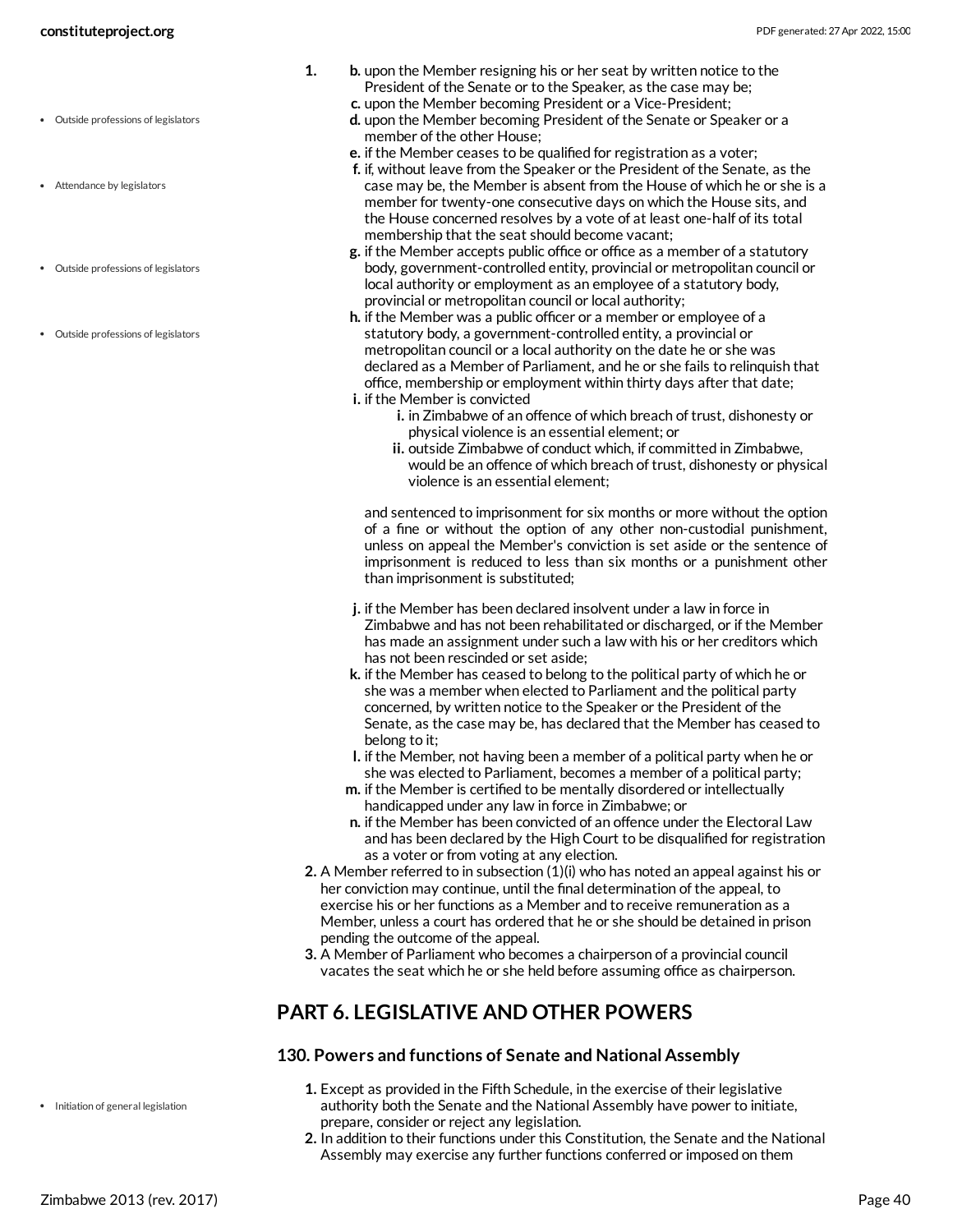1.
    b. upon the Member resigning his or her seat by written notice to the President of the Senate or to the Speaker, as the case may be;
    c. upon the Member becoming President or a Vice-President;
    d. upon the Member becoming President of the Senate or Speaker or a member of the other House;
    e. if the Member ceases to be qualified for registration as a voter;
    f. if, without leave from the Speaker or the President of the Senate, as the case may be, the Member is absent from the House of which he or she is a member for twenty-one consecutive days on which the House sits, and the House concerned resolves by a vote of at least one-half of its total membership that the seat should become vacant;
    g. if the Member accepts public office or office as a member of a statutory body, government-controlled entity, provincial or metropolitan council or local authority or employment as an employee of a statutory body, provincial or metropolitan council or local authority;
    h. if the Member was a public officer or a member or employee of a statutory body, a government-controlled entity, a provincial or metropolitan council or a local authority on the date he or she was declared as a Member of Parliament, and he or she fails to relinquish that office, membership or employment within thirty days after that date;
    i. if the Member is convicted
        i. in Zimbabwe of an offence of which breach of trust, dishonesty or physical violence is an essential element; or
        ii. outside Zimbabwe of conduct which, if committed in Zimbabwe, would be an offence of which breach of trust, dishonesty or physical violence is an essential element;

       and sentenced to imprisonment for six months or more without the option of a fine or without the option of any other non-custodial punishment, unless on appeal the Member's conviction is set aside or the sentence of imprisonment is reduced to less than six months or a punishment other than imprisonment is substituted;

    j. if the Member has been declared insolvent under a law in force in Zimbabwe and has not been rehabilitated or discharged, or if the Member has made an assignment under such a law with his or her creditors which has not been rescinded or set aside;
    k. if the Member has ceased to belong to the political party of which he or she was a member when elected to Parliament and the political party concerned, by written notice to the Speaker or the President of the Senate, as the case may be, has declared that the Member has ceased to belong to it;
    l. if the Member, not having been a member of a political party when he or she was elected to Parliament, becomes a member of a political party;
    m. if the Member is certified to be mentally disordered or intellectually handicapped under any law in force in Zimbabwe; or
    n. if the Member has been convicted of an offence under the Electoral Law and has been declared by the High Court to be disqualified for registration as a voter or from voting at any election.
2. A Member referred to in subsection (1)(i) who has noted an appeal against his or her conviction may continue, until the final determination of the appeal, to exercise his or her functions as a Member and to receive remuneration as a Member, unless a court has ordered that he or she should be detained in prison pending the outcome of the appeal.
3. A Member of Parliament who becomes a chairperson of a provincial council vacates the seat which he or she held before assuming office as chairperson.

## PART 6. LEGISLATIVE AND OTHER POWERS

### 130. Powers and functions of Senate and National Assembly

1. Except as provided in the Fifth Schedule, in the exercise of their legislative authority both the Senate and the National Assembly have power to initiate, prepare, consider or reject any legislation.
2. In addition to their functions under this Constitution, the Senate and the National Assembly may exercise any further functions conferred or imposed on them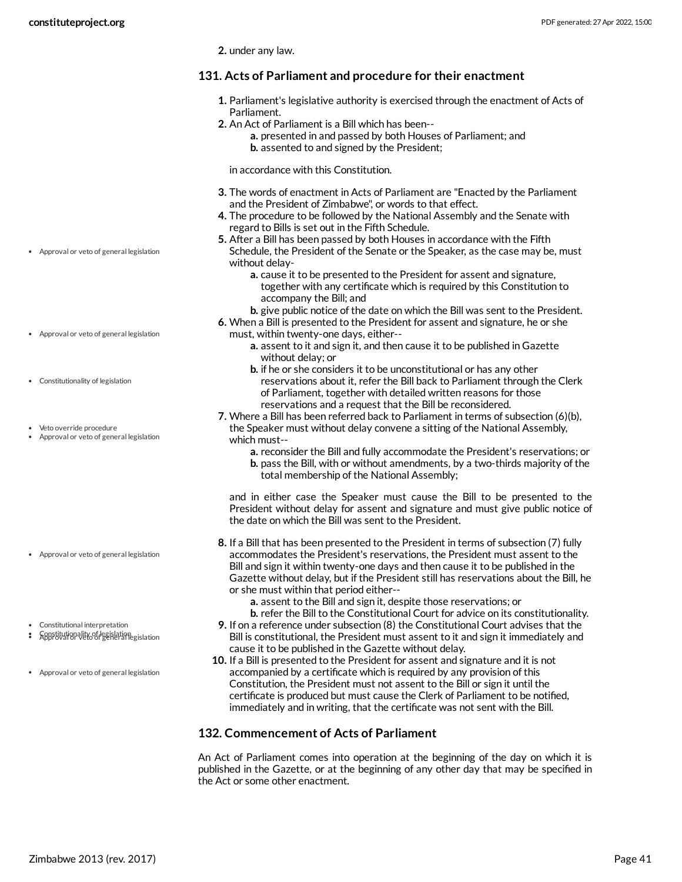2. under any law.

## 131. Acts of Parliament and procedure for their enactment

1. Parliament's legislative authority is exercised through the enactment of Acts of Parliament.
2. An Act of Parliament is a Bill which has been--
   - a. presented in and passed by both Houses of Parliament; and
   - b. assented to and signed by the President;

   in accordance with this Constitution.

3. The words of enactment in Acts of Parliament are "Enacted by the Parliament and the President of Zimbabwe", or words to that effect.
4. The procedure to be followed by the National Assembly and the Senate with regard to Bills is set out in the Fifth Schedule.
5. After a Bill has been passed by both Houses in accordance with the Fifth Schedule, the President of the Senate or the Speaker, as the case may be, must without delay-
   - a. cause it to be presented to the President for assent and signature, together with any certificate which is required by this Constitution to accompany the Bill; and
   - b. give public notice of the date on which the Bill was sent to the President.
6. When a Bill is presented to the President for assent and signature, he or she must, within twenty-one days, either--
   - a. assent to it and sign it, and then cause it to be published in Gazette without delay; or
   - b. if he or she considers it to be unconstitutional or has any other reservations about it, refer the Bill back to Parliament through the Clerk of Parliament, together with detailed written reasons for those reservations and a request that the Bill be reconsidered.
7. Where a Bill has been referred back to Parliament in terms of subsection (6)(b), the Speaker must without delay convene a sitting of the National Assembly, which must--
   - a. reconsider the Bill and fully accommodate the President's reservations; or
   - b. pass the Bill, with or without amendments, by a two-thirds majority of the total membership of the National Assembly;

   and in either case the Speaker must cause the Bill to be presented to the President without delay for assent and signature and must give public notice of the date on which the Bill was sent to the President.

8. If a Bill that has been presented to the President in terms of subsection (7) fully accommodates the President's reservations, the President must assent to the Bill and sign it within twenty-one days and then cause it to be published in the Gazette without delay, but if the President still has reservations about the Bill, he or she must within that period either--
   - a. assent to the Bill and sign it, despite those reservations; or
   - b. refer the Bill to the Constitutional Court for advice on its constitutionality.
9. If on a reference under subsection (8) the Constitutional Court advises that the Bill is constitutional, the President must assent to it and sign it immediately and cause it to be published in the Gazette without delay.
10. If a Bill is presented to the President for assent and signature and it is not accompanied by a certificate which is required by any provision of this Constitution, the President must not assent to the Bill or sign it until the certificate is produced but must cause the Clerk of Parliament to be notified, immediately and in writing, that the certificate was not sent with the Bill.

## 132. Commencement of Acts of Parliament

An Act of Parliament comes into operation at the beginning of the day on which it is published in the Gazette, or at the beginning of any other day that may be specified in the Act or some other enactment.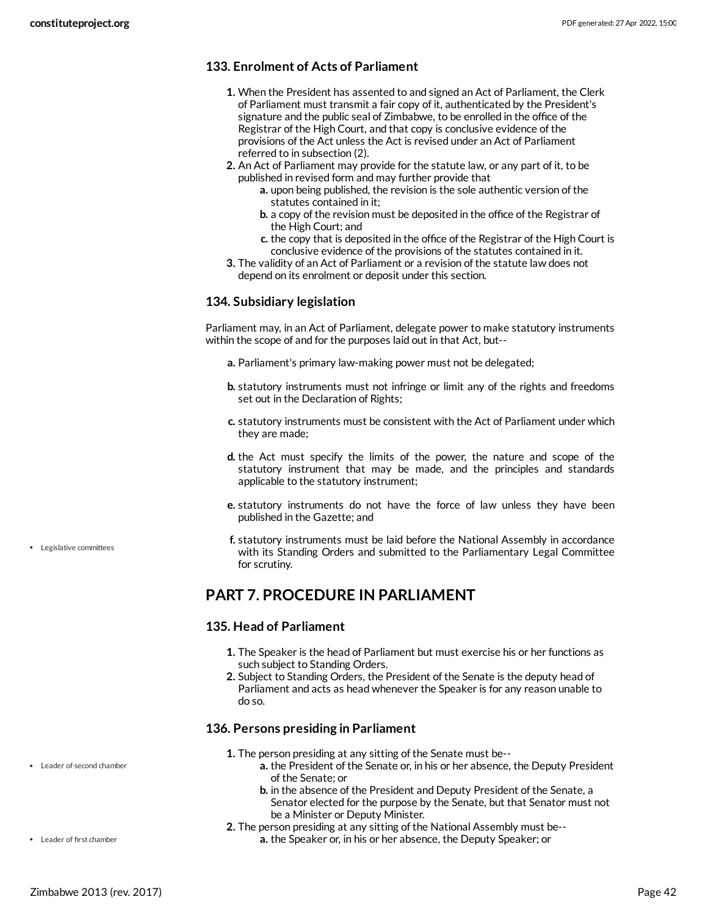### 133. Enrolment of Acts of Parliament

1. When the President has assented to and signed an Act of Parliament, the Clerk of Parliament must transmit a fair copy of it, authenticated by the President's signature and the public seal of Zimbabwe, to be enrolled in the office of the Registrar of the High Court, and that copy is conclusive evidence of the provisions of the Act unless the Act is revised under an Act of Parliament referred to in subsection (2).
2. An Act of Parliament may provide for the statute law, or any part of it, to be published in revised form and may further provide that
   a. upon being published, the revision is the sole authentic version of the statutes contained in it;
   b. a copy of the revision must be deposited in the office of the Registrar of the High Court; and
   c. the copy that is deposited in the office of the Registrar of the High Court is conclusive evidence of the provisions of the statutes contained in it.
3. The validity of an Act of Parliament or a revision of the statute law does not depend on its enrolment or deposit under this section.

### 134. Subsidiary legislation

Parliament may, in an Act of Parliament, delegate power to make statutory instruments within the scope of and for the purposes laid out in that Act, but--

a. Parliament's primary law-making power must not be delegated;

b. statutory instruments must not infringe or limit any of the rights and freedoms set out in the Declaration of Rights;

c. statutory instruments must be consistent with the Act of Parliament under which they are made;

d. the Act must specify the limits of the power, the nature and scope of the statutory instrument that may be made, and the principles and standards applicable to the statutory instrument;

e. statutory instruments do not have the force of law unless they have been published in the Gazette; and

f. statutory instruments must be laid before the National Assembly in accordance with its Standing Orders and submitted to the Parliamentary Legal Committee for scrutiny.

- Legislative committees

## PART 7. PROCEDURE IN PARLIAMENT

### 135. Head of Parliament

1. The Speaker is the head of Parliament but must exercise his or her functions as such subject to Standing Orders.
2. Subject to Standing Orders, the President of the Senate is the deputy head of Parliament and acts as head whenever the Speaker is for any reason unable to do so.

### 136. Persons presiding in Parliament

- Leader of second chamber

1. The person presiding at any sitting of the Senate must be--
   a. the President of the Senate or, in his or her absence, the Deputy President of the Senate; or
   b. in the absence of the President and Deputy President of the Senate, a Senator elected for the purpose by the Senate, but that Senator must not be a Minister or Deputy Minister.

- Leader of first chamber

2. The person presiding at any sitting of the National Assembly must be--
   a. the Speaker or, in his or her absence, the Deputy Speaker; or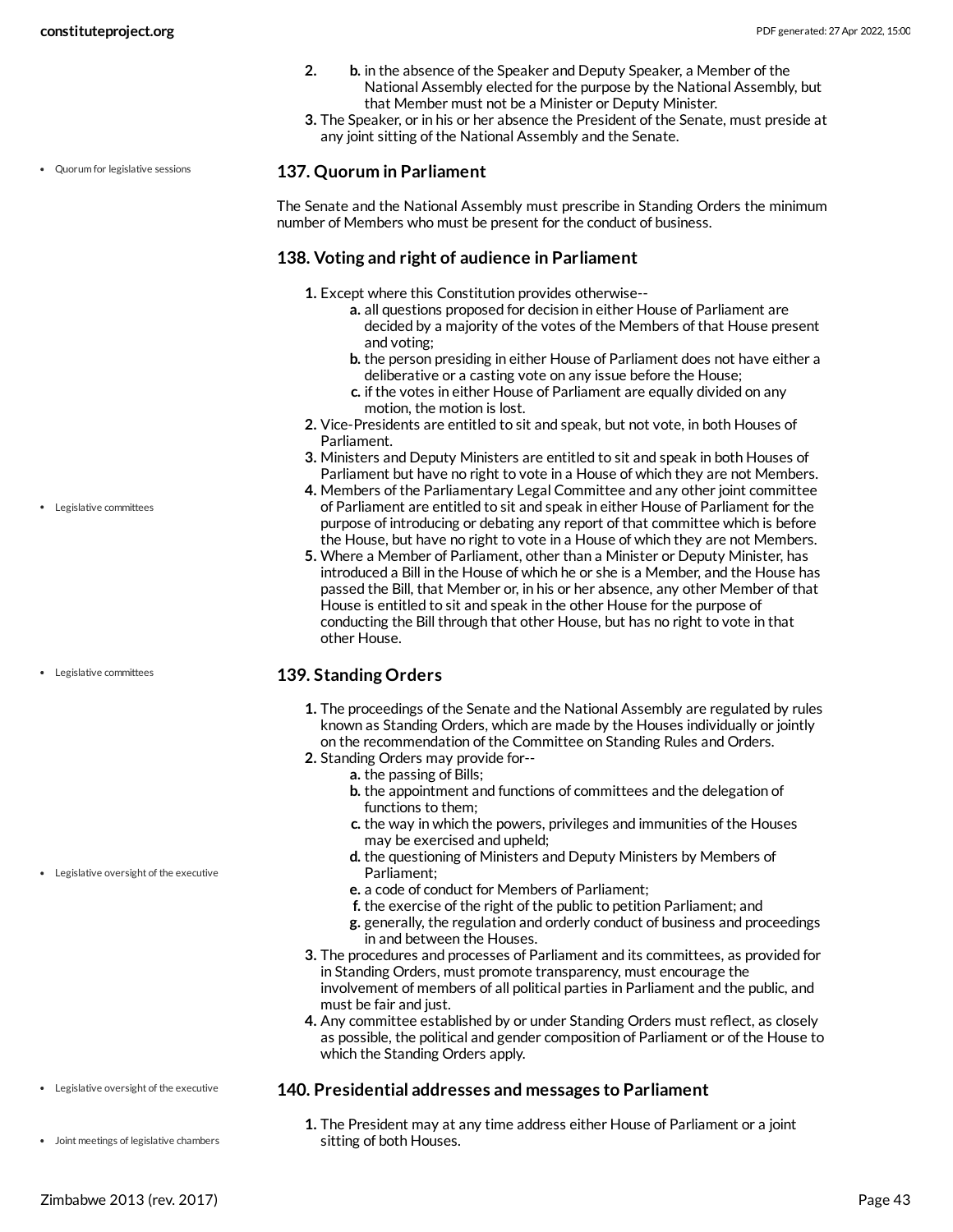2. b. in the absence of the Speaker and Deputy Speaker, a Member of the National Assembly elected for the purpose by the National Assembly, but that Member must not be a Minister or Deputy Minister.
3. The Speaker, or in his or her absence the President of the Senate, must preside at any joint sitting of the National Assembly and the Senate.

### 137. Quorum in Parliament

The Senate and the National Assembly must prescribe in Standing Orders the minimum number of Members who must be present for the conduct of business.

### 138. Voting and right of audience in Parliament

1. Except where this Constitution provides otherwise--
   a. all questions proposed for decision in either House of Parliament are decided by a majority of the votes of the Members of that House present and voting;
   b. the person presiding in either House of Parliament does not have either a deliberative or a casting vote on any issue before the House;
   c. if the votes in either House of Parliament are equally divided on any motion, the motion is lost.
2. Vice-Presidents are entitled to sit and speak, but not vote, in both Houses of Parliament.
3. Ministers and Deputy Ministers are entitled to sit and speak in both Houses of Parliament but have no right to vote in a House of which they are not Members.
4. Members of the Parliamentary Legal Committee and any other joint committee of Parliament are entitled to sit and speak in either House of Parliament for the purpose of introducing or debating any report of that committee which is before the House, but have no right to vote in a House of which they are not Members.
5. Where a Member of Parliament, other than a Minister or Deputy Minister, has introduced a Bill in the House of which he or she is a Member, and the House has passed the Bill, that Member or, in his or her absence, any other Member of that House is entitled to sit and speak in the other House for the purpose of conducting the Bill through that other House, but has no right to vote in that other House.

### 139. Standing Orders

1. The proceedings of the Senate and the National Assembly are regulated by rules known as Standing Orders, which are made by the Houses individually or jointly on the recommendation of the Committee on Standing Rules and Orders.
2. Standing Orders may provide for--
   a. the passing of Bills;
   b. the appointment and functions of committees and the delegation of functions to them;
   c. the way in which the powers, privileges and immunities of the Houses may be exercised and upheld;
   d. the questioning of Ministers and Deputy Ministers by Members of Parliament;
   e. a code of conduct for Members of Parliament;
   f. the exercise of the right of the public to petition Parliament; and
   g. generally, the regulation and orderly conduct of business and proceedings in and between the Houses.
3. The procedures and processes of Parliament and its committees, as provided for in Standing Orders, must promote transparency, must encourage the involvement of members of all political parties in Parliament and the public, and must be fair and just.
4. Any committee established by or under Standing Orders must reflect, as closely as possible, the political and gender composition of Parliament or of the House to which the Standing Orders apply.

### 140. Presidential addresses and messages to Parliament

1. The President may at any time address either House of Parliament or a joint sitting of both Houses.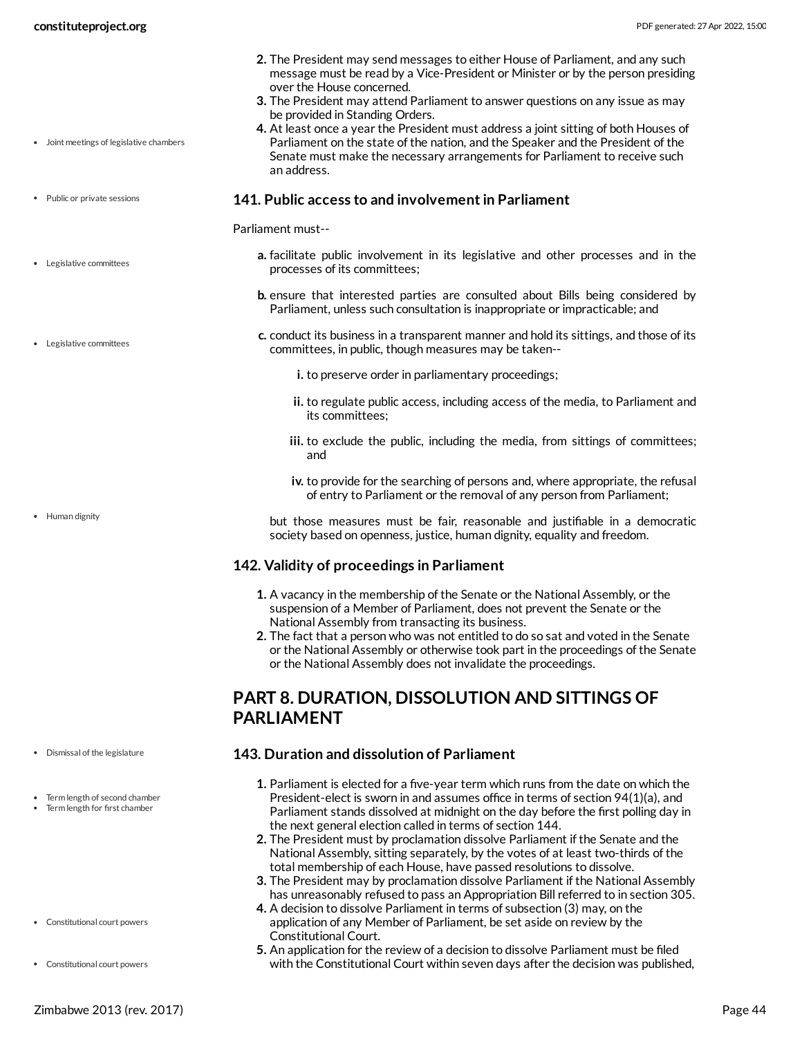2. The President may send messages to either House of Parliament, and any such message must be read by a Vice-President or Minister or by the person presiding over the House concerned.
3. The President may attend Parliament to answer questions on any issue as may be provided in Standing Orders.
4. At least once a year the President must address a joint sitting of both Houses of Parliament on the state of the nation, and the Speaker and the President of the Senate must make the necessary arrangements for Parliament to receive such an address.

### 141. Public access to and involvement in Parliament

Parliament must--

a. facilitate public involvement in its legislative and other processes and in the processes of its committees;

b. ensure that interested parties are consulted about Bills being considered by Parliament, unless such consultation is inappropriate or impracticable; and

c. conduct its business in a transparent manner and hold its sittings, and those of its committees, in public, though measures may be taken--

   i. to preserve order in parliamentary proceedings;

   ii. to regulate public access, including access of the media, to Parliament and its committees;

   iii. to exclude the public, including the media, from sittings of committees; and

   iv. to provide for the searching of persons and, where appropriate, the refusal of entry to Parliament or the removal of any person from Parliament;

   but those measures must be fair, reasonable and justifiable in a democratic society based on openness, justice, human dignity, equality and freedom.

### 142. Validity of proceedings in Parliament

1. A vacancy in the membership of the Senate or the National Assembly, or the suspension of a Member of Parliament, does not prevent the Senate or the National Assembly from transacting its business.
2. The fact that a person who was not entitled to do so sat and voted in the Senate or the National Assembly or otherwise took part in the proceedings of the Senate or the National Assembly does not invalidate the proceedings.

## PART 8. DURATION, DISSOLUTION AND SITTINGS OF PARLIAMENT

### 143. Duration and dissolution of Parliament

1. Parliament is elected for a five-year term which runs from the date on which the President-elect is sworn in and assumes office in terms of section 94(1)(a), and Parliament stands dissolved at midnight on the day before the first polling day in the next general election called in terms of section 144.
2. The President must by proclamation dissolve Parliament if the Senate and the National Assembly, sitting separately, by the votes of at least two-thirds of the total membership of each House, have passed resolutions to dissolve.
3. The President may by proclamation dissolve Parliament if the National Assembly has unreasonably refused to pass an Appropriation Bill referred to in section 305.
4. A decision to dissolve Parliament in terms of subsection (3) may, on the application of any Member of Parliament, be set aside on review by the Constitutional Court.
5. An application for the review of a decision to dissolve Parliament must be filed with the Constitutional Court within seven days after the decision was published,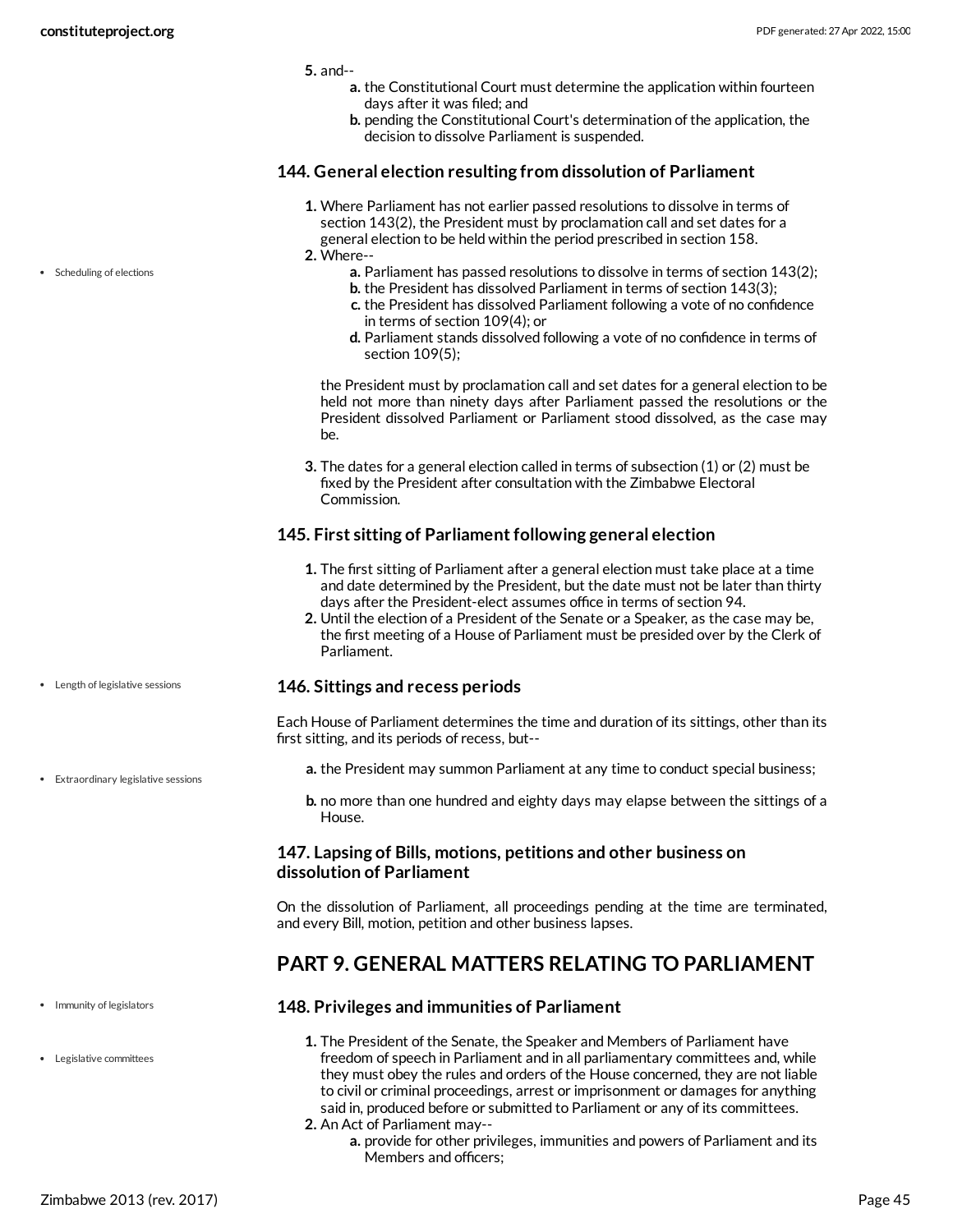5. and--
    a. the Constitutional Court must determine the application within fourteen days after it was filed; and
    b. pending the Constitutional Court's determination of the application, the decision to dissolve Parliament is suspended.

### 144. General election resulting from dissolution of Parliament

1. Where Parliament has not earlier passed resolutions to dissolve in terms of section 143(2), the President must by proclamation call and set dates for a general election to be held within the period prescribed in section 158.
2. Where--
    a. Parliament has passed resolutions to dissolve in terms of section 143(2);
    b. the President has dissolved Parliament in terms of section 143(3);
    c. the President has dissolved Parliament following a vote of no confidence in terms of section 109(4); or
    d. Parliament stands dissolved following a vote of no confidence in terms of section 109(5);

   the President must by proclamation call and set dates for a general election to be held not more than ninety days after Parliament passed the resolutions or the President dissolved Parliament or Parliament stood dissolved, as the case may be.

3. The dates for a general election called in terms of subsection (1) or (2) must be fixed by the President after consultation with the Zimbabwe Electoral Commission.

### 145. First sitting of Parliament following general election

1. The first sitting of Parliament after a general election must take place at a time and date determined by the President, but the date must not be later than thirty days after the President-elect assumes office in terms of section 94.
2. Until the election of a President of the Senate or a Speaker, as the case may be, the first meeting of a House of Parliament must be presided over by the Clerk of Parliament.

### 146. Sittings and recess periods

Each House of Parliament determines the time and duration of its sittings, other than its first sitting, and its periods of recess, but--

a. the President may summon Parliament at any time to conduct special business;

b. no more than one hundred and eighty days may elapse between the sittings of a House.

### 147. Lapsing of Bills, motions, petitions and other business on dissolution of Parliament

On the dissolution of Parliament, all proceedings pending at the time are terminated, and every Bill, motion, petition and other business lapses.

## PART 9. GENERAL MATTERS RELATING TO PARLIAMENT

### 148. Privileges and immunities of Parliament

1. The President of the Senate, the Speaker and Members of Parliament have freedom of speech in Parliament and in all parliamentary committees and, while they must obey the rules and orders of the House concerned, they are not liable to civil or criminal proceedings, arrest or imprisonment or damages for anything said in, produced before or submitted to Parliament or any of its committees.
2. An Act of Parliament may--
    a. provide for other privileges, immunities and powers of Parliament and its Members and officers;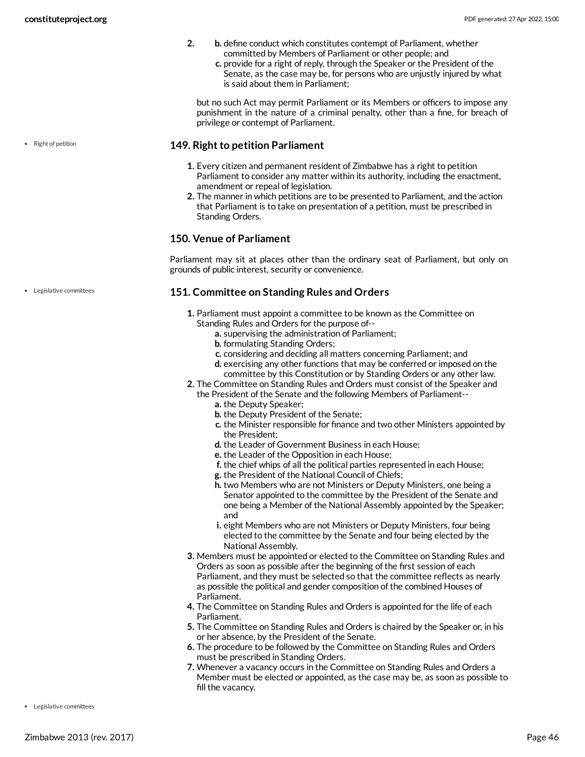2.
   b. define conduct which constitutes contempt of Parliament, whether committed by Members of Parliament or other people; and
   c. provide for a right of reply, through the Speaker or the President of the Senate, as the case may be, for persons who are unjustly injured by what is said about them in Parliament;

but no such Act may permit Parliament or its Members or officers to impose any punishment in the nature of a criminal penalty, other than a fine, for breach of privilege or contempt of Parliament.

- Right of petition

### 149. Right to petition Parliament

1. Every citizen and permanent resident of Zimbabwe has a right to petition Parliament to consider any matter within its authority, including the enactment, amendment or repeal of legislation.
2. The manner in which petitions are to be presented to Parliament, and the action that Parliament is to take on presentation of a petition, must be prescribed in Standing Orders.

### 150. Venue of Parliament

Parliament may sit at places other than the ordinary seat of Parliament, but only on grounds of public interest, security or convenience.

- Legislative committees

### 151. Committee on Standing Rules and Orders

1. Parliament must appoint a committee to be known as the Committee on Standing Rules and Orders for the purpose of--
   a. supervising the administration of Parliament;
   b. formulating Standing Orders;
   c. considering and deciding all matters concerning Parliament; and
   d. exercising any other functions that may be conferred or imposed on the committee by this Constitution or by Standing Orders or any other law.
2. The Committee on Standing Rules and Orders must consist of the Speaker and the President of the Senate and the following Members of Parliament--
   a. the Deputy Speaker;
   b. the Deputy President of the Senate;
   c. the Minister responsible for finance and two other Ministers appointed by the President;
   d. the Leader of Government Business in each House;
   e. the Leader of the Opposition in each House;
   f. the chief whips of all the political parties represented in each House;
   g. the President of the National Council of Chiefs;
   h. two Members who are not Ministers or Deputy Ministers, one being a Senator appointed to the committee by the President of the Senate and one being a Member of the National Assembly appointed by the Speaker; and
   i. eight Members who are not Ministers or Deputy Ministers, four being elected to the committee by the Senate and four being elected by the National Assembly.
3. Members must be appointed or elected to the Committee on Standing Rules and Orders as soon as possible after the beginning of the first session of each Parliament, and they must be selected so that the committee reflects as nearly as possible the political and gender composition of the combined Houses of Parliament.
4. The Committee on Standing Rules and Orders is appointed for the life of each Parliament.
5. The Committee on Standing Rules and Orders is chaired by the Speaker or, in his or her absence, by the President of the Senate.
6. The procedure to be followed by the Committee on Standing Rules and Orders must be prescribed in Standing Orders.
7. Whenever a vacancy occurs in the Committee on Standing Rules and Orders a Member must be elected or appointed, as the case may be, as soon as possible to fill the vacancy.

- Legislative committees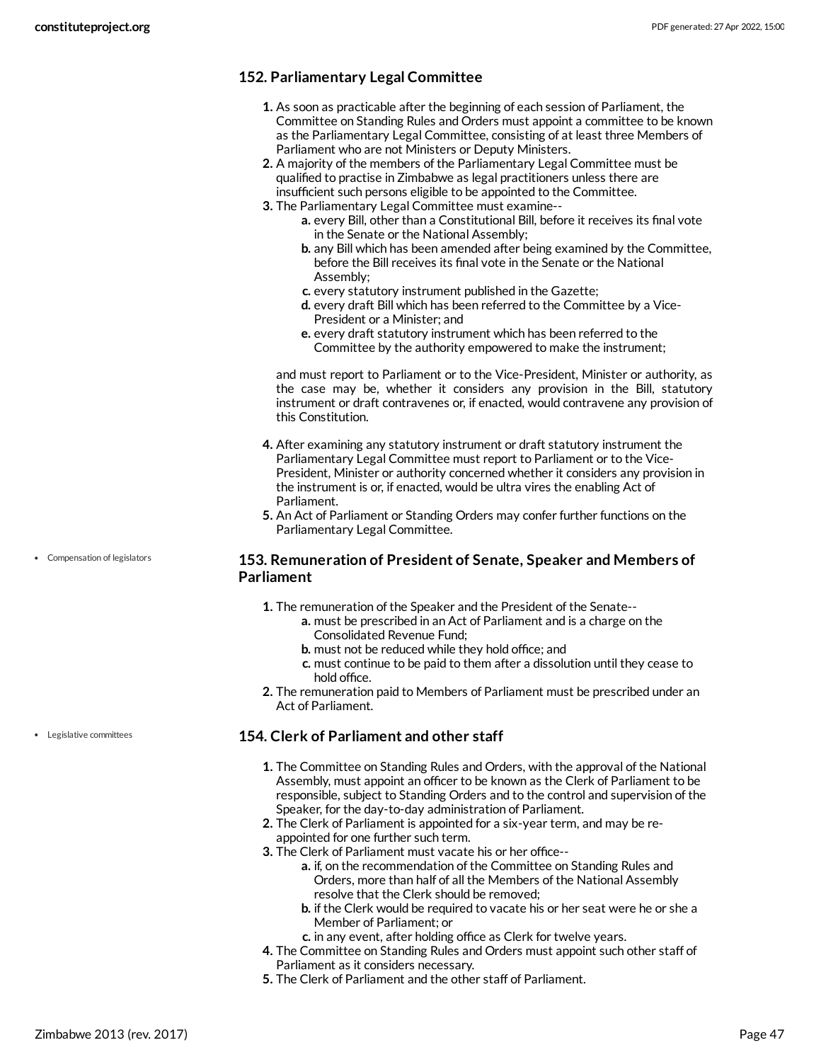### 152. Parliamentary Legal Committee

1. As soon as practicable after the beginning of each session of Parliament, the Committee on Standing Rules and Orders must appoint a committee to be known as the Parliamentary Legal Committee, consisting of at least three Members of Parliament who are not Ministers or Deputy Ministers.
2. A majority of the members of the Parliamentary Legal Committee must be qualified to practise in Zimbabwe as legal practitioners unless there are insufficient such persons eligible to be appointed to the Committee.
3. The Parliamentary Legal Committee must examine--
   a. every Bill, other than a Constitutional Bill, before it receives its final vote in the Senate or the National Assembly;
   b. any Bill which has been amended after being examined by the Committee, before the Bill receives its final vote in the Senate or the National Assembly;
   c. every statutory instrument published in the Gazette;
   d. every draft Bill which has been referred to the Committee by a Vice-President or a Minister; and
   e. every draft statutory instrument which has been referred to the Committee by the authority empowered to make the instrument;

   and must report to Parliament or to the Vice-President, Minister or authority, as the case may be, whether it considers any provision in the Bill, statutory instrument or draft contravenes or, if enacted, would contravene any provision of this Constitution.
4. After examining any statutory instrument or draft statutory instrument the Parliamentary Legal Committee must report to Parliament or to the Vice-President, Minister or authority concerned whether it considers any provision in the instrument is or, if enacted, would be ultra vires the enabling Act of Parliament.
5. An Act of Parliament or Standing Orders may confer further functions on the Parliamentary Legal Committee.

- Compensation of legislators

### 153. Remuneration of President of Senate, Speaker and Members of Parliament

1. The remuneration of the Speaker and the President of the Senate--
   a. must be prescribed in an Act of Parliament and is a charge on the Consolidated Revenue Fund;
   b. must not be reduced while they hold office; and
   c. must continue to be paid to them after a dissolution until they cease to hold office.
2. The remuneration paid to Members of Parliament must be prescribed under an Act of Parliament.

- Legislative committees

### 154. Clerk of Parliament and other staff

1. The Committee on Standing Rules and Orders, with the approval of the National Assembly, must appoint an officer to be known as the Clerk of Parliament to be responsible, subject to Standing Orders and to the control and supervision of the Speaker, for the day-to-day administration of Parliament.
2. The Clerk of Parliament is appointed for a six-year term, and may be re-appointed for one further such term.
3. The Clerk of Parliament must vacate his or her office--
   a. if, on the recommendation of the Committee on Standing Rules and Orders, more than half of all the Members of the National Assembly resolve that the Clerk should be removed;
   b. if the Clerk would be required to vacate his or her seat were he or she a Member of Parliament; or
   c. in any event, after holding office as Clerk for twelve years.
4. The Committee on Standing Rules and Orders must appoint such other staff of Parliament as it considers necessary.
5. The Clerk of Parliament and the other staff of Parliament.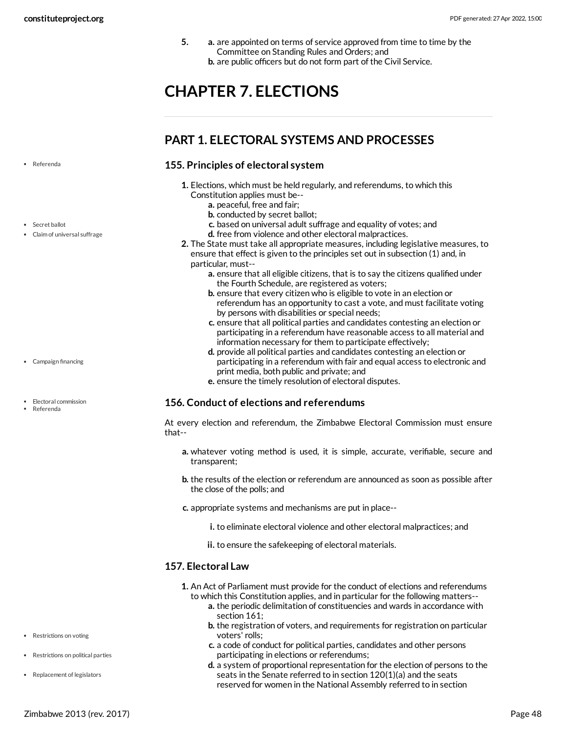5. 
   a. are appointed on terms of service approved from time to time by the Committee on Standing Rules and Orders; and
   b. are public officers but do not form part of the Civil Service.

# CHAPTER 7. ELECTIONS

## PART 1. ELECTORAL SYSTEMS AND PROCESSES

### 155. Principles of electoral system

1. Elections, which must be held regularly, and referendums, to which this Constitution applies must be--
   a. peaceful, free and fair;
   b. conducted by secret ballot;
   c. based on universal adult suffrage and equality of votes; and
   d. free from violence and other electoral malpractices.
2. The State must take all appropriate measures, including legislative measures, to ensure that effect is given to the principles set out in subsection (1) and, in particular, must--
   a. ensure that all eligible citizens, that is to say the citizens qualified under the Fourth Schedule, are registered as voters;
   b. ensure that every citizen who is eligible to vote in an election or referendum has an opportunity to cast a vote, and must facilitate voting by persons with disabilities or special needs;
   c. ensure that all political parties and candidates contesting an election or participating in a referendum have reasonable access to all material and information necessary for them to participate effectively;
   d. provide all political parties and candidates contesting an election or participating in a referendum with fair and equal access to electronic and print media, both public and private; and
   e. ensure the timely resolution of electoral disputes.

### 156. Conduct of elections and referendums

At every election and referendum, the Zimbabwe Electoral Commission must ensure that--

a. whatever voting method is used, it is simple, accurate, verifiable, secure and transparent;

b. the results of the election or referendum are announced as soon as possible after the close of the polls; and

c. appropriate systems and mechanisms are put in place--

   i. to eliminate electoral violence and other electoral malpractices; and

   ii. to ensure the safekeeping of electoral materials.

### 157. Electoral Law

1. An Act of Parliament must provide for the conduct of elections and referendums to which this Constitution applies, and in particular for the following matters--
   a. the periodic delimitation of constituencies and wards in accordance with section 161;
   b. the registration of voters, and requirements for registration on particular voters' rolls;
   c. a code of conduct for political parties, candidates and other persons participating in elections or referendums;
   d. a system of proportional representation for the election of persons to the seats in the Senate referred to in section 120(1)(a) and the seats reserved for women in the National Assembly referred to in section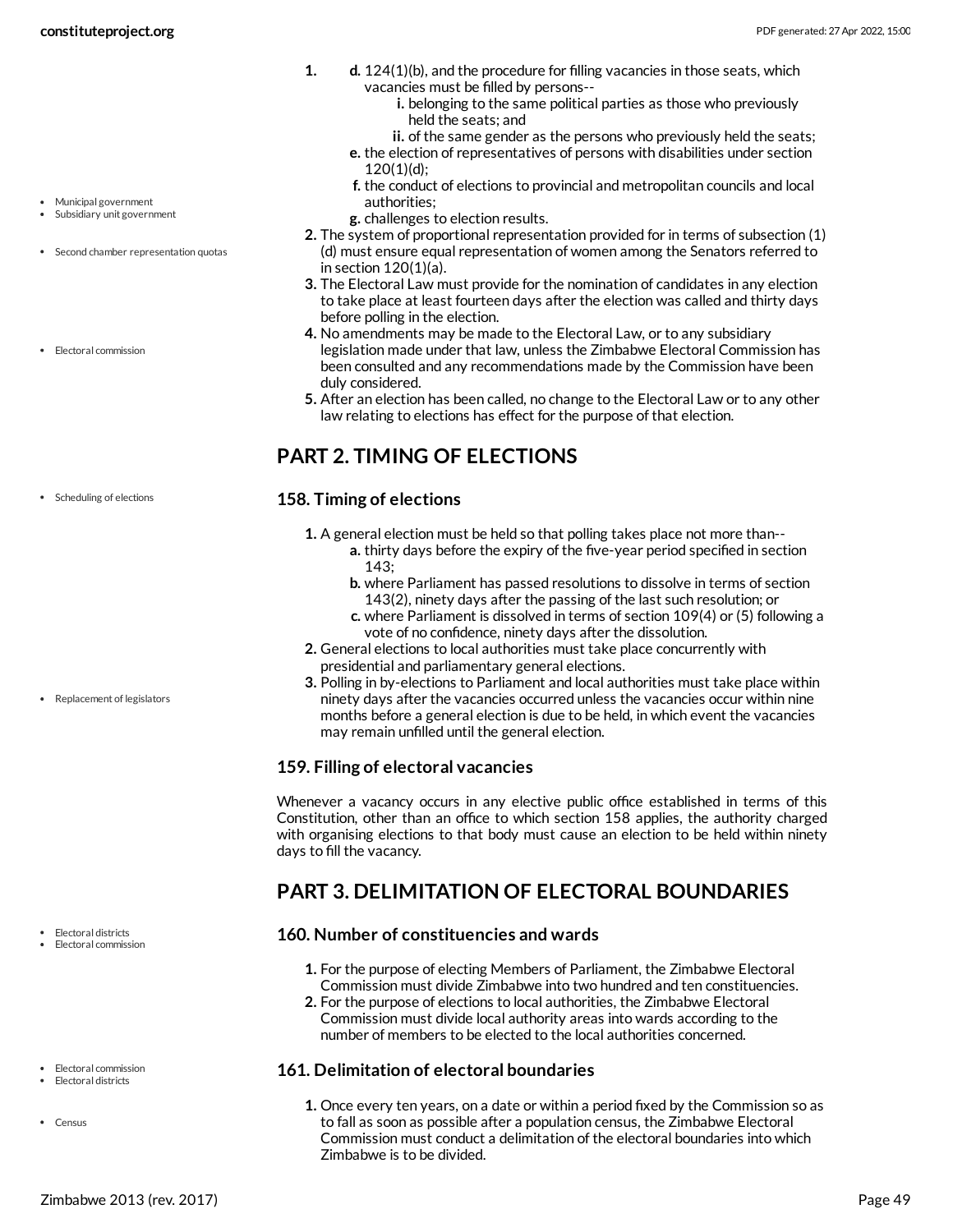1. d. 124(1)(b), and the procedure for filling vacancies in those seats, which vacancies must be filled by persons--
      i. belonging to the same political parties as those who previously held the seats; and
      ii. of the same gender as the persons who previously held the seats;
   e. the election of representatives of persons with disabilities under section 120(1)(d);
   f. the conduct of elections to provincial and metropolitan councils and local authorities;
   g. challenges to election results.
2. The system of proportional representation provided for in terms of subsection (1)(d) must ensure equal representation of women among the Senators referred to in section 120(1)(a).
3. The Electoral Law must provide for the nomination of candidates in any election to take place at least fourteen days after the election was called and thirty days before polling in the election.
4. No amendments may be made to the Electoral Law, or to any subsidiary legislation made under that law, unless the Zimbabwe Electoral Commission has been consulted and any recommendations made by the Commission have been duly considered.
5. After an election has been called, no change to the Electoral Law or to any other law relating to elections has effect for the purpose of that election.

## PART 2. TIMING OF ELECTIONS

### 158. Timing of elections

1. A general election must be held so that polling takes place not more than--
   a. thirty days before the expiry of the five-year period specified in section 143;
   b. where Parliament has passed resolutions to dissolve in terms of section 143(2), ninety days after the passing of the last such resolution; or
   c. where Parliament is dissolved in terms of section 109(4) or (5) following a vote of no confidence, ninety days after the dissolution.
2. General elections to local authorities must take place concurrently with presidential and parliamentary general elections.
3. Polling in by-elections to Parliament and local authorities must take place within ninety days after the vacancies occurred unless the vacancies occur within nine months before a general election is due to be held, in which event the vacancies may remain unfilled until the general election.

### 159. Filling of electoral vacancies

Whenever a vacancy occurs in any elective public office established in terms of this Constitution, other than an office to which section 158 applies, the authority charged with organising elections to that body must cause an election to be held within ninety days to fill the vacancy.

## PART 3. DELIMITATION OF ELECTORAL BOUNDARIES

### 160. Number of constituencies and wards

1. For the purpose of electing Members of Parliament, the Zimbabwe Electoral Commission must divide Zimbabwe into two hundred and ten constituencies.
2. For the purpose of elections to local authorities, the Zimbabwe Electoral Commission must divide local authority areas into wards according to the number of members to be elected to the local authorities concerned.

### 161. Delimitation of electoral boundaries

1. Once every ten years, on a date or within a period fixed by the Commission so as to fall as soon as possible after a population census, the Zimbabwe Electoral Commission must conduct a delimitation of the electoral boundaries into which Zimbabwe is to be divided.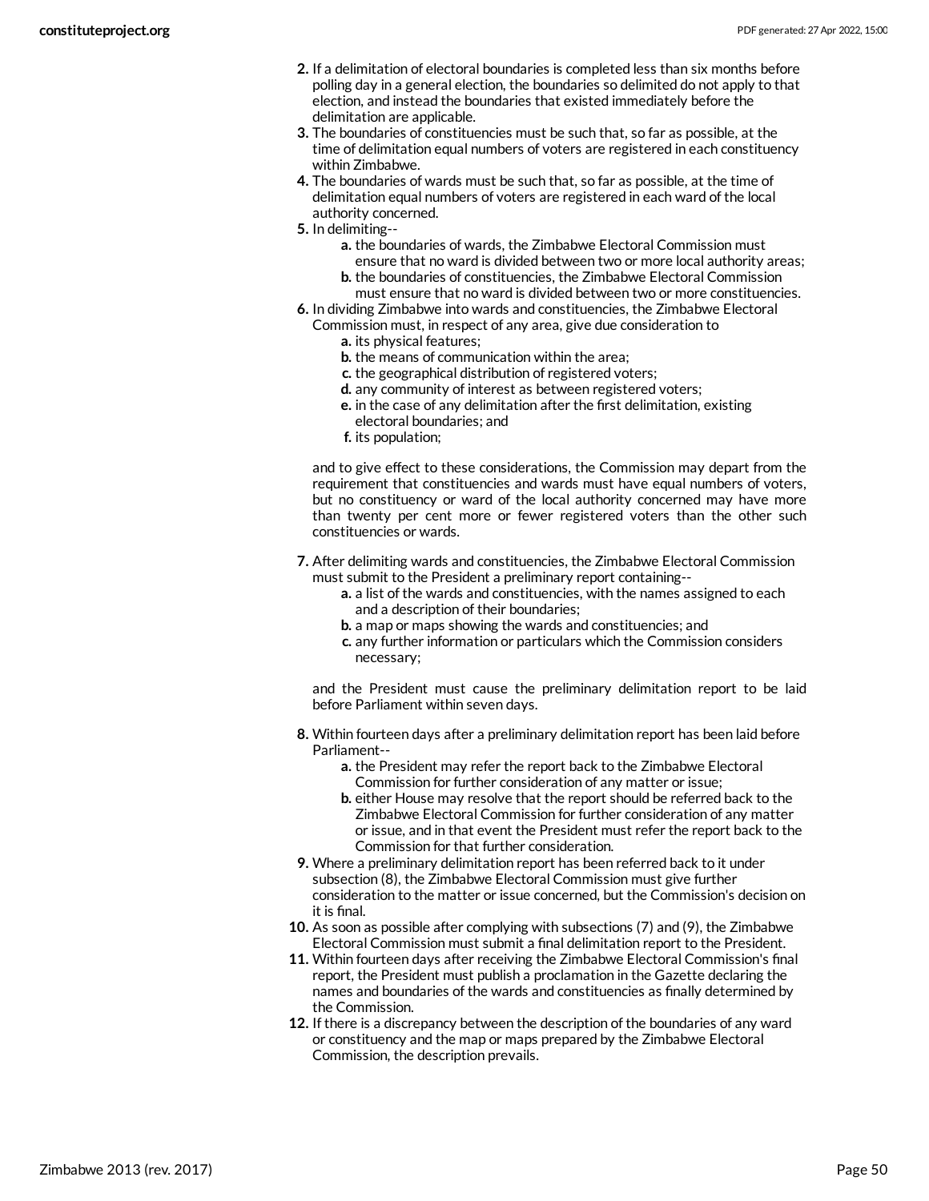2. If a delimitation of electoral boundaries is completed less than six months before polling day in a general election, the boundaries so delimited do not apply to that election, and instead the boundaries that existed immediately before the delimitation are applicable.
3. The boundaries of constituencies must be such that, so far as possible, at the time of delimitation equal numbers of voters are registered in each constituency within Zimbabwe.
4. The boundaries of wards must be such that, so far as possible, at the time of delimitation equal numbers of voters are registered in each ward of the local authority concerned.
5. In delimiting--
   a. the boundaries of wards, the Zimbabwe Electoral Commission must ensure that no ward is divided between two or more local authority areas;
   b. the boundaries of constituencies, the Zimbabwe Electoral Commission must ensure that no ward is divided between two or more constituencies.
6. In dividing Zimbabwe into wards and constituencies, the Zimbabwe Electoral Commission must, in respect of any area, give due consideration to
   a. its physical features;
   b. the means of communication within the area;
   c. the geographical distribution of registered voters;
   d. any community of interest as between registered voters;
   e. in the case of any delimitation after the first delimitation, existing electoral boundaries; and
   f. its population;

   and to give effect to these considerations, the Commission may depart from the requirement that constituencies and wards must have equal numbers of voters, but no constituency or ward of the local authority concerned may have more than twenty per cent more or fewer registered voters than the other such constituencies or wards.

7. After delimiting wards and constituencies, the Zimbabwe Electoral Commission must submit to the President a preliminary report containing--
   a. a list of the wards and constituencies, with the names assigned to each and a description of their boundaries;
   b. a map or maps showing the wards and constituencies; and
   c. any further information or particulars which the Commission considers necessary;

   and the President must cause the preliminary delimitation report to be laid before Parliament within seven days.

8. Within fourteen days after a preliminary delimitation report has been laid before Parliament--
   a. the President may refer the report back to the Zimbabwe Electoral Commission for further consideration of any matter or issue;
   b. either House may resolve that the report should be referred back to the Zimbabwe Electoral Commission for further consideration of any matter or issue, and in that event the President must refer the report back to the Commission for that further consideration.
9. Where a preliminary delimitation report has been referred back to it under subsection (8), the Zimbabwe Electoral Commission must give further consideration to the matter or issue concerned, but the Commission's decision on it is final.
10. As soon as possible after complying with subsections (7) and (9), the Zimbabwe Electoral Commission must submit a final delimitation report to the President.
11. Within fourteen days after receiving the Zimbabwe Electoral Commission's final report, the President must publish a proclamation in the Gazette declaring the names and boundaries of the wards and constituencies as finally determined by the Commission.
12. If there is a discrepancy between the description of the boundaries of any ward or constituency and the map or maps prepared by the Zimbabwe Electoral Commission, the description prevails.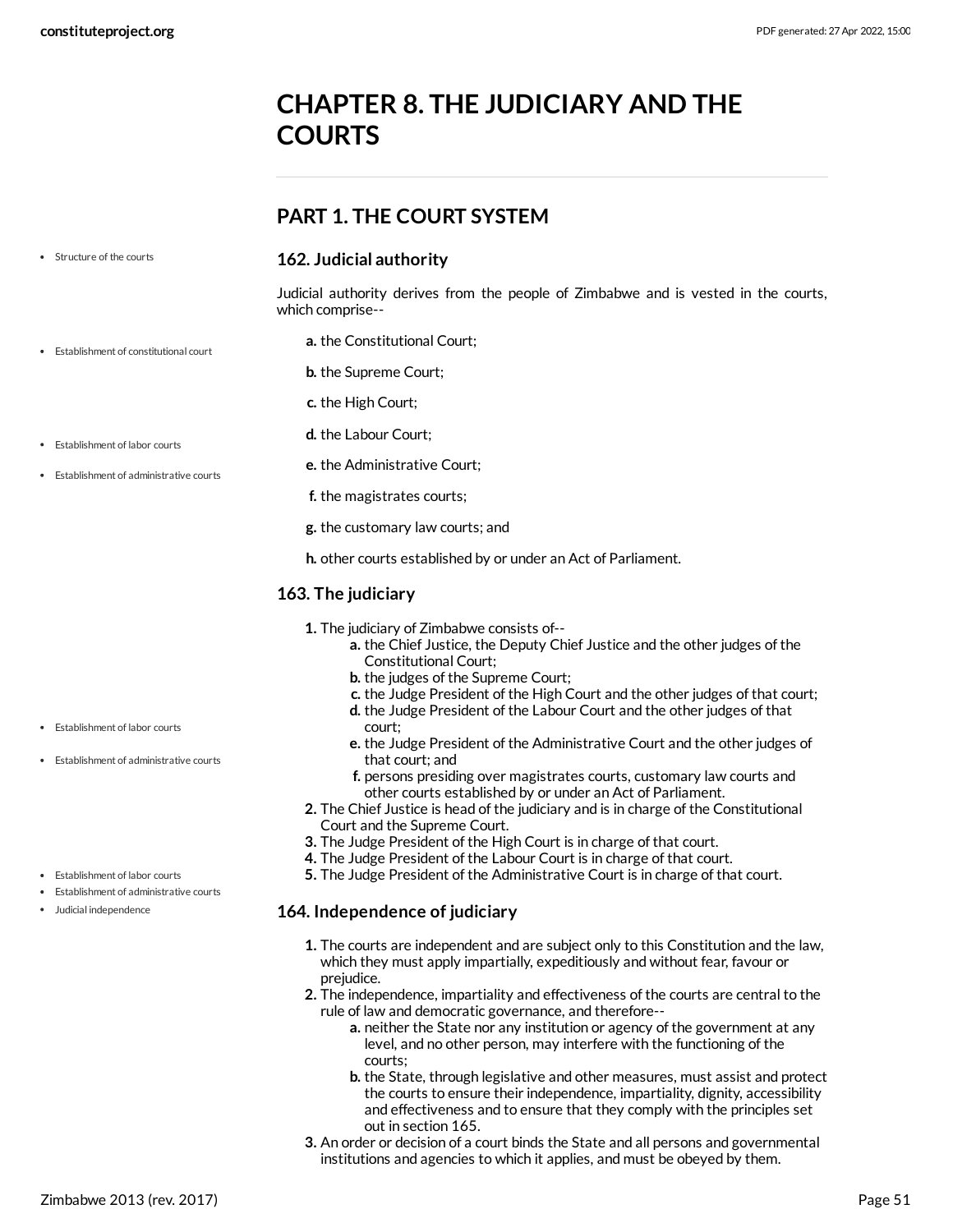# CHAPTER 8. THE JUDICIARY AND THE COURTS

## PART 1. THE COURT SYSTEM

### 162. Judicial authority

Judicial authority derives from the people of Zimbabwe and is vested in the courts, which comprise--

a. the Constitutional Court;

b. the Supreme Court;

c. the High Court;

d. the Labour Court;

e. the Administrative Court;

f. the magistrates courts;

g. the customary law courts; and

h. other courts established by or under an Act of Parliament.

### 163. The judiciary

1. The judiciary of Zimbabwe consists of--
    a. the Chief Justice, the Deputy Chief Justice and the other judges of the Constitutional Court;
    b. the judges of the Supreme Court;
    c. the Judge President of the High Court and the other judges of that court;
    d. the Judge President of the Labour Court and the other judges of that court;
    e. the Judge President of the Administrative Court and the other judges of that court; and
    f. persons presiding over magistrates courts, customary law courts and other courts established by or under an Act of Parliament.
2. The Chief Justice is head of the judiciary and is in charge of the Constitutional Court and the Supreme Court.
3. The Judge President of the High Court is in charge of that court.
4. The Judge President of the Labour Court is in charge of that court.
5. The Judge President of the Administrative Court is in charge of that court.

### 164. Independence of judiciary

1. The courts are independent and are subject only to this Constitution and the law, which they must apply impartially, expeditiously and without fear, favour or prejudice.
2. The independence, impartiality and effectiveness of the courts are central to the rule of law and democratic governance, and therefore--
    a. neither the State nor any institution or agency of the government at any level, and no other person, may interfere with the functioning of the courts;
    b. the State, through legislative and other measures, must assist and protect the courts to ensure their independence, impartiality, dignity, accessibility and effectiveness and to ensure that they comply with the principles set out in section 165.
3. An order or decision of a court binds the State and all persons and governmental institutions and agencies to which it applies, and must be obeyed by them.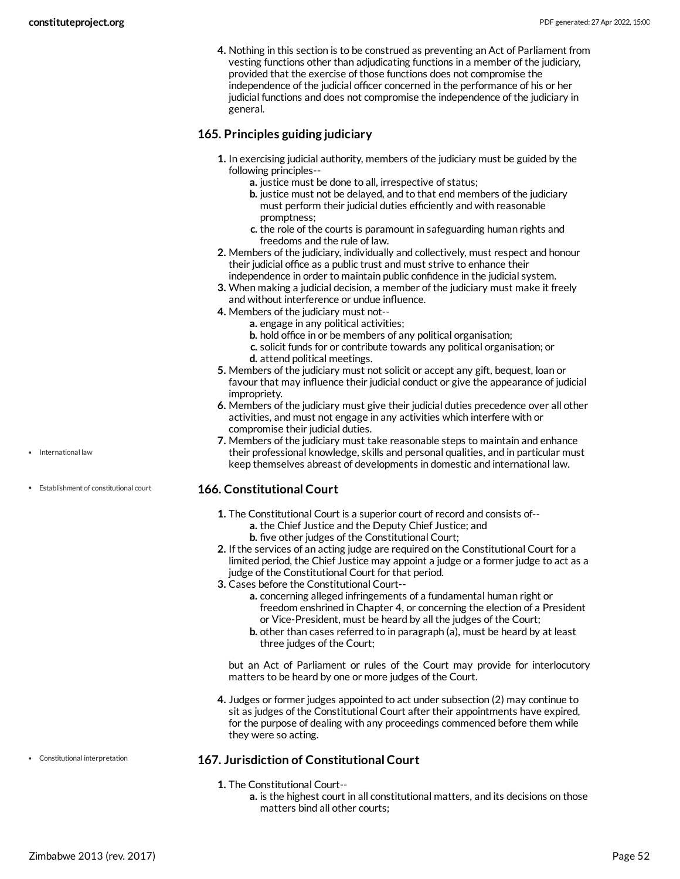4. Nothing in this section is to be construed as preventing an Act of Parliament from vesting functions other than adjudicating functions in a member of the judiciary, provided that the exercise of those functions does not compromise the independence of the judicial officer concerned in the performance of his or her judicial functions and does not compromise the independence of the judiciary in general.

## 165. Principles guiding judiciary

1. In exercising judicial authority, members of the judiciary must be guided by the following principles--
   - a. justice must be done to all, irrespective of status;
   - b. justice must not be delayed, and to that end members of the judiciary must perform their judicial duties efficiently and with reasonable promptness;
   - c. the role of the courts is paramount in safeguarding human rights and freedoms and the rule of law.
2. Members of the judiciary, individually and collectively, must respect and honour their judicial office as a public trust and must strive to enhance their independence in order to maintain public confidence in the judicial system.
3. When making a judicial decision, a member of the judiciary must make it freely and without interference or undue influence.
4. Members of the judiciary must not--
   - a. engage in any political activities;
   - b. hold office in or be members of any political organisation;
   - c. solicit funds for or contribute towards any political organisation; or
   - d. attend political meetings.
5. Members of the judiciary must not solicit or accept any gift, bequest, loan or favour that may influence their judicial conduct or give the appearance of judicial impropriety.
6. Members of the judiciary must give their judicial duties precedence over all other activities, and must not engage in any activities which interfere with or compromise their judicial duties.
7. Members of the judiciary must take reasonable steps to maintain and enhance their professional knowledge, skills and personal qualities, and in particular must keep themselves abreast of developments in domestic and international law.

- International law

- Establishment of constitutional court

## 166. Constitutional Court

1. The Constitutional Court is a superior court of record and consists of--
   - a. the Chief Justice and the Deputy Chief Justice; and
   - b. five other judges of the Constitutional Court;
2. If the services of an acting judge are required on the Constitutional Court for a limited period, the Chief Justice may appoint a judge or a former judge to act as a judge of the Constitutional Court for that period.
3. Cases before the Constitutional Court--
   - a. concerning alleged infringements of a fundamental human right or freedom enshrined in Chapter 4, or concerning the election of a President or Vice-President, must be heard by all the judges of the Court;
   - b. other than cases referred to in paragraph (a), must be heard by at least three judges of the Court;

   but an Act of Parliament or rules of the Court may provide for interlocutory matters to be heard by one or more judges of the Court.

4. Judges or former judges appointed to act under subsection (2) may continue to sit as judges of the Constitutional Court after their appointments have expired, for the purpose of dealing with any proceedings commenced before them while they were so acting.

- Constitutional interpretation

## 167. Jurisdiction of Constitutional Court

1. The Constitutional Court--
   - a. is the highest court in all constitutional matters, and its decisions on those matters bind all other courts;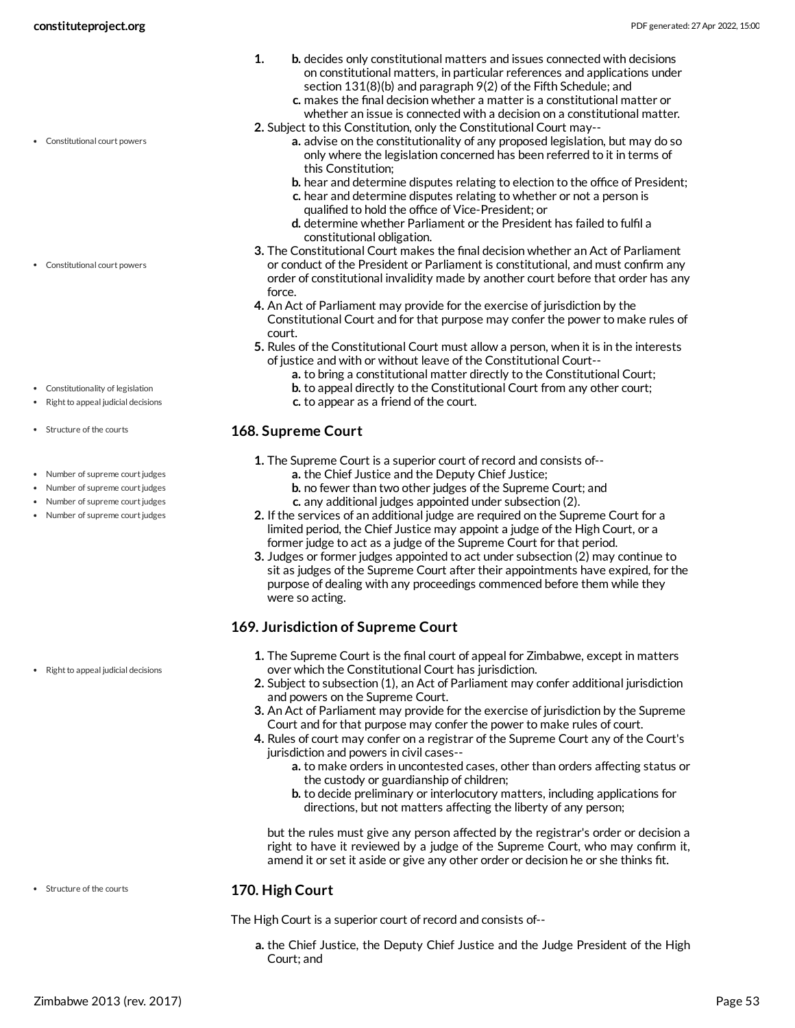1. 
   b. decides only constitutional matters and issues connected with decisions on constitutional matters, in particular references and applications under section 131(8)(b) and paragraph 9(2) of the Fifth Schedule; and
   c. makes the final decision whether a matter is a constitutional matter or whether an issue is connected with a decision on a constitutional matter.
2. Subject to this Constitution, only the Constitutional Court may--
   a. advise on the constitutionality of any proposed legislation, but may do so only where the legislation concerned has been referred to it in terms of this Constitution;
   b. hear and determine disputes relating to election to the office of President;
   c. hear and determine disputes relating to whether or not a person is qualified to hold the office of Vice-President; or
   d. determine whether Parliament or the President has failed to fulfil a constitutional obligation.
3. The Constitutional Court makes the final decision whether an Act of Parliament or conduct of the President or Parliament is constitutional, and must confirm any order of constitutional invalidity made by another court before that order has any force.
4. An Act of Parliament may provide for the exercise of jurisdiction by the Constitutional Court and for that purpose may confer the power to make rules of court.
5. Rules of the Constitutional Court must allow a person, when it is in the interests of justice and with or without leave of the Constitutional Court--
   a. to bring a constitutional matter directly to the Constitutional Court;
   b. to appeal directly to the Constitutional Court from any other court;
   c. to appear as a friend of the court.

### 168. Supreme Court

1. The Supreme Court is a superior court of record and consists of--
   a. the Chief Justice and the Deputy Chief Justice;
   b. no fewer than two other judges of the Supreme Court; and
   c. any additional judges appointed under subsection (2).
2. If the services of an additional judge are required on the Supreme Court for a limited period, the Chief Justice may appoint a judge of the High Court, or a former judge to act as a judge of the Supreme Court for that period.
3. Judges or former judges appointed to act under subsection (2) may continue to sit as judges of the Supreme Court after their appointments have expired, for the purpose of dealing with any proceedings commenced before them while they were so acting.

### 169. Jurisdiction of Supreme Court

1. The Supreme Court is the final court of appeal for Zimbabwe, except in matters over which the Constitutional Court has jurisdiction.
2. Subject to subsection (1), an Act of Parliament may confer additional jurisdiction and powers on the Supreme Court.
3. An Act of Parliament may provide for the exercise of jurisdiction by the Supreme Court and for that purpose may confer the power to make rules of court.
4. Rules of court may confer on a registrar of the Supreme Court any of the Court's jurisdiction and powers in civil cases--
   a. to make orders in uncontested cases, other than orders affecting status or the custody or guardianship of children;
   b. to decide preliminary or interlocutory matters, including applications for directions, but not matters affecting the liberty of any person;

   but the rules must give any person affected by the registrar's order or decision a right to have it reviewed by a judge of the Supreme Court, who may confirm it, amend it or set it aside or give any other order or decision he or she thinks fit.

### 170. High Court

The High Court is a superior court of record and consists of--

a. the Chief Justice, the Deputy Chief Justice and the Judge President of the High Court; and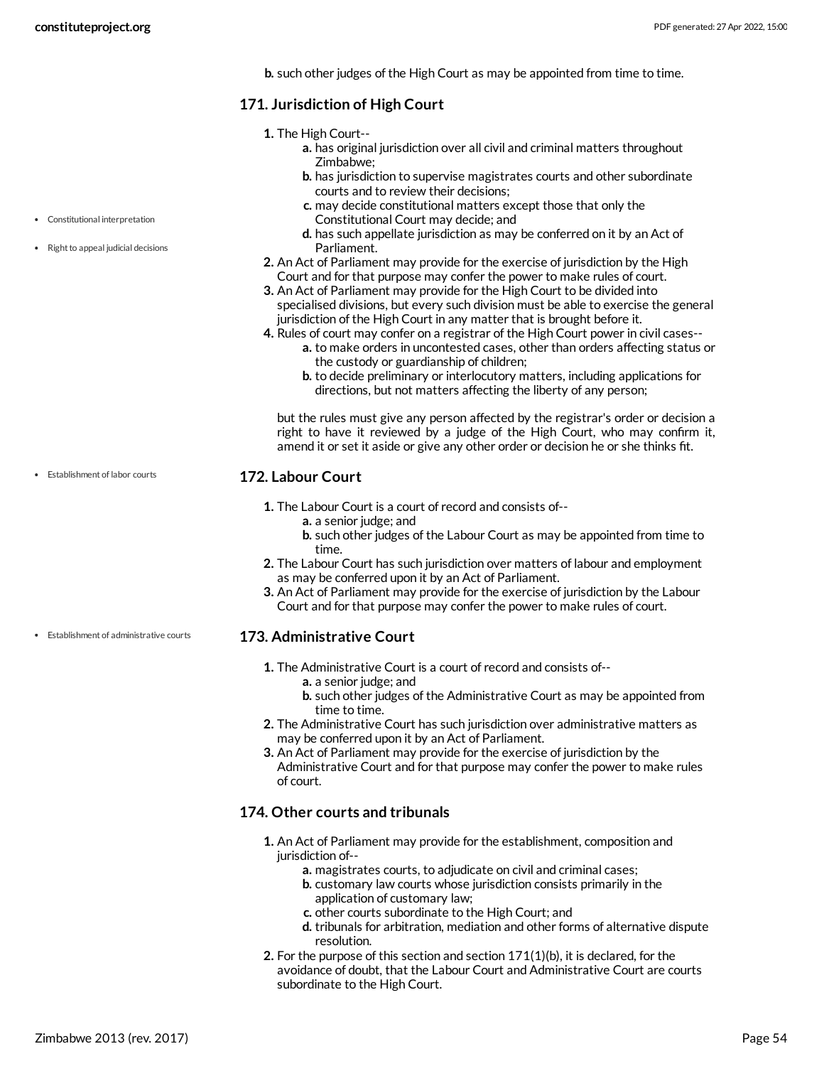b. such other judges of the High Court as may be appointed from time to time.

## 171. Jurisdiction of High Court

1. The High Court--
   a. has original jurisdiction over all civil and criminal matters throughout Zimbabwe;
   b. has jurisdiction to supervise magistrates courts and other subordinate courts and to review their decisions;
   c. may decide constitutional matters except those that only the Constitutional Court may decide; and
   d. has such appellate jurisdiction as may be conferred on it by an Act of Parliament.
2. An Act of Parliament may provide for the exercise of jurisdiction by the High Court and for that purpose may confer the power to make rules of court.
3. An Act of Parliament may provide for the High Court to be divided into specialised divisions, but every such division must be able to exercise the general jurisdiction of the High Court in any matter that is brought before it.
4. Rules of court may confer on a registrar of the High Court power in civil cases--
   a. to make orders in uncontested cases, other than orders affecting status or the custody or guardianship of children;
   b. to decide preliminary or interlocutory matters, including applications for directions, but not matters affecting the liberty of any person;

   but the rules must give any person affected by the registrar's order or decision a right to have it reviewed by a judge of the High Court, who may confirm it, amend it or set it aside or give any other order or decision he or she thinks fit.

## 172. Labour Court

1. The Labour Court is a court of record and consists of--
   a. a senior judge; and
   b. such other judges of the Labour Court as may be appointed from time to time.
2. The Labour Court has such jurisdiction over matters of labour and employment as may be conferred upon it by an Act of Parliament.
3. An Act of Parliament may provide for the exercise of jurisdiction by the Labour Court and for that purpose may confer the power to make rules of court.

## 173. Administrative Court

1. The Administrative Court is a court of record and consists of--
   a. a senior judge; and
   b. such other judges of the Administrative Court as may be appointed from time to time.
2. The Administrative Court has such jurisdiction over administrative matters as may be conferred upon it by an Act of Parliament.
3. An Act of Parliament may provide for the exercise of jurisdiction by the Administrative Court and for that purpose may confer the power to make rules of court.

## 174. Other courts and tribunals

1. An Act of Parliament may provide for the establishment, composition and jurisdiction of--
   a. magistrates courts, to adjudicate on civil and criminal cases;
   b. customary law courts whose jurisdiction consists primarily in the application of customary law;
   c. other courts subordinate to the High Court; and
   d. tribunals for arbitration, mediation and other forms of alternative dispute resolution.
2. For the purpose of this section and section 171(1)(b), it is declared, for the avoidance of doubt, that the Labour Court and Administrative Court are courts subordinate to the High Court.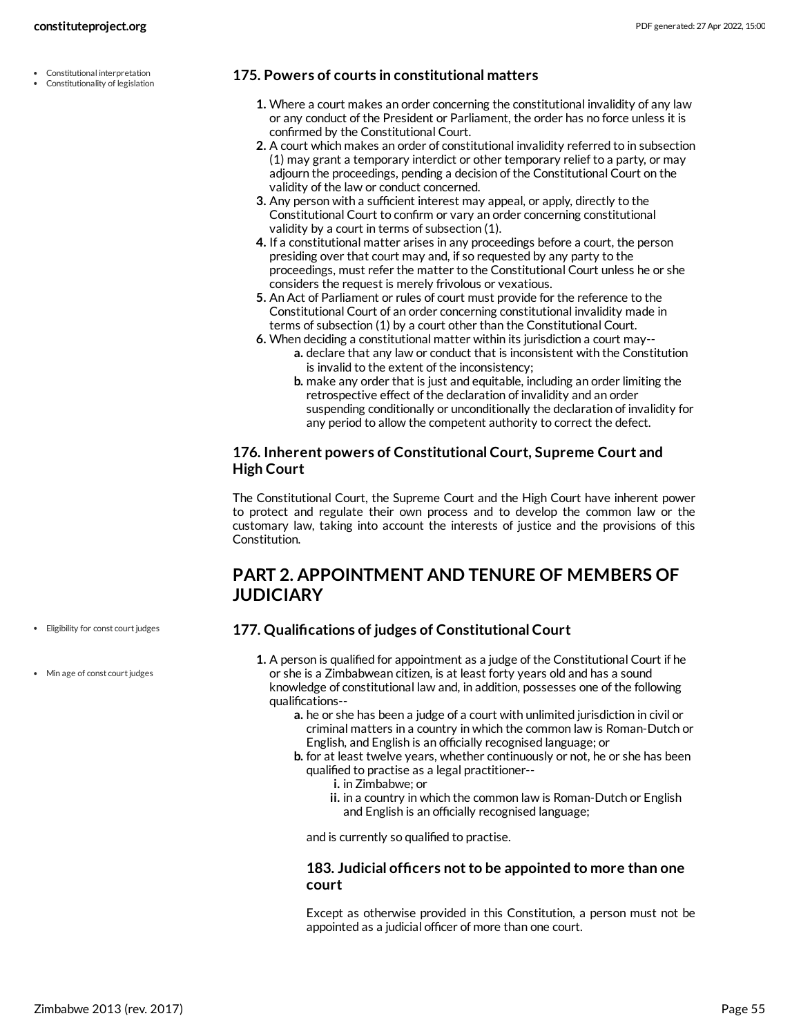### 175. Powers of courts in constitutional matters

1. Where a court makes an order concerning the constitutional invalidity of any law or any conduct of the President or Parliament, the order has no force unless it is confirmed by the Constitutional Court.
2. A court which makes an order of constitutional invalidity referred to in subsection (1) may grant a temporary interdict or other temporary relief to a party, or may adjourn the proceedings, pending a decision of the Constitutional Court on the validity of the law or conduct concerned.
3. Any person with a sufficient interest may appeal, or apply, directly to the Constitutional Court to confirm or vary an order concerning constitutional validity by a court in terms of subsection (1).
4. If a constitutional matter arises in any proceedings before a court, the person presiding over that court may and, if so requested by any party to the proceedings, must refer the matter to the Constitutional Court unless he or she considers the request is merely frivolous or vexatious.
5. An Act of Parliament or rules of court must provide for the reference to the Constitutional Court of an order concerning constitutional invalidity made in terms of subsection (1) by a court other than the Constitutional Court.
6. When deciding a constitutional matter within its jurisdiction a court may--
   a. declare that any law or conduct that is inconsistent with the Constitution is invalid to the extent of the inconsistency;
   b. make any order that is just and equitable, including an order limiting the retrospective effect of the declaration of invalidity and an order suspending conditionally or unconditionally the declaration of invalidity for any period to allow the competent authority to correct the defect.

### 176. Inherent powers of Constitutional Court, Supreme Court and High Court

The Constitutional Court, the Supreme Court and the High Court have inherent power to protect and regulate their own process and to develop the common law or the customary law, taking into account the interests of justice and the provisions of this Constitution.

## PART 2. APPOINTMENT AND TENURE OF MEMBERS OF JUDICIARY

### 177. Qualifications of judges of Constitutional Court

1. A person is qualified for appointment as a judge of the Constitutional Court if he or she is a Zimbabwean citizen, is at least forty years old and has a sound knowledge of constitutional law and, in addition, possesses one of the following qualifications--
   a. he or she has been a judge of a court with unlimited jurisdiction in civil or criminal matters in a country in which the common law is Roman-Dutch or English, and English is an officially recognised language; or
   b. for at least twelve years, whether continuously or not, he or she has been qualified to practise as a legal practitioner--
      i. in Zimbabwe; or
      ii. in a country in which the common law is Roman-Dutch or English and English is an officially recognised language;

   and is currently so qualified to practise.

#### 183. Judicial officers not to be appointed to more than one court

Except as otherwise provided in this Constitution, a person must not be appointed as a judicial officer of more than one court.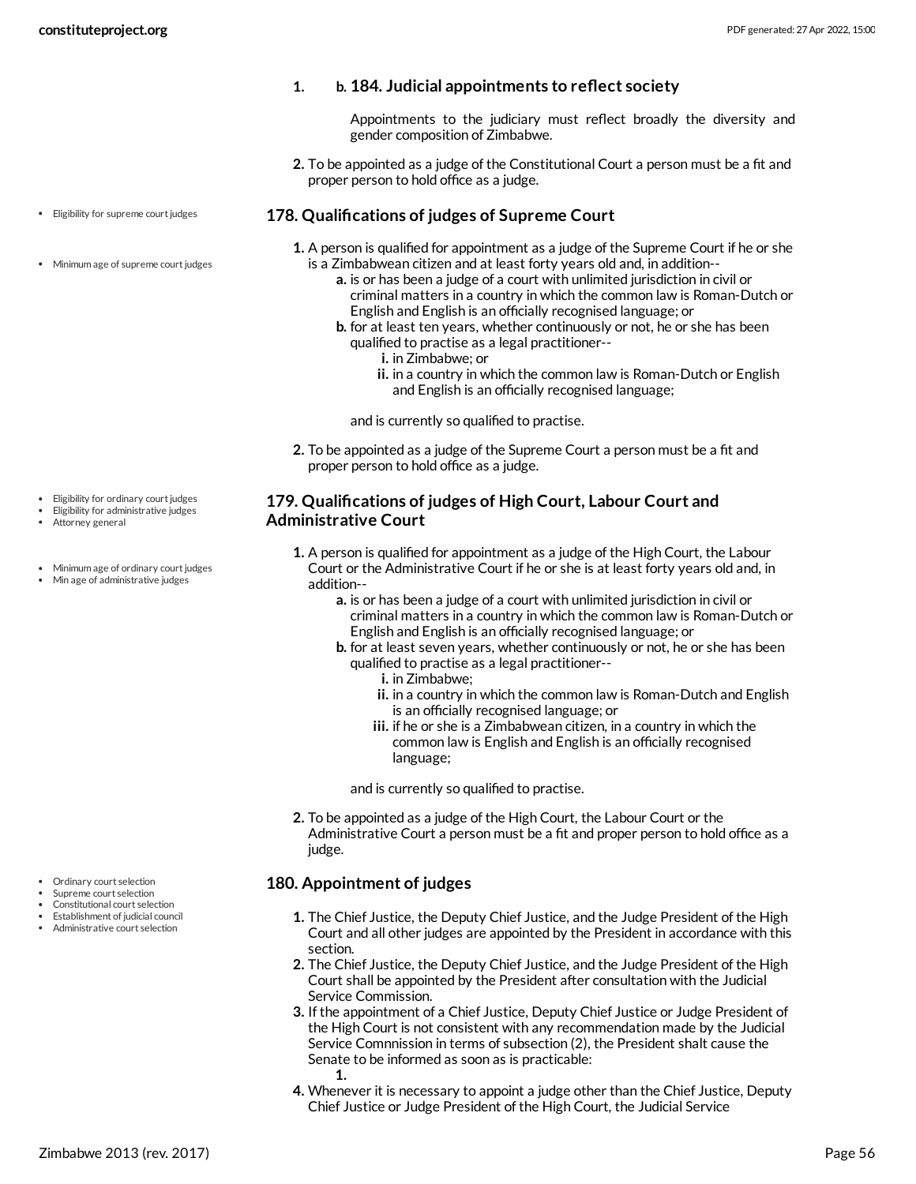1. b. **184. Judicial appointments to reflect society**

   Appointments to the judiciary must reflect broadly the diversity and gender composition of Zimbabwe.

2. To be appointed as a judge of the Constitutional Court a person must be a fit and proper person to hold office as a judge.

- Eligibility for supreme court judges
- Minimum age of supreme court judges

### 178. Qualifications of judges of Supreme Court

1. A person is qualified for appointment as a judge of the Supreme Court if he or she is a Zimbabwean citizen and at least forty years old and, in addition--
   a. is or has been a judge of a court with unlimited jurisdiction in civil or criminal matters in a country in which the common law is Roman-Dutch or English and English is an officially recognised language; or
   b. for at least ten years, whether continuously or not, he or she has been qualified to practise as a legal practitioner--
      i. in Zimbabwe; or
      ii. in a country in which the common law is Roman-Dutch or English and English is an officially recognised language;

   and is currently so qualified to practise.
2. To be appointed as a judge of the Supreme Court a person must be a fit and proper person to hold office as a judge.

- Eligibility for ordinary court judges
- Eligibility for administrative judges
- Attorney general
- Minimum age of ordinary court judges
- Min age of administrative judges

### 179. Qualifications of judges of High Court, Labour Court and Administrative Court

1. A person is qualified for appointment as a judge of the High Court, the Labour Court or the Administrative Court if he or she is at least forty years old and, in addition--
   a. is or has been a judge of a court with unlimited jurisdiction in civil or criminal matters in a country in which the common law is Roman-Dutch or English and English is an officially recognised language; or
   b. for at least seven years, whether continuously or not, he or she has been qualified to practise as a legal practitioner--
      i. in Zimbabwe;
      ii. in a country in which the common law is Roman-Dutch and English is an officially recognised language; or
      iii. if he or she is a Zimbabwean citizen, in a country in which the common law is English and English is an officially recognised language;

   and is currently so qualified to practise.
2. To be appointed as a judge of the High Court, the Labour Court or the Administrative Court a person must be a fit and proper person to hold office as a judge.

- Ordinary court selection
- Supreme court selection
- Constitutional court selection
- Establishment of judicial council
- Administrative court selection

### 180. Appointment of judges

1. The Chief Justice, the Deputy Chief Justice, and the Judge President of the High Court and all other judges are appointed by the President in accordance with this section.
2. The Chief Justice, the Deputy Chief Justice, and the Judge President of the High Court shall be appointed by the President after consultation with the Judicial Service Commission.
3. If the appointment of a Chief Justice, Deputy Chief Justice or Judge President of the High Court is not consistent with any recommendation made by the Judicial Service Comnnission in terms of subsection (2), the President shalt cause the Senate to be informed as soon as is practicable:
   1.
4. Whenever it is necessary to appoint a judge other than the Chief Justice, Deputy Chief Justice or Judge President of the High Court, the Judicial Service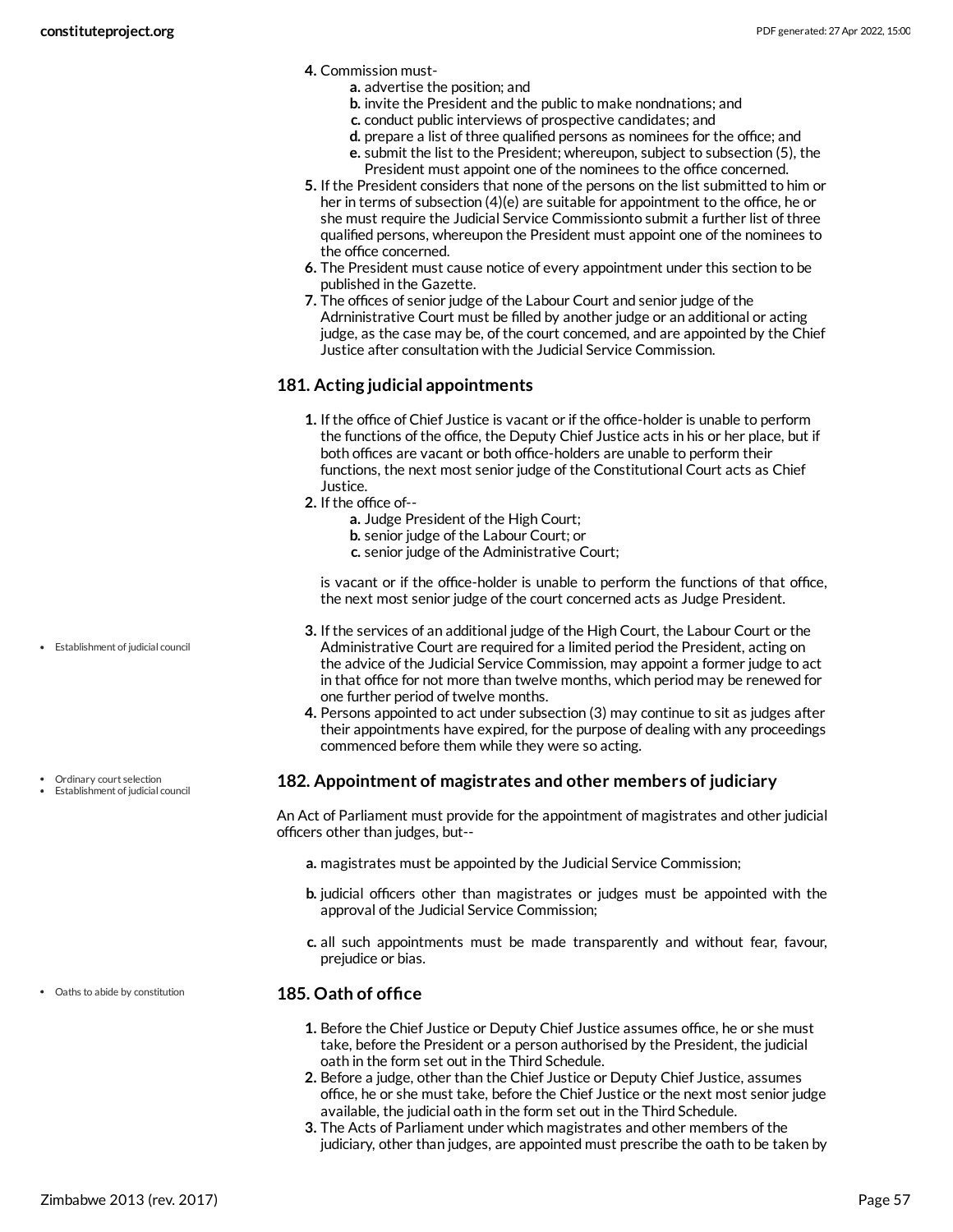4. Commission must-
   a. advertise the position; and
   b. invite the President and the public to make nondnations; and
   c. conduct public interviews of prospective candidates; and
   d. prepare a list of three qualified persons as nominees for the office; and
   e. submit the list to the President; whereupon, subject to subsection (5), the President must appoint one of the nominees to the office concerned.
5. If the President considers that none of the persons on the list submitted to him or her in terms of subsection (4)(e) are suitable for appointment to the office, he or she must require the Judicial Service Commissionto submit a further list of three qualified persons, whereupon the President must appoint one of the nominees to the office concerned.
6. The President must cause notice of every appointment under this section to be published in the Gazette.
7. The offices of senior judge of the Labour Court and senior judge of the Adrninistrative Court must be filled by another judge or an additional or acting judge, as the case may be, of the court concemed, and are appointed by the Chief Justice after consultation with the Judicial Service Commission.

## 181. Acting judicial appointments

1. If the office of Chief Justice is vacant or if the office-holder is unable to perform the functions of the office, the Deputy Chief Justice acts in his or her place, but if both offices are vacant or both office-holders are unable to perform their functions, the next most senior judge of the Constitutional Court acts as Chief Justice.
2. If the office of--
   a. Judge President of the High Court;
   b. senior judge of the Labour Court; or
   c. senior judge of the Administrative Court;

   is vacant or if the office-holder is unable to perform the functions of that office, the next most senior judge of the court concerned acts as Judge President.
3. If the services of an additional judge of the High Court, the Labour Court or the Administrative Court are required for a limited period the President, acting on the advice of the Judicial Service Commission, may appoint a former judge to act in that office for not more than twelve months, which period may be renewed for one further period of twelve months.
4. Persons appointed to act under subsection (3) may continue to sit as judges after their appointments have expired, for the purpose of dealing with any proceedings commenced before them while they were so acting.

- Establishment of judicial council

## 182. Appointment of magistrates and other members of judiciary

- Ordinary court selection
- Establishment of judicial council

An Act of Parliament must provide for the appointment of magistrates and other judicial officers other than judges, but--

a. magistrates must be appointed by the Judicial Service Commission;

b. judicial officers other than magistrates or judges must be appointed with the approval of the Judicial Service Commission;

c. all such appointments must be made transparently and without fear, favour, prejudice or bias.

## 185. Oath of office

- Oaths to abide by constitution

1. Before the Chief Justice or Deputy Chief Justice assumes office, he or she must take, before the President or a person authorised by the President, the judicial oath in the form set out in the Third Schedule.
2. Before a judge, other than the Chief Justice or Deputy Chief Justice, assumes office, he or she must take, before the Chief Justice or the next most senior judge available, the judicial oath in the form set out in the Third Schedule.
3. The Acts of Parliament under which magistrates and other members of the judiciary, other than judges, are appointed must prescribe the oath to be taken by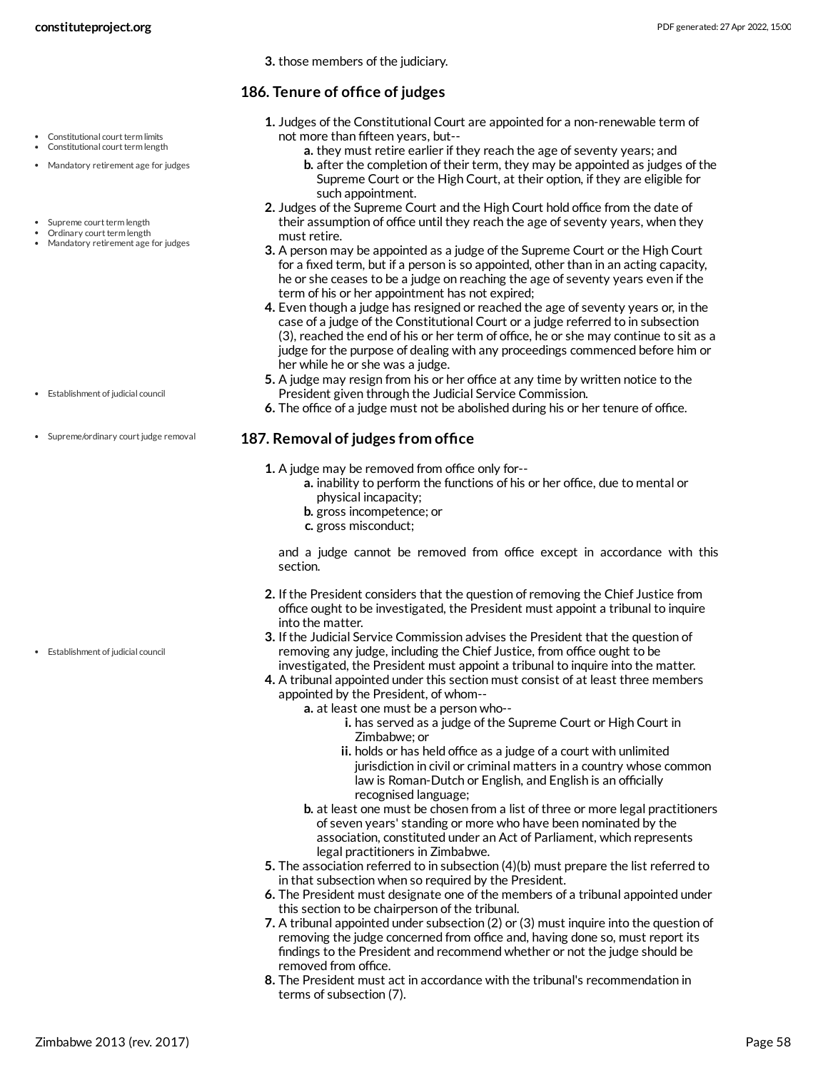3. those members of the judiciary.

## 186. Tenure of office of judges

1. Judges of the Constitutional Court are appointed for a non-renewable term of not more than fifteen years, but--
   a. they must retire earlier if they reach the age of seventy years; and
   b. after the completion of their term, they may be appointed as judges of the Supreme Court or the High Court, at their option, if they are eligible for such appointment.
2. Judges of the Supreme Court and the High Court hold office from the date of their assumption of office until they reach the age of seventy years, when they must retire.
3. A person may be appointed as a judge of the Supreme Court or the High Court for a fixed term, but if a person is so appointed, other than in an acting capacity, he or she ceases to be a judge on reaching the age of seventy years even if the term of his or her appointment has not expired;
4. Even though a judge has resigned or reached the age of seventy years or, in the case of a judge of the Constitutional Court or a judge referred to in subsection (3), reached the end of his or her term of office, he or she may continue to sit as a judge for the purpose of dealing with any proceedings commenced before him or her while he or she was a judge.
5. A judge may resign from his or her office at any time by written notice to the President given through the Judicial Service Commission.
6. The office of a judge must not be abolished during his or her tenure of office.

## 187. Removal of judges from office

1. A judge may be removed from office only for--
   a. inability to perform the functions of his or her office, due to mental or physical incapacity;
   b. gross incompetence; or
   c. gross misconduct;

   and a judge cannot be removed from office except in accordance with this section.
2. If the President considers that the question of removing the Chief Justice from office ought to be investigated, the President must appoint a tribunal to inquire into the matter.
3. If the Judicial Service Commission advises the President that the question of removing any judge, including the Chief Justice, from office ought to be investigated, the President must appoint a tribunal to inquire into the matter.
4. A tribunal appointed under this section must consist of at least three members appointed by the President, of whom--
   a. at least one must be a person who--
      i. has served as a judge of the Supreme Court or High Court in Zimbabwe; or
      ii. holds or has held office as a judge of a court with unlimited jurisdiction in civil or criminal matters in a country whose common law is Roman-Dutch or English, and English is an officially recognised language;
   b. at least one must be chosen from a list of three or more legal practitioners of seven years' standing or more who have been nominated by the association, constituted under an Act of Parliament, which represents legal practitioners in Zimbabwe.
5. The association referred to in subsection (4)(b) must prepare the list referred to in that subsection when so required by the President.
6. The President must designate one of the members of a tribunal appointed under this section to be chairperson of the tribunal.
7. A tribunal appointed under subsection (2) or (3) must inquire into the question of removing the judge concerned from office and, having done so, must report its findings to the President and recommend whether or not the judge should be removed from office.
8. The President must act in accordance with the tribunal's recommendation in terms of subsection (7).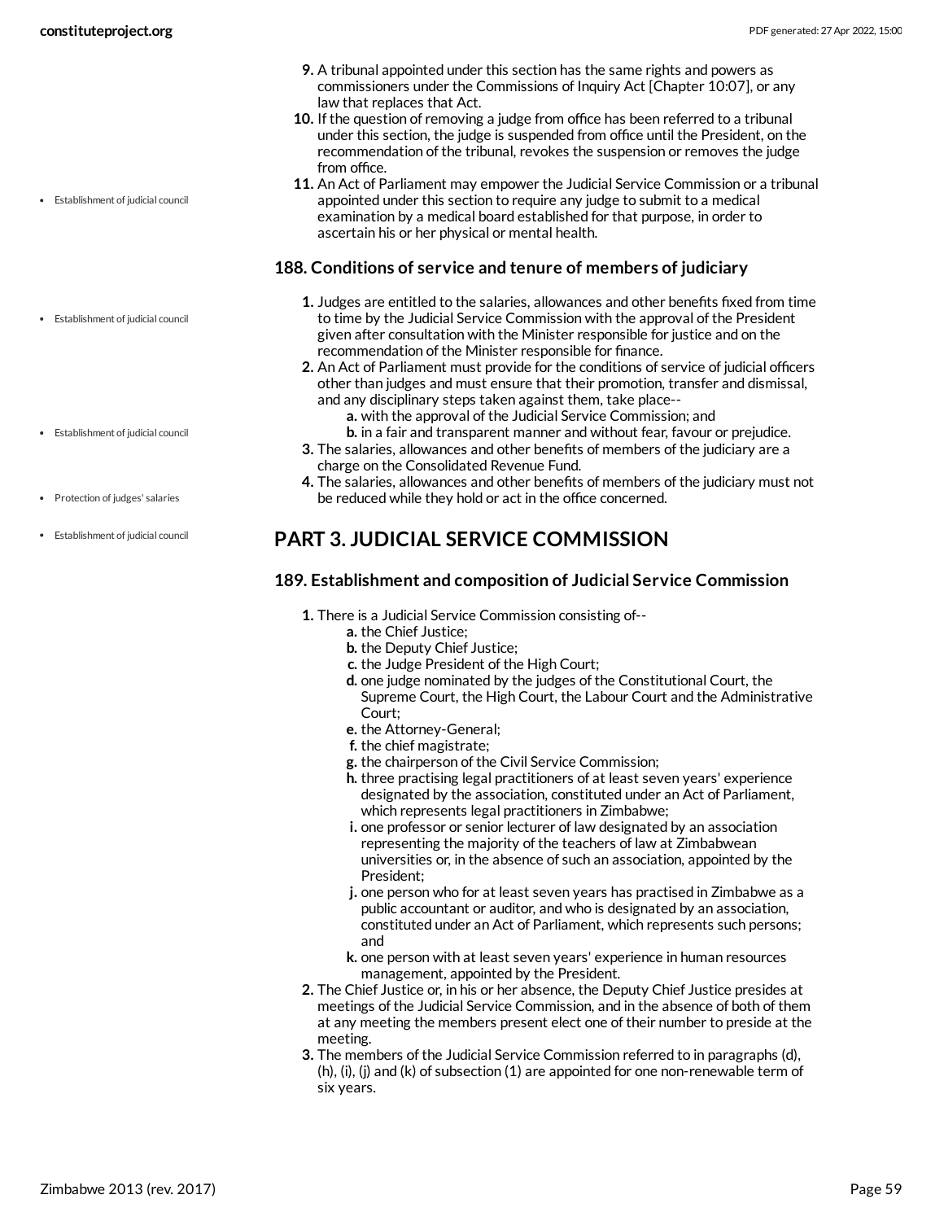9. A tribunal appointed under this section has the same rights and powers as commissioners under the Commissions of Inquiry Act [Chapter 10:07], or any law that replaces that Act.
10. If the question of removing a judge from office has been referred to a tribunal under this section, the judge is suspended from office until the President, on the recommendation of the tribunal, revokes the suspension or removes the judge from office.
11. An Act of Parliament may empower the Judicial Service Commission or a tribunal appointed under this section to require any judge to submit to a medical examination by a medical board established for that purpose, in order to ascertain his or her physical or mental health.

• Establishment of judicial council

### 188. Conditions of service and tenure of members of judiciary

1. Judges are entitled to the salaries, allowances and other benefits fixed from time to time by the Judicial Service Commission with the approval of the President given after consultation with the Minister responsible for justice and on the recommendation of the Minister responsible for finance.
2. An Act of Parliament must provide for the conditions of service of judicial officers other than judges and must ensure that their promotion, transfer and dismissal, and any disciplinary steps taken against them, take place--
   a. with the approval of the Judicial Service Commission; and
   b. in a fair and transparent manner and without fear, favour or prejudice.
3. The salaries, allowances and other benefits of members of the judiciary are a charge on the Consolidated Revenue Fund.
4. The salaries, allowances and other benefits of members of the judiciary must not be reduced while they hold or act in the office concerned.

• Establishment of judicial council
• Establishment of judicial council
• Protection of judges' salaries
• Establishment of judicial council

## PART 3. JUDICIAL SERVICE COMMISSION

### 189. Establishment and composition of Judicial Service Commission

1. There is a Judicial Service Commission consisting of--
   a. the Chief Justice;
   b. the Deputy Chief Justice;
   c. the Judge President of the High Court;
   d. one judge nominated by the judges of the Constitutional Court, the Supreme Court, the High Court, the Labour Court and the Administrative Court;
   e. the Attorney-General;
   f. the chief magistrate;
   g. the chairperson of the Civil Service Commission;
   h. three practising legal practitioners of at least seven years' experience designated by the association, constituted under an Act of Parliament, which represents legal practitioners in Zimbabwe;
   i. one professor or senior lecturer of law designated by an association representing the majority of the teachers of law at Zimbabwean universities or, in the absence of such an association, appointed by the President;
   j. one person who for at least seven years has practised in Zimbabwe as a public accountant or auditor, and who is designated by an association, constituted under an Act of Parliament, which represents such persons; and
   k. one person with at least seven years' experience in human resources management, appointed by the President.
2. The Chief Justice or, in his or her absence, the Deputy Chief Justice presides at meetings of the Judicial Service Commission, and in the absence of both of them at any meeting the members present elect one of their number to preside at the meeting.
3. The members of the Judicial Service Commission referred to in paragraphs (d), (h), (i), (j) and (k) of subsection (1) are appointed for one non-renewable term of six years.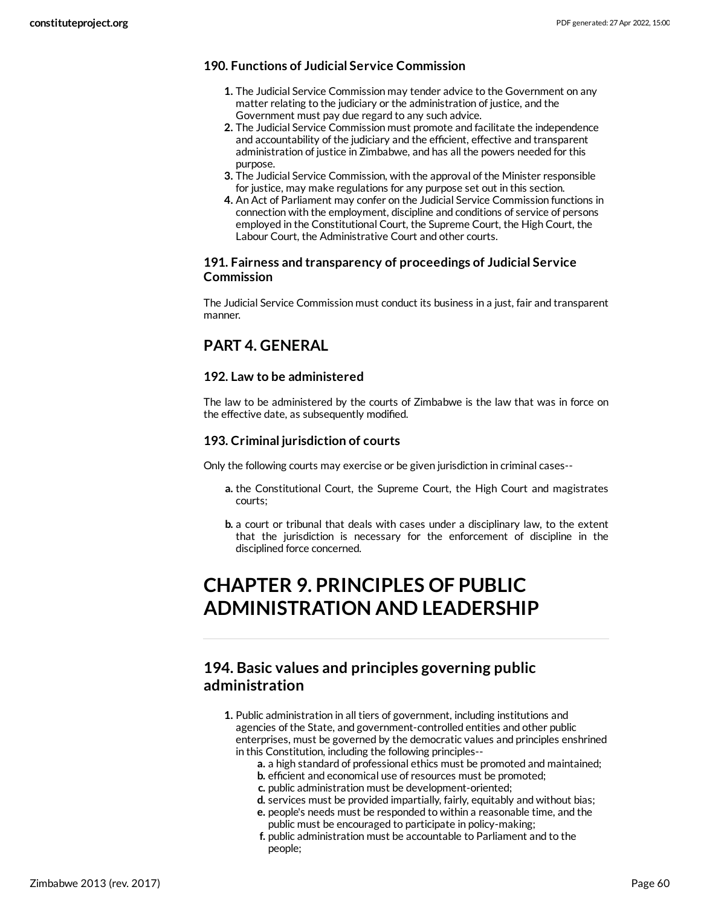### 190. Functions of Judicial Service Commission

1. The Judicial Service Commission may tender advice to the Government on any matter relating to the judiciary or the administration of justice, and the Government must pay due regard to any such advice.
2. The Judicial Service Commission must promote and facilitate the independence and accountability of the judiciary and the efficient, effective and transparent administration of justice in Zimbabwe, and has all the powers needed for this purpose.
3. The Judicial Service Commission, with the approval of the Minister responsible for justice, may make regulations for any purpose set out in this section.
4. An Act of Parliament may confer on the Judicial Service Commission functions in connection with the employment, discipline and conditions of service of persons employed in the Constitutional Court, the Supreme Court, the High Court, the Labour Court, the Administrative Court and other courts.

### 191. Fairness and transparency of proceedings of Judicial Service Commission

The Judicial Service Commission must conduct its business in a just, fair and transparent manner.

## PART 4. GENERAL

### 192. Law to be administered

The law to be administered by the courts of Zimbabwe is the law that was in force on the effective date, as subsequently modified.

### 193. Criminal jurisdiction of courts

Only the following courts may exercise or be given jurisdiction in criminal cases--

a. the Constitutional Court, the Supreme Court, the High Court and magistrates courts;

b. a court or tribunal that deals with cases under a disciplinary law, to the extent that the jurisdiction is necessary for the enforcement of discipline in the disciplined force concerned.

# CHAPTER 9. PRINCIPLES OF PUBLIC ADMINISTRATION AND LEADERSHIP

## 194. Basic values and principles governing public administration

1. Public administration in all tiers of government, including institutions and agencies of the State, and government-controlled entities and other public enterprises, must be governed by the democratic values and principles enshrined in this Constitution, including the following principles--
   a. a high standard of professional ethics must be promoted and maintained;
   b. efficient and economical use of resources must be promoted;
   c. public administration must be development-oriented;
   d. services must be provided impartially, fairly, equitably and without bias;
   e. people's needs must be responded to within a reasonable time, and the public must be encouraged to participate in policy-making;
   f. public administration must be accountable to Parliament and to the people;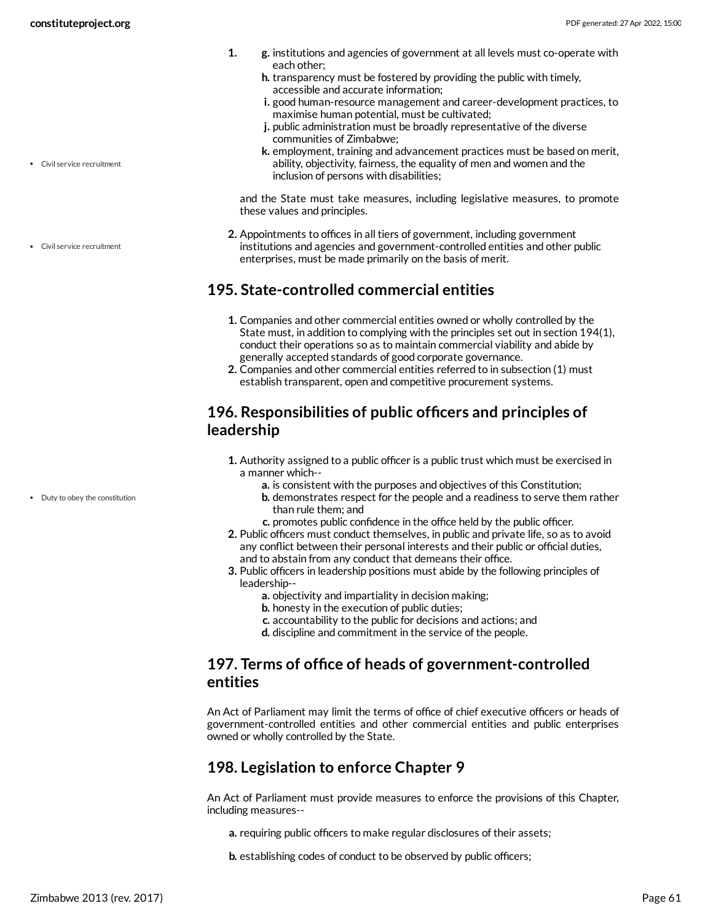1. g. institutions and agencies of government at all levels must co-operate with each other;
   h. transparency must be fostered by providing the public with timely, accessible and accurate information;
   i. good human-resource management and career-development practices, to maximise human potential, must be cultivated;
   j. public administration must be broadly representative of the diverse communities of Zimbabwe;
   k. employment, training and advancement practices must be based on merit, ability, objectivity, fairness, the equality of men and women and the inclusion of persons with disabilities;

   and the State must take measures, including legislative measures, to promote these values and principles.

2. Appointments to offices in all tiers of government, including government institutions and agencies and government-controlled entities and other public enterprises, must be made primarily on the basis of merit.

- Civil service recruitment
- Civil service recruitment

## 195. State-controlled commercial entities

1. Companies and other commercial entities owned or wholly controlled by the State must, in addition to complying with the principles set out in section 194(1), conduct their operations so as to maintain commercial viability and abide by generally accepted standards of good corporate governance.
2. Companies and other commercial entities referred to in subsection (1) must establish transparent, open and competitive procurement systems.

## 196. Responsibilities of public officers and principles of leadership

1. Authority assigned to a public officer is a public trust which must be exercised in a manner which--
   a. is consistent with the purposes and objectives of this Constitution;
   b. demonstrates respect for the people and a readiness to serve them rather than rule them; and
   c. promotes public confidence in the office held by the public officer.
2. Public officers must conduct themselves, in public and private life, so as to avoid any conflict between their personal interests and their public or official duties, and to abstain from any conduct that demeans their office.
3. Public officers in leadership positions must abide by the following principles of leadership--
   a. objectivity and impartiality in decision making;
   b. honesty in the execution of public duties;
   c. accountability to the public for decisions and actions; and
   d. discipline and commitment in the service of the people.

- Duty to obey the constitution

## 197. Terms of office of heads of government-controlled entities

An Act of Parliament may limit the terms of office of chief executive officers or heads of government-controlled entities and other commercial entities and public enterprises owned or wholly controlled by the State.

## 198. Legislation to enforce Chapter 9

An Act of Parliament must provide measures to enforce the provisions of this Chapter, including measures--

a. requiring public officers to make regular disclosures of their assets;

b. establishing codes of conduct to be observed by public officers;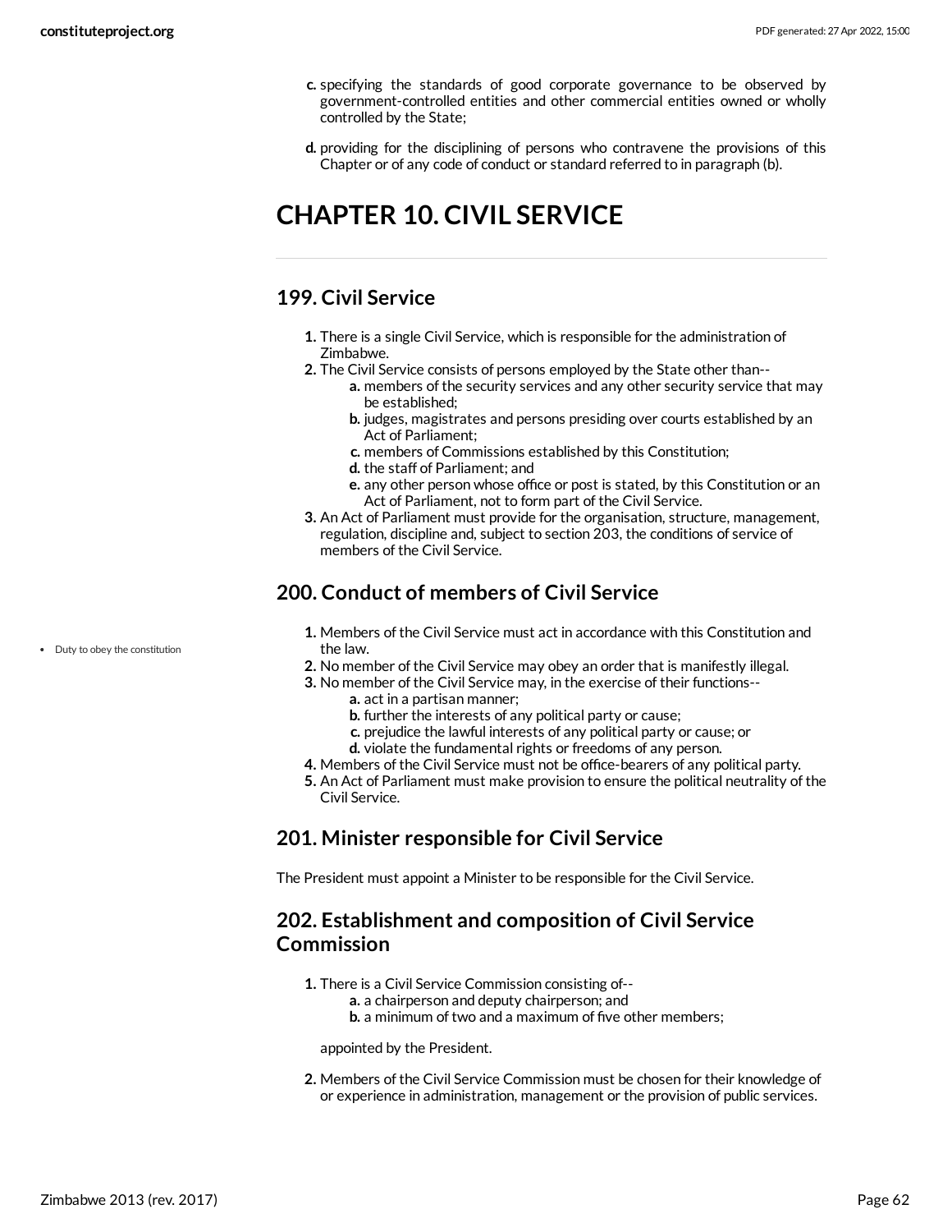c. specifying the standards of good corporate governance to be observed by government-controlled entities and other commercial entities owned or wholly controlled by the State;

d. providing for the disciplining of persons who contravene the provisions of this Chapter or of any code of conduct or standard referred to in paragraph (b).

# CHAPTER 10. CIVIL SERVICE

## 199. Civil Service

1. There is a single Civil Service, which is responsible for the administration of Zimbabwe.
2. The Civil Service consists of persons employed by the State other than--
   a. members of the security services and any other security service that may be established;
   b. judges, magistrates and persons presiding over courts established by an Act of Parliament;
   c. members of Commissions established by this Constitution;
   d. the staff of Parliament; and
   e. any other person whose office or post is stated, by this Constitution or an Act of Parliament, not to form part of the Civil Service.
3. An Act of Parliament must provide for the organisation, structure, management, regulation, discipline and, subject to section 203, the conditions of service of members of the Civil Service.

## 200. Conduct of members of Civil Service

- Duty to obey the constitution

1. Members of the Civil Service must act in accordance with this Constitution and the law.
2. No member of the Civil Service may obey an order that is manifestly illegal.
3. No member of the Civil Service may, in the exercise of their functions--
   a. act in a partisan manner;
   b. further the interests of any political party or cause;
   c. prejudice the lawful interests of any political party or cause; or
   d. violate the fundamental rights or freedoms of any person.
4. Members of the Civil Service must not be office-bearers of any political party.
5. An Act of Parliament must make provision to ensure the political neutrality of the Civil Service.

## 201. Minister responsible for Civil Service

The President must appoint a Minister to be responsible for the Civil Service.

## 202. Establishment and composition of Civil Service Commission

1. There is a Civil Service Commission consisting of--
   a. a chairperson and deputy chairperson; and
   b. a minimum of two and a maximum of five other members;

   appointed by the President.
2. Members of the Civil Service Commission must be chosen for their knowledge of or experience in administration, management or the provision of public services.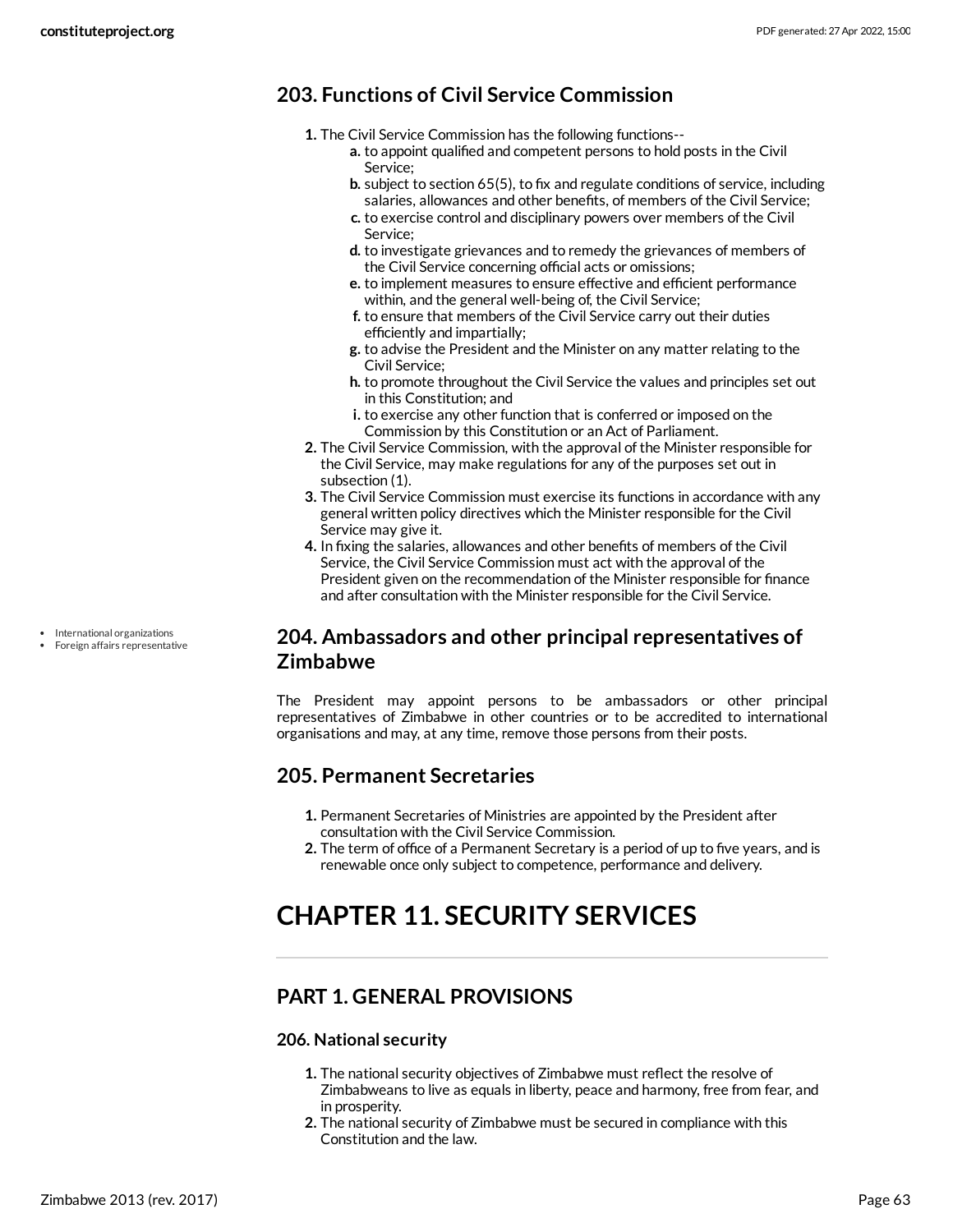## 203. Functions of Civil Service Commission

1. The Civil Service Commission has the following functions--
   a. to appoint qualified and competent persons to hold posts in the Civil Service;
   b. subject to section 65(5), to fix and regulate conditions of service, including salaries, allowances and other benefits, of members of the Civil Service;
   c. to exercise control and disciplinary powers over members of the Civil Service;
   d. to investigate grievances and to remedy the grievances of members of the Civil Service concerning official acts or omissions;
   e. to implement measures to ensure effective and efficient performance within, and the general well-being of, the Civil Service;
   f. to ensure that members of the Civil Service carry out their duties efficiently and impartially;
   g. to advise the President and the Minister on any matter relating to the Civil Service;
   h. to promote throughout the Civil Service the values and principles set out in this Constitution; and
   i. to exercise any other function that is conferred or imposed on the Commission by this Constitution or an Act of Parliament.
2. The Civil Service Commission, with the approval of the Minister responsible for the Civil Service, may make regulations for any of the purposes set out in subsection (1).
3. The Civil Service Commission must exercise its functions in accordance with any general written policy directives which the Minister responsible for the Civil Service may give it.
4. In fixing the salaries, allowances and other benefits of members of the Civil Service, the Civil Service Commission must act with the approval of the President given on the recommendation of the Minister responsible for finance and after consultation with the Minister responsible for the Civil Service.

- International organizations
- Foreign affairs representative

## 204. Ambassadors and other principal representatives of Zimbabwe

The President may appoint persons to be ambassadors or other principal representatives of Zimbabwe in other countries or to be accredited to international organisations and may, at any time, remove those persons from their posts.

## 205. Permanent Secretaries

1. Permanent Secretaries of Ministries are appointed by the President after consultation with the Civil Service Commission.
2. The term of office of a Permanent Secretary is a period of up to five years, and is renewable once only subject to competence, performance and delivery.

# CHAPTER 11. SECURITY SERVICES

## PART 1. GENERAL PROVISIONS

### 206. National security

1. The national security objectives of Zimbabwe must reflect the resolve of Zimbabweans to live as equals in liberty, peace and harmony, free from fear, and in prosperity.
2. The national security of Zimbabwe must be secured in compliance with this Constitution and the law.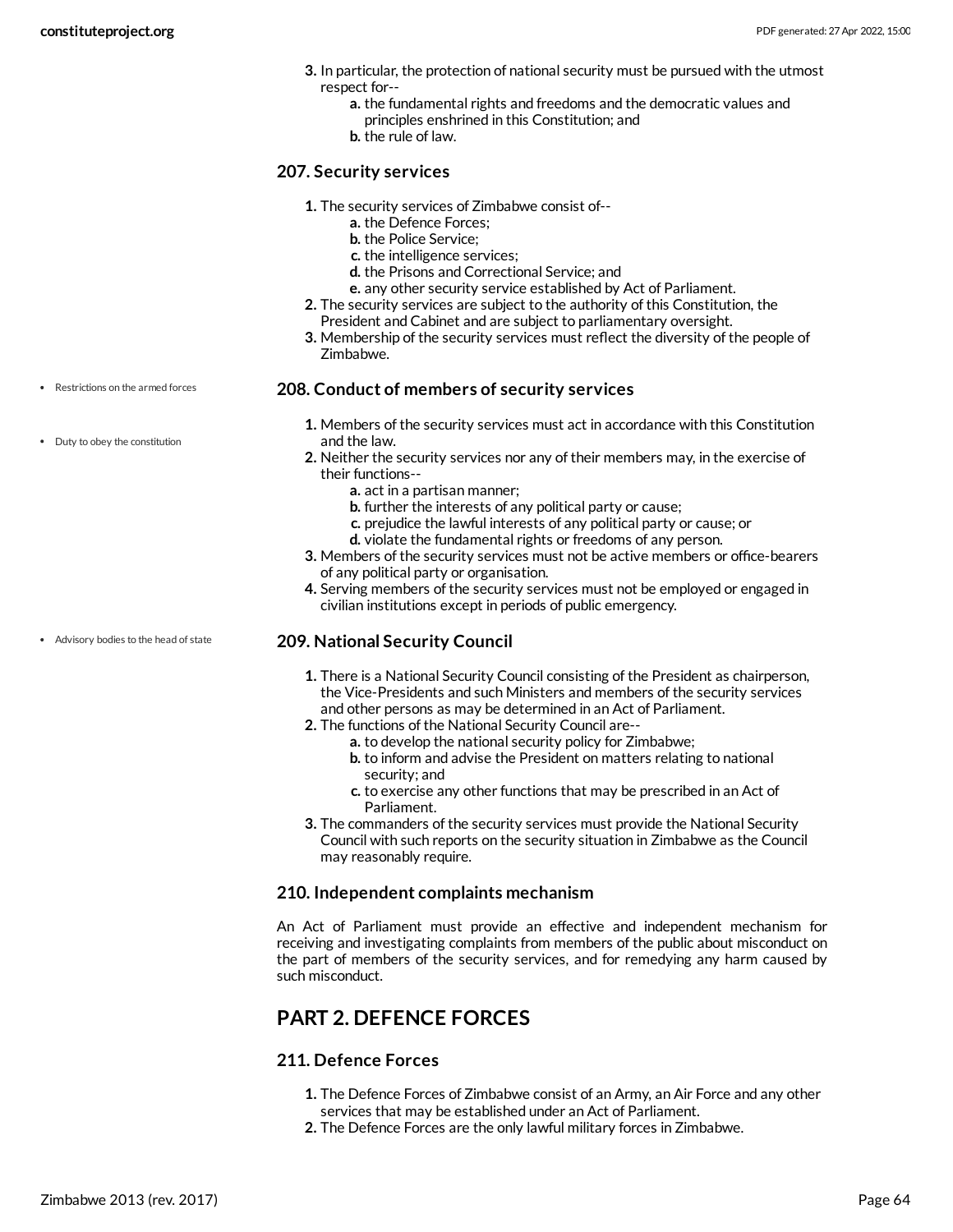3. In particular, the protection of national security must be pursued with the utmost respect for--
    a. the fundamental rights and freedoms and the democratic values and principles enshrined in this Constitution; and
    b. the rule of law.

### 207. Security services

1. The security services of Zimbabwe consist of--
    a. the Defence Forces;
    b. the Police Service;
    c. the intelligence services;
    d. the Prisons and Correctional Service; and
    e. any other security service established by Act of Parliament.
2. The security services are subject to the authority of this Constitution, the President and Cabinet and are subject to parliamentary oversight.
3. Membership of the security services must reflect the diversity of the people of Zimbabwe.

- Restrictions on the armed forces
- Duty to obey the constitution

### 208. Conduct of members of security services

1. Members of the security services must act in accordance with this Constitution and the law.
2. Neither the security services nor any of their members may, in the exercise of their functions--
    a. act in a partisan manner;
    b. further the interests of any political party or cause;
    c. prejudice the lawful interests of any political party or cause; or
    d. violate the fundamental rights or freedoms of any person.
3. Members of the security services must not be active members or office-bearers of any political party or organisation.
4. Serving members of the security services must not be employed or engaged in civilian institutions except in periods of public emergency.

- Advisory bodies to the head of state

### 209. National Security Council

1. There is a National Security Council consisting of the President as chairperson, the Vice-Presidents and such Ministers and members of the security services and other persons as may be determined in an Act of Parliament.
2. The functions of the National Security Council are--
    a. to develop the national security policy for Zimbabwe;
    b. to inform and advise the President on matters relating to national security; and
    c. to exercise any other functions that may be prescribed in an Act of Parliament.
3. The commanders of the security services must provide the National Security Council with such reports on the security situation in Zimbabwe as the Council may reasonably require.

### 210. Independent complaints mechanism

An Act of Parliament must provide an effective and independent mechanism for receiving and investigating complaints from members of the public about misconduct on the part of members of the security services, and for remedying any harm caused by such misconduct.

## PART 2. DEFENCE FORCES

### 211. Defence Forces

1. The Defence Forces of Zimbabwe consist of an Army, an Air Force and any other services that may be established under an Act of Parliament.
2. The Defence Forces are the only lawful military forces in Zimbabwe.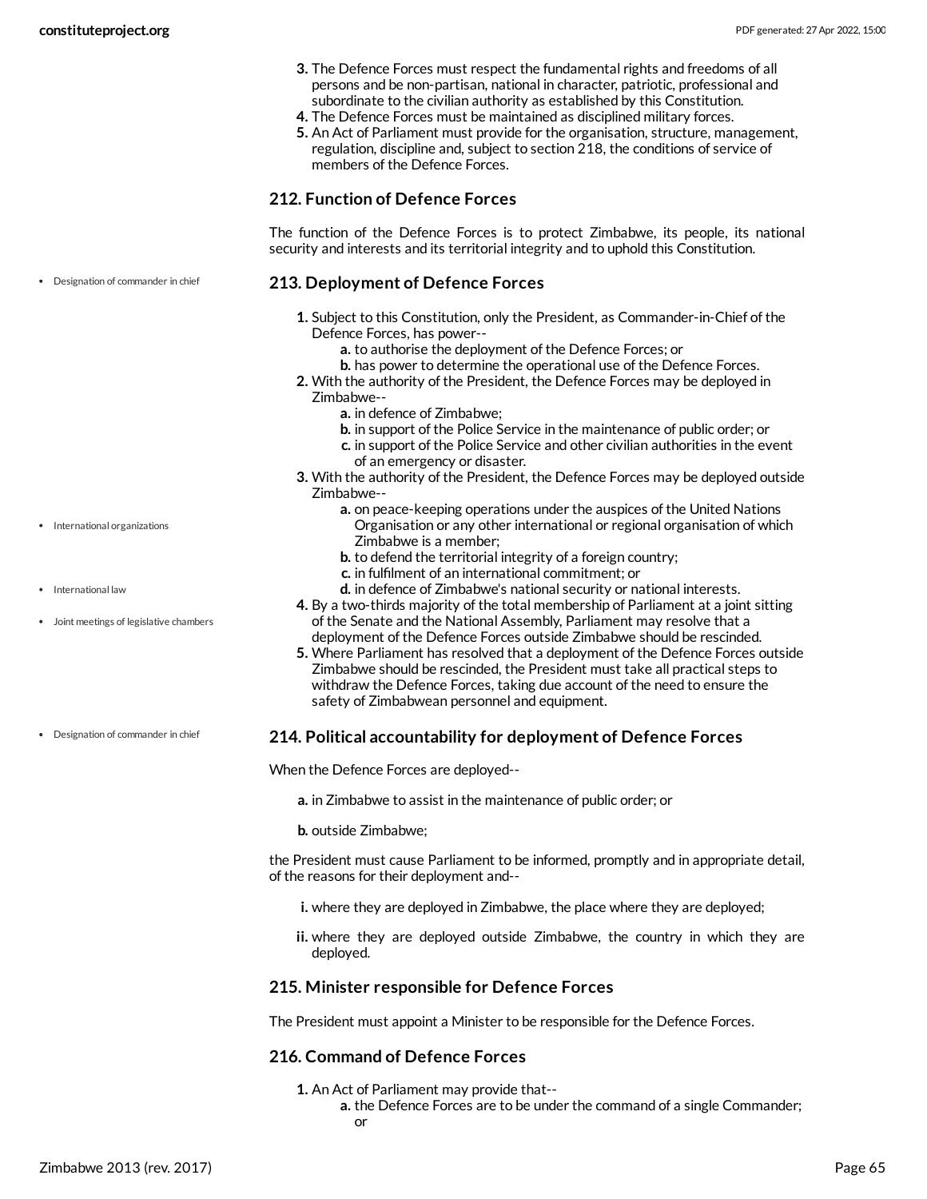3. The Defence Forces must respect the fundamental rights and freedoms of all persons and be non-partisan, national in character, patriotic, professional and subordinate to the civilian authority as established by this Constitution.
4. The Defence Forces must be maintained as disciplined military forces.
5. An Act of Parliament must provide for the organisation, structure, management, regulation, discipline and, subject to section 218, the conditions of service of members of the Defence Forces.

### 212. Function of Defence Forces

The function of the Defence Forces is to protect Zimbabwe, its people, its national security and interests and its territorial integrity and to uphold this Constitution.

### 213. Deployment of Defence Forces

- Designation of commander in chief

1. Subject to this Constitution, only the President, as Commander-in-Chief of the Defence Forces, has power--
   a. to authorise the deployment of the Defence Forces; or
   b. has power to determine the operational use of the Defence Forces.
2. With the authority of the President, the Defence Forces may be deployed in Zimbabwe--
   a. in defence of Zimbabwe;
   b. in support of the Police Service in the maintenance of public order; or
   c. in support of the Police Service and other civilian authorities in the event of an emergency or disaster.
3. With the authority of the President, the Defence Forces may be deployed outside Zimbabwe--
   a. on peace-keeping operations under the auspices of the United Nations Organisation or any other international or regional organisation of which Zimbabwe is a member;
   b. to defend the territorial integrity of a foreign country;
   c. in fulfilment of an international commitment; or
   d. in defence of Zimbabwe's national security or national interests.
4. By a two-thirds majority of the total membership of Parliament at a joint sitting of the Senate and the National Assembly, Parliament may resolve that a deployment of the Defence Forces outside Zimbabwe should be rescinded.
5. Where Parliament has resolved that a deployment of the Defence Forces outside Zimbabwe should be rescinded, the President must take all practical steps to withdraw the Defence Forces, taking due account of the need to ensure the safety of Zimbabwean personnel and equipment.

- International organizations
- International law
- Joint meetings of legislative chambers

### 214. Political accountability for deployment of Defence Forces

- Designation of commander in chief

When the Defence Forces are deployed--

a. in Zimbabwe to assist in the maintenance of public order; or

b. outside Zimbabwe;

the President must cause Parliament to be informed, promptly and in appropriate detail, of the reasons for their deployment and--

i. where they are deployed in Zimbabwe, the place where they are deployed;

ii. where they are deployed outside Zimbabwe, the country in which they are deployed.

### 215. Minister responsible for Defence Forces

The President must appoint a Minister to be responsible for the Defence Forces.

### 216. Command of Defence Forces

1. An Act of Parliament may provide that--
   a. the Defence Forces are to be under the command of a single Commander; or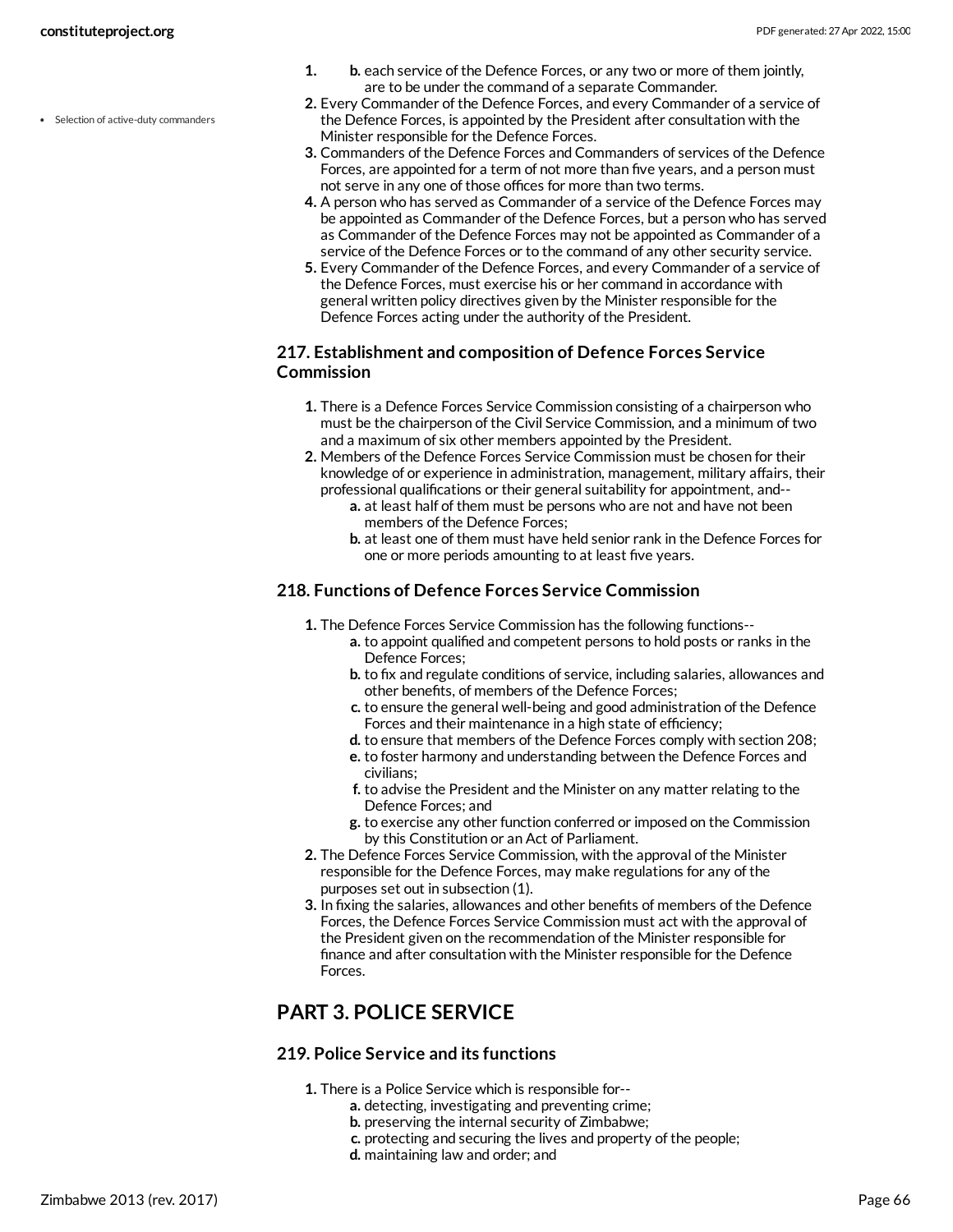1. b. each service of the Defence Forces, or any two or more of them jointly, are to be under the command of a separate Commander.
2. Every Commander of the Defence Forces, and every Commander of a service of the Defence Forces, is appointed by the President after consultation with the Minister responsible for the Defence Forces.
3. Commanders of the Defence Forces and Commanders of services of the Defence Forces, are appointed for a term of not more than five years, and a person must not serve in any one of those offices for more than two terms.
4. A person who has served as Commander of a service of the Defence Forces may be appointed as Commander of the Defence Forces, but a person who has served as Commander of the Defence Forces may not be appointed as Commander of a service of the Defence Forces or to the command of any other security service.
5. Every Commander of the Defence Forces, and every Commander of a service of the Defence Forces, must exercise his or her command in accordance with general written policy directives given by the Minister responsible for the Defence Forces acting under the authority of the President.

- Selection of active-duty commanders

### 217. Establishment and composition of Defence Forces Service Commission

1. There is a Defence Forces Service Commission consisting of a chairperson who must be the chairperson of the Civil Service Commission, and a minimum of two and a maximum of six other members appointed by the President.
2. Members of the Defence Forces Service Commission must be chosen for their knowledge of or experience in administration, management, military affairs, their professional qualifications or their general suitability for appointment, and--
   a. at least half of them must be persons who are not and have not been members of the Defence Forces;
   b. at least one of them must have held senior rank in the Defence Forces for one or more periods amounting to at least five years.

### 218. Functions of Defence Forces Service Commission

1. The Defence Forces Service Commission has the following functions--
   a. to appoint qualified and competent persons to hold posts or ranks in the Defence Forces;
   b. to fix and regulate conditions of service, including salaries, allowances and other benefits, of members of the Defence Forces;
   c. to ensure the general well-being and good administration of the Defence Forces and their maintenance in a high state of efficiency;
   d. to ensure that members of the Defence Forces comply with section 208;
   e. to foster harmony and understanding between the Defence Forces and civilians;
   f. to advise the President and the Minister on any matter relating to the Defence Forces; and
   g. to exercise any other function conferred or imposed on the Commission by this Constitution or an Act of Parliament.
2. The Defence Forces Service Commission, with the approval of the Minister responsible for the Defence Forces, may make regulations for any of the purposes set out in subsection (1).
3. In fixing the salaries, allowances and other benefits of members of the Defence Forces, the Defence Forces Service Commission must act with the approval of the President given on the recommendation of the Minister responsible for finance and after consultation with the Minister responsible for the Defence Forces.

## PART 3. POLICE SERVICE

### 219. Police Service and its functions

1. There is a Police Service which is responsible for--
   a. detecting, investigating and preventing crime;
   b. preserving the internal security of Zimbabwe;
   c. protecting and securing the lives and property of the people;
   d. maintaining law and order; and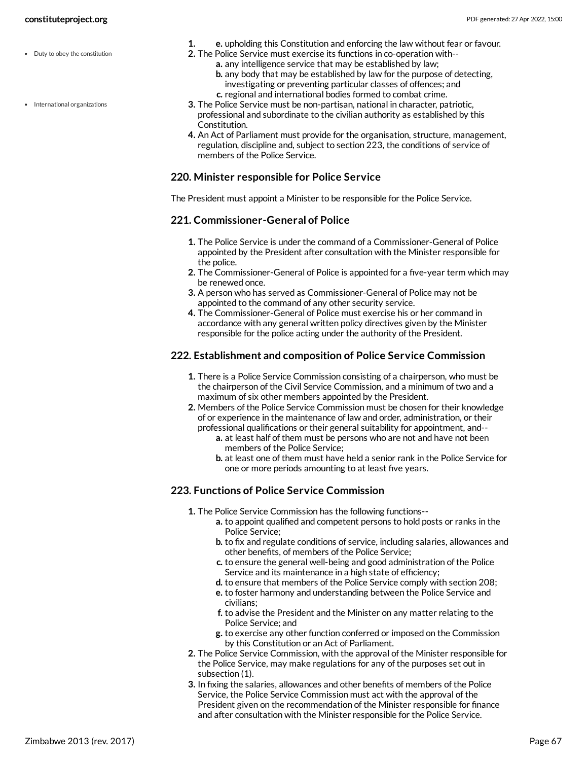1. e. upholding this Constitution and enforcing the law without fear or favour.
2. The Police Service must exercise its functions in co-operation with--
   a. any intelligence service that may be established by law;
   b. any body that may be established by law for the purpose of detecting, investigating or preventing particular classes of offences; and
   c. regional and international bodies formed to combat crime.
3. The Police Service must be non-partisan, national in character, patriotic, professional and subordinate to the civilian authority as established by this Constitution.
4. An Act of Parliament must provide for the organisation, structure, management, regulation, discipline and, subject to section 223, the conditions of service of members of the Police Service.

### 220. Minister responsible for Police Service

The President must appoint a Minister to be responsible for the Police Service.

### 221. Commissioner-General of Police

1. The Police Service is under the command of a Commissioner-General of Police appointed by the President after consultation with the Minister responsible for the police.
2. The Commissioner-General of Police is appointed for a five-year term which may be renewed once.
3. A person who has served as Commissioner-General of Police may not be appointed to the command of any other security service.
4. The Commissioner-General of Police must exercise his or her command in accordance with any general written policy directives given by the Minister responsible for the police acting under the authority of the President.

### 222. Establishment and composition of Police Service Commission

1. There is a Police Service Commission consisting of a chairperson, who must be the chairperson of the Civil Service Commission, and a minimum of two and a maximum of six other members appointed by the President.
2. Members of the Police Service Commission must be chosen for their knowledge of or experience in the maintenance of law and order, administration, or their professional qualifications or their general suitability for appointment, and--
   a. at least half of them must be persons who are not and have not been members of the Police Service;
   b. at least one of them must have held a senior rank in the Police Service for one or more periods amounting to at least five years.

### 223. Functions of Police Service Commission

1. The Police Service Commission has the following functions--
   a. to appoint qualified and competent persons to hold posts or ranks in the Police Service;
   b. to fix and regulate conditions of service, including salaries, allowances and other benefits, of members of the Police Service;
   c. to ensure the general well-being and good administration of the Police Service and its maintenance in a high state of efficiency;
   d. to ensure that members of the Police Service comply with section 208;
   e. to foster harmony and understanding between the Police Service and civilians;
   f. to advise the President and the Minister on any matter relating to the Police Service; and
   g. to exercise any other function conferred or imposed on the Commission by this Constitution or an Act of Parliament.
2. The Police Service Commission, with the approval of the Minister responsible for the Police Service, may make regulations for any of the purposes set out in subsection (1).
3. In fixing the salaries, allowances and other benefits of members of the Police Service, the Police Service Commission must act with the approval of the President given on the recommendation of the Minister responsible for finance and after consultation with the Minister responsible for the Police Service.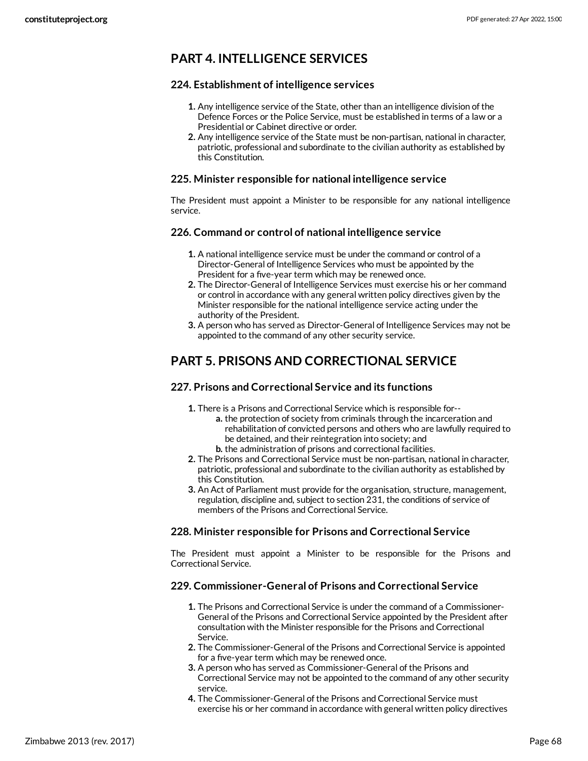## PART 4. INTELLIGENCE SERVICES

### 224. Establishment of intelligence services

1. Any intelligence service of the State, other than an intelligence division of the Defence Forces or the Police Service, must be established in terms of a law or a Presidential or Cabinet directive or order.
2. Any intelligence service of the State must be non-partisan, national in character, patriotic, professional and subordinate to the civilian authority as established by this Constitution.

### 225. Minister responsible for national intelligence service

The President must appoint a Minister to be responsible for any national intelligence service.

### 226. Command or control of national intelligence service

1. A national intelligence service must be under the command or control of a Director-General of Intelligence Services who must be appointed by the President for a five-year term which may be renewed once.
2. The Director-General of Intelligence Services must exercise his or her command or control in accordance with any general written policy directives given by the Minister responsible for the national intelligence service acting under the authority of the President.
3. A person who has served as Director-General of Intelligence Services may not be appointed to the command of any other security service.

## PART 5. PRISONS AND CORRECTIONAL SERVICE

### 227. Prisons and Correctional Service and its functions

1. There is a Prisons and Correctional Service which is responsible for--
   a. the protection of society from criminals through the incarceration and rehabilitation of convicted persons and others who are lawfully required to be detained, and their reintegration into society; and
   b. the administration of prisons and correctional facilities.
2. The Prisons and Correctional Service must be non-partisan, national in character, patriotic, professional and subordinate to the civilian authority as established by this Constitution.
3. An Act of Parliament must provide for the organisation, structure, management, regulation, discipline and, subject to section 231, the conditions of service of members of the Prisons and Correctional Service.

### 228. Minister responsible for Prisons and Correctional Service

The President must appoint a Minister to be responsible for the Prisons and Correctional Service.

### 229. Commissioner-General of Prisons and Correctional Service

1. The Prisons and Correctional Service is under the command of a Commissioner-General of the Prisons and Correctional Service appointed by the President after consultation with the Minister responsible for the Prisons and Correctional Service.
2. The Commissioner-General of the Prisons and Correctional Service is appointed for a five-year term which may be renewed once.
3. A person who has served as Commissioner-General of the Prisons and Correctional Service may not be appointed to the command of any other security service.
4. The Commissioner-General of the Prisons and Correctional Service must exercise his or her command in accordance with general written policy directives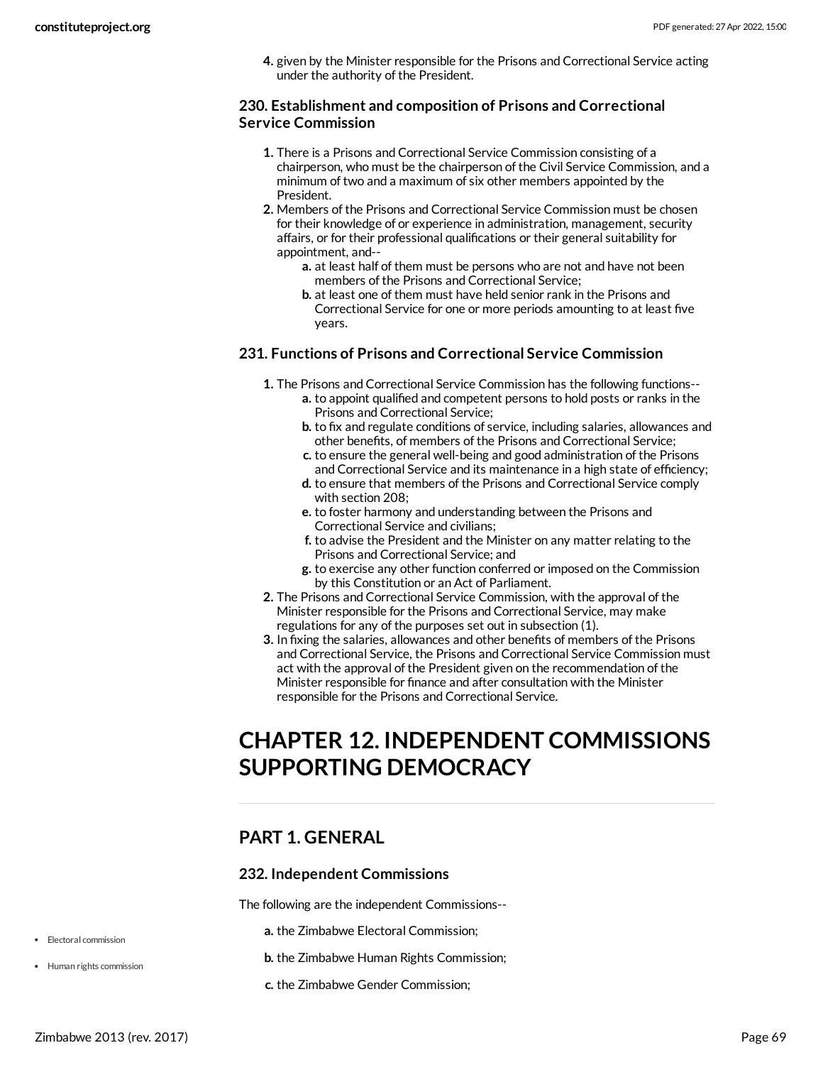4. given by the Minister responsible for the Prisons and Correctional Service acting under the authority of the President.

### 230. Establishment and composition of Prisons and Correctional Service Commission

1. There is a Prisons and Correctional Service Commission consisting of a chairperson, who must be the chairperson of the Civil Service Commission, and a minimum of two and a maximum of six other members appointed by the President.
2. Members of the Prisons and Correctional Service Commission must be chosen for their knowledge of or experience in administration, management, security affairs, or for their professional qualifications or their general suitability for appointment, and--
   a. at least half of them must be persons who are not and have not been members of the Prisons and Correctional Service;
   b. at least one of them must have held senior rank in the Prisons and Correctional Service for one or more periods amounting to at least five years.

### 231. Functions of Prisons and Correctional Service Commission

1. The Prisons and Correctional Service Commission has the following functions--
   a. to appoint qualified and competent persons to hold posts or ranks in the Prisons and Correctional Service;
   b. to fix and regulate conditions of service, including salaries, allowances and other benefits, of members of the Prisons and Correctional Service;
   c. to ensure the general well-being and good administration of the Prisons and Correctional Service and its maintenance in a high state of efficiency;
   d. to ensure that members of the Prisons and Correctional Service comply with section 208;
   e. to foster harmony and understanding between the Prisons and Correctional Service and civilians;
   f. to advise the President and the Minister on any matter relating to the Prisons and Correctional Service; and
   g. to exercise any other function conferred or imposed on the Commission by this Constitution or an Act of Parliament.
2. The Prisons and Correctional Service Commission, with the approval of the Minister responsible for the Prisons and Correctional Service, may make regulations for any of the purposes set out in subsection (1).
3. In fixing the salaries, allowances and other benefits of members of the Prisons and Correctional Service, the Prisons and Correctional Service Commission must act with the approval of the President given on the recommendation of the Minister responsible for finance and after consultation with the Minister responsible for the Prisons and Correctional Service.

# CHAPTER 12. INDEPENDENT COMMISSIONS SUPPORTING DEMOCRACY

## PART 1. GENERAL

### 232. Independent Commissions

The following are the independent Commissions--

- Electoral commission
- Human rights commission

a. the Zimbabwe Electoral Commission;

b. the Zimbabwe Human Rights Commission;

c. the Zimbabwe Gender Commission;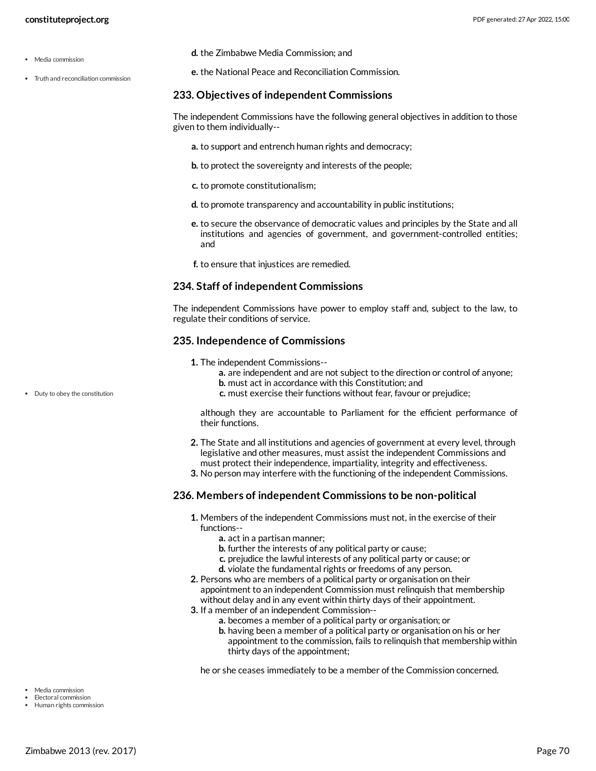d. the Zimbabwe Media Commission; and

e. the National Peace and Reconciliation Commission.

### 233. Objectives of independent Commissions

The independent Commissions have the following general objectives in addition to those given to them individually--

a. to support and entrench human rights and democracy;

b. to protect the sovereignty and interests of the people;

c. to promote constitutionalism;

d. to promote transparency and accountability in public institutions;

e. to secure the observance of democratic values and principles by the State and all institutions and agencies of government, and government-controlled entities; and

f. to ensure that injustices are remedied.

### 234. Staff of independent Commissions

The independent Commissions have power to employ staff and, subject to the law, to regulate their conditions of service.

### 235. Independence of Commissions

1. The independent Commissions--
   a. are independent and are not subject to the direction or control of anyone;
   b. must act in accordance with this Constitution; and
   c. must exercise their functions without fear, favour or prejudice;

   although they are accountable to Parliament for the efficient performance of their functions.
2. The State and all institutions and agencies of government at every level, through legislative and other measures, must assist the independent Commissions and must protect their independence, impartiality, integrity and effectiveness.
3. No person may interfere with the functioning of the independent Commissions.

### 236. Members of independent Commissions to be non-political

1. Members of the independent Commissions must not, in the exercise of their functions--
   a. act in a partisan manner;
   b. further the interests of any political party or cause;
   c. prejudice the lawful interests of any political party or cause; or
   d. violate the fundamental rights or freedoms of any person.
2. Persons who are members of a political party or organisation on their appointment to an independent Commission must relinquish that membership without delay and in any event within thirty days of their appointment.
3. If a member of an independent Commission--
   a. becomes a member of a political party or organisation; or
   b. having been a member of a political party or organisation on his or her appointment to the commission, fails to relinquish that membership within thirty days of the appointment;

   he or she ceases immediately to be a member of the Commission concerned.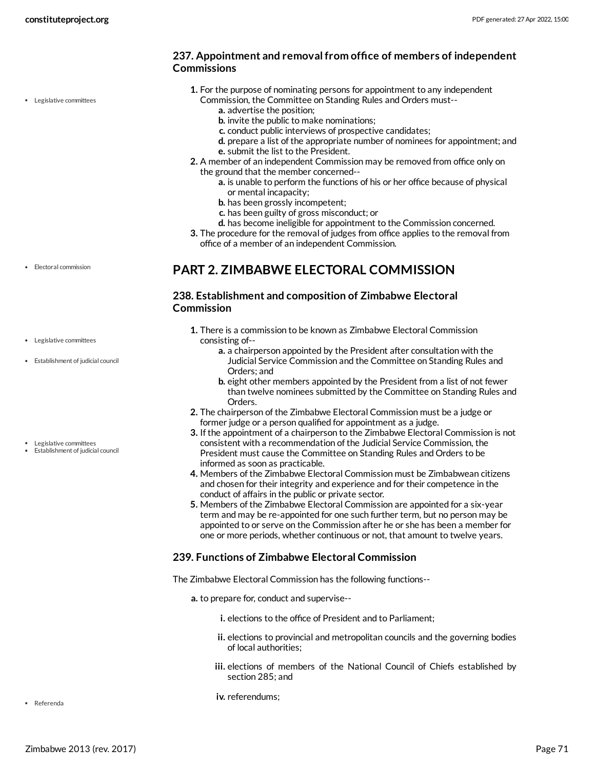### 237. Appointment and removal from office of members of independent Commissions

1. For the purpose of nominating persons for appointment to any independent Commission, the Committee on Standing Rules and Orders must--
   a. advertise the position;
   b. invite the public to make nominations;
   c. conduct public interviews of prospective candidates;
   d. prepare a list of the appropriate number of nominees for appointment; and
   e. submit the list to the President.
2. A member of an independent Commission may be removed from office only on the ground that the member concerned--
   a. is unable to perform the functions of his or her office because of physical or mental incapacity;
   b. has been grossly incompetent;
   c. has been guilty of gross misconduct; or
   d. has become ineligible for appointment to the Commission concerned.
3. The procedure for the removal of judges from office applies to the removal from office of a member of an independent Commission.

## PART 2. ZIMBABWE ELECTORAL COMMISSION

### 238. Establishment and composition of Zimbabwe Electoral Commission

1. There is a commission to be known as Zimbabwe Electoral Commission consisting of--
   a. a chairperson appointed by the President after consultation with the Judicial Service Commission and the Committee on Standing Rules and Orders; and
   b. eight other members appointed by the President from a list of not fewer than twelve nominees submitted by the Committee on Standing Rules and Orders.
2. The chairperson of the Zimbabwe Electoral Commission must be a judge or former judge or a person qualified for appointment as a judge.
3. If the appointment of a chairperson to the Zimbabwe Electoral Commission is not consistent with a recommendation of the Judicial Service Commission, the President must cause the Committee on Standing Rules and Orders to be informed as soon as practicable.
4. Members of the Zimbabwe Electoral Commission must be Zimbabwean citizens and chosen for their integrity and experience and for their competence in the conduct of affairs in the public or private sector.
5. Members of the Zimbabwe Electoral Commission are appointed for a six-year term and may be re-appointed for one such further term, but no person may be appointed to or serve on the Commission after he or she has been a member for one or more periods, whether continuous or not, that amount to twelve years.

### 239. Functions of Zimbabwe Electoral Commission

The Zimbabwe Electoral Commission has the following functions--

a. to prepare for, conduct and supervise--
   i. elections to the office of President and to Parliament;
   ii. elections to provincial and metropolitan councils and the governing bodies of local authorities;
   iii. elections of members of the National Council of Chiefs established by section 285; and
   iv. referendums;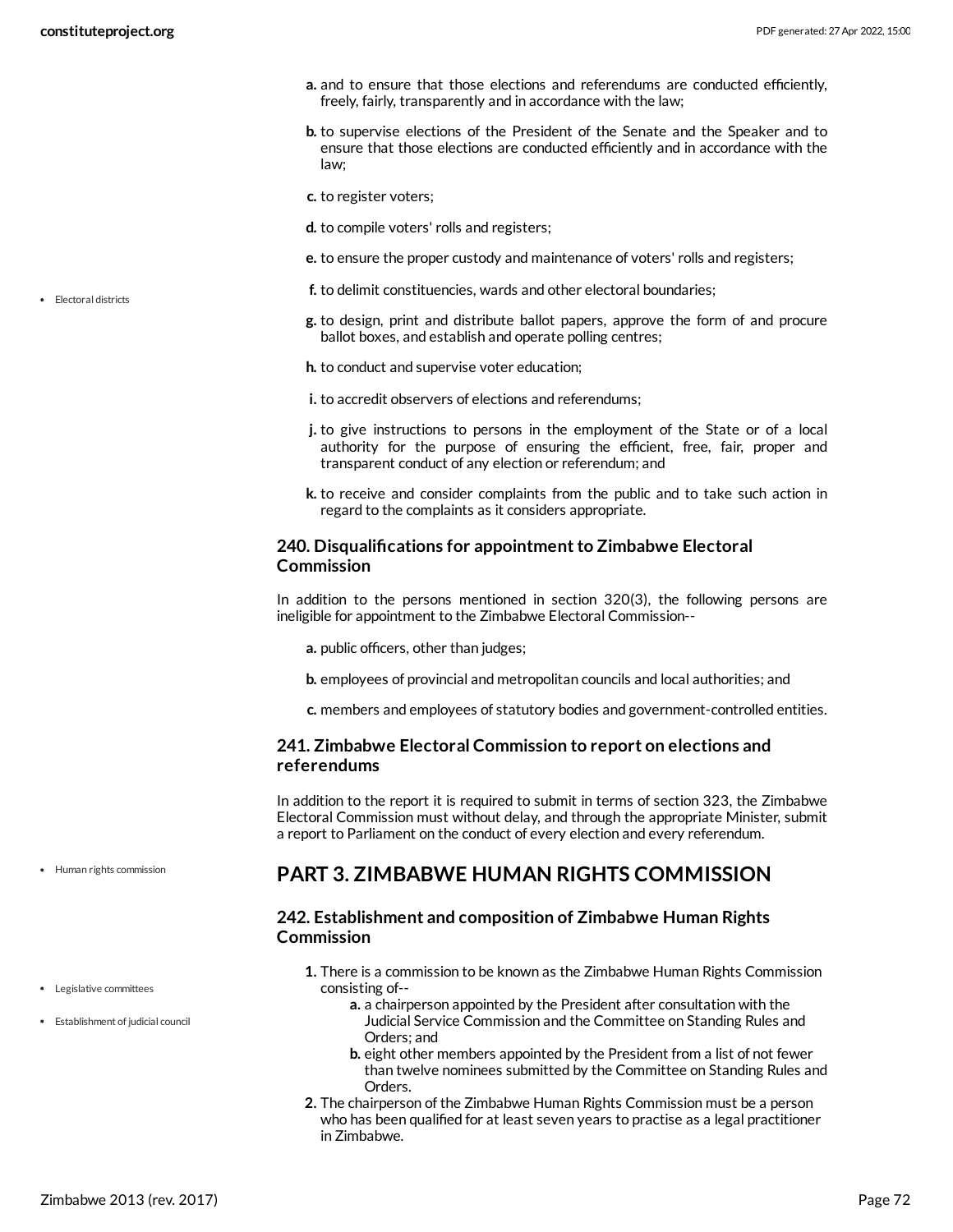a. and to ensure that those elections and referendums are conducted efficiently, freely, fairly, transparently and in accordance with the law;

b. to supervise elections of the President of the Senate and the Speaker and to ensure that those elections are conducted efficiently and in accordance with the law;

c. to register voters;

d. to compile voters' rolls and registers;

e. to ensure the proper custody and maintenance of voters' rolls and registers;

f. to delimit constituencies, wards and other electoral boundaries;

g. to design, print and distribute ballot papers, approve the form of and procure ballot boxes, and establish and operate polling centres;

h. to conduct and supervise voter education;

i. to accredit observers of elections and referendums;

j. to give instructions to persons in the employment of the State or of a local authority for the purpose of ensuring the efficient, free, fair, proper and transparent conduct of any election or referendum; and

k. to receive and consider complaints from the public and to take such action in regard to the complaints as it considers appropriate.

### 240. Disqualifications for appointment to Zimbabwe Electoral Commission

In addition to the persons mentioned in section 320(3), the following persons are ineligible for appointment to the Zimbabwe Electoral Commission--

a. public officers, other than judges;

b. employees of provincial and metropolitan councils and local authorities; and

c. members and employees of statutory bodies and government-controlled entities.

### 241. Zimbabwe Electoral Commission to report on elections and referendums

In addition to the report it is required to submit in terms of section 323, the Zimbabwe Electoral Commission must without delay, and through the appropriate Minister, submit a report to Parliament on the conduct of every election and every referendum.

## PART 3. ZIMBABWE HUMAN RIGHTS COMMISSION

### 242. Establishment and composition of Zimbabwe Human Rights Commission

1. There is a commission to be known as the Zimbabwe Human Rights Commission consisting of--
   a. a chairperson appointed by the President after consultation with the Judicial Service Commission and the Committee on Standing Rules and Orders; and
   b. eight other members appointed by the President from a list of not fewer than twelve nominees submitted by the Committee on Standing Rules and Orders.
2. The chairperson of the Zimbabwe Human Rights Commission must be a person who has been qualified for at least seven years to practise as a legal practitioner in Zimbabwe.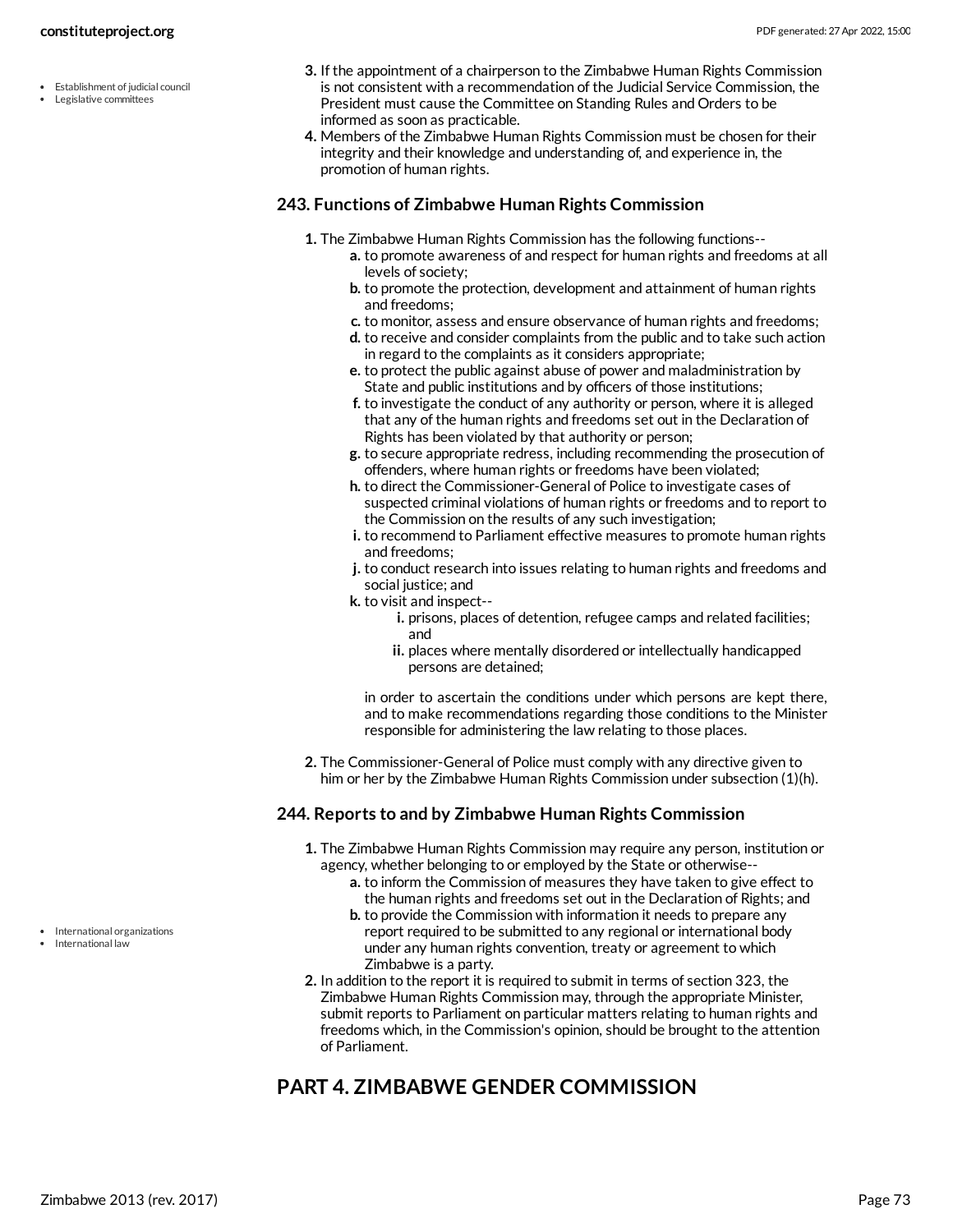- Establishment of judicial council
- Legislative committees

3. If the appointment of a chairperson to the Zimbabwe Human Rights Commission is not consistent with a recommendation of the Judicial Service Commission, the President must cause the Committee on Standing Rules and Orders to be informed as soon as practicable.
4. Members of the Zimbabwe Human Rights Commission must be chosen for their integrity and their knowledge and understanding of, and experience in, the promotion of human rights.

### 243. Functions of Zimbabwe Human Rights Commission

1. The Zimbabwe Human Rights Commission has the following functions--
    a. to promote awareness of and respect for human rights and freedoms at all levels of society;
    b. to promote the protection, development and attainment of human rights and freedoms;
    c. to monitor, assess and ensure observance of human rights and freedoms;
    d. to receive and consider complaints from the public and to take such action in regard to the complaints as it considers appropriate;
    e. to protect the public against abuse of power and maladministration by State and public institutions and by officers of those institutions;
    f. to investigate the conduct of any authority or person, where it is alleged that any of the human rights and freedoms set out in the Declaration of Rights has been violated by that authority or person;
    g. to secure appropriate redress, including recommending the prosecution of offenders, where human rights or freedoms have been violated;
    h. to direct the Commissioner-General of Police to investigate cases of suspected criminal violations of human rights or freedoms and to report to the Commission on the results of any such investigation;
    i. to recommend to Parliament effective measures to promote human rights and freedoms;
    j. to conduct research into issues relating to human rights and freedoms and social justice; and
    k. to visit and inspect--
        i. prisons, places of detention, refugee camps and related facilities; and
        ii. places where mentally disordered or intellectually handicapped persons are detained;

    in order to ascertain the conditions under which persons are kept there, and to make recommendations regarding those conditions to the Minister responsible for administering the law relating to those places.
2. The Commissioner-General of Police must comply with any directive given to him or her by the Zimbabwe Human Rights Commission under subsection (1)(h).

### 244. Reports to and by Zimbabwe Human Rights Commission

- International organizations
- International law

1. The Zimbabwe Human Rights Commission may require any person, institution or agency, whether belonging to or employed by the State or otherwise--
    a. to inform the Commission of measures they have taken to give effect to the human rights and freedoms set out in the Declaration of Rights; and
    b. to provide the Commission with information it needs to prepare any report required to be submitted to any regional or international body under any human rights convention, treaty or agreement to which Zimbabwe is a party.
2. In addition to the report it is required to submit in terms of section 323, the Zimbabwe Human Rights Commission may, through the appropriate Minister, submit reports to Parliament on particular matters relating to human rights and freedoms which, in the Commission's opinion, should be brought to the attention of Parliament.

## PART 4. ZIMBABWE GENDER COMMISSION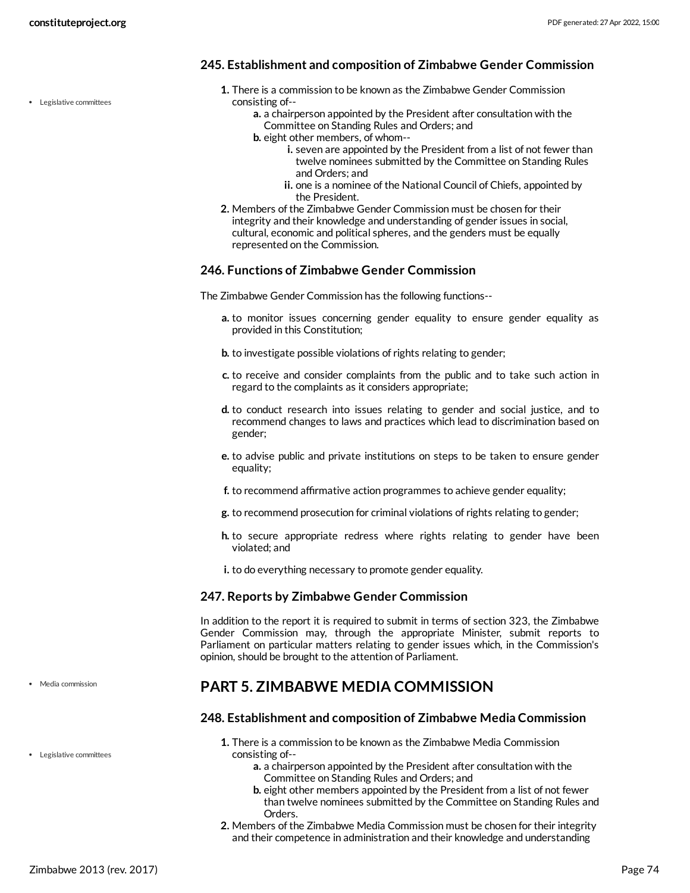### 245. Establishment and composition of Zimbabwe Gender Commission

- Legislative committees

1. There is a commission to be known as the Zimbabwe Gender Commission consisting of--
   a. a chairperson appointed by the President after consultation with the Committee on Standing Rules and Orders; and
   b. eight other members, of whom--
      i. seven are appointed by the President from a list of not fewer than twelve nominees submitted by the Committee on Standing Rules and Orders; and
      ii. one is a nominee of the National Council of Chiefs, appointed by the President.
2. Members of the Zimbabwe Gender Commission must be chosen for their integrity and their knowledge and understanding of gender issues in social, cultural, economic and political spheres, and the genders must be equally represented on the Commission.

### 246. Functions of Zimbabwe Gender Commission

The Zimbabwe Gender Commission has the following functions--

a. to monitor issues concerning gender equality to ensure gender equality as provided in this Constitution;

b. to investigate possible violations of rights relating to gender;

c. to receive and consider complaints from the public and to take such action in regard to the complaints as it considers appropriate;

d. to conduct research into issues relating to gender and social justice, and to recommend changes to laws and practices which lead to discrimination based on gender;

e. to advise public and private institutions on steps to be taken to ensure gender equality;

f. to recommend affirmative action programmes to achieve gender equality;

g. to recommend prosecution for criminal violations of rights relating to gender;

h. to secure appropriate redress where rights relating to gender have been violated; and

i. to do everything necessary to promote gender equality.

### 247. Reports by Zimbabwe Gender Commission

In addition to the report it is required to submit in terms of section 323, the Zimbabwe Gender Commission may, through the appropriate Minister, submit reports to Parliament on particular matters relating to gender issues which, in the Commission's opinion, should be brought to the attention of Parliament.

- Media commission

## PART 5. ZIMBABWE MEDIA COMMISSION

### 248. Establishment and composition of Zimbabwe Media Commission

- Legislative committees

1. There is a commission to be known as the Zimbabwe Media Commission consisting of--
   a. a chairperson appointed by the President after consultation with the Committee on Standing Rules and Orders; and
   b. eight other members appointed by the President from a list of not fewer than twelve nominees submitted by the Committee on Standing Rules and Orders.
2. Members of the Zimbabwe Media Commission must be chosen for their integrity and their competence in administration and their knowledge and understanding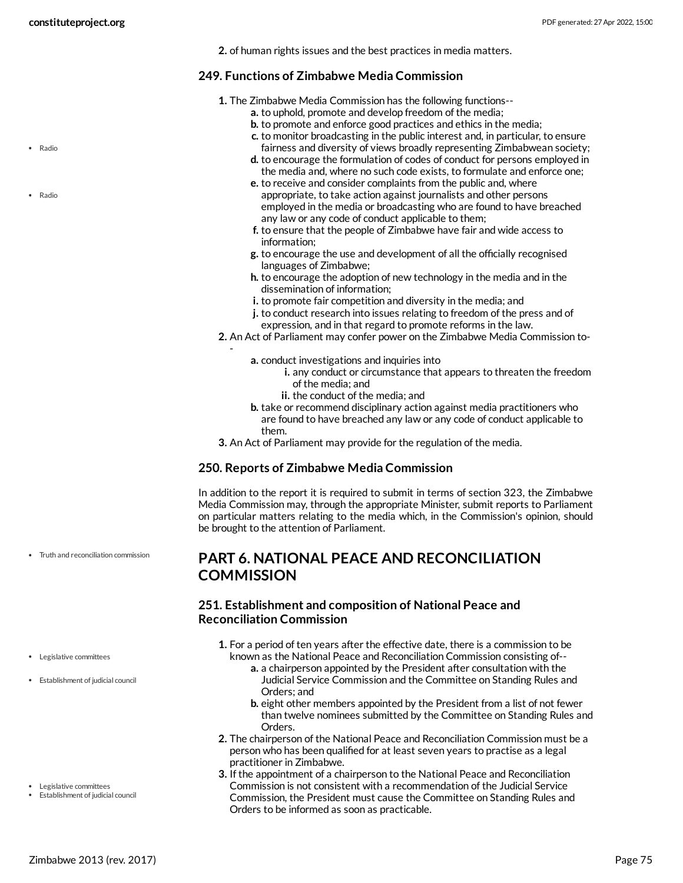2. of human rights issues and the best practices in media matters.

### 249. Functions of Zimbabwe Media Commission

1. The Zimbabwe Media Commission has the following functions--
   - a. to uphold, promote and develop freedom of the media;
   - b. to promote and enforce good practices and ethics in the media;
   - c. to monitor broadcasting in the public interest and, in particular, to ensure fairness and diversity of views broadly representing Zimbabwean society;
   - d. to encourage the formulation of codes of conduct for persons employed in the media and, where no such code exists, to formulate and enforce one;
   - e. to receive and consider complaints from the public and, where appropriate, to take action against journalists and other persons employed in the media or broadcasting who are found to have breached any law or any code of conduct applicable to them;
   - f. to ensure that the people of Zimbabwe have fair and wide access to information;
   - g. to encourage the use and development of all the officially recognised languages of Zimbabwe;
   - h. to encourage the adoption of new technology in the media and in the dissemination of information;
   - i. to promote fair competition and diversity in the media; and
   - j. to conduct research into issues relating to freedom of the press and of expression, and in that regard to promote reforms in the law.
2. An Act of Parliament may confer power on the Zimbabwe Media Commission to--
   - a. conduct investigations and inquiries into
     - i. any conduct or circumstance that appears to threaten the freedom of the media; and
     - ii. the conduct of the media; and
   - b. take or recommend disciplinary action against media practitioners who are found to have breached any law or any code of conduct applicable to them.
3. An Act of Parliament may provide for the regulation of the media.

### 250. Reports of Zimbabwe Media Commission

In addition to the report it is required to submit in terms of section 323, the Zimbabwe Media Commission may, through the appropriate Minister, submit reports to Parliament on particular matters relating to the media which, in the Commission's opinion, should be brought to the attention of Parliament.

## PART 6. NATIONAL PEACE AND RECONCILIATION COMMISSION

### 251. Establishment and composition of National Peace and Reconciliation Commission

1. For a period of ten years after the effective date, there is a commission to be known as the National Peace and Reconciliation Commission consisting of--
   - a. a chairperson appointed by the President after consultation with the Judicial Service Commission and the Committee on Standing Rules and Orders; and
   - b. eight other members appointed by the President from a list of not fewer than twelve nominees submitted by the Committee on Standing Rules and Orders.
2. The chairperson of the National Peace and Reconciliation Commission must be a person who has been qualified for at least seven years to practise as a legal practitioner in Zimbabwe.
3. If the appointment of a chairperson to the National Peace and Reconciliation Commission is not consistent with a recommendation of the Judicial Service Commission, the President must cause the Committee on Standing Rules and Orders to be informed as soon as practicable.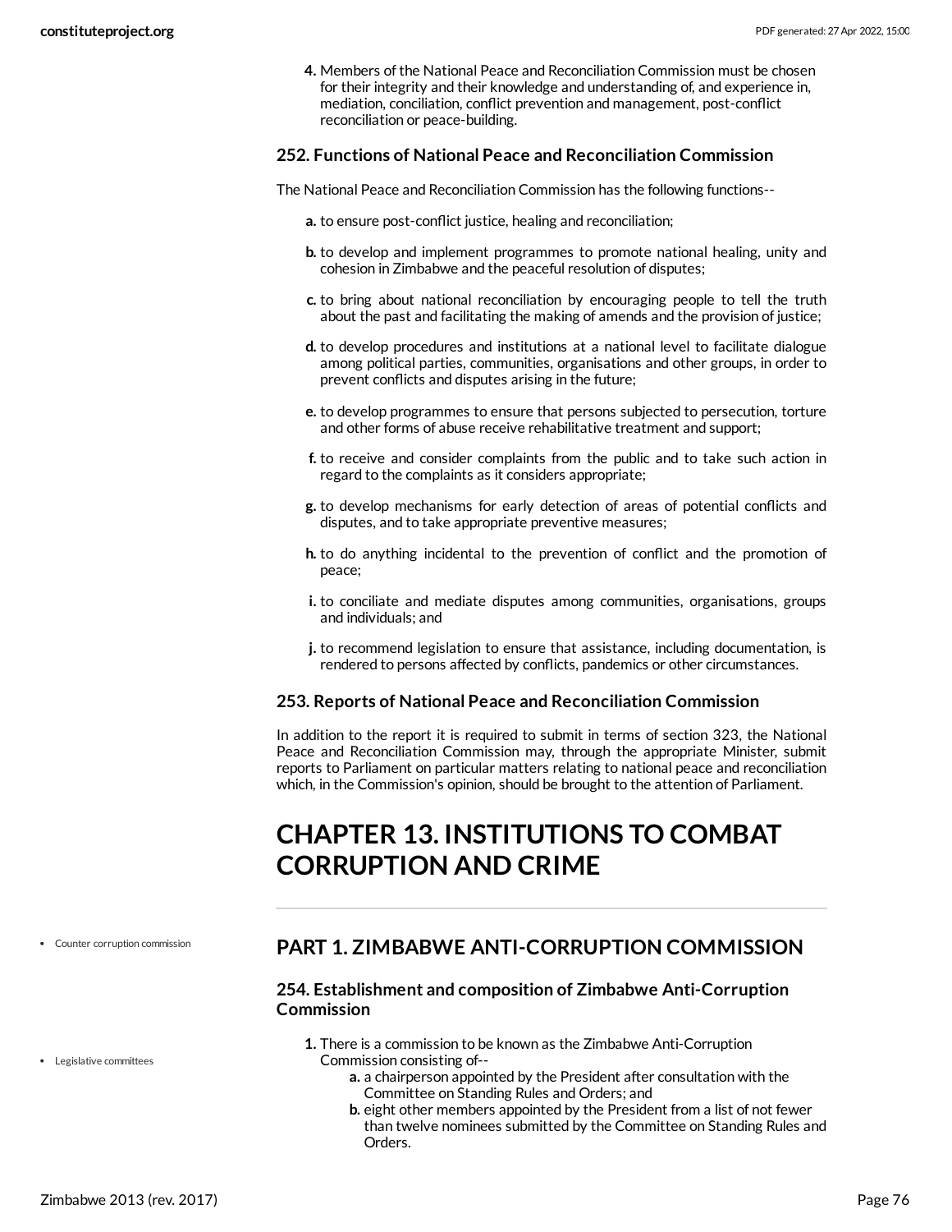4. Members of the National Peace and Reconciliation Commission must be chosen for their integrity and their knowledge and understanding of, and experience in, mediation, conciliation, conflict prevention and management, post-conflict reconciliation or peace-building.

### 252. Functions of National Peace and Reconciliation Commission

The National Peace and Reconciliation Commission has the following functions--

a. to ensure post-conflict justice, healing and reconciliation;

b. to develop and implement programmes to promote national healing, unity and cohesion in Zimbabwe and the peaceful resolution of disputes;

c. to bring about national reconciliation by encouraging people to tell the truth about the past and facilitating the making of amends and the provision of justice;

d. to develop procedures and institutions at a national level to facilitate dialogue among political parties, communities, organisations and other groups, in order to prevent conflicts and disputes arising in the future;

e. to develop programmes to ensure that persons subjected to persecution, torture and other forms of abuse receive rehabilitative treatment and support;

f. to receive and consider complaints from the public and to take such action in regard to the complaints as it considers appropriate;

g. to develop mechanisms for early detection of areas of potential conflicts and disputes, and to take appropriate preventive measures;

h. to do anything incidental to the prevention of conflict and the promotion of peace;

i. to conciliate and mediate disputes among communities, organisations, groups and individuals; and

j. to recommend legislation to ensure that assistance, including documentation, is rendered to persons affected by conflicts, pandemics or other circumstances.

### 253. Reports of National Peace and Reconciliation Commission

In addition to the report it is required to submit in terms of section 323, the National Peace and Reconciliation Commission may, through the appropriate Minister, submit reports to Parliament on particular matters relating to national peace and reconciliation which, in the Commission's opinion, should be brought to the attention of Parliament.

# CHAPTER 13. INSTITUTIONS TO COMBAT CORRUPTION AND CRIME

## PART 1. ZIMBABWE ANTI-CORRUPTION COMMISSION

- Counter corruption commission

### 254. Establishment and composition of Zimbabwe Anti-Corruption Commission

- Legislative committees

1. There is a commission to be known as the Zimbabwe Anti-Corruption Commission consisting of--
   a. a chairperson appointed by the President after consultation with the Committee on Standing Rules and Orders; and
   b. eight other members appointed by the President from a list of not fewer than twelve nominees submitted by the Committee on Standing Rules and Orders.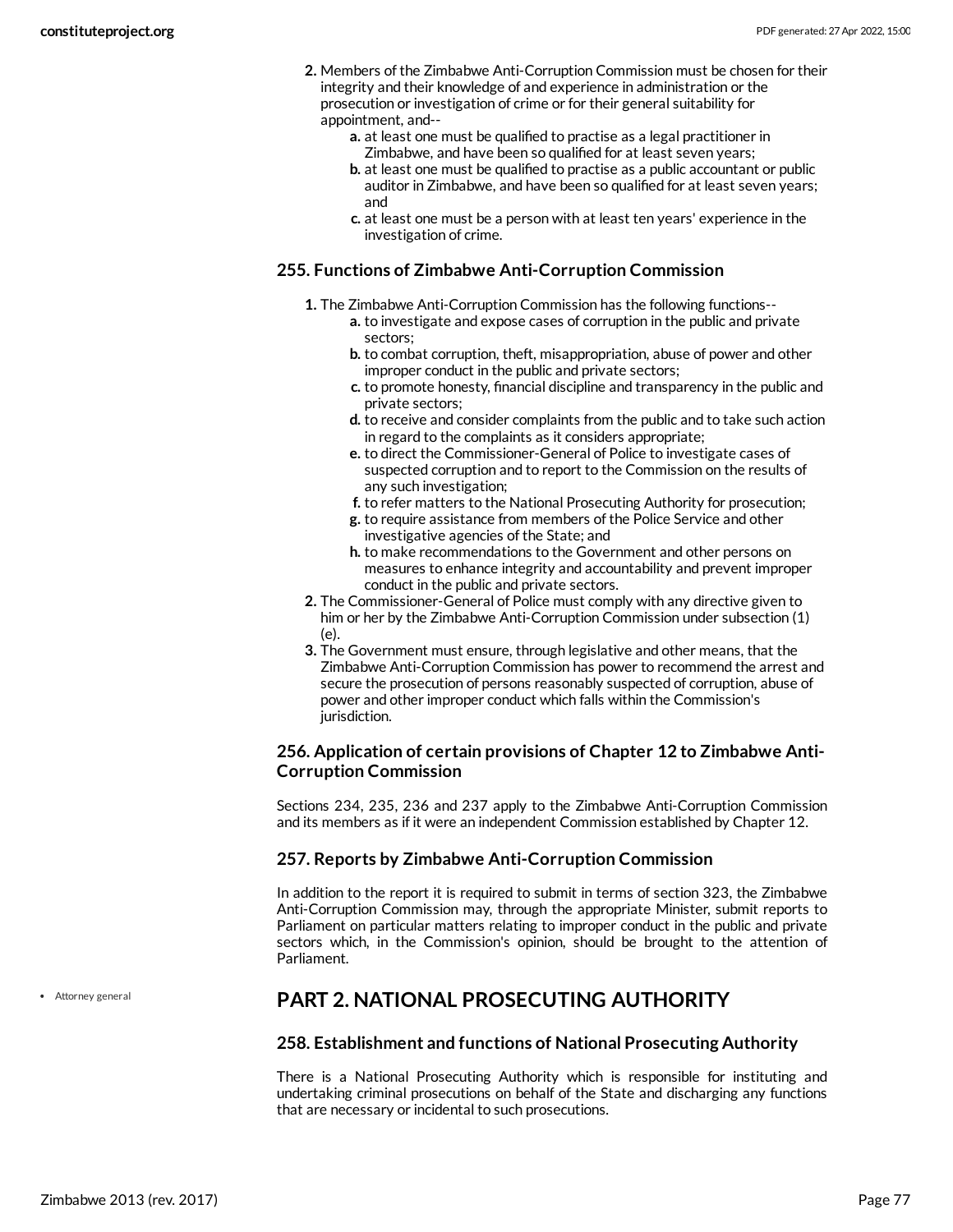2. Members of the Zimbabwe Anti-Corruption Commission must be chosen for their integrity and their knowledge of and experience in administration or the prosecution or investigation of crime or for their general suitability for appointment, and--
    a. at least one must be qualified to practise as a legal practitioner in Zimbabwe, and have been so qualified for at least seven years;
    b. at least one must be qualified to practise as a public accountant or public auditor in Zimbabwe, and have been so qualified for at least seven years; and
    c. at least one must be a person with at least ten years' experience in the investigation of crime.

### 255. Functions of Zimbabwe Anti-Corruption Commission

1. The Zimbabwe Anti-Corruption Commission has the following functions--
    a. to investigate and expose cases of corruption in the public and private sectors;
    b. to combat corruption, theft, misappropriation, abuse of power and other improper conduct in the public and private sectors;
    c. to promote honesty, financial discipline and transparency in the public and private sectors;
    d. to receive and consider complaints from the public and to take such action in regard to the complaints as it considers appropriate;
    e. to direct the Commissioner-General of Police to investigate cases of suspected corruption and to report to the Commission on the results of any such investigation;
    f. to refer matters to the National Prosecuting Authority for prosecution;
    g. to require assistance from members of the Police Service and other investigative agencies of the State; and
    h. to make recommendations to the Government and other persons on measures to enhance integrity and accountability and prevent improper conduct in the public and private sectors.
2. The Commissioner-General of Police must comply with any directive given to him or her by the Zimbabwe Anti-Corruption Commission under subsection (1)(e).
3. The Government must ensure, through legislative and other means, that the Zimbabwe Anti-Corruption Commission has power to recommend the arrest and secure the prosecution of persons reasonably suspected of corruption, abuse of power and other improper conduct which falls within the Commission's jurisdiction.

### 256. Application of certain provisions of Chapter 12 to Zimbabwe Anti-Corruption Commission

Sections 234, 235, 236 and 237 apply to the Zimbabwe Anti-Corruption Commission and its members as if it were an independent Commission established by Chapter 12.

### 257. Reports by Zimbabwe Anti-Corruption Commission

In addition to the report it is required to submit in terms of section 323, the Zimbabwe Anti-Corruption Commission may, through the appropriate Minister, submit reports to Parliament on particular matters relating to improper conduct in the public and private sectors which, in the Commission's opinion, should be brought to the attention of Parliament.

- Attorney general

## PART 2. NATIONAL PROSECUTING AUTHORITY

### 258. Establishment and functions of National Prosecuting Authority

There is a National Prosecuting Authority which is responsible for instituting and undertaking criminal prosecutions on behalf of the State and discharging any functions that are necessary or incidental to such prosecutions.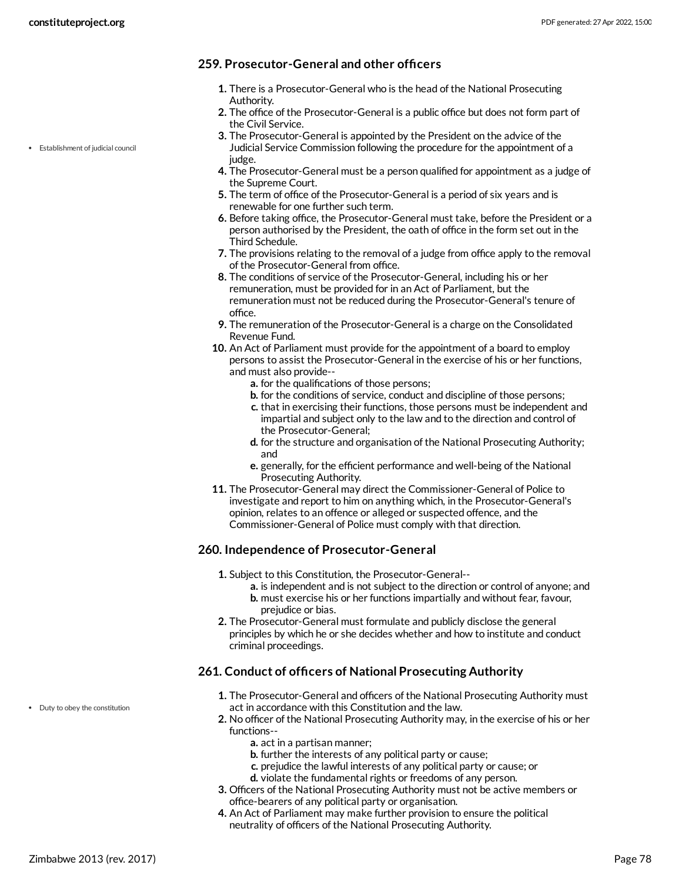### 259. Prosecutor-General and other officers

- Establishment of judicial council

1. There is a Prosecutor-General who is the head of the National Prosecuting Authority.
2. The office of the Prosecutor-General is a public office but does not form part of the Civil Service.
3. The Prosecutor-General is appointed by the President on the advice of the Judicial Service Commission following the procedure for the appointment of a judge.
4. The Prosecutor-General must be a person qualified for appointment as a judge of the Supreme Court.
5. The term of office of the Prosecutor-General is a period of six years and is renewable for one further such term.
6. Before taking office, the Prosecutor-General must take, before the President or a person authorised by the President, the oath of office in the form set out in the Third Schedule.
7. The provisions relating to the removal of a judge from office apply to the removal of the Prosecutor-General from office.
8. The conditions of service of the Prosecutor-General, including his or her remuneration, must be provided for in an Act of Parliament, but the remuneration must not be reduced during the Prosecutor-General's tenure of office.
9. The remuneration of the Prosecutor-General is a charge on the Consolidated Revenue Fund.
10. An Act of Parliament must provide for the appointment of a board to employ persons to assist the Prosecutor-General in the exercise of his or her functions, and must also provide--
    a. for the qualifications of those persons;
    b. for the conditions of service, conduct and discipline of those persons;
    c. that in exercising their functions, those persons must be independent and impartial and subject only to the law and to the direction and control of the Prosecutor-General;
    d. for the structure and organisation of the National Prosecuting Authority; and
    e. generally, for the efficient performance and well-being of the National Prosecuting Authority.
11. The Prosecutor-General may direct the Commissioner-General of Police to investigate and report to him on anything which, in the Prosecutor-General's opinion, relates to an offence or alleged or suspected offence, and the Commissioner-General of Police must comply with that direction.

### 260. Independence of Prosecutor-General

1. Subject to this Constitution, the Prosecutor-General--
    a. is independent and is not subject to the direction or control of anyone; and
    b. must exercise his or her functions impartially and without fear, favour, prejudice or bias.
2. The Prosecutor-General must formulate and publicly disclose the general principles by which he or she decides whether and how to institute and conduct criminal proceedings.

### 261. Conduct of officers of National Prosecuting Authority

- Duty to obey the constitution

1. The Prosecutor-General and officers of the National Prosecuting Authority must act in accordance with this Constitution and the law.
2. No officer of the National Prosecuting Authority may, in the exercise of his or her functions--
    a. act in a partisan manner;
    b. further the interests of any political party or cause;
    c. prejudice the lawful interests of any political party or cause; or
    d. violate the fundamental rights or freedoms of any person.
3. Officers of the National Prosecuting Authority must not be active members or office-bearers of any political party or organisation.
4. An Act of Parliament may make further provision to ensure the political neutrality of officers of the National Prosecuting Authority.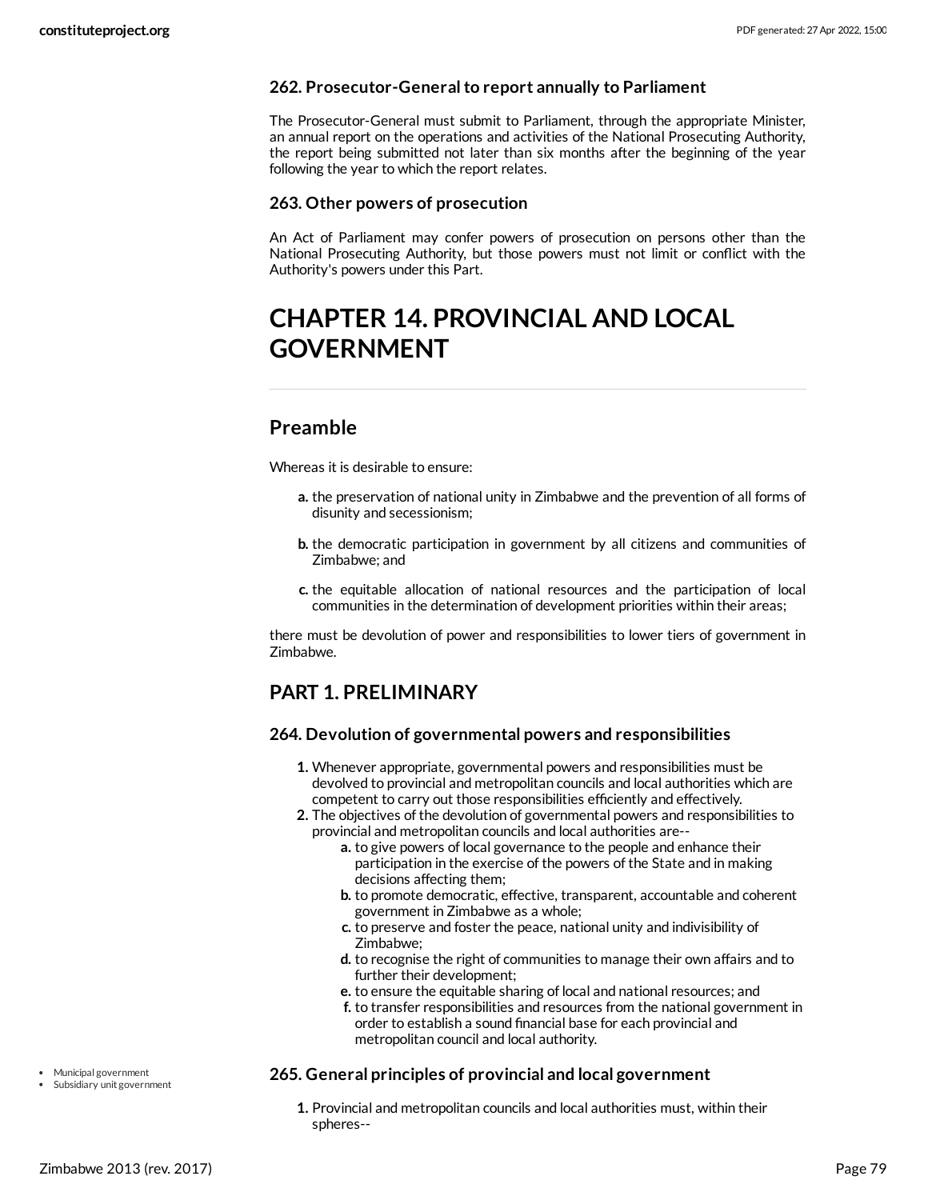### 262. Prosecutor-General to report annually to Parliament

The Prosecutor-General must submit to Parliament, through the appropriate Minister, an annual report on the operations and activities of the National Prosecuting Authority, the report being submitted not later than six months after the beginning of the year following the year to which the report relates.

### 263. Other powers of prosecution

An Act of Parliament may confer powers of prosecution on persons other than the National Prosecuting Authority, but those powers must not limit or conflict with the Authority's powers under this Part.

# CHAPTER 14. PROVINCIAL AND LOCAL GOVERNMENT

## Preamble

Whereas it is desirable to ensure:

- **a.** the preservation of national unity in Zimbabwe and the prevention of all forms of disunity and secessionism;
- **b.** the democratic participation in government by all citizens and communities of Zimbabwe; and
- **c.** the equitable allocation of national resources and the participation of local communities in the determination of development priorities within their areas;

there must be devolution of power and responsibilities to lower tiers of government in Zimbabwe.

## PART 1. PRELIMINARY

### 264. Devolution of governmental powers and responsibilities

1. Whenever appropriate, governmental powers and responsibilities must be devolved to provincial and metropolitan councils and local authorities which are competent to carry out those responsibilities efficiently and effectively.
2. The objectives of the devolution of governmental powers and responsibilities to provincial and metropolitan councils and local authorities are--
    - **a.** to give powers of local governance to the people and enhance their participation in the exercise of the powers of the State and in making decisions affecting them;
    - **b.** to promote democratic, effective, transparent, accountable and coherent government in Zimbabwe as a whole;
    - **c.** to preserve and foster the peace, national unity and indivisibility of Zimbabwe;
    - **d.** to recognise the right of communities to manage their own affairs and to further their development;
    - **e.** to ensure the equitable sharing of local and national resources; and
    - **f.** to transfer responsibilities and resources from the national government in order to establish a sound financial base for each provincial and metropolitan council and local authority.

- Municipal government
- Subsidiary unit government

### 265. General principles of provincial and local government

1. Provincial and metropolitan councils and local authorities must, within their spheres--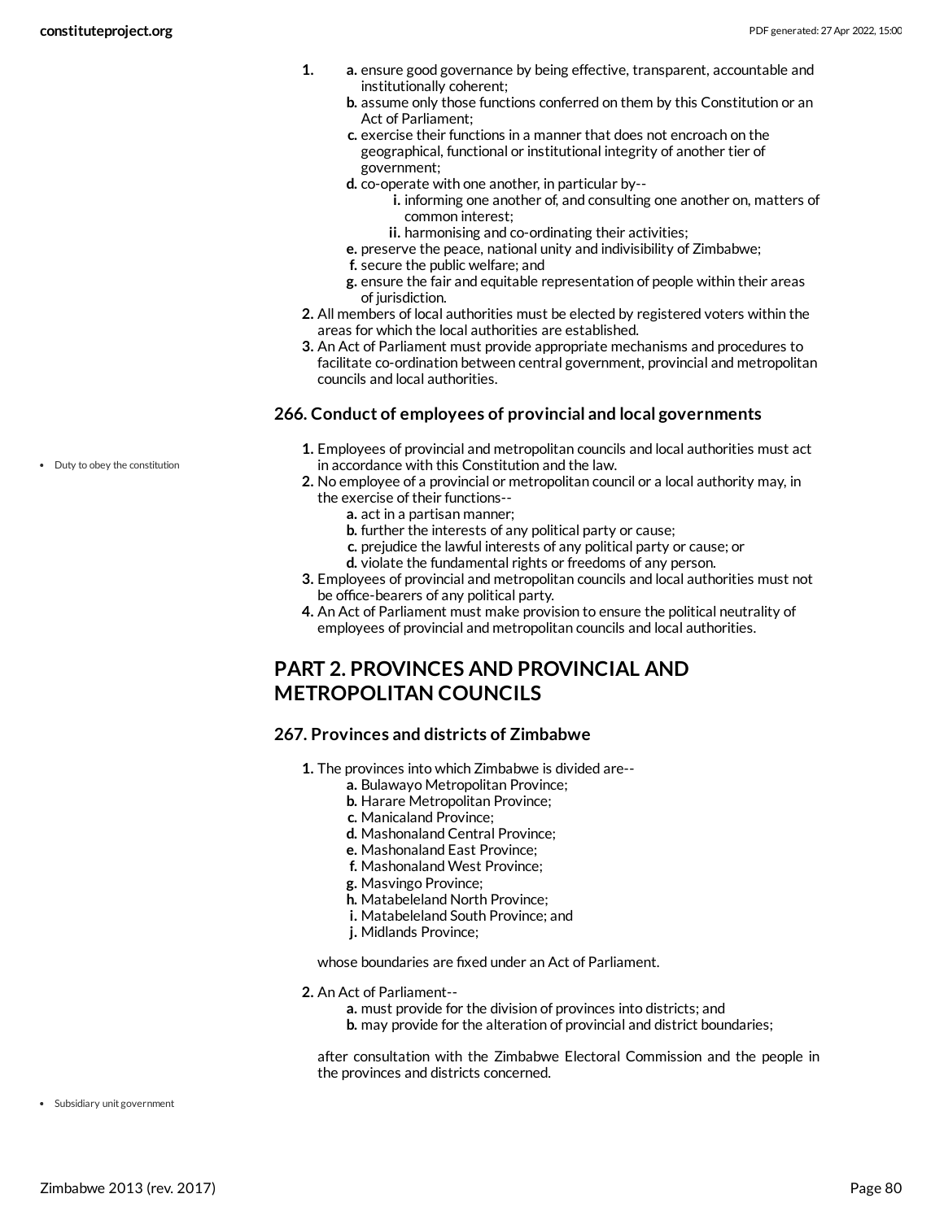1. 
   a. ensure good governance by being effective, transparent, accountable and institutionally coherent;
   b. assume only those functions conferred on them by this Constitution or an Act of Parliament;
   c. exercise their functions in a manner that does not encroach on the geographical, functional or institutional integrity of another tier of government;
   d. co-operate with one another, in particular by--
      i. informing one another of, and consulting one another on, matters of common interest;
      ii. harmonising and co-ordinating their activities;
   e. preserve the peace, national unity and indivisibility of Zimbabwe;
   f. secure the public welfare; and
   g. ensure the fair and equitable representation of people within their areas of jurisdiction.
2. All members of local authorities must be elected by registered voters within the areas for which the local authorities are established.
3. An Act of Parliament must provide appropriate mechanisms and procedures to facilitate co-ordination between central government, provincial and metropolitan councils and local authorities.

### 266. Conduct of employees of provincial and local governments

- Duty to obey the constitution

1. Employees of provincial and metropolitan councils and local authorities must act in accordance with this Constitution and the law.
2. No employee of a provincial or metropolitan council or a local authority may, in the exercise of their functions--
   a. act in a partisan manner;
   b. further the interests of any political party or cause;
   c. prejudice the lawful interests of any political party or cause; or
   d. violate the fundamental rights or freedoms of any person.
3. Employees of provincial and metropolitan councils and local authorities must not be office-bearers of any political party.
4. An Act of Parliament must make provision to ensure the political neutrality of employees of provincial and metropolitan councils and local authorities.

## PART 2. PROVINCES AND PROVINCIAL AND METROPOLITAN COUNCILS

### 267. Provinces and districts of Zimbabwe

1. The provinces into which Zimbabwe is divided are--
   a. Bulawayo Metropolitan Province;
   b. Harare Metropolitan Province;
   c. Manicaland Province;
   d. Mashonaland Central Province;
   e. Mashonaland East Province;
   f. Mashonaland West Province;
   g. Masvingo Province;
   h. Matabeleland North Province;
   i. Matabeleland South Province; and
   j. Midlands Province;

   whose boundaries are fixed under an Act of Parliament.
2. An Act of Parliament--
   a. must provide for the division of provinces into districts; and
   b. may provide for the alteration of provincial and district boundaries;

   after consultation with the Zimbabwe Electoral Commission and the people in the provinces and districts concerned.

- Subsidiary unit government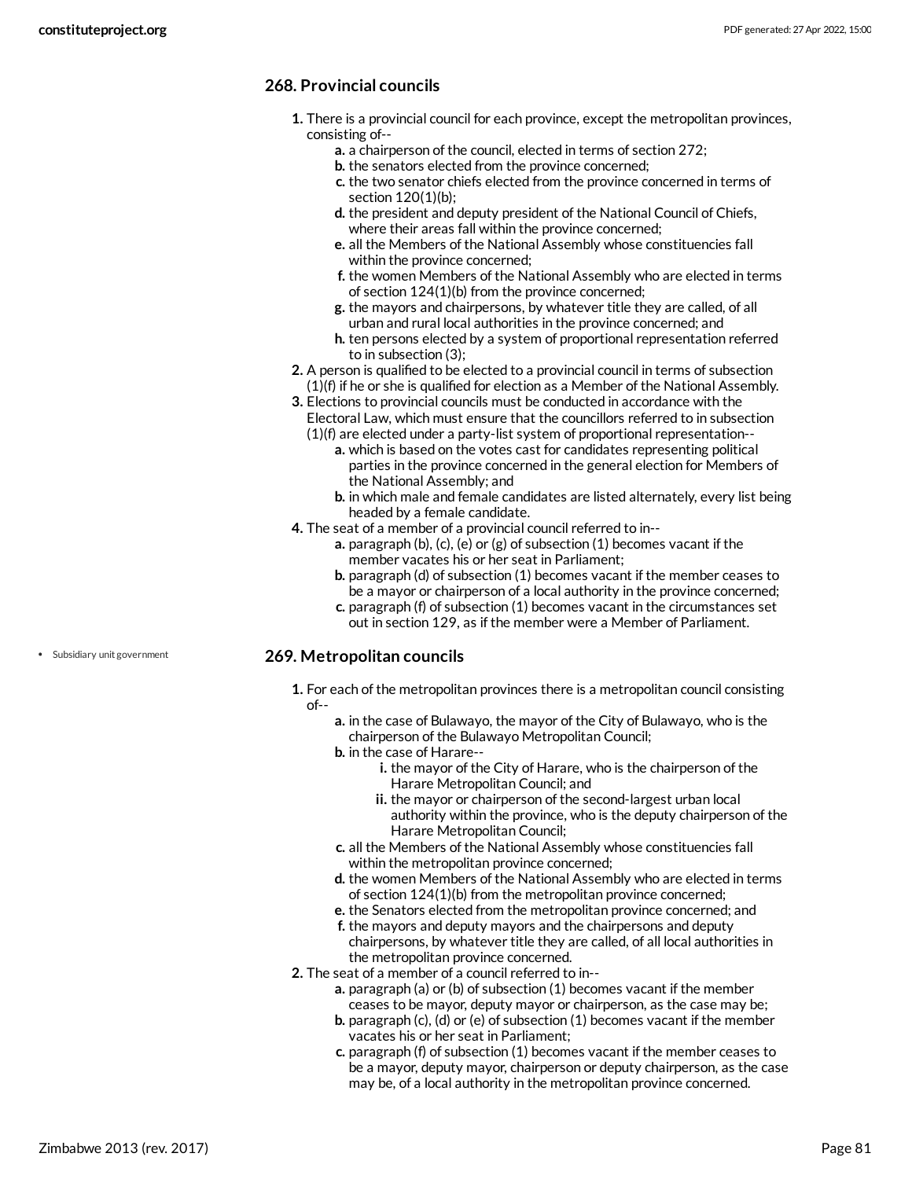## 268. Provincial councils

1. There is a provincial council for each province, except the metropolitan provinces, consisting of--
    a. a chairperson of the council, elected in terms of section 272;
    b. the senators elected from the province concerned;
    c. the two senator chiefs elected from the province concerned in terms of section 120(1)(b);
    d. the president and deputy president of the National Council of Chiefs, where their areas fall within the province concerned;
    e. all the Members of the National Assembly whose constituencies fall within the province concerned;
    f. the women Members of the National Assembly who are elected in terms of section 124(1)(b) from the province concerned;
    g. the mayors and chairpersons, by whatever title they are called, of all urban and rural local authorities in the province concerned; and
    h. ten persons elected by a system of proportional representation referred to in subsection (3);
2. A person is qualified to be elected to a provincial council in terms of subsection (1)(f) if he or she is qualified for election as a Member of the National Assembly.
3. Elections to provincial councils must be conducted in accordance with the Electoral Law, which must ensure that the councillors referred to in subsection (1)(f) are elected under a party-list system of proportional representation--
    a. which is based on the votes cast for candidates representing political parties in the province concerned in the general election for Members of the National Assembly; and
    b. in which male and female candidates are listed alternately, every list being headed by a female candidate.
4. The seat of a member of a provincial council referred to in--
    a. paragraph (b), (c), (e) or (g) of subsection (1) becomes vacant if the member vacates his or her seat in Parliament;
    b. paragraph (d) of subsection (1) becomes vacant if the member ceases to be a mayor or chairperson of a local authority in the province concerned;
    c. paragraph (f) of subsection (1) becomes vacant in the circumstances set out in section 129, as if the member were a Member of Parliament.

- Subsidiary unit government

## 269. Metropolitan councils

1. For each of the metropolitan provinces there is a metropolitan council consisting of--
    a. in the case of Bulawayo, the mayor of the City of Bulawayo, who is the chairperson of the Bulawayo Metropolitan Council;
    b. in the case of Harare--
        i. the mayor of the City of Harare, who is the chairperson of the Harare Metropolitan Council; and
        ii. the mayor or chairperson of the second-largest urban local authority within the province, who is the deputy chairperson of the Harare Metropolitan Council;
    c. all the Members of the National Assembly whose constituencies fall within the metropolitan province concerned;
    d. the women Members of the National Assembly who are elected in terms of section 124(1)(b) from the metropolitan province concerned;
    e. the Senators elected from the metropolitan province concerned; and
    f. the mayors and deputy mayors and the chairpersons and deputy chairpersons, by whatever title they are called, of all local authorities in the metropolitan province concerned.
2. The seat of a member of a council referred to in--
    a. paragraph (a) or (b) of subsection (1) becomes vacant if the member ceases to be mayor, deputy mayor or chairperson, as the case may be;
    b. paragraph (c), (d) or (e) of subsection (1) becomes vacant if the member vacates his or her seat in Parliament;
    c. paragraph (f) of subsection (1) becomes vacant if the member ceases to be a mayor, deputy mayor, chairperson or deputy chairperson, as the case may be, of a local authority in the metropolitan province concerned.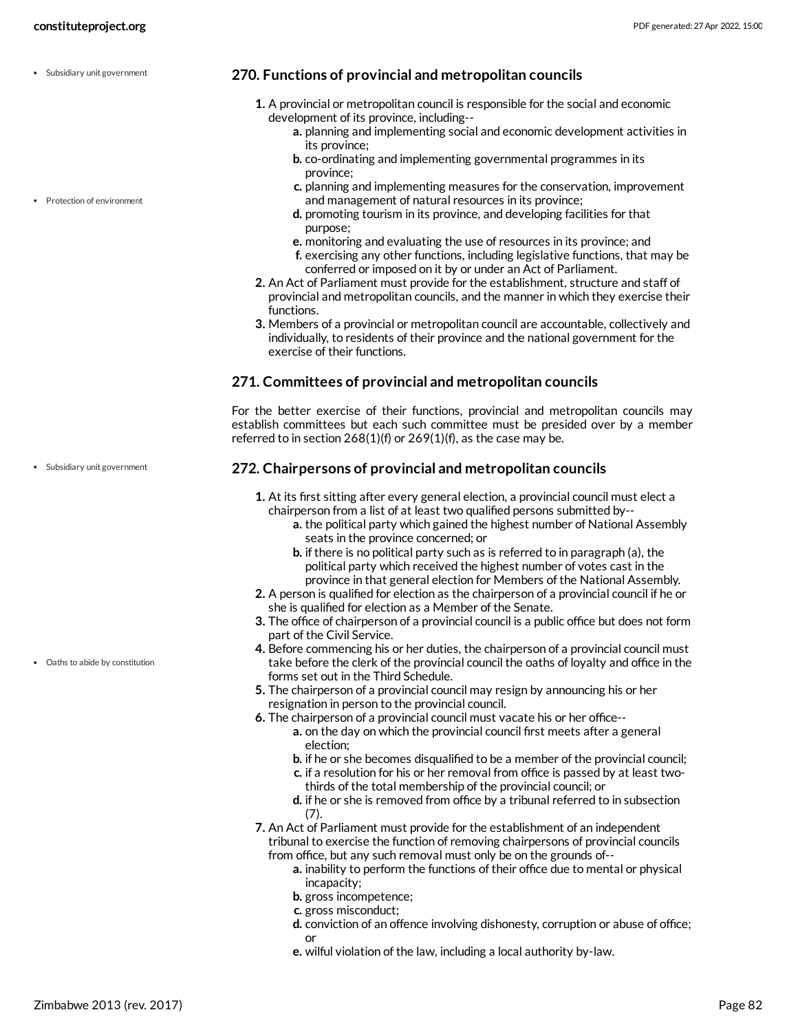### 270. Functions of provincial and metropolitan councils

1. A provincial or metropolitan council is responsible for the social and economic development of its province, including--
   a. planning and implementing social and economic development activities in its province;
   b. co-ordinating and implementing governmental programmes in its province;
   c. planning and implementing measures for the conservation, improvement and management of natural resources in its province;
   d. promoting tourism in its province, and developing facilities for that purpose;
   e. monitoring and evaluating the use of resources in its province; and
   f. exercising any other functions, including legislative functions, that may be conferred or imposed on it by or under an Act of Parliament.
2. An Act of Parliament must provide for the establishment, structure and staff of provincial and metropolitan councils, and the manner in which they exercise their functions.
3. Members of a provincial or metropolitan council are accountable, collectively and individually, to residents of their province and the national government for the exercise of their functions.

### 271. Committees of provincial and metropolitan councils

For the better exercise of their functions, provincial and metropolitan councils may establish committees but each such committee must be presided over by a member referred to in section 268(1)(f) or 269(1)(f), as the case may be.

### 272. Chairpersons of provincial and metropolitan councils

1. At its first sitting after every general election, a provincial council must elect a chairperson from a list of at least two qualified persons submitted by--
   a. the political party which gained the highest number of National Assembly seats in the province concerned; or
   b. if there is no political party such as is referred to in paragraph (a), the political party which received the highest number of votes cast in the province in that general election for Members of the National Assembly.
2. A person is qualified for election as the chairperson of a provincial council if he or she is qualified for election as a Member of the Senate.
3. The office of chairperson of a provincial council is a public office but does not form part of the Civil Service.
4. Before commencing his or her duties, the chairperson of a provincial council must take before the clerk of the provincial council the oaths of loyalty and office in the forms set out in the Third Schedule.
5. The chairperson of a provincial council may resign by announcing his or her resignation in person to the provincial council.
6. The chairperson of a provincial council must vacate his or her office--
   a. on the day on which the provincial council first meets after a general election;
   b. if he or she becomes disqualified to be a member of the provincial council;
   c. if a resolution for his or her removal from office is passed by at least two-thirds of the total membership of the provincial council; or
   d. if he or she is removed from office by a tribunal referred to in subsection (7).
7. An Act of Parliament must provide for the establishment of an independent tribunal to exercise the function of removing chairpersons of provincial councils from office, but any such removal must only be on the grounds of--
   a. inability to perform the functions of their office due to mental or physical incapacity;
   b. gross incompetence;
   c. gross misconduct;
   d. conviction of an offence involving dishonesty, corruption or abuse of office; or
   e. wilful violation of the law, including a local authority by-law.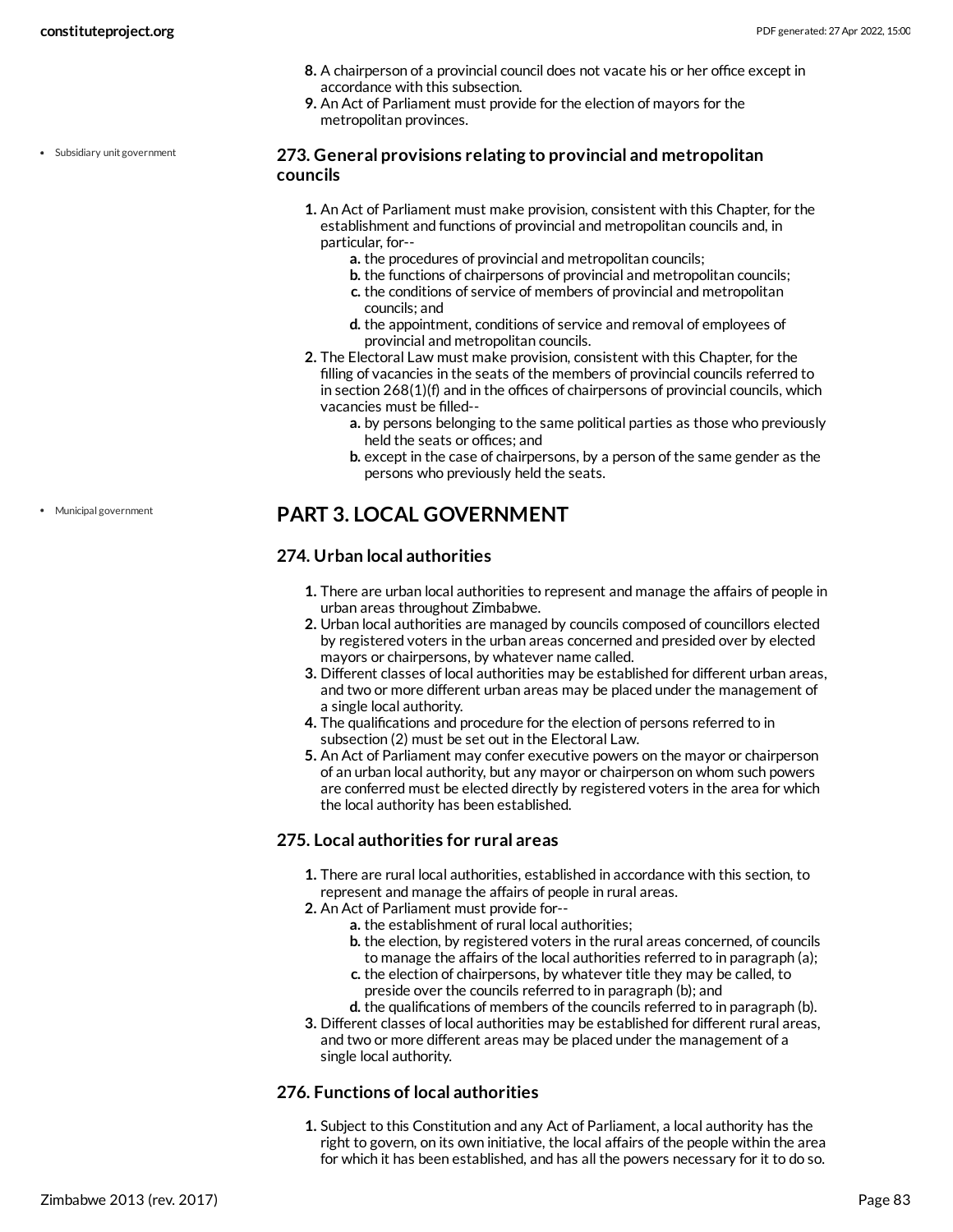8. A chairperson of a provincial council does not vacate his or her office except in accordance with this subsection.
9. An Act of Parliament must provide for the election of mayors for the metropolitan provinces.

- Subsidiary unit government

### 273. General provisions relating to provincial and metropolitan councils

1. An Act of Parliament must make provision, consistent with this Chapter, for the establishment and functions of provincial and metropolitan councils and, in particular, for--
    a. the procedures of provincial and metropolitan councils;
    b. the functions of chairpersons of provincial and metropolitan councils;
    c. the conditions of service of members of provincial and metropolitan councils; and
    d. the appointment, conditions of service and removal of employees of provincial and metropolitan councils.
2. The Electoral Law must make provision, consistent with this Chapter, for the filling of vacancies in the seats of the members of provincial councils referred to in section 268(1)(f) and in the offices of chairpersons of provincial councils, which vacancies must be filled--
    a. by persons belonging to the same political parties as those who previously held the seats or offices; and
    b. except in the case of chairpersons, by a person of the same gender as the persons who previously held the seats.

- Municipal government

## PART 3. LOCAL GOVERNMENT

### 274. Urban local authorities

1. There are urban local authorities to represent and manage the affairs of people in urban areas throughout Zimbabwe.
2. Urban local authorities are managed by councils composed of councillors elected by registered voters in the urban areas concerned and presided over by elected mayors or chairpersons, by whatever name called.
3. Different classes of local authorities may be established for different urban areas, and two or more different urban areas may be placed under the management of a single local authority.
4. The qualifications and procedure for the election of persons referred to in subsection (2) must be set out in the Electoral Law.
5. An Act of Parliament may confer executive powers on the mayor or chairperson of an urban local authority, but any mayor or chairperson on whom such powers are conferred must be elected directly by registered voters in the area for which the local authority has been established.

### 275. Local authorities for rural areas

1. There are rural local authorities, established in accordance with this section, to represent and manage the affairs of people in rural areas.
2. An Act of Parliament must provide for--
    a. the establishment of rural local authorities;
    b. the election, by registered voters in the rural areas concerned, of councils to manage the affairs of the local authorities referred to in paragraph (a);
    c. the election of chairpersons, by whatever title they may be called, to preside over the councils referred to in paragraph (b); and
    d. the qualifications of members of the councils referred to in paragraph (b).
3. Different classes of local authorities may be established for different rural areas, and two or more different areas may be placed under the management of a single local authority.

### 276. Functions of local authorities

1. Subject to this Constitution and any Act of Parliament, a local authority has the right to govern, on its own initiative, the local affairs of the people within the area for which it has been established, and has all the powers necessary for it to do so.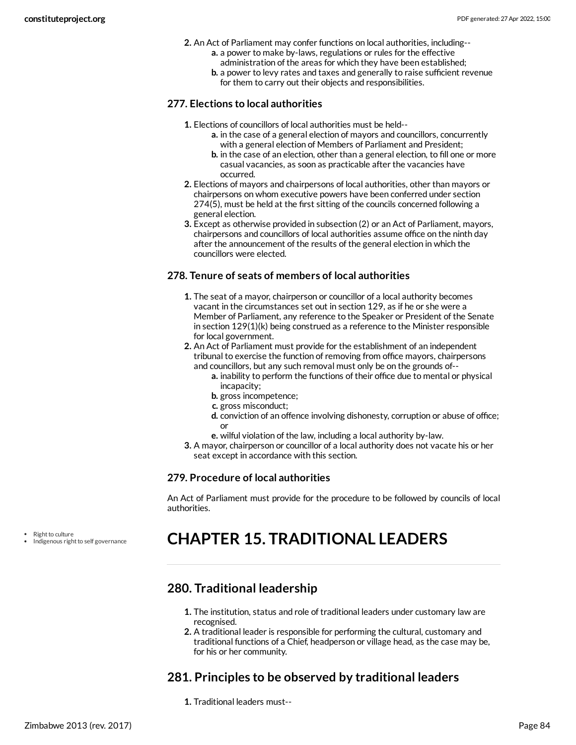2. An Act of Parliament may confer functions on local authorities, including--
   a. a power to make by-laws, regulations or rules for the effective administration of the areas for which they have been established;
   b. a power to levy rates and taxes and generally to raise sufficient revenue for them to carry out their objects and responsibilities.

### 277. Elections to local authorities

1. Elections of councillors of local authorities must be held--
   a. in the case of a general election of mayors and councillors, concurrently with a general election of Members of Parliament and President;
   b. in the case of an election, other than a general election, to fill one or more casual vacancies, as soon as practicable after the vacancies have occurred.
2. Elections of mayors and chairpersons of local authorities, other than mayors or chairpersons on whom executive powers have been conferred under section 274(5), must be held at the first sitting of the councils concerned following a general election.
3. Except as otherwise provided in subsection (2) or an Act of Parliament, mayors, chairpersons and councillors of local authorities assume office on the ninth day after the announcement of the results of the general election in which the councillors were elected.

### 278. Tenure of seats of members of local authorities

1. The seat of a mayor, chairperson or councillor of a local authority becomes vacant in the circumstances set out in section 129, as if he or she were a Member of Parliament, any reference to the Speaker or President of the Senate in section 129(1)(k) being construed as a reference to the Minister responsible for local government.
2. An Act of Parliament must provide for the establishment of an independent tribunal to exercise the function of removing from office mayors, chairpersons and councillors, but any such removal must only be on the grounds of--
   a. inability to perform the functions of their office due to mental or physical incapacity;
   b. gross incompetence;
   c. gross misconduct;
   d. conviction of an offence involving dishonesty, corruption or abuse of office; or
   e. wilful violation of the law, including a local authority by-law.
3. A mayor, chairperson or councillor of a local authority does not vacate his or her seat except in accordance with this section.

### 279. Procedure of local authorities

An Act of Parliament must provide for the procedure to be followed by councils of local authorities.

- Right to culture
- Indigenous right to self governance

# CHAPTER 15. TRADITIONAL LEADERS

## 280. Traditional leadership

1. The institution, status and role of traditional leaders under customary law are recognised.
2. A traditional leader is responsible for performing the cultural, customary and traditional functions of a Chief, headperson or village head, as the case may be, for his or her community.

## 281. Principles to be observed by traditional leaders

1. Traditional leaders must--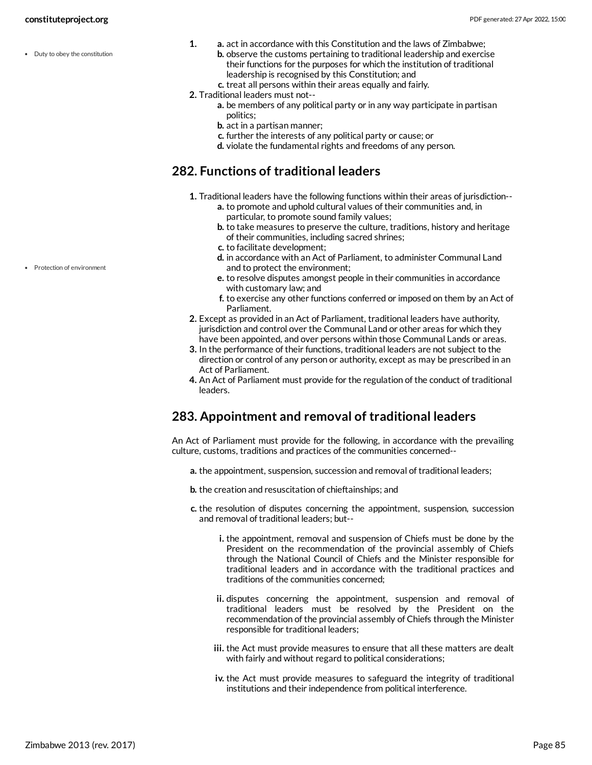- Duty to obey the constitution

1. a. act in accordance with this Constitution and the laws of Zimbabwe;
   b. observe the customs pertaining to traditional leadership and exercise their functions for the purposes for which the institution of traditional leadership is recognised by this Constitution; and
   c. treat all persons within their areas equally and fairly.
2. Traditional leaders must not--
   a. be members of any political party or in any way participate in partisan politics;
   b. act in a partisan manner;
   c. further the interests of any political party or cause; or
   d. violate the fundamental rights and freedoms of any person.

## 282. Functions of traditional leaders

- Protection of environment

1. Traditional leaders have the following functions within their areas of jurisdiction--
   a. to promote and uphold cultural values of their communities and, in particular, to promote sound family values;
   b. to take measures to preserve the culture, traditions, history and heritage of their communities, including sacred shrines;
   c. to facilitate development;
   d. in accordance with an Act of Parliament, to administer Communal Land and to protect the environment;
   e. to resolve disputes amongst people in their communities in accordance with customary law; and
   f. to exercise any other functions conferred or imposed on them by an Act of Parliament.
2. Except as provided in an Act of Parliament, traditional leaders have authority, jurisdiction and control over the Communal Land or other areas for which they have been appointed, and over persons within those Communal Lands or areas.
3. In the performance of their functions, traditional leaders are not subject to the direction or control of any person or authority, except as may be prescribed in an Act of Parliament.
4. An Act of Parliament must provide for the regulation of the conduct of traditional leaders.

## 283. Appointment and removal of traditional leaders

An Act of Parliament must provide for the following, in accordance with the prevailing culture, customs, traditions and practices of the communities concerned--

a. the appointment, suspension, succession and removal of traditional leaders;

b. the creation and resuscitation of chieftainships; and

c. the resolution of disputes concerning the appointment, suspension, succession and removal of traditional leaders; but--

   i. the appointment, removal and suspension of Chiefs must be done by the President on the recommendation of the provincial assembly of Chiefs through the National Council of Chiefs and the Minister responsible for traditional leaders and in accordance with the traditional practices and traditions of the communities concerned;

   ii. disputes concerning the appointment, suspension and removal of traditional leaders must be resolved by the President on the recommendation of the provincial assembly of Chiefs through the Minister responsible for traditional leaders;

   iii. the Act must provide measures to ensure that all these matters are dealt with fairly and without regard to political considerations;

   iv. the Act must provide measures to safeguard the integrity of traditional institutions and their independence from political interference.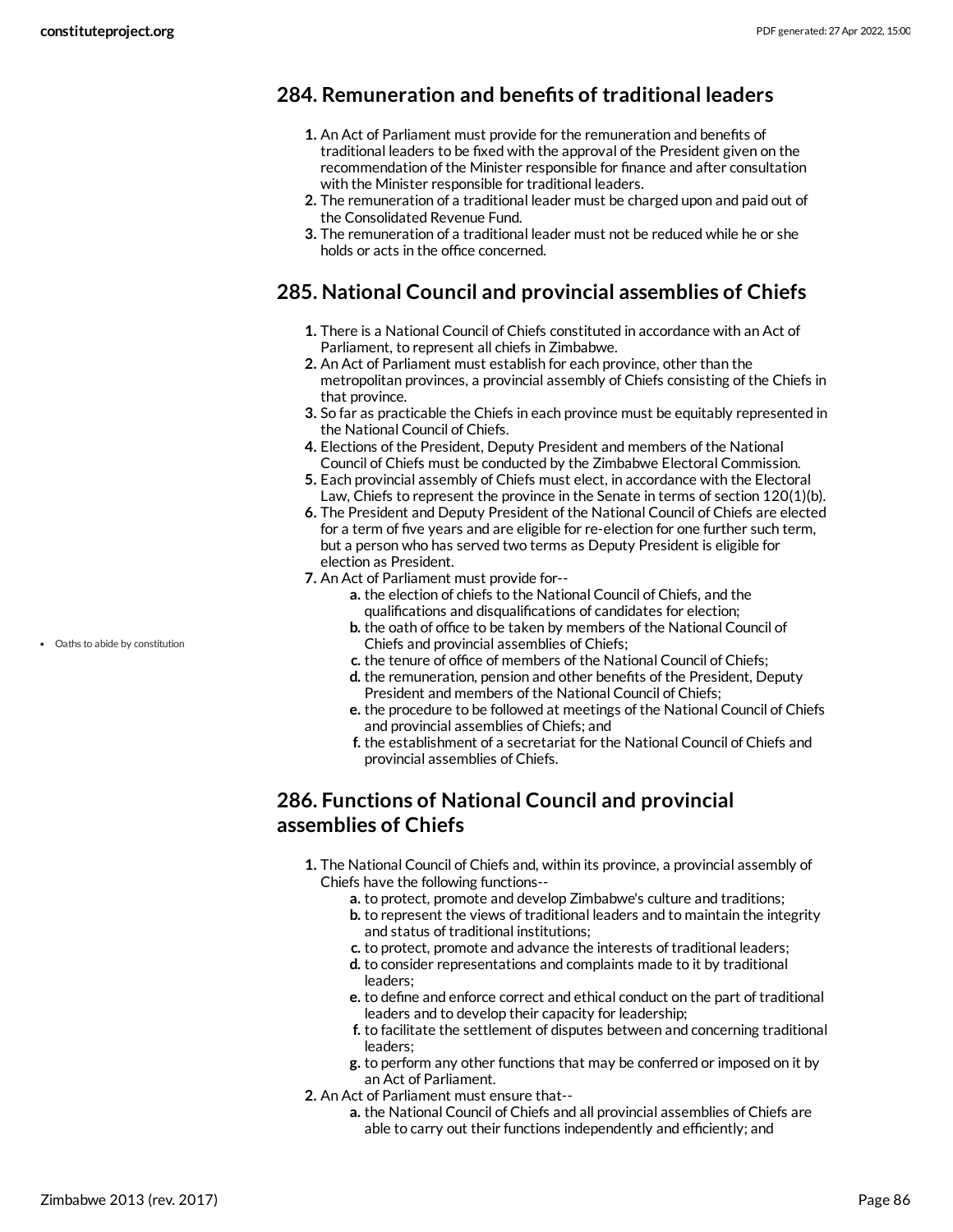## 284. Remuneration and benefits of traditional leaders

1. An Act of Parliament must provide for the remuneration and benefits of traditional leaders to be fixed with the approval of the President given on the recommendation of the Minister responsible for finance and after consultation with the Minister responsible for traditional leaders.
2. The remuneration of a traditional leader must be charged upon and paid out of the Consolidated Revenue Fund.
3. The remuneration of a traditional leader must not be reduced while he or she holds or acts in the office concerned.

## 285. National Council and provincial assemblies of Chiefs

1. There is a National Council of Chiefs constituted in accordance with an Act of Parliament, to represent all chiefs in Zimbabwe.
2. An Act of Parliament must establish for each province, other than the metropolitan provinces, a provincial assembly of Chiefs consisting of the Chiefs in that province.
3. So far as practicable the Chiefs in each province must be equitably represented in the National Council of Chiefs.
4. Elections of the President, Deputy President and members of the National Council of Chiefs must be conducted by the Zimbabwe Electoral Commission.
5. Each provincial assembly of Chiefs must elect, in accordance with the Electoral Law, Chiefs to represent the province in the Senate in terms of section 120(1)(b).
6. The President and Deputy President of the National Council of Chiefs are elected for a term of five years and are eligible for re-election for one further such term, but a person who has served two terms as Deputy President is eligible for election as President.
7. An Act of Parliament must provide for--
   a. the election of chiefs to the National Council of Chiefs, and the qualifications and disqualifications of candidates for election;
   b. the oath of office to be taken by members of the National Council of Chiefs and provincial assemblies of Chiefs;
   c. the tenure of office of members of the National Council of Chiefs;
   d. the remuneration, pension and other benefits of the President, Deputy President and members of the National Council of Chiefs;
   e. the procedure to be followed at meetings of the National Council of Chiefs and provincial assemblies of Chiefs; and
   f. the establishment of a secretariat for the National Council of Chiefs and provincial assemblies of Chiefs.

- Oaths to abide by constitution

## 286. Functions of National Council and provincial assemblies of Chiefs

1. The National Council of Chiefs and, within its province, a provincial assembly of Chiefs have the following functions--
   a. to protect, promote and develop Zimbabwe's culture and traditions;
   b. to represent the views of traditional leaders and to maintain the integrity and status of traditional institutions;
   c. to protect, promote and advance the interests of traditional leaders;
   d. to consider representations and complaints made to it by traditional leaders;
   e. to define and enforce correct and ethical conduct on the part of traditional leaders and to develop their capacity for leadership;
   f. to facilitate the settlement of disputes between and concerning traditional leaders;
   g. to perform any other functions that may be conferred or imposed on it by an Act of Parliament.
2. An Act of Parliament must ensure that--
   a. the National Council of Chiefs and all provincial assemblies of Chiefs are able to carry out their functions independently and efficiently; and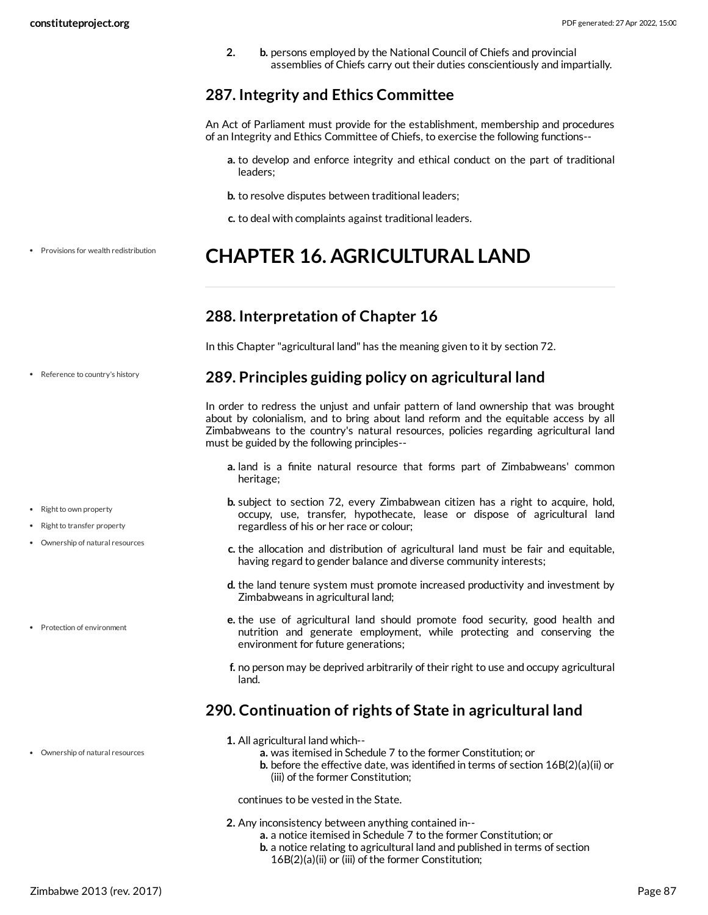2. b. persons employed by the National Council of Chiefs and provincial assemblies of Chiefs carry out their duties conscientiously and impartially.

## 287. Integrity and Ethics Committee

An Act of Parliament must provide for the establishment, membership and procedures of an Integrity and Ethics Committee of Chiefs, to exercise the following functions--

a. to develop and enforce integrity and ethical conduct on the part of traditional leaders;

b. to resolve disputes between traditional leaders;

c. to deal with complaints against traditional leaders.

- Provisions for wealth redistribution

# CHAPTER 16. AGRICULTURAL LAND

## 288. Interpretation of Chapter 16

In this Chapter "agricultural land" has the meaning given to it by section 72.

- Reference to country's history

## 289. Principles guiding policy on agricultural land

In order to redress the unjust and unfair pattern of land ownership that was brought about by colonialism, and to bring about land reform and the equitable access by all Zimbabweans to the country's natural resources, policies regarding agricultural land must be guided by the following principles--

a. land is a finite natural resource that forms part of Zimbabweans' common heritage;

- Right to own property
- Right to transfer property
- Ownership of natural resources

b. subject to section 72, every Zimbabwean citizen has a right to acquire, hold, occupy, use, transfer, hypothecate, lease or dispose of agricultural land regardless of his or her race or colour;

c. the allocation and distribution of agricultural land must be fair and equitable, having regard to gender balance and diverse community interests;

d. the land tenure system must promote increased productivity and investment by Zimbabweans in agricultural land;

- Protection of environment

e. the use of agricultural land should promote food security, good health and nutrition and generate employment, while protecting and conserving the environment for future generations;

f. no person may be deprived arbitrarily of their right to use and occupy agricultural land.

## 290. Continuation of rights of State in agricultural land

- Ownership of natural resources

1. All agricultural land which--
   a. was itemised in Schedule 7 to the former Constitution; or
   b. before the effective date, was identified in terms of section 16B(2)(a)(ii) or (iii) of the former Constitution;

   continues to be vested in the State.

2. Any inconsistency between anything contained in--
   a. a notice itemised in Schedule 7 to the former Constitution; or
   b. a notice relating to agricultural land and published in terms of section 16B(2)(a)(ii) or (iii) of the former Constitution;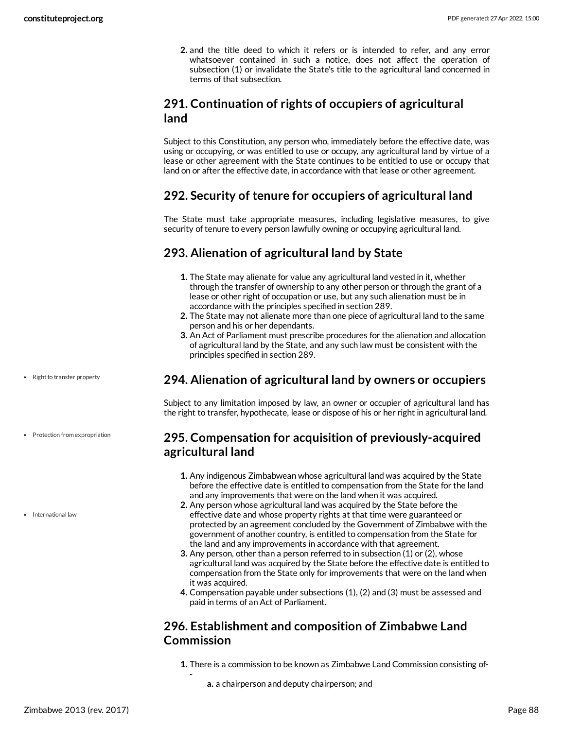2. and the title deed to which it refers or is intended to refer, and any error whatsoever contained in such a notice, does not affect the operation of subsection (1) or invalidate the State's title to the agricultural land concerned in terms of that subsection.

## 291. Continuation of rights of occupiers of agricultural land

Subject to this Constitution, any person who, immediately before the effective date, was using or occupying, or was entitled to use or occupy, any agricultural land by virtue of a lease or other agreement with the State continues to be entitled to use or occupy that land on or after the effective date, in accordance with that lease or other agreement.

## 292. Security of tenure for occupiers of agricultural land

The State must take appropriate measures, including legislative measures, to give security of tenure to every person lawfully owning or occupying agricultural land.

## 293. Alienation of agricultural land by State

1. The State may alienate for value any agricultural land vested in it, whether through the transfer of ownership to any other person or through the grant of a lease or other right of occupation or use, but any such alienation must be in accordance with the principles specified in section 289.
2. The State may not alienate more than one piece of agricultural land to the same person and his or her dependants.
3. An Act of Parliament must prescribe procedures for the alienation and allocation of agricultural land by the State, and any such law must be consistent with the principles specified in section 289.

- Right to transfer property

## 294. Alienation of agricultural land by owners or occupiers

Subject to any limitation imposed by law, an owner or occupier of agricultural land has the right to transfer, hypothecate, lease or dispose of his or her right in agricultural land.

- Protection from expropriation

## 295. Compensation for acquisition of previously-acquired agricultural land

1. Any indigenous Zimbabwean whose agricultural land was acquired by the State before the effective date is entitled to compensation from the State for the land and any improvements that were on the land when it was acquired.
2. Any person whose agricultural land was acquired by the State before the effective date and whose property rights at that time were guaranteed or protected by an agreement concluded by the Government of Zimbabwe with the government of another country, is entitled to compensation from the State for the land and any improvements in accordance with that agreement.
3. Any person, other than a person referred to in subsection (1) or (2), whose agricultural land was acquired by the State before the effective date is entitled to compensation from the State only for improvements that were on the land when it was acquired.
4. Compensation payable under subsections (1), (2) and (3) must be assessed and paid in terms of an Act of Parliament.

- International law

## 296. Establishment and composition of Zimbabwe Land Commission

1. There is a commission to be known as Zimbabwe Land Commission consisting of--
   a. a chairperson and deputy chairperson; and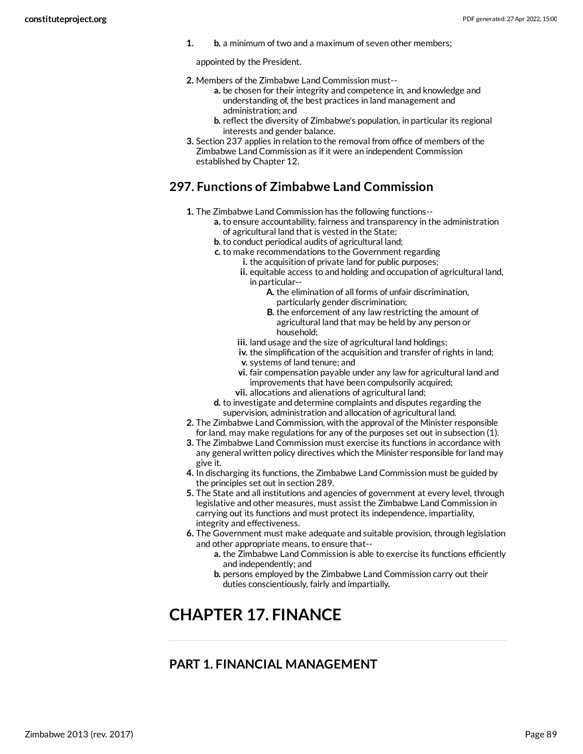1. b. a minimum of two and a maximum of seven other members;

   appointed by the President.

2. Members of the Zimbabwe Land Commission must--
   a. be chosen for their integrity and competence in, and knowledge and understanding of, the best practices in land management and administration; and
   b. reflect the diversity of Zimbabwe's population, in particular its regional interests and gender balance.
3. Section 237 applies in relation to the removal from office of members of the Zimbabwe Land Commission as if it were an independent Commission established by Chapter 12.

## 297. Functions of Zimbabwe Land Commission

1. The Zimbabwe Land Commission has the following functions--
   a. to ensure accountability, fairness and transparency in the administration of agricultural land that is vested in the State;
   b. to conduct periodical audits of agricultural land;
   c. to make recommendations to the Government regarding
      i. the acquisition of private land for public purposes;
      ii. equitable access to and holding and occupation of agricultural land, in particular--
         A. the elimination of all forms of unfair discrimination, particularly gender discrimination;
         B. the enforcement of any law restricting the amount of agricultural land that may be held by any person or household;
      iii. land usage and the size of agricultural land holdings;
      iv. the simplification of the acquisition and transfer of rights in land;
      v. systems of land tenure; and
      vi. fair compensation payable under any law for agricultural land and improvements that have been compulsorily acquired;
      vii. allocations and alienations of agricultural land;
   d. to investigate and determine complaints and disputes regarding the supervision, administration and allocation of agricultural land.
2. The Zimbabwe Land Commission, with the approval of the Minister responsible for land, may make regulations for any of the purposes set out in subsection (1).
3. The Zimbabwe Land Commission must exercise its functions in accordance with any general written policy directives which the Minister responsible for land may give it.
4. In discharging its functions, the Zimbabwe Land Commission must be guided by the principles set out in section 289.
5. The State and all institutions and agencies of government at every level, through legislative and other measures, must assist the Zimbabwe Land Commission in carrying out its functions and must protect its independence, impartiality, integrity and effectiveness.
6. The Government must make adequate and suitable provision, through legislation and other appropriate means, to ensure that--
   a. the Zimbabwe Land Commission is able to exercise its functions efficiently and independently; and
   b. persons employed by the Zimbabwe Land Commission carry out their duties conscientiously, fairly and impartially.

# CHAPTER 17. FINANCE

## PART 1. FINANCIAL MANAGEMENT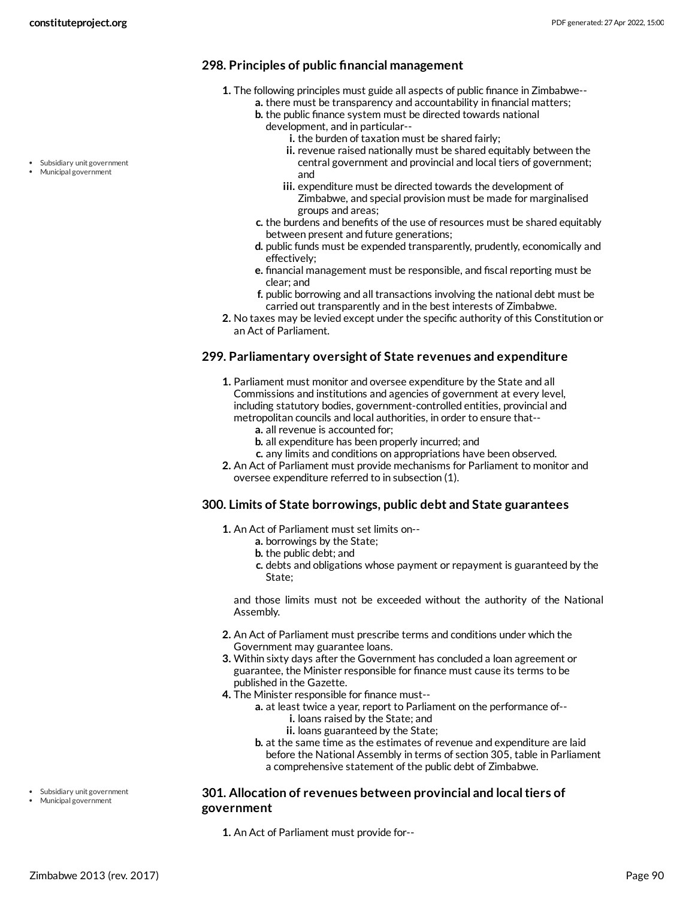### 298. Principles of public financial management

1. The following principles must guide all aspects of public finance in Zimbabwe--
    a. there must be transparency and accountability in financial matters;
    b. the public finance system must be directed towards national development, and in particular--
        i. the burden of taxation must be shared fairly;
        ii. revenue raised nationally must be shared equitably between the central government and provincial and local tiers of government; and
        iii. expenditure must be directed towards the development of Zimbabwe, and special provision must be made for marginalised groups and areas;
    c. the burdens and benefits of the use of resources must be shared equitably between present and future generations;
    d. public funds must be expended transparently, prudently, economically and effectively;
    e. financial management must be responsible, and fiscal reporting must be clear; and
    f. public borrowing and all transactions involving the national debt must be carried out transparently and in the best interests of Zimbabwe.
2. No taxes may be levied except under the specific authority of this Constitution or an Act of Parliament.

- Subsidiary unit government
- Municipal government

### 299. Parliamentary oversight of State revenues and expenditure

1. Parliament must monitor and oversee expenditure by the State and all Commissions and institutions and agencies of government at every level, including statutory bodies, government-controlled entities, provincial and metropolitan councils and local authorities, in order to ensure that--
    a. all revenue is accounted for;
    b. all expenditure has been properly incurred; and
    c. any limits and conditions on appropriations have been observed.
2. An Act of Parliament must provide mechanisms for Parliament to monitor and oversee expenditure referred to in subsection (1).

### 300. Limits of State borrowings, public debt and State guarantees

1. An Act of Parliament must set limits on--
    a. borrowings by the State;
    b. the public debt; and
    c. debts and obligations whose payment or repayment is guaranteed by the State;

    and those limits must not be exceeded without the authority of the National Assembly.
2. An Act of Parliament must prescribe terms and conditions under which the Government may guarantee loans.
3. Within sixty days after the Government has concluded a loan agreement or guarantee, the Minister responsible for finance must cause its terms to be published in the Gazette.
4. The Minister responsible for finance must--
    a. at least twice a year, report to Parliament on the performance of--
        i. loans raised by the State; and
        ii. loans guaranteed by the State;
    b. at the same time as the estimates of revenue and expenditure are laid before the National Assembly in terms of section 305, table in Parliament a comprehensive statement of the public debt of Zimbabwe.

- Subsidiary unit government
- Municipal government

### 301. Allocation of revenues between provincial and local tiers of government

1. An Act of Parliament must provide for--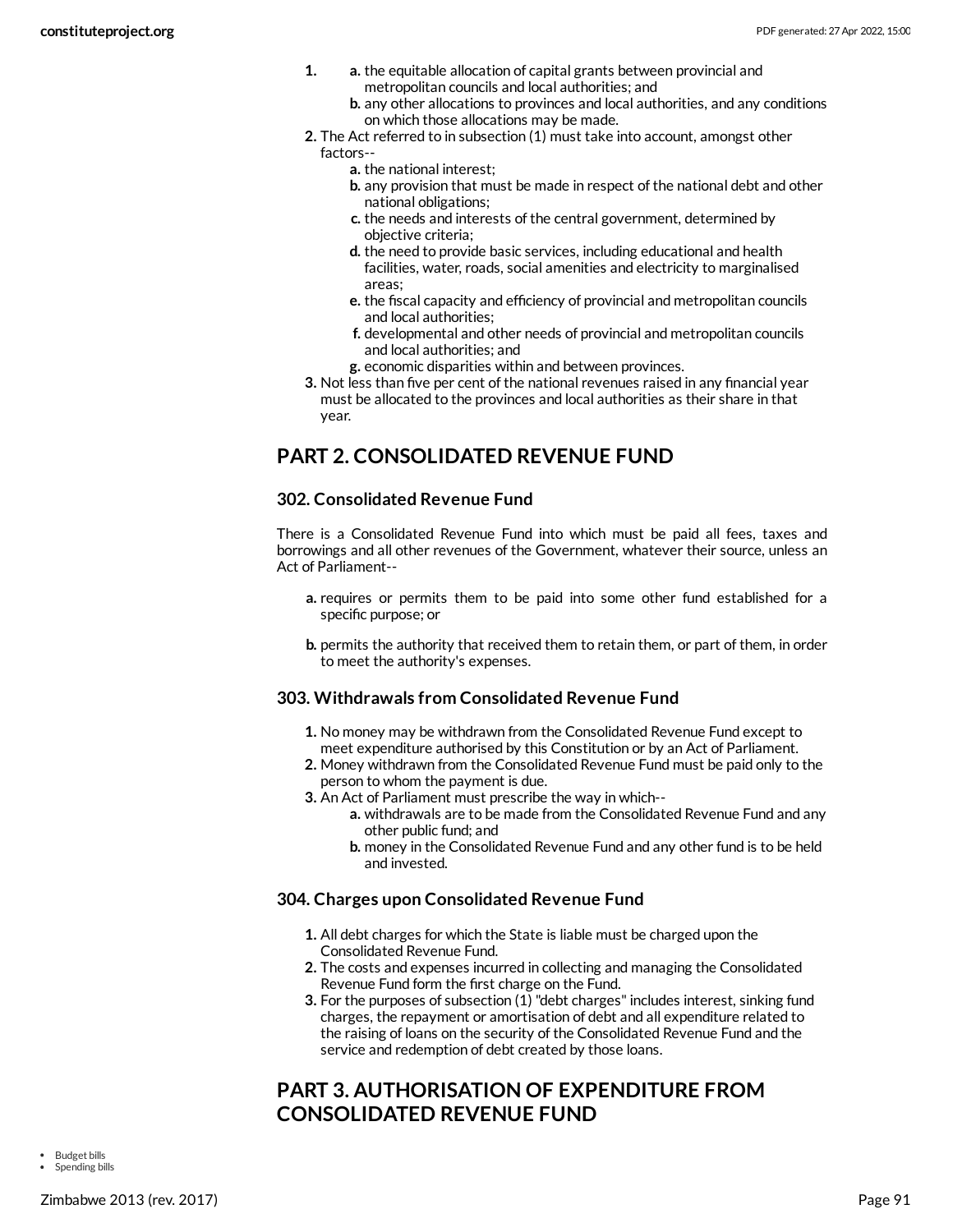1. a. the equitable allocation of capital grants between provincial and metropolitan councils and local authorities; and
   b. any other allocations to provinces and local authorities, and any conditions on which those allocations may be made.
2. The Act referred to in subsection (1) must take into account, amongst other factors--
   a. the national interest;
   b. any provision that must be made in respect of the national debt and other national obligations;
   c. the needs and interests of the central government, determined by objective criteria;
   d. the need to provide basic services, including educational and health facilities, water, roads, social amenities and electricity to marginalised areas;
   e. the fiscal capacity and efficiency of provincial and metropolitan councils and local authorities;
   f. developmental and other needs of provincial and metropolitan councils and local authorities; and
   g. economic disparities within and between provinces.
3. Not less than five per cent of the national revenues raised in any financial year must be allocated to the provinces and local authorities as their share in that year.

## PART 2. CONSOLIDATED REVENUE FUND

### 302. Consolidated Revenue Fund

There is a Consolidated Revenue Fund into which must be paid all fees, taxes and borrowings and all other revenues of the Government, whatever their source, unless an Act of Parliament--

a. requires or permits them to be paid into some other fund established for a specific purpose; or

b. permits the authority that received them to retain them, or part of them, in order to meet the authority's expenses.

### 303. Withdrawals from Consolidated Revenue Fund

1. No money may be withdrawn from the Consolidated Revenue Fund except to meet expenditure authorised by this Constitution or by an Act of Parliament.
2. Money withdrawn from the Consolidated Revenue Fund must be paid only to the person to whom the payment is due.
3. An Act of Parliament must prescribe the way in which--
   a. withdrawals are to be made from the Consolidated Revenue Fund and any other public fund; and
   b. money in the Consolidated Revenue Fund and any other fund is to be held and invested.

### 304. Charges upon Consolidated Revenue Fund

1. All debt charges for which the State is liable must be charged upon the Consolidated Revenue Fund.
2. The costs and expenses incurred in collecting and managing the Consolidated Revenue Fund form the first charge on the Fund.
3. For the purposes of subsection (1) "debt charges" includes interest, sinking fund charges, the repayment or amortisation of debt and all expenditure related to the raising of loans on the security of the Consolidated Revenue Fund and the service and redemption of debt created by those loans.

## PART 3. AUTHORISATION OF EXPENDITURE FROM CONSOLIDATED REVENUE FUND

- Budget bills
- Spending bills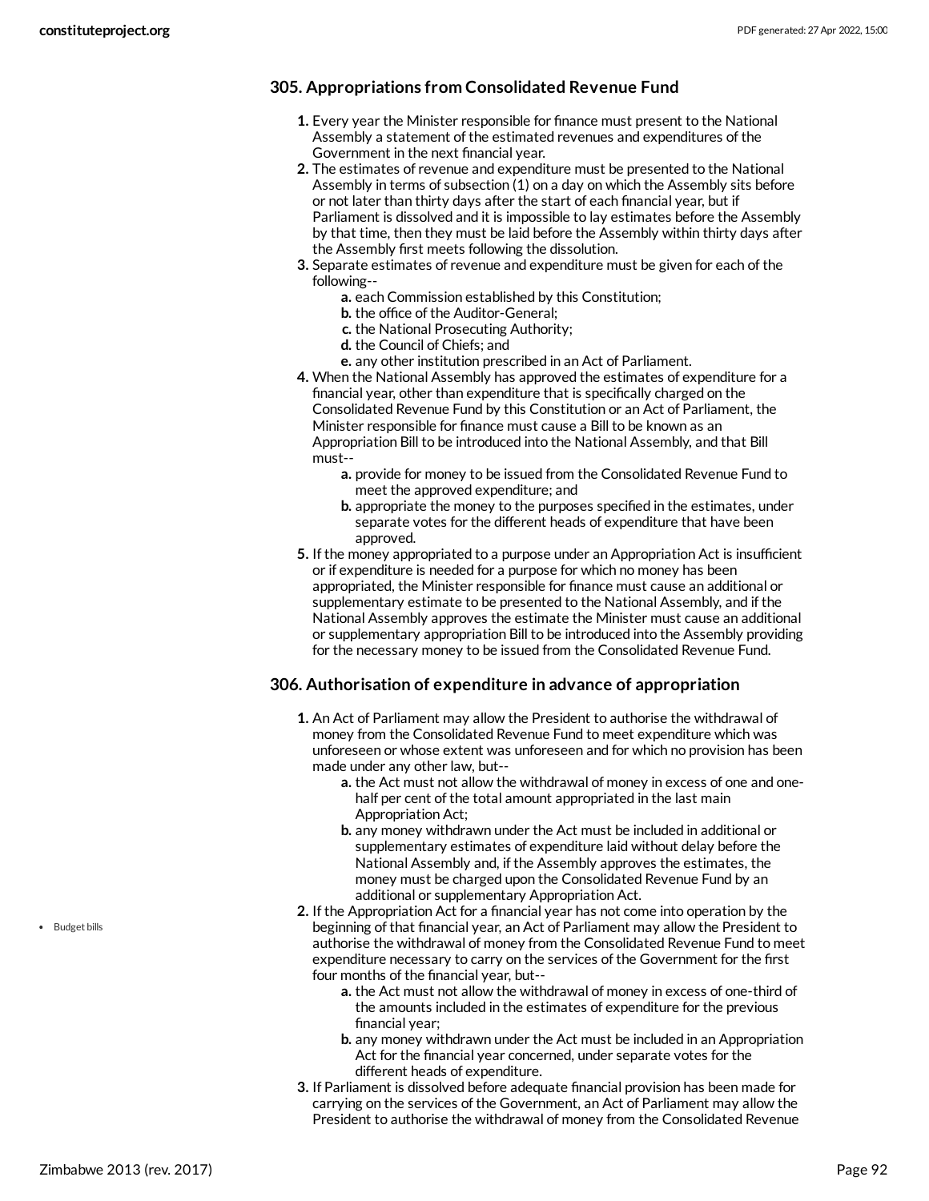### 305. Appropriations from Consolidated Revenue Fund

1. Every year the Minister responsible for finance must present to the National Assembly a statement of the estimated revenues and expenditures of the Government in the next financial year.
2. The estimates of revenue and expenditure must be presented to the National Assembly in terms of subsection (1) on a day on which the Assembly sits before or not later than thirty days after the start of each financial year, but if Parliament is dissolved and it is impossible to lay estimates before the Assembly by that time, then they must be laid before the Assembly within thirty days after the Assembly first meets following the dissolution.
3. Separate estimates of revenue and expenditure must be given for each of the following--
   a. each Commission established by this Constitution;
   b. the office of the Auditor-General;
   c. the National Prosecuting Authority;
   d. the Council of Chiefs; and
   e. any other institution prescribed in an Act of Parliament.
4. When the National Assembly has approved the estimates of expenditure for a financial year, other than expenditure that is specifically charged on the Consolidated Revenue Fund by this Constitution or an Act of Parliament, the Minister responsible for finance must cause a Bill to be known as an Appropriation Bill to be introduced into the National Assembly, and that Bill must--
   a. provide for money to be issued from the Consolidated Revenue Fund to meet the approved expenditure; and
   b. appropriate the money to the purposes specified in the estimates, under separate votes for the different heads of expenditure that have been approved.
5. If the money appropriated to a purpose under an Appropriation Act is insufficient or if expenditure is needed for a purpose for which no money has been appropriated, the Minister responsible for finance must cause an additional or supplementary estimate to be presented to the National Assembly, and if the National Assembly approves the estimate the Minister must cause an additional or supplementary appropriation Bill to be introduced into the Assembly providing for the necessary money to be issued from the Consolidated Revenue Fund.

### 306. Authorisation of expenditure in advance of appropriation

1. An Act of Parliament may allow the President to authorise the withdrawal of money from the Consolidated Revenue Fund to meet expenditure which was unforeseen or whose extent was unforeseen and for which no provision has been made under any other law, but--
   a. the Act must not allow the withdrawal of money in excess of one and one-half per cent of the total amount appropriated in the last main Appropriation Act;
   b. any money withdrawn under the Act must be included in additional or supplementary estimates of expenditure laid without delay before the National Assembly and, if the Assembly approves the estimates, the money must be charged upon the Consolidated Revenue Fund by an additional or supplementary Appropriation Act.
2. If the Appropriation Act for a financial year has not come into operation by the beginning of that financial year, an Act of Parliament may allow the President to authorise the withdrawal of money from the Consolidated Revenue Fund to meet expenditure necessary to carry on the services of the Government for the first four months of the financial year, but--
   a. the Act must not allow the withdrawal of money in excess of one-third of the amounts included in the estimates of expenditure for the previous financial year;
   b. any money withdrawn under the Act must be included in an Appropriation Act for the financial year concerned, under separate votes for the different heads of expenditure.
3. If Parliament is dissolved before adequate financial provision has been made for carrying on the services of the Government, an Act of Parliament may allow the President to authorise the withdrawal of money from the Consolidated Revenue

- Budget bills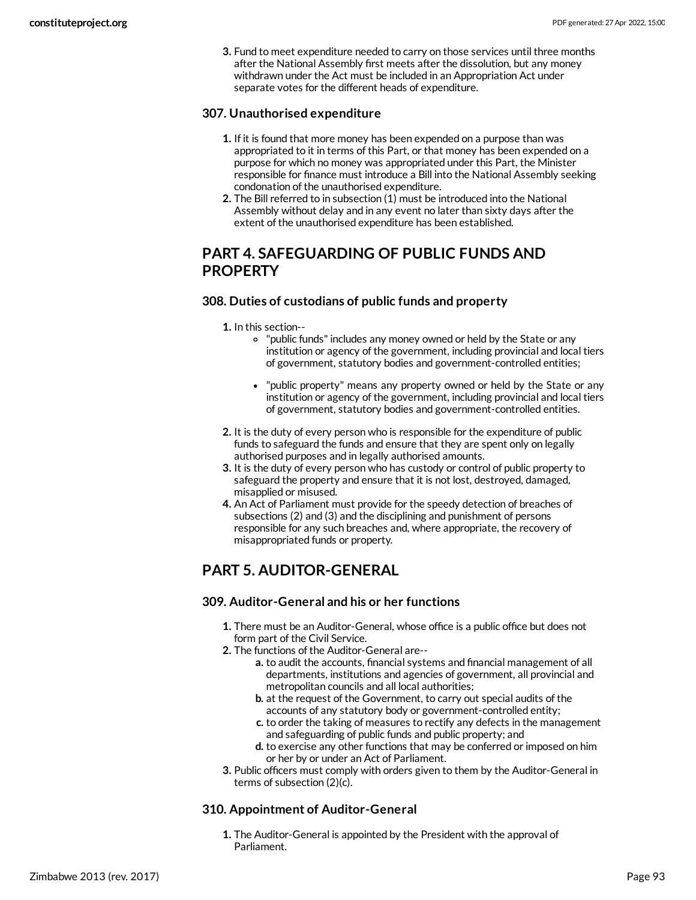3. Fund to meet expenditure needed to carry on those services until three months after the National Assembly first meets after the dissolution, but any money withdrawn under the Act must be included in an Appropriation Act under separate votes for the different heads of expenditure.

### 307. Unauthorised expenditure

1. If it is found that more money has been expended on a purpose than was appropriated to it in terms of this Part, or that money has been expended on a purpose for which no money was appropriated under this Part, the Minister responsible for finance must introduce a Bill into the National Assembly seeking condonation of the unauthorised expenditure.
2. The Bill referred to in subsection (1) must be introduced into the National Assembly without delay and in any event no later than sixty days after the extent of the unauthorised expenditure has been established.

## PART 4. SAFEGUARDING OF PUBLIC FUNDS AND PROPERTY

### 308. Duties of custodians of public funds and property

1. In this section--
    - "public funds" includes any money owned or held by the State or any institution or agency of the government, including provincial and local tiers of government, statutory bodies and government-controlled entities;
    - "public property" means any property owned or held by the State or any institution or agency of the government, including provincial and local tiers of government, statutory bodies and government-controlled entities.
2. It is the duty of every person who is responsible for the expenditure of public funds to safeguard the funds and ensure that they are spent only on legally authorised purposes and in legally authorised amounts.
3. It is the duty of every person who has custody or control of public property to safeguard the property and ensure that it is not lost, destroyed, damaged, misapplied or misused.
4. An Act of Parliament must provide for the speedy detection of breaches of subsections (2) and (3) and the disciplining and punishment of persons responsible for any such breaches and, where appropriate, the recovery of misappropriated funds or property.

## PART 5. AUDITOR-GENERAL

### 309. Auditor-General and his or her functions

1. There must be an Auditor-General, whose office is a public office but does not form part of the Civil Service.
2. The functions of the Auditor-General are--
    a. to audit the accounts, financial systems and financial management of all departments, institutions and agencies of government, all provincial and metropolitan councils and all local authorities;
    b. at the request of the Government, to carry out special audits of the accounts of any statutory body or government-controlled entity;
    c. to order the taking of measures to rectify any defects in the management and safeguarding of public funds and public property; and
    d. to exercise any other functions that may be conferred or imposed on him or her by or under an Act of Parliament.
3. Public officers must comply with orders given to them by the Auditor-General in terms of subsection (2)(c).

### 310. Appointment of Auditor-General

1. The Auditor-General is appointed by the President with the approval of Parliament.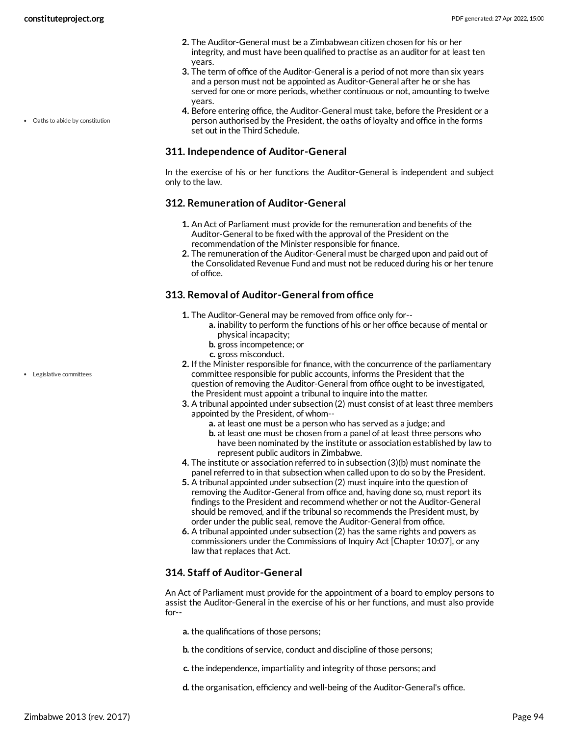2. The Auditor-General must be a Zimbabwean citizen chosen for his or her integrity, and must have been qualified to practise as an auditor for at least ten years.
3. The term of office of the Auditor-General is a period of not more than six years and a person must not be appointed as Auditor-General after he or she has served for one or more periods, whether continuous or not, amounting to twelve years.
4. Before entering office, the Auditor-General must take, before the President or a person authorised by the President, the oaths of loyalty and office in the forms set out in the Third Schedule.

- Oaths to abide by constitution

### 311. Independence of Auditor-General

In the exercise of his or her functions the Auditor-General is independent and subject only to the law.

### 312. Remuneration of Auditor-General

1. An Act of Parliament must provide for the remuneration and benefits of the Auditor-General to be fixed with the approval of the President on the recommendation of the Minister responsible for finance.
2. The remuneration of the Auditor-General must be charged upon and paid out of the Consolidated Revenue Fund and must not be reduced during his or her tenure of office.

### 313. Removal of Auditor-General from office

1. The Auditor-General may be removed from office only for--
    a. inability to perform the functions of his or her office because of mental or physical incapacity;
    b. gross incompetence; or
    c. gross misconduct.
2. If the Minister responsible for finance, with the concurrence of the parliamentary committee responsible for public accounts, informs the President that the question of removing the Auditor-General from office ought to be investigated, the President must appoint a tribunal to inquire into the matter.
3. A tribunal appointed under subsection (2) must consist of at least three members appointed by the President, of whom--
    a. at least one must be a person who has served as a judge; and
    b. at least one must be chosen from a panel of at least three persons who have been nominated by the institute or association established by law to represent public auditors in Zimbabwe.
4. The institute or association referred to in subsection (3)(b) must nominate the panel referred to in that subsection when called upon to do so by the President.
5. A tribunal appointed under subsection (2) must inquire into the question of removing the Auditor-General from office and, having done so, must report its findings to the President and recommend whether or not the Auditor-General should be removed, and if the tribunal so recommends the President must, by order under the public seal, remove the Auditor-General from office.
6. A tribunal appointed under subsection (2) has the same rights and powers as commissioners under the Commissions of Inquiry Act [Chapter 10:07], or any law that replaces that Act.

- Legislative committees

### 314. Staff of Auditor-General

An Act of Parliament must provide for the appointment of a board to employ persons to assist the Auditor-General in the exercise of his or her functions, and must also provide for--

a. the qualifications of those persons;

b. the conditions of service, conduct and discipline of those persons;

c. the independence, impartiality and integrity of those persons; and

d. the organisation, efficiency and well-being of the Auditor-General's office.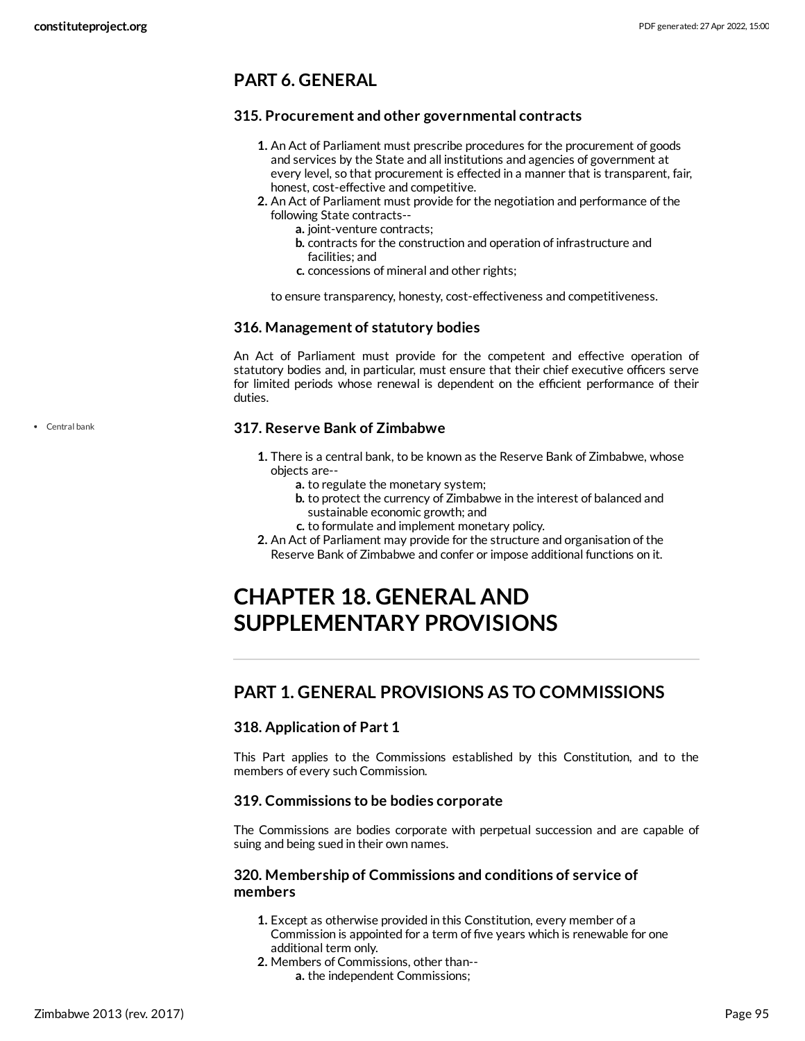## PART 6. GENERAL

### 315. Procurement and other governmental contracts

1. An Act of Parliament must prescribe procedures for the procurement of goods and services by the State and all institutions and agencies of government at every level, so that procurement is effected in a manner that is transparent, fair, honest, cost-effective and competitive.
2. An Act of Parliament must provide for the negotiation and performance of the following State contracts--
   a. joint-venture contracts;
   b. contracts for the construction and operation of infrastructure and facilities; and
   c. concessions of mineral and other rights;

   to ensure transparency, honesty, cost-effectiveness and competitiveness.

### 316. Management of statutory bodies

An Act of Parliament must provide for the competent and effective operation of statutory bodies and, in particular, must ensure that their chief executive officers serve for limited periods whose renewal is dependent on the efficient performance of their duties.

- Central bank

### 317. Reserve Bank of Zimbabwe

1. There is a central bank, to be known as the Reserve Bank of Zimbabwe, whose objects are--
   a. to regulate the monetary system;
   b. to protect the currency of Zimbabwe in the interest of balanced and sustainable economic growth; and
   c. to formulate and implement monetary policy.
2. An Act of Parliament may provide for the structure and organisation of the Reserve Bank of Zimbabwe and confer or impose additional functions on it.

# CHAPTER 18. GENERAL AND SUPPLEMENTARY PROVISIONS

## PART 1. GENERAL PROVISIONS AS TO COMMISSIONS

### 318. Application of Part 1

This Part applies to the Commissions established by this Constitution, and to the members of every such Commission.

### 319. Commissions to be bodies corporate

The Commissions are bodies corporate with perpetual succession and are capable of suing and being sued in their own names.

### 320. Membership of Commissions and conditions of service of members

1. Except as otherwise provided in this Constitution, every member of a Commission is appointed for a term of five years which is renewable for one additional term only.
2. Members of Commissions, other than--
   a. the independent Commissions;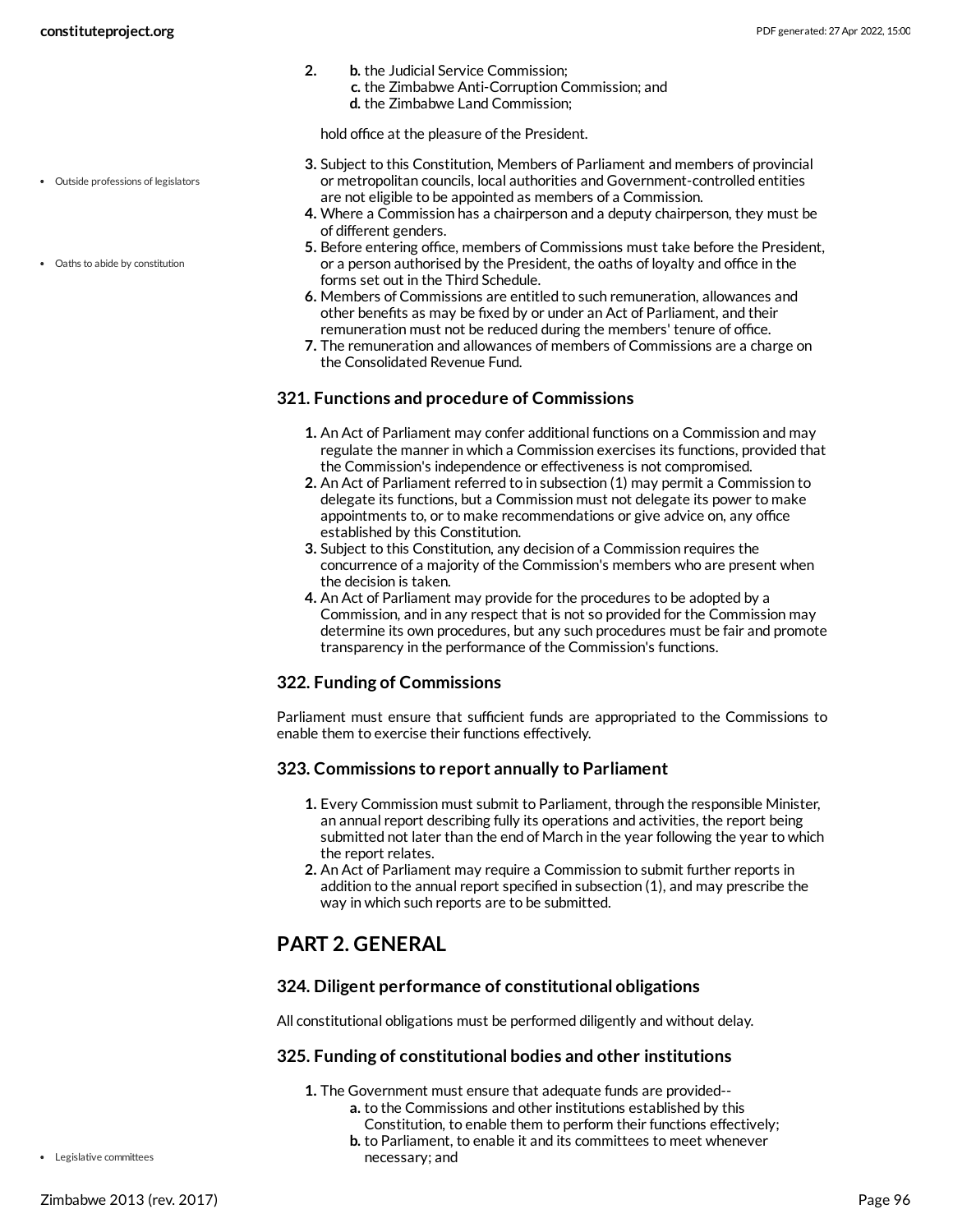2. b. the Judicial Service Commission;
   c. the Zimbabwe Anti-Corruption Commission; and
   d. the Zimbabwe Land Commission;

   hold office at the pleasure of the President.

3. Subject to this Constitution, Members of Parliament and members of provincial or metropolitan councils, local authorities and Government-controlled entities are not eligible to be appointed as members of a Commission.
4. Where a Commission has a chairperson and a deputy chairperson, they must be of different genders.
5. Before entering office, members of Commissions must take before the President, or a person authorised by the President, the oaths of loyalty and office in the forms set out in the Third Schedule.
6. Members of Commissions are entitled to such remuneration, allowances and other benefits as may be fixed by or under an Act of Parliament, and their remuneration must not be reduced during the members' tenure of office.
7. The remuneration and allowances of members of Commissions are a charge on the Consolidated Revenue Fund.

- Outside professions of legislators
- Oaths to abide by constitution

### 321. Functions and procedure of Commissions

1. An Act of Parliament may confer additional functions on a Commission and may regulate the manner in which a Commission exercises its functions, provided that the Commission's independence or effectiveness is not compromised.
2. An Act of Parliament referred to in subsection (1) may permit a Commission to delegate its functions, but a Commission must not delegate its power to make appointments to, or to make recommendations or give advice on, any office established by this Constitution.
3. Subject to this Constitution, any decision of a Commission requires the concurrence of a majority of the Commission's members who are present when the decision is taken.
4. An Act of Parliament may provide for the procedures to be adopted by a Commission, and in any respect that is not so provided for the Commission may determine its own procedures, but any such procedures must be fair and promote transparency in the performance of the Commission's functions.

### 322. Funding of Commissions

Parliament must ensure that sufficient funds are appropriated to the Commissions to enable them to exercise their functions effectively.

### 323. Commissions to report annually to Parliament

1. Every Commission must submit to Parliament, through the responsible Minister, an annual report describing fully its operations and activities, the report being submitted not later than the end of March in the year following the year to which the report relates.
2. An Act of Parliament may require a Commission to submit further reports in addition to the annual report specified in subsection (1), and may prescribe the way in which such reports are to be submitted.

## PART 2. GENERAL

### 324. Diligent performance of constitutional obligations

All constitutional obligations must be performed diligently and without delay.

### 325. Funding of constitutional bodies and other institutions

1. The Government must ensure that adequate funds are provided--
   a. to the Commissions and other institutions established by this Constitution, to enable them to perform their functions effectively;
   b. to Parliament, to enable it and its committees to meet whenever necessary; and

- Legislative committees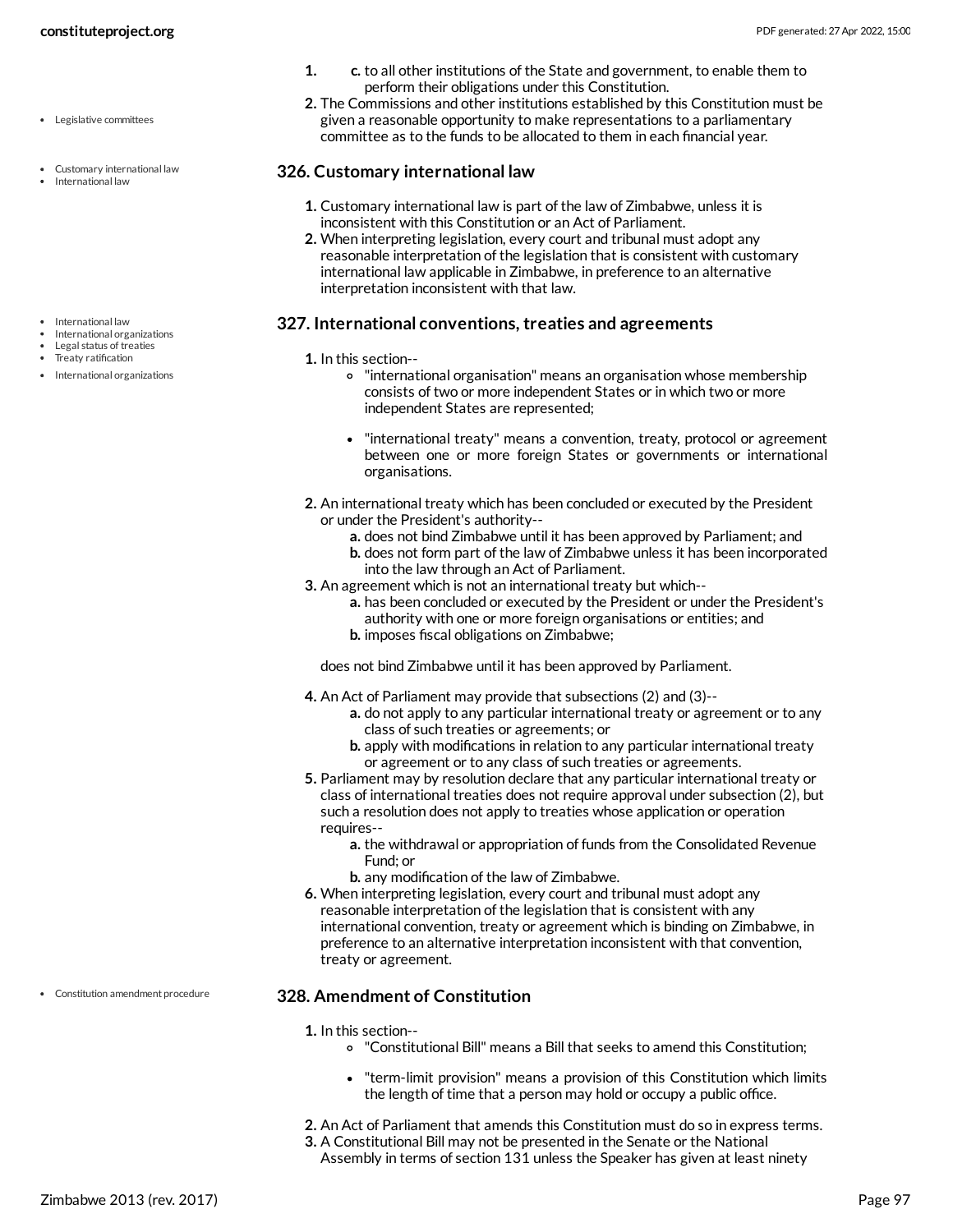1. c. to all other institutions of the State and government, to enable them to perform their obligations under this Constitution.
2. The Commissions and other institutions established by this Constitution must be given a reasonable opportunity to make representations to a parliamentary committee as to the funds to be allocated to them in each financial year.

### 326. Customary international law

1. Customary international law is part of the law of Zimbabwe, unless it is inconsistent with this Constitution or an Act of Parliament.
2. When interpreting legislation, every court and tribunal must adopt any reasonable interpretation of the legislation that is consistent with customary international law applicable in Zimbabwe, in preference to an alternative interpretation inconsistent with that law.

### 327. International conventions, treaties and agreements

1. In this section--
   - "international organisation" means an organisation whose membership consists of two or more independent States or in which two or more independent States are represented;
   - "international treaty" means a convention, treaty, protocol or agreement between one or more foreign States or governments or international organisations.
2. An international treaty which has been concluded or executed by the President or under the President's authority--
   a. does not bind Zimbabwe until it has been approved by Parliament; and
   b. does not form part of the law of Zimbabwe unless it has been incorporated into the law through an Act of Parliament.
3. An agreement which is not an international treaty but which--
   a. has been concluded or executed by the President or under the President's authority with one or more foreign organisations or entities; and
   b. imposes fiscal obligations on Zimbabwe;

   does not bind Zimbabwe until it has been approved by Parliament.
4. An Act of Parliament may provide that subsections (2) and (3)--
   a. do not apply to any particular international treaty or agreement or to any class of such treaties or agreements; or
   b. apply with modifications in relation to any particular international treaty or agreement or to any class of such treaties or agreements.
5. Parliament may by resolution declare that any particular international treaty or class of international treaties does not require approval under subsection (2), but such a resolution does not apply to treaties whose application or operation requires--
   a. the withdrawal or appropriation of funds from the Consolidated Revenue Fund; or
   b. any modification of the law of Zimbabwe.
6. When interpreting legislation, every court and tribunal must adopt any reasonable interpretation of the legislation that is consistent with any international convention, treaty or agreement which is binding on Zimbabwe, in preference to an alternative interpretation inconsistent with that convention, treaty or agreement.

### 328. Amendment of Constitution

1. In this section--
   - "Constitutional Bill" means a Bill that seeks to amend this Constitution;
   - "term-limit provision" means a provision of this Constitution which limits the length of time that a person may hold or occupy a public office.
2. An Act of Parliament that amends this Constitution must do so in express terms.
3. A Constitutional Bill may not be presented in the Senate or the National Assembly in terms of section 131 unless the Speaker has given at least ninety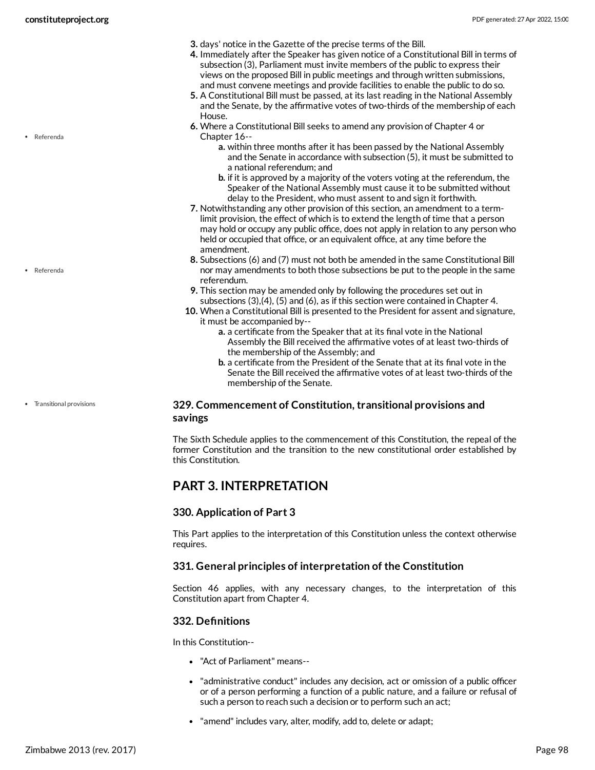3. days' notice in the Gazette of the precise terms of the Bill.
4. Immediately after the Speaker has given notice of a Constitutional Bill in terms of subsection (3), Parliament must invite members of the public to express their views on the proposed Bill in public meetings and through written submissions, and must convene meetings and provide facilities to enable the public to do so.
5. A Constitutional Bill must be passed, at its last reading in the National Assembly and the Senate, by the affirmative votes of two-thirds of the membership of each House.
6. Where a Constitutional Bill seeks to amend any provision of Chapter 4 or Chapter 16--
    a. within three months after it has been passed by the National Assembly and the Senate in accordance with subsection (5), it must be submitted to a national referendum; and
    b. if it is approved by a majority of the voters voting at the referendum, the Speaker of the National Assembly must cause it to be submitted without delay to the President, who must assent to and sign it forthwith.
7. Notwithstanding any other provision of this section, an amendment to a term-limit provision, the effect of which is to extend the length of time that a person may hold or occupy any public office, does not apply in relation to any person who held or occupied that office, or an equivalent office, at any time before the amendment.
8. Subsections (6) and (7) must not both be amended in the same Constitutional Bill nor may amendments to both those subsections be put to the people in the same referendum.
9. This section may be amended only by following the procedures set out in subsections (3),(4), (5) and (6), as if this section were contained in Chapter 4.
10. When a Constitutional Bill is presented to the President for assent and signature, it must be accompanied by--
    a. a certificate from the Speaker that at its final vote in the National Assembly the Bill received the affirmative votes of at least two-thirds of the membership of the Assembly; and
    b. a certificate from the President of the Senate that at its final vote in the Senate the Bill received the affirmative votes of at least two-thirds of the membership of the Senate.

### 329. Commencement of Constitution, transitional provisions and savings

The Sixth Schedule applies to the commencement of this Constitution, the repeal of the former Constitution and the transition to the new constitutional order established by this Constitution.

## PART 3. INTERPRETATION

### 330. Application of Part 3

This Part applies to the interpretation of this Constitution unless the context otherwise requires.

### 331. General principles of interpretation of the Constitution

Section 46 applies, with any necessary changes, to the interpretation of this Constitution apart from Chapter 4.

### 332. Definitions

In this Constitution--

- "Act of Parliament" means--
- "administrative conduct" includes any decision, act or omission of a public officer or of a person performing a function of a public nature, and a failure or refusal of such a person to reach such a decision or to perform such an act;
- "amend" includes vary, alter, modify, add to, delete or adapt;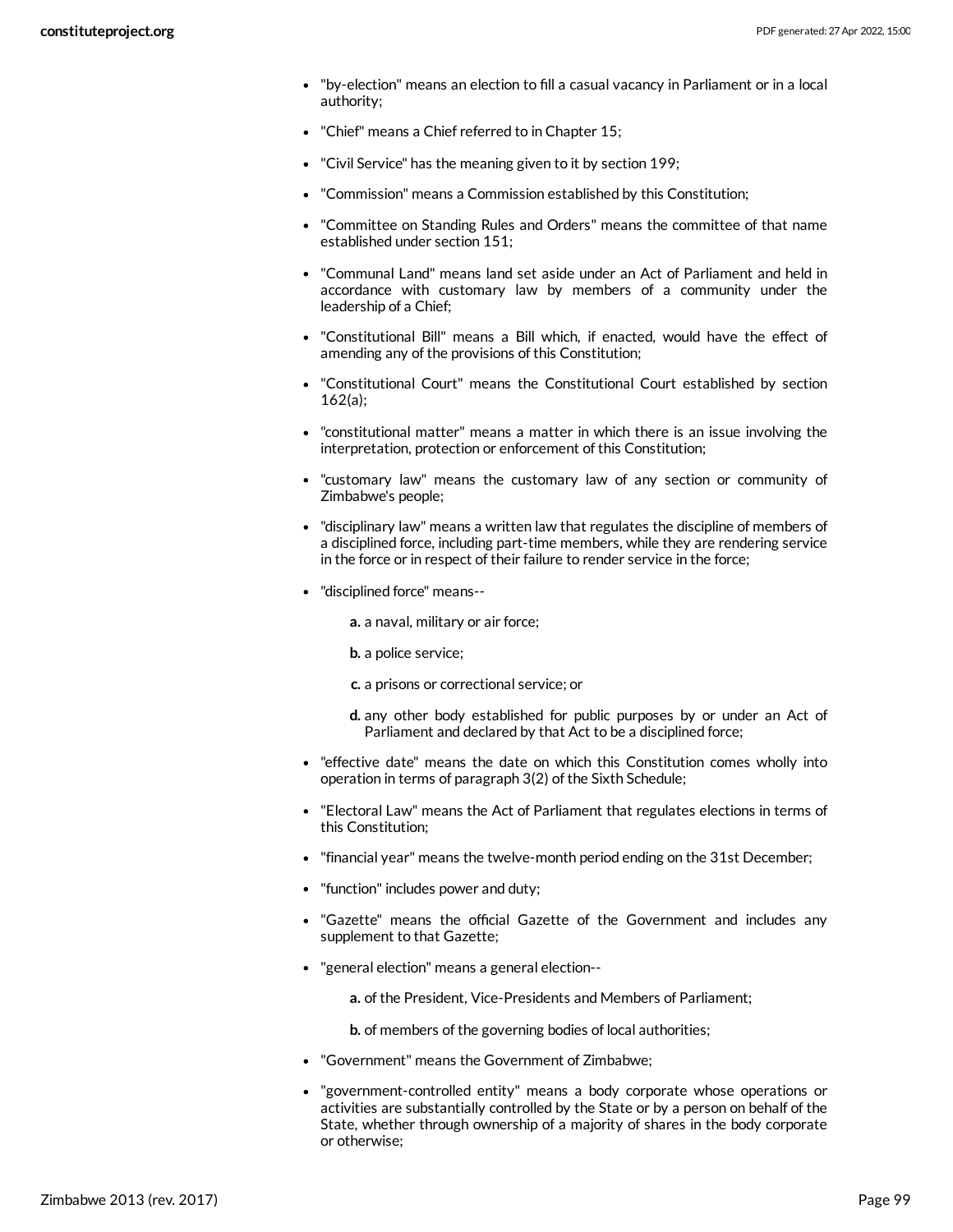- "by-election" means an election to fill a casual vacancy in Parliament or in a local authority;
- "Chief" means a Chief referred to in Chapter 15;
- "Civil Service" has the meaning given to it by section 199;
- "Commission" means a Commission established by this Constitution;
- "Committee on Standing Rules and Orders" means the committee of that name established under section 151;
- "Communal Land" means land set aside under an Act of Parliament and held in accordance with customary law by members of a community under the leadership of a Chief;
- "Constitutional Bill" means a Bill which, if enacted, would have the effect of amending any of the provisions of this Constitution;
- "Constitutional Court" means the Constitutional Court established by section 162(a);
- "constitutional matter" means a matter in which there is an issue involving the interpretation, protection or enforcement of this Constitution;
- "customary law" means the customary law of any section or community of Zimbabwe's people;
- "disciplinary law" means a written law that regulates the discipline of members of a disciplined force, including part-time members, while they are rendering service in the force or in respect of their failure to render service in the force;
- "disciplined force" means--
  - **a.** a naval, military or air force;
  - **b.** a police service;
  - **c.** a prisons or correctional service; or
  - **d.** any other body established for public purposes by or under an Act of Parliament and declared by that Act to be a disciplined force;
- "effective date" means the date on which this Constitution comes wholly into operation in terms of paragraph 3(2) of the Sixth Schedule;
- "Electoral Law" means the Act of Parliament that regulates elections in terms of this Constitution;
- "financial year" means the twelve-month period ending on the 31st December;
- "function" includes power and duty;
- "Gazette" means the official Gazette of the Government and includes any supplement to that Gazette;
- "general election" means a general election--
  - **a.** of the President, Vice-Presidents and Members of Parliament;
  - **b.** of members of the governing bodies of local authorities;
- "Government" means the Government of Zimbabwe;
- "government-controlled entity" means a body corporate whose operations or activities are substantially controlled by the State or by a person on behalf of the State, whether through ownership of a majority of shares in the body corporate or otherwise;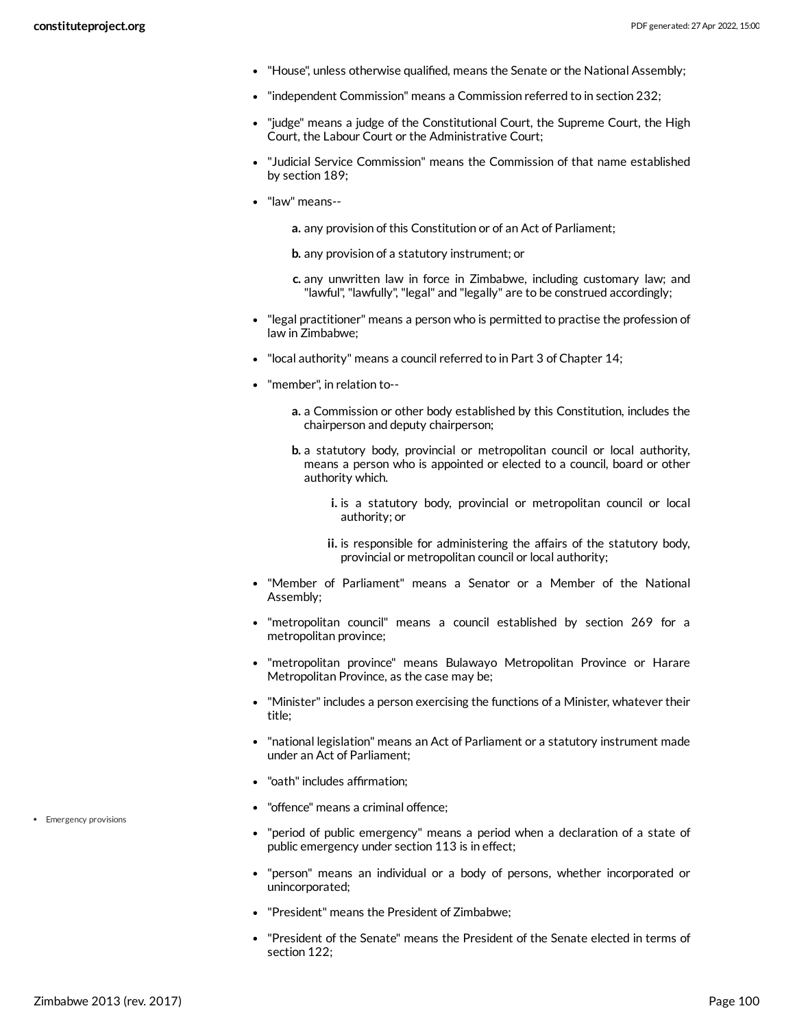- "House", unless otherwise qualified, means the Senate or the National Assembly;
- "independent Commission" means a Commission referred to in section 232;
- "judge" means a judge of the Constitutional Court, the Supreme Court, the High Court, the Labour Court or the Administrative Court;
- "Judicial Service Commission" means the Commission of that name established by section 189;
- "law" means--
  - **a.** any provision of this Constitution or of an Act of Parliament;
  - **b.** any provision of a statutory instrument; or
  - **c.** any unwritten law in force in Zimbabwe, including customary law; and "lawful", "lawfully", "legal" and "legally" are to be construed accordingly;
- "legal practitioner" means a person who is permitted to practise the profession of law in Zimbabwe;
- "local authority" means a council referred to in Part 3 of Chapter 14;
- "member", in relation to--
  - **a.** a Commission or other body established by this Constitution, includes the chairperson and deputy chairperson;
  - **b.** a statutory body, provincial or metropolitan council or local authority, means a person who is appointed or elected to a council, board or other authority which.
    - **i.** is a statutory body, provincial or metropolitan council or local authority; or
    - **ii.** is responsible for administering the affairs of the statutory body, provincial or metropolitan council or local authority;
- "Member of Parliament" means a Senator or a Member of the National Assembly;
- "metropolitan council" means a council established by section 269 for a metropolitan province;
- "metropolitan province" means Bulawayo Metropolitan Province or Harare Metropolitan Province, as the case may be;
- "Minister" includes a person exercising the functions of a Minister, whatever their title;
- "national legislation" means an Act of Parliament or a statutory instrument made under an Act of Parliament;
- "oath" includes affirmation;
- "offence" means a criminal offence;
- "period of public emergency" means a period when a declaration of a state of public emergency under section 113 is in effect;
- "person" means an individual or a body of persons, whether incorporated or unincorporated;
- "President" means the President of Zimbabwe;
- "President of the Senate" means the President of the Senate elected in terms of section 122;

- Emergency provisions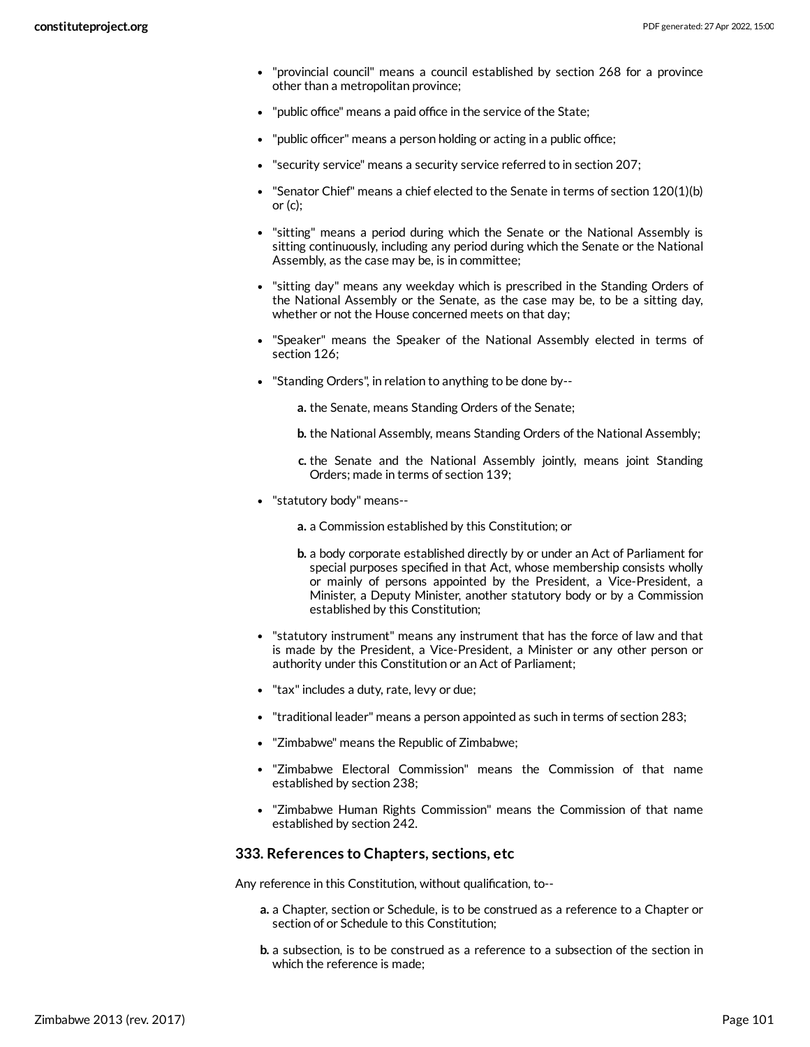- "provincial council" means a council established by section 268 for a province other than a metropolitan province;
- "public office" means a paid office in the service of the State;
- "public officer" means a person holding or acting in a public office;
- "security service" means a security service referred to in section 207;
- "Senator Chief" means a chief elected to the Senate in terms of section 120(1)(b) or (c);
- "sitting" means a period during which the Senate or the National Assembly is sitting continuously, including any period during which the Senate or the National Assembly, as the case may be, is in committee;
- "sitting day" means any weekday which is prescribed in the Standing Orders of the National Assembly or the Senate, as the case may be, to be a sitting day, whether or not the House concerned meets on that day;
- "Speaker" means the Speaker of the National Assembly elected in terms of section 126;
- "Standing Orders", in relation to anything to be done by--
  - **a.** the Senate, means Standing Orders of the Senate;
  - **b.** the National Assembly, means Standing Orders of the National Assembly;
  - **c.** the Senate and the National Assembly jointly, means joint Standing Orders; made in terms of section 139;
- "statutory body" means--
  - **a.** a Commission established by this Constitution; or
  - **b.** a body corporate established directly by or under an Act of Parliament for special purposes specified in that Act, whose membership consists wholly or mainly of persons appointed by the President, a Vice-President, a Minister, a Deputy Minister, another statutory body or by a Commission established by this Constitution;
- "statutory instrument" means any instrument that has the force of law and that is made by the President, a Vice-President, a Minister or any other person or authority under this Constitution or an Act of Parliament;
- "tax" includes a duty, rate, levy or due;
- "traditional leader" means a person appointed as such in terms of section 283;
- "Zimbabwe" means the Republic of Zimbabwe;
- "Zimbabwe Electoral Commission" means the Commission of that name established by section 238;
- "Zimbabwe Human Rights Commission" means the Commission of that name established by section 242.

### 333. References to Chapters, sections, etc

Any reference in this Constitution, without qualification, to--

- **a.** a Chapter, section or Schedule, is to be construed as a reference to a Chapter or section of or Schedule to this Constitution;
- **b.** a subsection, is to be construed as a reference to a subsection of the section in which the reference is made;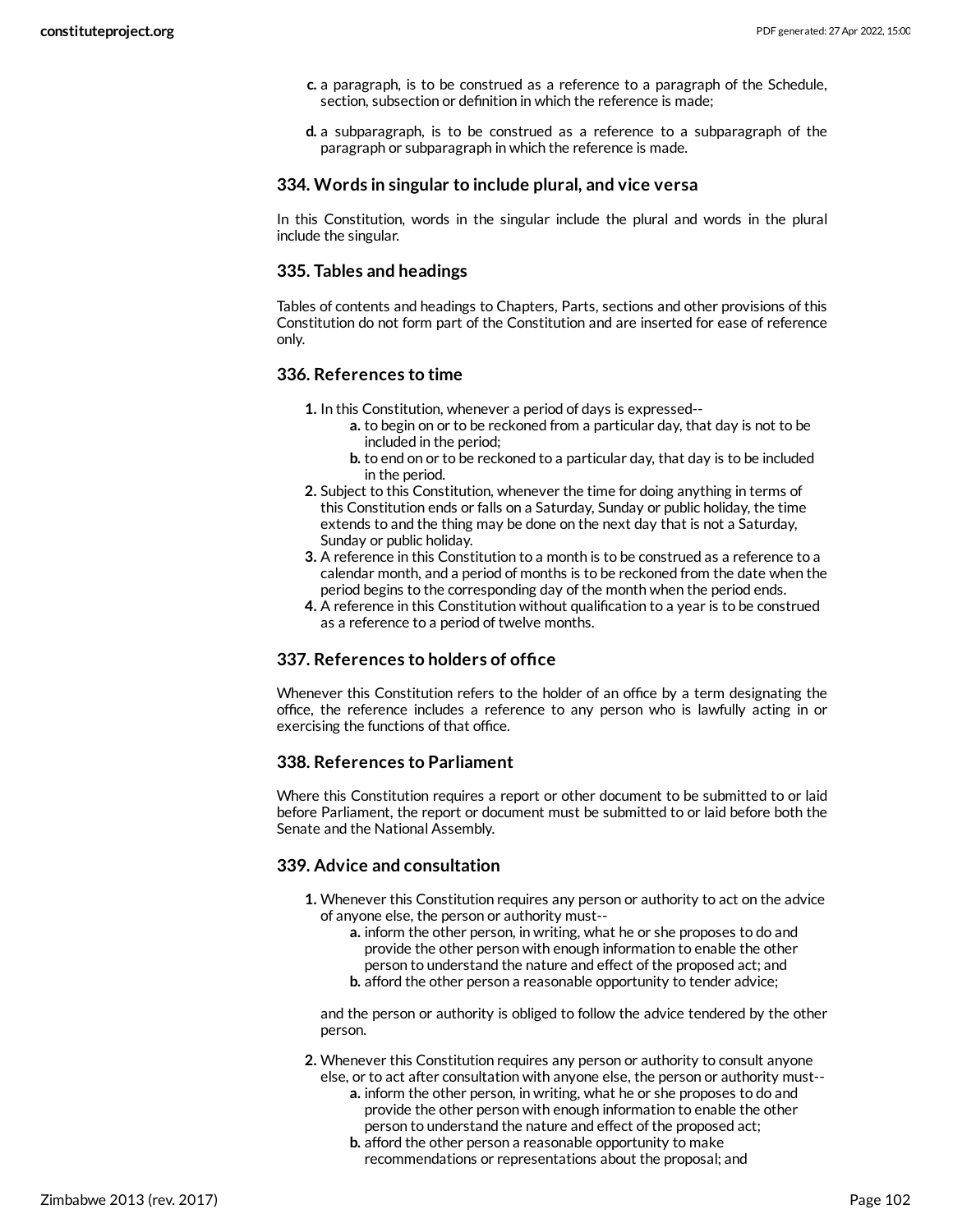c. a paragraph, is to be construed as a reference to a paragraph of the Schedule, section, subsection or definition in which the reference is made;

d. a subparagraph, is to be construed as a reference to a subparagraph of the paragraph or subparagraph in which the reference is made.

### 334. Words in singular to include plural, and vice versa

In this Constitution, words in the singular include the plural and words in the plural include the singular.

### 335. Tables and headings

Tables of contents and headings to Chapters, Parts, sections and other provisions of this Constitution do not form part of the Constitution and are inserted for ease of reference only.

### 336. References to time

1. In this Constitution, whenever a period of days is expressed--
   a. to begin on or to be reckoned from a particular day, that day is not to be included in the period;
   b. to end on or to be reckoned to a particular day, that day is to be included in the period.
2. Subject to this Constitution, whenever the time for doing anything in terms of this Constitution ends or falls on a Saturday, Sunday or public holiday, the time extends to and the thing may be done on the next day that is not a Saturday, Sunday or public holiday.
3. A reference in this Constitution to a month is to be construed as a reference to a calendar month, and a period of months is to be reckoned from the date when the period begins to the corresponding day of the month when the period ends.
4. A reference in this Constitution without qualification to a year is to be construed as a reference to a period of twelve months.

### 337. References to holders of office

Whenever this Constitution refers to the holder of an office by a term designating the office, the reference includes a reference to any person who is lawfully acting in or exercising the functions of that office.

### 338. References to Parliament

Where this Constitution requires a report or other document to be submitted to or laid before Parliament, the report or document must be submitted to or laid before both the Senate and the National Assembly.

### 339. Advice and consultation

1. Whenever this Constitution requires any person or authority to act on the advice of anyone else, the person or authority must--
   a. inform the other person, in writing, what he or she proposes to do and provide the other person with enough information to enable the other person to understand the nature and effect of the proposed act; and
   b. afford the other person a reasonable opportunity to tender advice;

   and the person or authority is obliged to follow the advice tendered by the other person.
2. Whenever this Constitution requires any person or authority to consult anyone else, or to act after consultation with anyone else, the person or authority must--
   a. inform the other person, in writing, what he or she proposes to do and provide the other person with enough information to enable the other person to understand the nature and effect of the proposed act;
   b. afford the other person a reasonable opportunity to make recommendations or representations about the proposal; and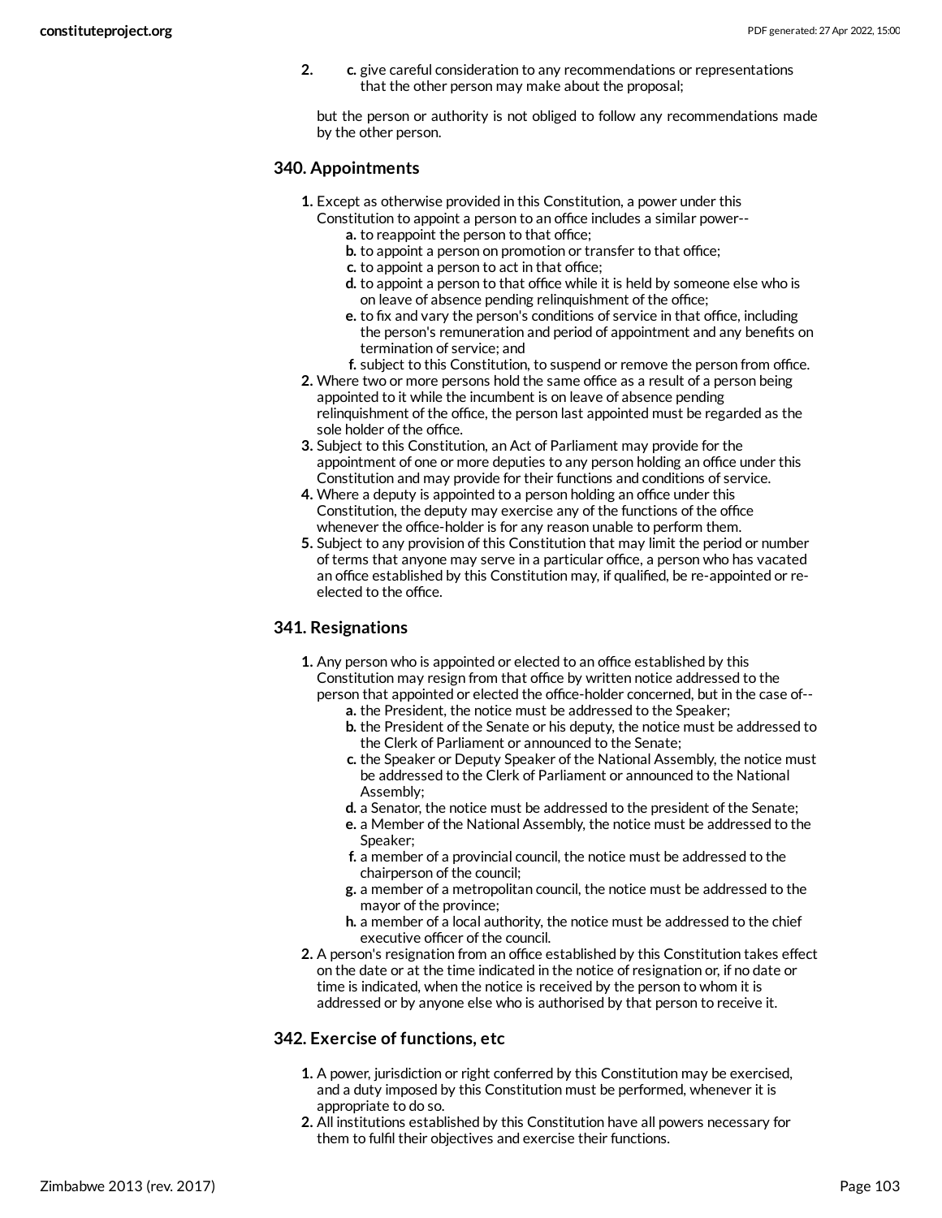2. c. give careful consideration to any recommendations or representations that the other person may make about the proposal;

but the person or authority is not obliged to follow any recommendations made by the other person.

### 340. Appointments

1. Except as otherwise provided in this Constitution, a power under this Constitution to appoint a person to an office includes a similar power--
   a. to reappoint the person to that office;
   b. to appoint a person on promotion or transfer to that office;
   c. to appoint a person to act in that office;
   d. to appoint a person to that office while it is held by someone else who is on leave of absence pending relinquishment of the office;
   e. to fix and vary the person's conditions of service in that office, including the person's remuneration and period of appointment and any benefits on termination of service; and
   f. subject to this Constitution, to suspend or remove the person from office.
2. Where two or more persons hold the same office as a result of a person being appointed to it while the incumbent is on leave of absence pending relinquishment of the office, the person last appointed must be regarded as the sole holder of the office.
3. Subject to this Constitution, an Act of Parliament may provide for the appointment of one or more deputies to any person holding an office under this Constitution and may provide for their functions and conditions of service.
4. Where a deputy is appointed to a person holding an office under this Constitution, the deputy may exercise any of the functions of the office whenever the office-holder is for any reason unable to perform them.
5. Subject to any provision of this Constitution that may limit the period or number of terms that anyone may serve in a particular office, a person who has vacated an office established by this Constitution may, if qualified, be re-appointed or re-elected to the office.

### 341. Resignations

1. Any person who is appointed or elected to an office established by this Constitution may resign from that office by written notice addressed to the person that appointed or elected the office-holder concerned, but in the case of--
   a. the President, the notice must be addressed to the Speaker;
   b. the President of the Senate or his deputy, the notice must be addressed to the Clerk of Parliament or announced to the Senate;
   c. the Speaker or Deputy Speaker of the National Assembly, the notice must be addressed to the Clerk of Parliament or announced to the National Assembly;
   d. a Senator, the notice must be addressed to the president of the Senate;
   e. a Member of the National Assembly, the notice must be addressed to the Speaker;
   f. a member of a provincial council, the notice must be addressed to the chairperson of the council;
   g. a member of a metropolitan council, the notice must be addressed to the mayor of the province;
   h. a member of a local authority, the notice must be addressed to the chief executive officer of the council.
2. A person's resignation from an office established by this Constitution takes effect on the date or at the time indicated in the notice of resignation or, if no date or time is indicated, when the notice is received by the person to whom it is addressed or by anyone else who is authorised by that person to receive it.

### 342. Exercise of functions, etc

1. A power, jurisdiction or right conferred by this Constitution may be exercised, and a duty imposed by this Constitution must be performed, whenever it is appropriate to do so.
2. All institutions established by this Constitution have all powers necessary for them to fulfil their objectives and exercise their functions.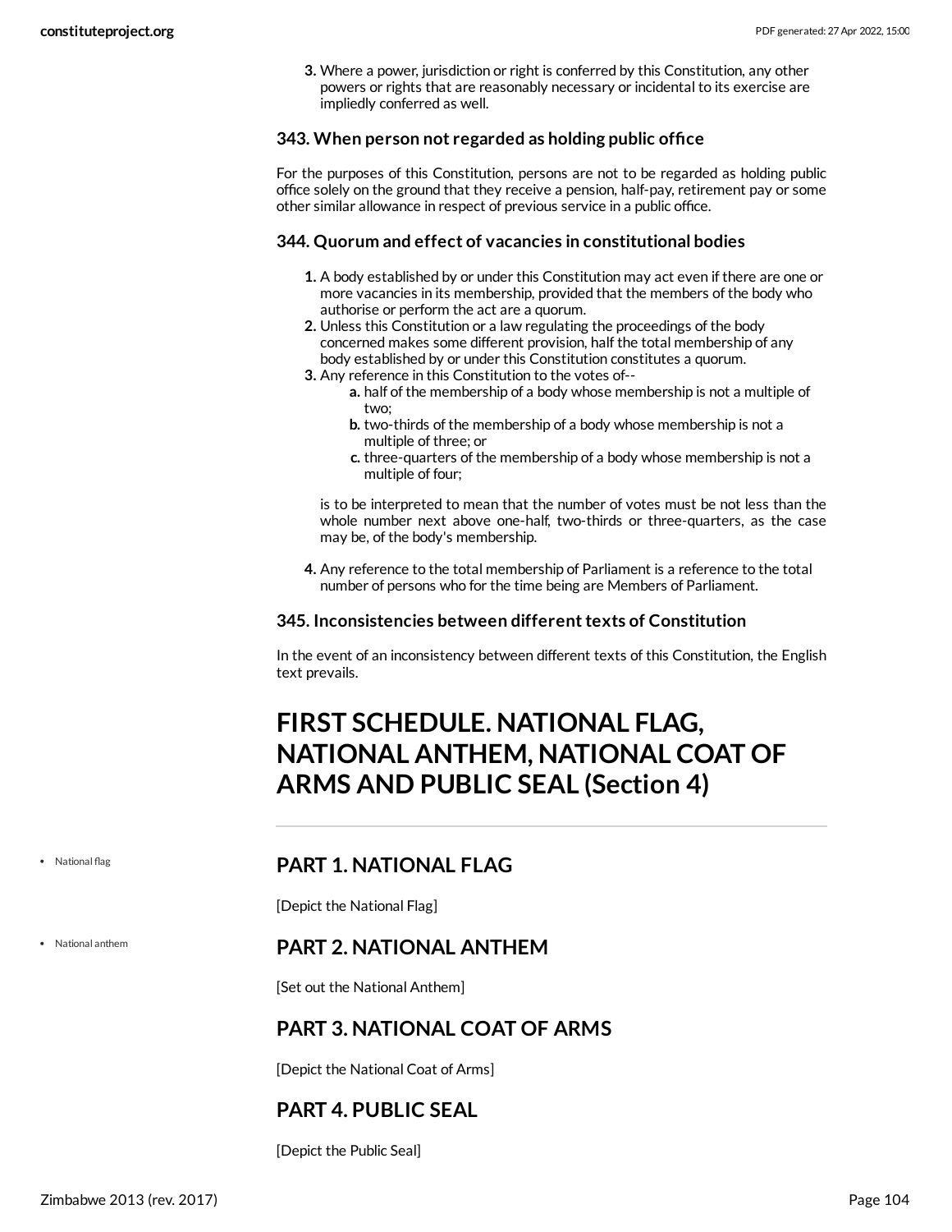3. Where a power, jurisdiction or right is conferred by this Constitution, any other powers or rights that are reasonably necessary or incidental to its exercise are impliedly conferred as well.

### 343. When person not regarded as holding public office

For the purposes of this Constitution, persons are not to be regarded as holding public office solely on the ground that they receive a pension, half-pay, retirement pay or some other similar allowance in respect of previous service in a public office.

### 344. Quorum and effect of vacancies in constitutional bodies

1. A body established by or under this Constitution may act even if there are one or more vacancies in its membership, provided that the members of the body who authorise or perform the act are a quorum.
2. Unless this Constitution or a law regulating the proceedings of the body concerned makes some different provision, half the total membership of any body established by or under this Constitution constitutes a quorum.
3. Any reference in this Constitution to the votes of--
   a. half of the membership of a body whose membership is not a multiple of two;
   b. two-thirds of the membership of a body whose membership is not a multiple of three; or
   c. three-quarters of the membership of a body whose membership is not a multiple of four;

   is to be interpreted to mean that the number of votes must be not less than the whole number next above one-half, two-thirds or three-quarters, as the case may be, of the body's membership.

4. Any reference to the total membership of Parliament is a reference to the total number of persons who for the time being are Members of Parliament.

### 345. Inconsistencies between different texts of Constitution

In the event of an inconsistency between different texts of this Constitution, the English text prevails.

# FIRST SCHEDULE. NATIONAL FLAG, NATIONAL ANTHEM, NATIONAL COAT OF ARMS AND PUBLIC SEAL (Section 4)

- National flag
- National anthem

## PART 1. NATIONAL FLAG

[Depict the National Flag]

## PART 2. NATIONAL ANTHEM

[Set out the National Anthem]

## PART 3. NATIONAL COAT OF ARMS

[Depict the National Coat of Arms]

## PART 4. PUBLIC SEAL

[Depict the Public Seal]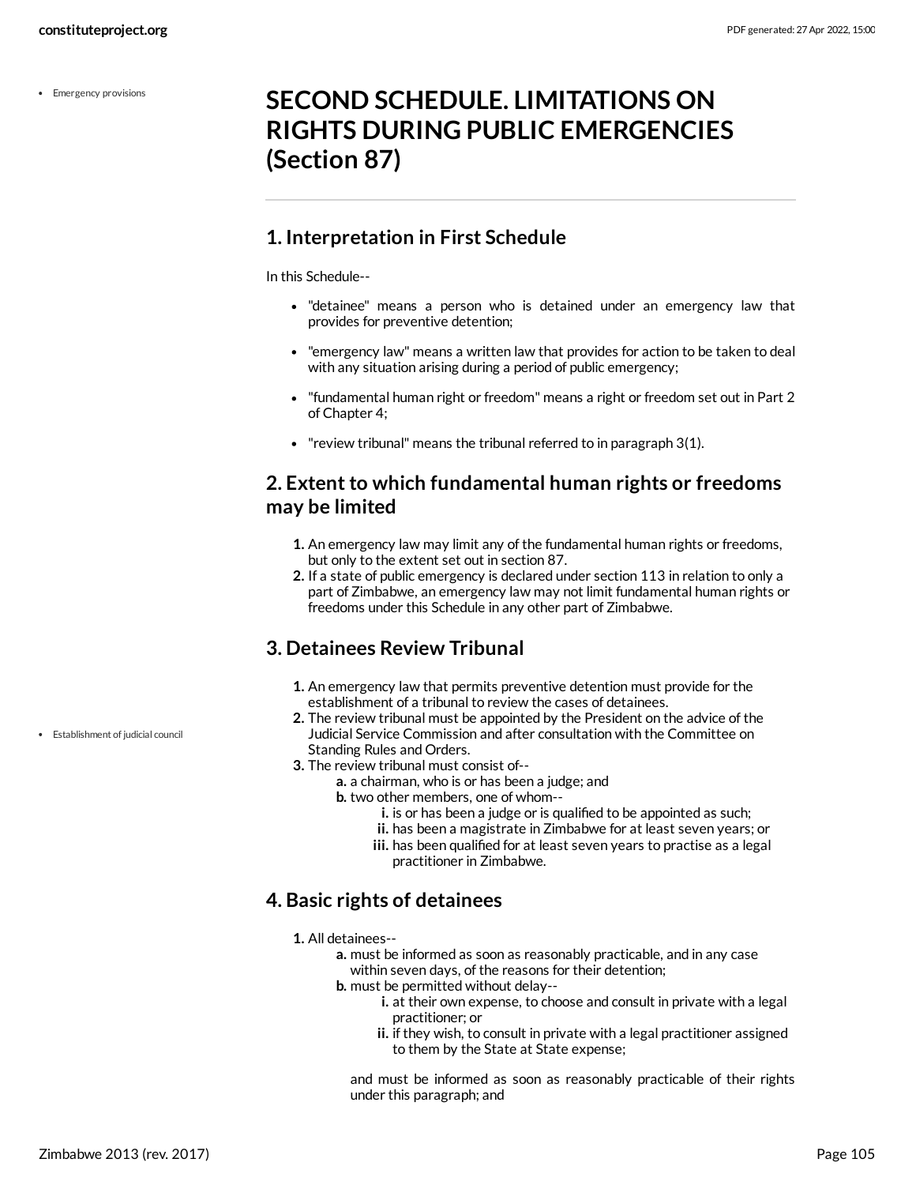# SECOND SCHEDULE. LIMITATIONS ON RIGHTS DURING PUBLIC EMERGENCIES (Section 87)

## 1. Interpretation in First Schedule

In this Schedule--

- "detainee" means a person who is detained under an emergency law that provides for preventive detention;
- "emergency law" means a written law that provides for action to be taken to deal with any situation arising during a period of public emergency;
- "fundamental human right or freedom" means a right or freedom set out in Part 2 of Chapter 4;
- "review tribunal" means the tribunal referred to in paragraph 3(1).

## 2. Extent to which fundamental human rights or freedoms may be limited

1. An emergency law may limit any of the fundamental human rights or freedoms, but only to the extent set out in section 87.
2. If a state of public emergency is declared under section 113 in relation to only a part of Zimbabwe, an emergency law may not limit fundamental human rights or freedoms under this Schedule in any other part of Zimbabwe.

## 3. Detainees Review Tribunal

1. An emergency law that permits preventive detention must provide for the establishment of a tribunal to review the cases of detainees.
2. The review tribunal must be appointed by the President on the advice of the Judicial Service Commission and after consultation with the Committee on Standing Rules and Orders.
3. The review tribunal must consist of--
    a. a chairman, who is or has been a judge; and
    b. two other members, one of whom--
        i. is or has been a judge or is qualified to be appointed as such;
        ii. has been a magistrate in Zimbabwe for at least seven years; or
        iii. has been qualified for at least seven years to practise as a legal practitioner in Zimbabwe.

## 4. Basic rights of detainees

1. All detainees--
    a. must be informed as soon as reasonably practicable, and in any case within seven days, of the reasons for their detention;
    b. must be permitted without delay--
        i. at their own expense, to choose and consult in private with a legal practitioner; or
        ii. if they wish, to consult in private with a legal practitioner assigned to them by the State at State expense;

    and must be informed as soon as reasonably practicable of their rights under this paragraph; and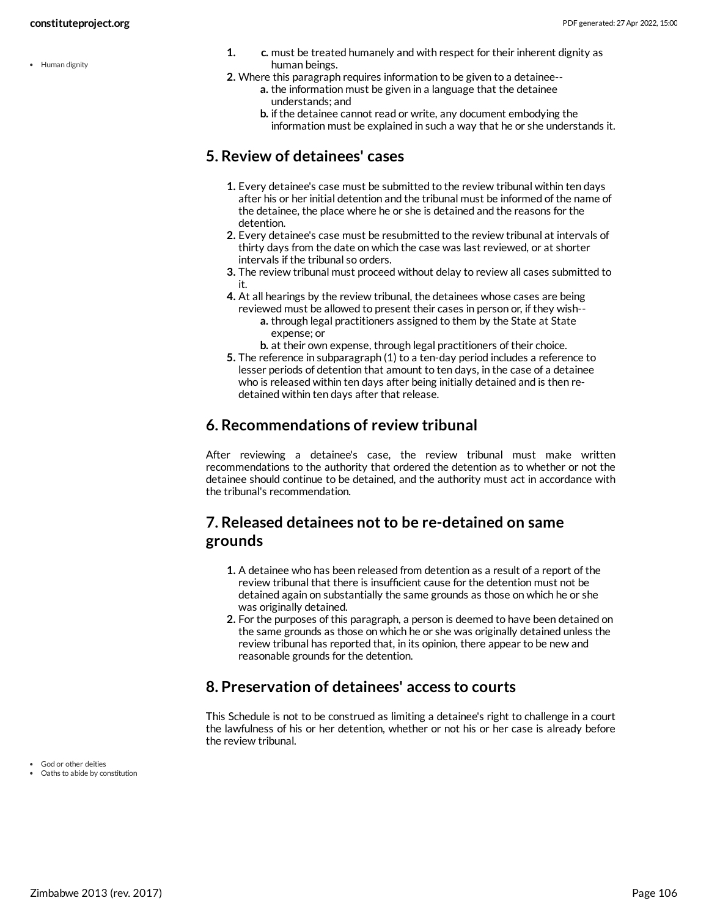1. c. must be treated humanely and with respect for their inherent dignity as human beings.
2. Where this paragraph requires information to be given to a detainee--
    a. the information must be given in a language that the detainee understands; and
    b. if the detainee cannot read or write, any document embodying the information must be explained in such a way that he or she understands it.

## 5. Review of detainees' cases

1. Every detainee's case must be submitted to the review tribunal within ten days after his or her initial detention and the tribunal must be informed of the name of the detainee, the place where he or she is detained and the reasons for the detention.
2. Every detainee's case must be resubmitted to the review tribunal at intervals of thirty days from the date on which the case was last reviewed, or at shorter intervals if the tribunal so orders.
3. The review tribunal must proceed without delay to review all cases submitted to it.
4. At all hearings by the review tribunal, the detainees whose cases are being reviewed must be allowed to present their cases in person or, if they wish--
    a. through legal practitioners assigned to them by the State at State expense; or
    b. at their own expense, through legal practitioners of their choice.
5. The reference in subparagraph (1) to a ten-day period includes a reference to lesser periods of detention that amount to ten days, in the case of a detainee who is released within ten days after being initially detained and is then re-detained within ten days after that release.

## 6. Recommendations of review tribunal

After reviewing a detainee's case, the review tribunal must make written recommendations to the authority that ordered the detention as to whether or not the detainee should continue to be detained, and the authority must act in accordance with the tribunal's recommendation.

## 7. Released detainees not to be re-detained on same grounds

1. A detainee who has been released from detention as a result of a report of the review tribunal that there is insufficient cause for the detention must not be detained again on substantially the same grounds as those on which he or she was originally detained.
2. For the purposes of this paragraph, a person is deemed to have been detained on the same grounds as those on which he or she was originally detained unless the review tribunal has reported that, in its opinion, there appear to be new and reasonable grounds for the detention.

## 8. Preservation of detainees' access to courts

This Schedule is not to be construed as limiting a detainee's right to challenge in a court the lawfulness of his or her detention, whether or not his or her case is already before the review tribunal.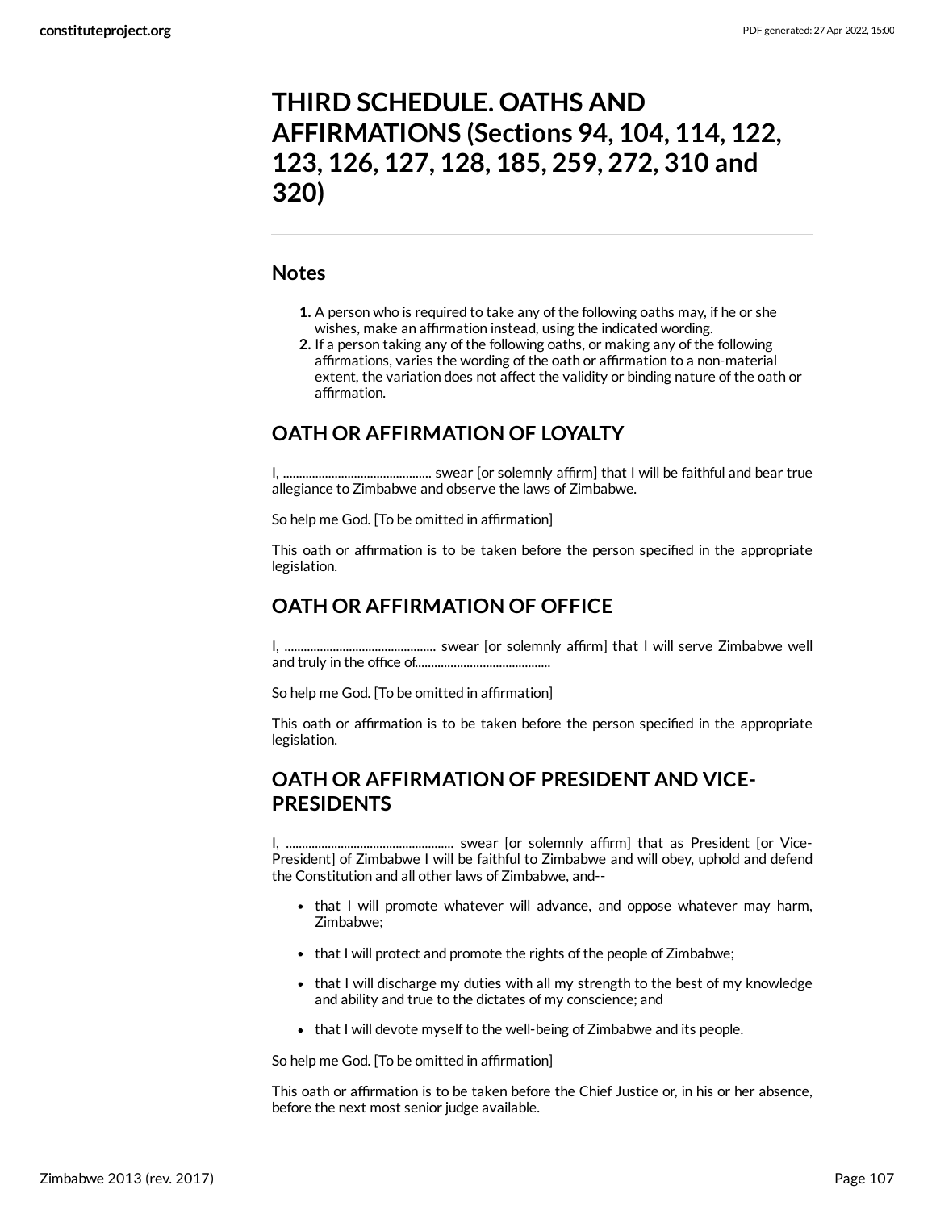# THIRD SCHEDULE. OATHS AND AFFIRMATIONS (Sections 94, 104, 114, 122, 123, 126, 127, 128, 185, 259, 272, 310 and 320)

## Notes

1. A person who is required to take any of the following oaths may, if he or she wishes, make an affirmation instead, using the indicated wording.
2. If a person taking any of the following oaths, or making any of the following affirmations, varies the wording of the oath or affirmation to a non-material extent, the variation does not affect the validity or binding nature of the oath or affirmation.

## OATH OR AFFIRMATION OF LOYALTY

I, ............................................. swear [or solemnly affirm] that I will be faithful and bear true allegiance to Zimbabwe and observe the laws of Zimbabwe.

So help me God. [To be omitted in affirmation]

This oath or affirmation is to be taken before the person specified in the appropriate legislation.

## OATH OR AFFIRMATION OF OFFICE

I, ............................................... swear [or solemnly affirm] that I will serve Zimbabwe well and truly in the office of..........................................

So help me God. [To be omitted in affirmation]

This oath or affirmation is to be taken before the person specified in the appropriate legislation.

## OATH OR AFFIRMATION OF PRESIDENT AND VICE-PRESIDENTS

I, .................................................... swear [or solemnly affirm] that as President [or Vice-President] of Zimbabwe I will be faithful to Zimbabwe and will obey, uphold and defend the Constitution and all other laws of Zimbabwe, and--

- that I will promote whatever will advance, and oppose whatever may harm, Zimbabwe;
- that I will protect and promote the rights of the people of Zimbabwe;
- that I will discharge my duties with all my strength to the best of my knowledge and ability and true to the dictates of my conscience; and
- that I will devote myself to the well-being of Zimbabwe and its people.

So help me God. [To be omitted in affirmation]

This oath or affirmation is to be taken before the Chief Justice or, in his or her absence, before the next most senior judge available.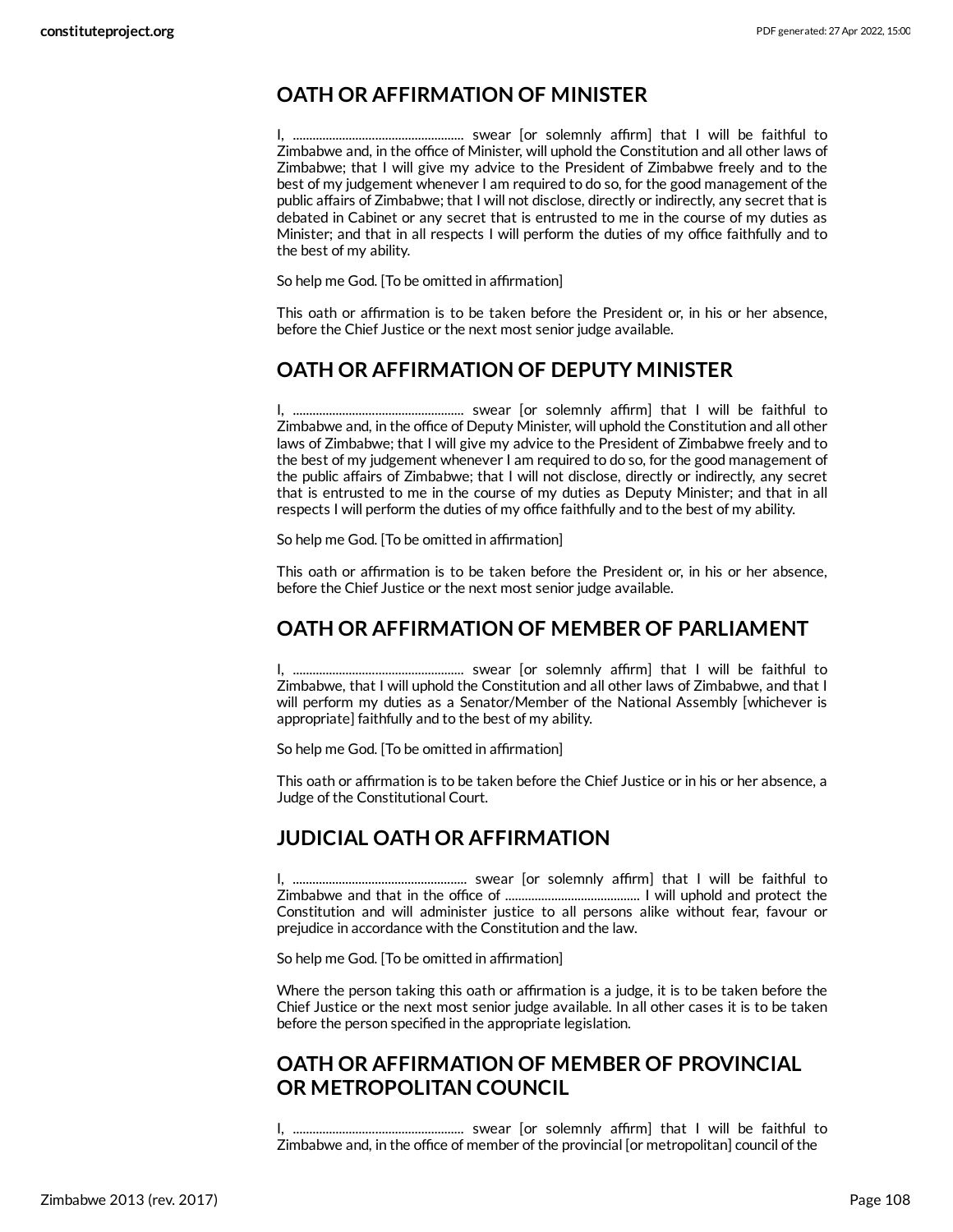## OATH OR AFFIRMATION OF MINISTER

I, ................................................... swear [or solemnly affirm] that I will be faithful to Zimbabwe and, in the office of Minister, will uphold the Constitution and all other laws of Zimbabwe; that I will give my advice to the President of Zimbabwe freely and to the best of my judgement whenever I am required to do so, for the good management of the public affairs of Zimbabwe; that I will not disclose, directly or indirectly, any secret that is debated in Cabinet or any secret that is entrusted to me in the course of my duties as Minister; and that in all respects I will perform the duties of my office faithfully and to the best of my ability.

So help me God. [To be omitted in affirmation]

This oath or affirmation is to be taken before the President or, in his or her absence, before the Chief Justice or the next most senior judge available.

## OATH OR AFFIRMATION OF DEPUTY MINISTER

I, ................................................... swear [or solemnly affirm] that I will be faithful to Zimbabwe and, in the office of Deputy Minister, will uphold the Constitution and all other laws of Zimbabwe; that I will give my advice to the President of Zimbabwe freely and to the best of my judgement whenever I am required to do so, for the good management of the public affairs of Zimbabwe; that I will not disclose, directly or indirectly, any secret that is entrusted to me in the course of my duties as Deputy Minister; and that in all respects I will perform the duties of my office faithfully and to the best of my ability.

So help me God. [To be omitted in affirmation]

This oath or affirmation is to be taken before the President or, in his or her absence, before the Chief Justice or the next most senior judge available.

## OATH OR AFFIRMATION OF MEMBER OF PARLIAMENT

I, ................................................... swear [or solemnly affirm] that I will be faithful to Zimbabwe, that I will uphold the Constitution and all other laws of Zimbabwe, and that I will perform my duties as a Senator/Member of the National Assembly [whichever is appropriate] faithfully and to the best of my ability.

So help me God. [To be omitted in affirmation]

This oath or affirmation is to be taken before the Chief Justice or in his or her absence, a Judge of the Constitutional Court.

## JUDICIAL OATH OR AFFIRMATION

I, .................................................... swear [or solemnly affirm] that I will be faithful to Zimbabwe and that in the office of ......................................... I will uphold and protect the Constitution and will administer justice to all persons alike without fear, favour or prejudice in accordance with the Constitution and the law.

So help me God. [To be omitted in affirmation]

Where the person taking this oath or affirmation is a judge, it is to be taken before the Chief Justice or the next most senior judge available. In all other cases it is to be taken before the person specified in the appropriate legislation.

## OATH OR AFFIRMATION OF MEMBER OF PROVINCIAL OR METROPOLITAN COUNCIL

I, ................................................... swear [or solemnly affirm] that I will be faithful to Zimbabwe and, in the office of member of the provincial [or metropolitan] council of the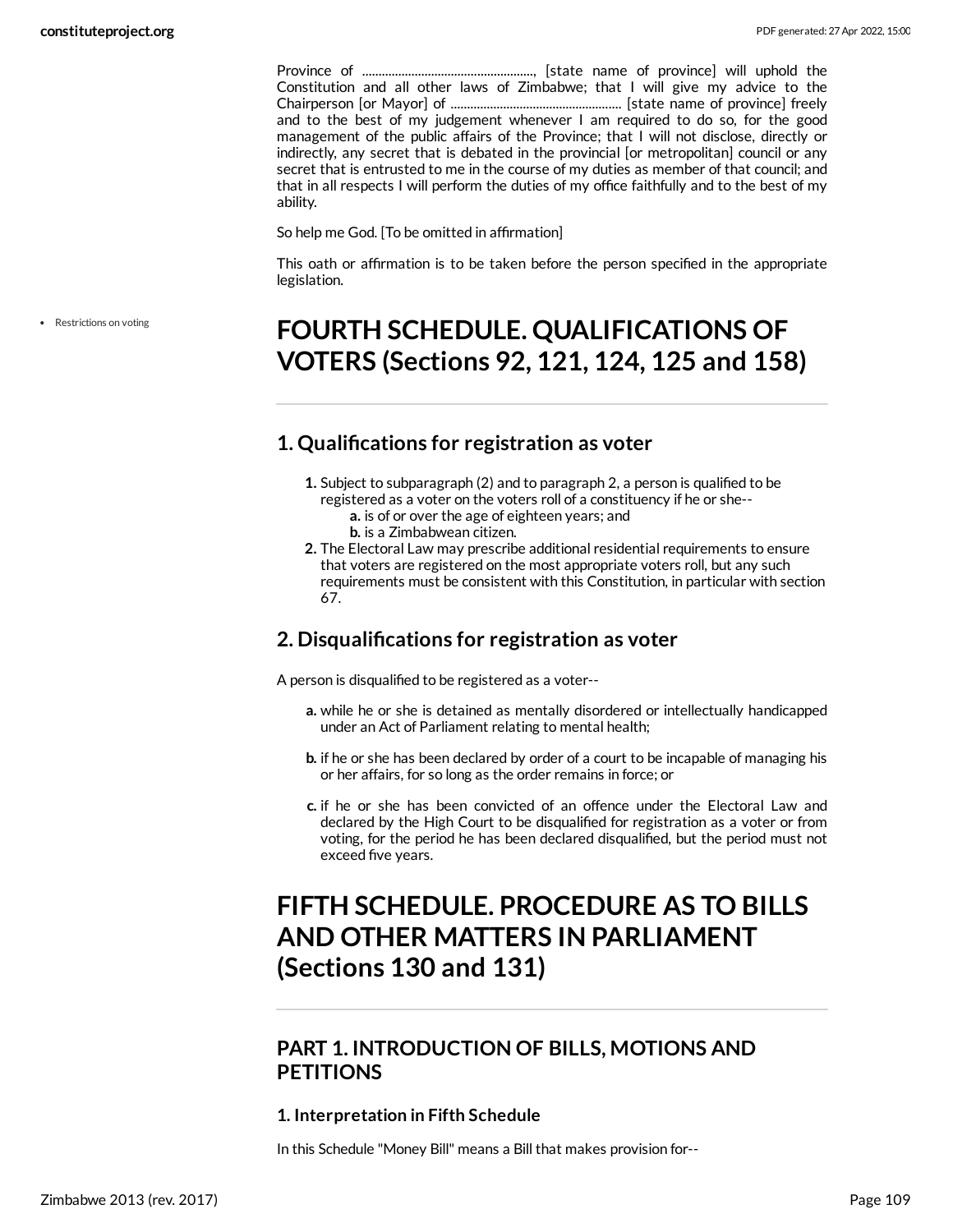Province of ...................................................., [state name of province] will uphold the Constitution and all other laws of Zimbabwe; that I will give my advice to the Chairperson [or Mayor] of .................................................... [state name of province] freely and to the best of my judgement whenever I am required to do so, for the good management of the public affairs of the Province; that I will not disclose, directly or indirectly, any secret that is debated in the provincial [or metropolitan] council or any secret that is entrusted to me in the course of my duties as member of that council; and that in all respects I will perform the duties of my office faithfully and to the best of my ability.

So help me God. [To be omitted in affirmation]

This oath or affirmation is to be taken before the person specified in the appropriate legislation.

- Restrictions on voting

# FOURTH SCHEDULE. QUALIFICATIONS OF VOTERS (Sections 92, 121, 124, 125 and 158)

## 1. Qualifications for registration as voter

1. Subject to subparagraph (2) and to paragraph 2, a person is qualified to be registered as a voter on the voters roll of a constituency if he or she--
   - **a.** is of or over the age of eighteen years; and
   - **b.** is a Zimbabwean citizen.
2. The Electoral Law may prescribe additional residential requirements to ensure that voters are registered on the most appropriate voters roll, but any such requirements must be consistent with this Constitution, in particular with section 67.

## 2. Disqualifications for registration as voter

A person is disqualified to be registered as a voter--

- **a.** while he or she is detained as mentally disordered or intellectually handicapped under an Act of Parliament relating to mental health;
- **b.** if he or she has been declared by order of a court to be incapable of managing his or her affairs, for so long as the order remains in force; or
- **c.** if he or she has been convicted of an offence under the Electoral Law and declared by the High Court to be disqualified for registration as a voter or from voting, for the period he has been declared disqualified, but the period must not exceed five years.

# FIFTH SCHEDULE. PROCEDURE AS TO BILLS AND OTHER MATTERS IN PARLIAMENT (Sections 130 and 131)

## PART 1. INTRODUCTION OF BILLS, MOTIONS AND PETITIONS

### 1. Interpretation in Fifth Schedule

In this Schedule "Money Bill" means a Bill that makes provision for--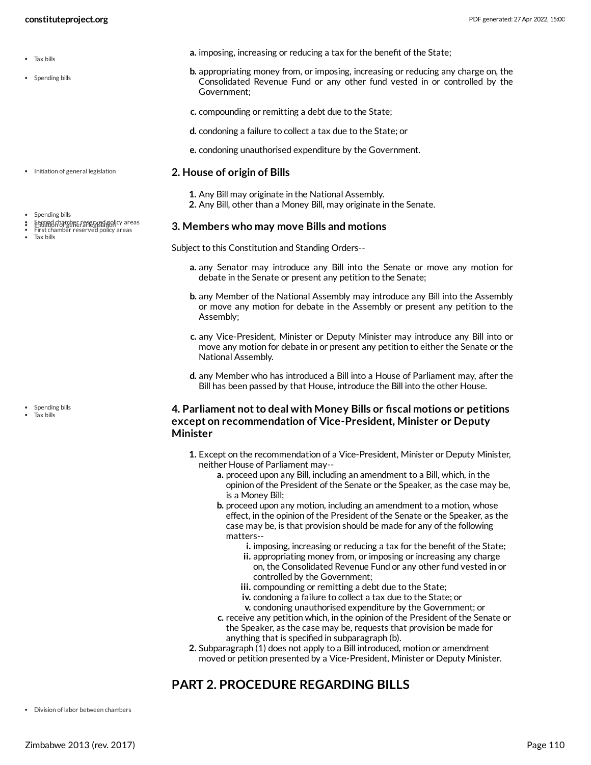a. imposing, increasing or reducing a tax for the benefit of the State;

b. appropriating money from, or imposing, increasing or reducing any charge on, the Consolidated Revenue Fund or any other fund vested in or controlled by the Government;

c. compounding or remitting a debt due to the State;

d. condoning a failure to collect a tax due to the State; or

e. condoning unauthorised expenditure by the Government.

### 2. House of origin of Bills

1. Any Bill may originate in the National Assembly.
2. Any Bill, other than a Money Bill, may originate in the Senate.

### 3. Members who may move Bills and motions

Subject to this Constitution and Standing Orders--

a. any Senator may introduce any Bill into the Senate or move any motion for debate in the Senate or present any petition to the Senate;

b. any Member of the National Assembly may introduce any Bill into the Assembly or move any motion for debate in the Assembly or present any petition to the Assembly;

c. any Vice-President, Minister or Deputy Minister may introduce any Bill into or move any motion for debate in or present any petition to either the Senate or the National Assembly.

d. any Member who has introduced a Bill into a House of Parliament may, after the Bill has been passed by that House, introduce the Bill into the other House.

### 4. Parliament not to deal with Money Bills or fiscal motions or petitions except on recommendation of Vice-President, Minister or Deputy Minister

1. Except on the recommendation of a Vice-President, Minister or Deputy Minister, neither House of Parliament may--
   a. proceed upon any Bill, including an amendment to a Bill, which, in the opinion of the President of the Senate or the Speaker, as the case may be, is a Money Bill;
   b. proceed upon any motion, including an amendment to a motion, whose effect, in the opinion of the President of the Senate or the Speaker, as the case may be, is that provision should be made for any of the following matters--
      i. imposing, increasing or reducing a tax for the benefit of the State;
      ii. appropriating money from, or imposing or increasing any charge on, the Consolidated Revenue Fund or any other fund vested in or controlled by the Government;
      iii. compounding or remitting a debt due to the State;
      iv. condoning a failure to collect a tax due to the State; or
      v. condoning unauthorised expenditure by the Government; or
   c. receive any petition which, in the opinion of the President of the Senate or the Speaker, as the case may be, requests that provision be made for anything that is specified in subparagraph (b).
2. Subparagraph (1) does not apply to a Bill introduced, motion or amendment moved or petition presented by a Vice-President, Minister or Deputy Minister.

## PART 2. PROCEDURE REGARDING BILLS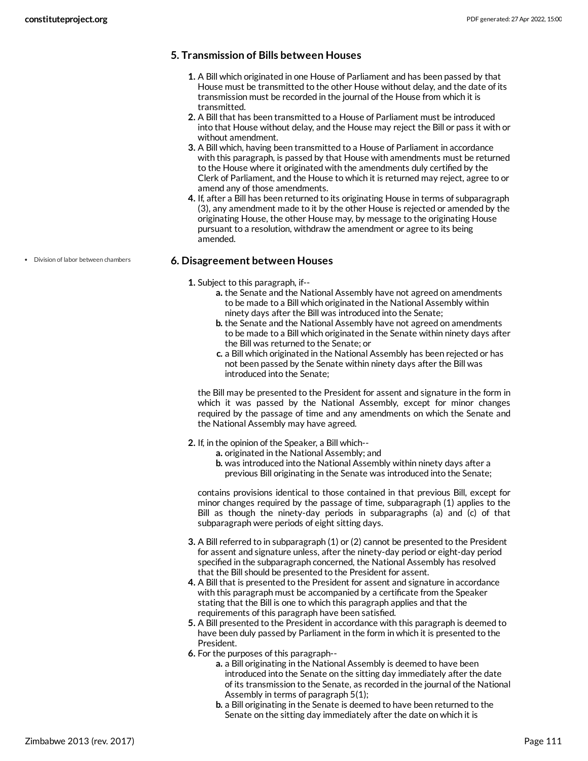### 5. Transmission of Bills between Houses

1. A Bill which originated in one House of Parliament and has been passed by that House must be transmitted to the other House without delay, and the date of its transmission must be recorded in the journal of the House from which it is transmitted.
2. A Bill that has been transmitted to a House of Parliament must be introduced into that House without delay, and the House may reject the Bill or pass it with or without amendment.
3. A Bill which, having been transmitted to a House of Parliament in accordance with this paragraph, is passed by that House with amendments must be returned to the House where it originated with the amendments duly certified by the Clerk of Parliament, and the House to which it is returned may reject, agree to or amend any of those amendments.
4. If, after a Bill has been returned to its originating House in terms of subparagraph (3), any amendment made to it by the other House is rejected or amended by the originating House, the other House may, by message to the originating House pursuant to a resolution, withdraw the amendment or agree to its being amended.

- Division of labor between chambers

### 6. Disagreement between Houses

1. Subject to this paragraph, if--
   a. the Senate and the National Assembly have not agreed on amendments to be made to a Bill which originated in the National Assembly within ninety days after the Bill was introduced into the Senate;
   b. the Senate and the National Assembly have not agreed on amendments to be made to a Bill which originated in the Senate within ninety days after the Bill was returned to the Senate; or
   c. a Bill which originated in the National Assembly has been rejected or has not been passed by the Senate within ninety days after the Bill was introduced into the Senate;

   the Bill may be presented to the President for assent and signature in the form in which it was passed by the National Assembly, except for minor changes required by the passage of time and any amendments on which the Senate and the National Assembly may have agreed.

2. If, in the opinion of the Speaker, a Bill which--
   a. originated in the National Assembly; and
   b. was introduced into the National Assembly within ninety days after a previous Bill originating in the Senate was introduced into the Senate;

   contains provisions identical to those contained in that previous Bill, except for minor changes required by the passage of time, subparagraph (1) applies to the Bill as though the ninety-day periods in subparagraphs (a) and (c) of that subparagraph were periods of eight sitting days.

3. A Bill referred to in subparagraph (1) or (2) cannot be presented to the President for assent and signature unless, after the ninety-day period or eight-day period specified in the subparagraph concerned, the National Assembly has resolved that the Bill should be presented to the President for assent.
4. A Bill that is presented to the President for assent and signature in accordance with this paragraph must be accompanied by a certificate from the Speaker stating that the Bill is one to which this paragraph applies and that the requirements of this paragraph have been satisfied.
5. A Bill presented to the President in accordance with this paragraph is deemed to have been duly passed by Parliament in the form in which it is presented to the President.
6. For the purposes of this paragraph--
   a. a Bill originating in the National Assembly is deemed to have been introduced into the Senate on the sitting day immediately after the date of its transmission to the Senate, as recorded in the journal of the National Assembly in terms of paragraph 5(1);
   b. a Bill originating in the Senate is deemed to have been returned to the Senate on the sitting day immediately after the date on which it is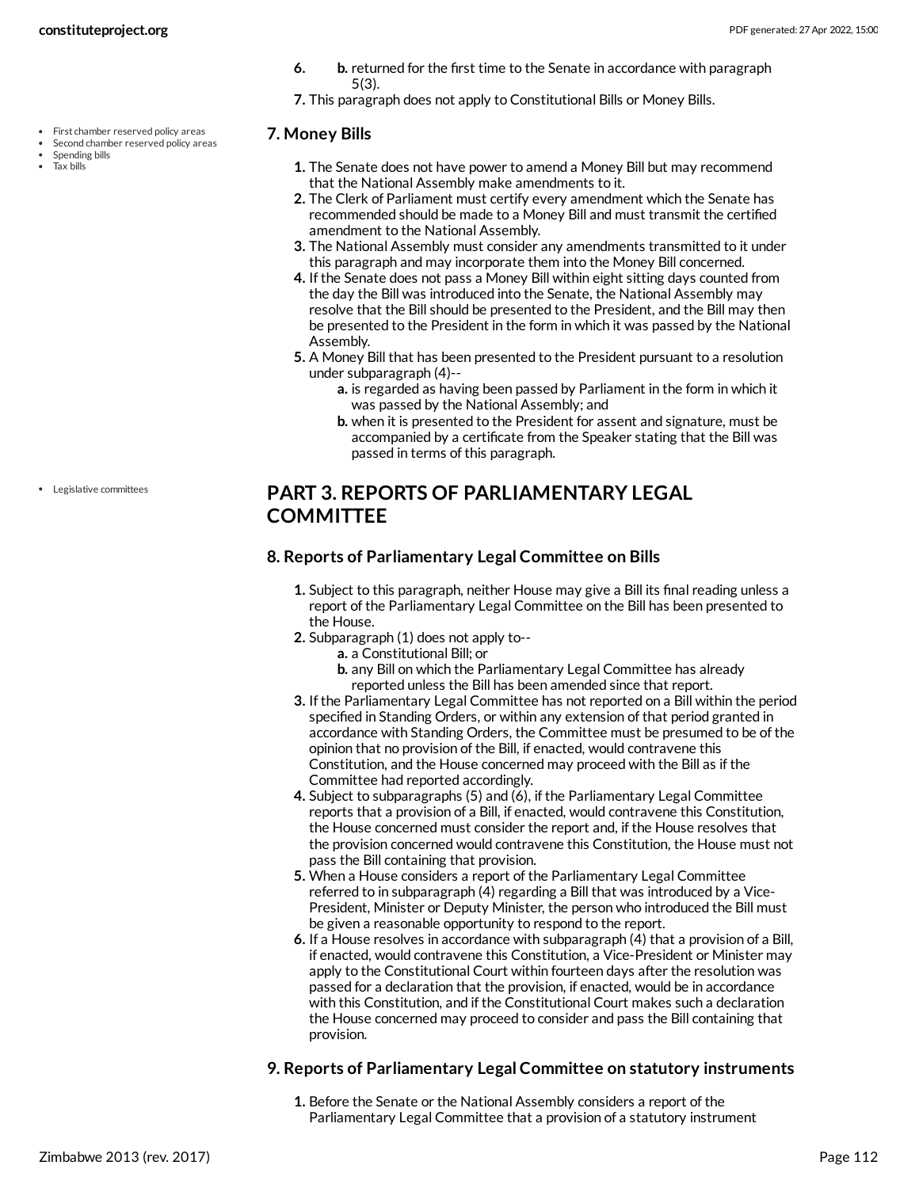6. b. returned for the first time to the Senate in accordance with paragraph 5(3).
7. This paragraph does not apply to Constitutional Bills or Money Bills.

- First chamber reserved policy areas
- Second chamber reserved policy areas
- Spending bills
- Tax bills

### 7. Money Bills

1. The Senate does not have power to amend a Money Bill but may recommend that the National Assembly make amendments to it.
2. The Clerk of Parliament must certify every amendment which the Senate has recommended should be made to a Money Bill and must transmit the certified amendment to the National Assembly.
3. The National Assembly must consider any amendments transmitted to it under this paragraph and may incorporate them into the Money Bill concerned.
4. If the Senate does not pass a Money Bill within eight sitting days counted from the day the Bill was introduced into the Senate, the National Assembly may resolve that the Bill should be presented to the President, and the Bill may then be presented to the President in the form in which it was passed by the National Assembly.
5. A Money Bill that has been presented to the President pursuant to a resolution under subparagraph (4)--
   a. is regarded as having been passed by Parliament in the form in which it was passed by the National Assembly; and
   b. when it is presented to the President for assent and signature, must be accompanied by a certificate from the Speaker stating that the Bill was passed in terms of this paragraph.

- Legislative committees

## PART 3. REPORTS OF PARLIAMENTARY LEGAL COMMITTEE

### 8. Reports of Parliamentary Legal Committee on Bills

1. Subject to this paragraph, neither House may give a Bill its final reading unless a report of the Parliamentary Legal Committee on the Bill has been presented to the House.
2. Subparagraph (1) does not apply to--
   a. a Constitutional Bill; or
   b. any Bill on which the Parliamentary Legal Committee has already reported unless the Bill has been amended since that report.
3. If the Parliamentary Legal Committee has not reported on a Bill within the period specified in Standing Orders, or within any extension of that period granted in accordance with Standing Orders, the Committee must be presumed to be of the opinion that no provision of the Bill, if enacted, would contravene this Constitution, and the House concerned may proceed with the Bill as if the Committee had reported accordingly.
4. Subject to subparagraphs (5) and (6), if the Parliamentary Legal Committee reports that a provision of a Bill, if enacted, would contravene this Constitution, the House concerned must consider the report and, if the House resolves that the provision concerned would contravene this Constitution, the House must not pass the Bill containing that provision.
5. When a House considers a report of the Parliamentary Legal Committee referred to in subparagraph (4) regarding a Bill that was introduced by a Vice-President, Minister or Deputy Minister, the person who introduced the Bill must be given a reasonable opportunity to respond to the report.
6. If a House resolves in accordance with subparagraph (4) that a provision of a Bill, if enacted, would contravene this Constitution, a Vice-President or Minister may apply to the Constitutional Court within fourteen days after the resolution was passed for a declaration that the provision, if enacted, would be in accordance with this Constitution, and if the Constitutional Court makes such a declaration the House concerned may proceed to consider and pass the Bill containing that provision.

### 9. Reports of Parliamentary Legal Committee on statutory instruments

1. Before the Senate or the National Assembly considers a report of the Parliamentary Legal Committee that a provision of a statutory instrument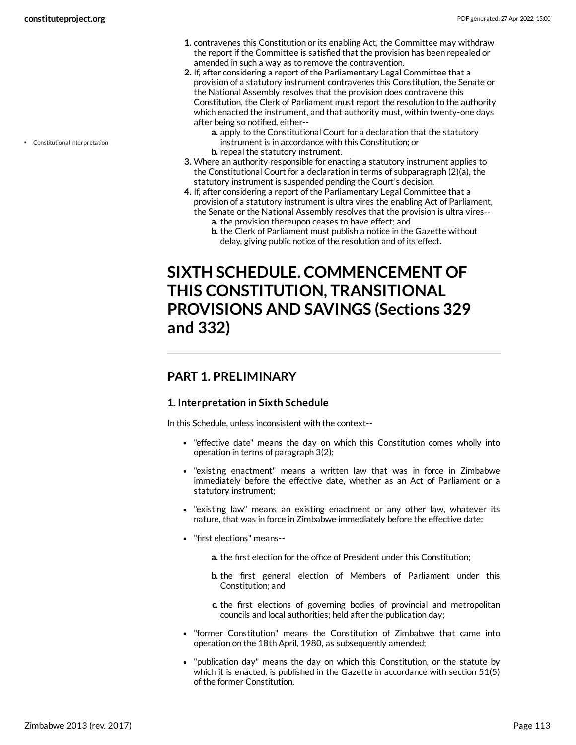1. contravenes this Constitution or its enabling Act, the Committee may withdraw the report if the Committee is satisfied that the provision has been repealed or amended in such a way as to remove the contravention.
2. If, after considering a report of the Parliamentary Legal Committee that a provision of a statutory instrument contravenes this Constitution, the Senate or the National Assembly resolves that the provision does contravene this Constitution, the Clerk of Parliament must report the resolution to the authority which enacted the instrument, and that authority must, within twenty-one days after being so notified, either--
   - a. apply to the Constitutional Court for a declaration that the statutory instrument is in accordance with this Constitution; or
   - b. repeal the statutory instrument.
3. Where an authority responsible for enacting a statutory instrument applies to the Constitutional Court for a declaration in terms of subparagraph (2)(a), the statutory instrument is suspended pending the Court's decision.
4. If, after considering a report of the Parliamentary Legal Committee that a provision of a statutory instrument is ultra vires the enabling Act of Parliament, the Senate or the National Assembly resolves that the provision is ultra vires--
   - a. the provision thereupon ceases to have effect; and
   - b. the Clerk of Parliament must publish a notice in the Gazette without delay, giving public notice of the resolution and of its effect.

- Constitutional interpretation

# SIXTH SCHEDULE. COMMENCEMENT OF THIS CONSTITUTION, TRANSITIONAL PROVISIONS AND SAVINGS (Sections 329 and 332)

## PART 1. PRELIMINARY

### 1. Interpretation in Sixth Schedule

In this Schedule, unless inconsistent with the context--

- "effective date" means the day on which this Constitution comes wholly into operation in terms of paragraph 3(2);
- "existing enactment" means a written law that was in force in Zimbabwe immediately before the effective date, whether as an Act of Parliament or a statutory instrument;
- "existing law" means an existing enactment or any other law, whatever its nature, that was in force in Zimbabwe immediately before the effective date;
- "first elections" means--
  - a. the first election for the office of President under this Constitution;
  - b. the first general election of Members of Parliament under this Constitution; and
  - c. the first elections of governing bodies of provincial and metropolitan councils and local authorities; held after the publication day;
- "former Constitution" means the Constitution of Zimbabwe that came into operation on the 18th April, 1980, as subsequently amended;
- "publication day" means the day on which this Constitution, or the statute by which it is enacted, is published in the Gazette in accordance with section 51(5) of the former Constitution.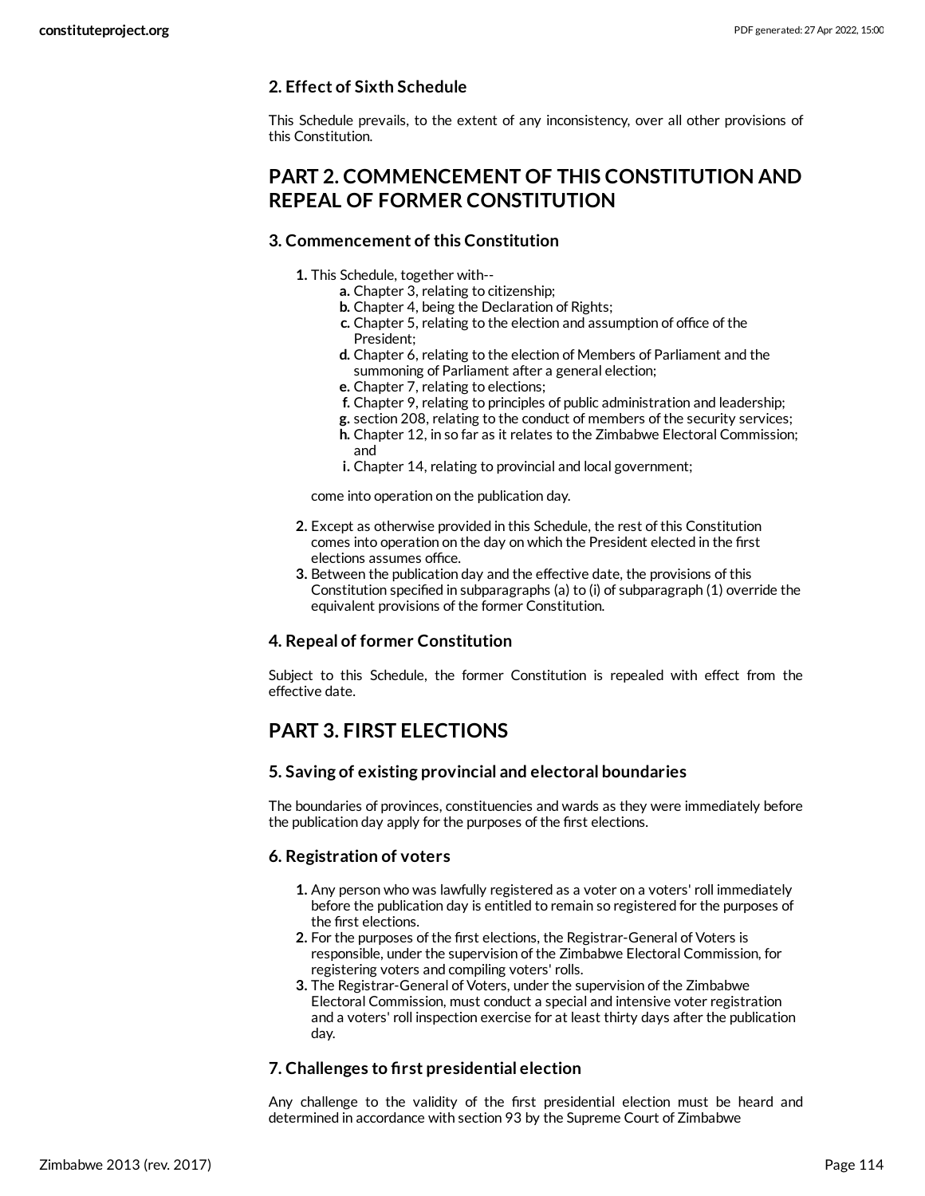### 2. Effect of Sixth Schedule

This Schedule prevails, to the extent of any inconsistency, over all other provisions of this Constitution.

## PART 2. COMMENCEMENT OF THIS CONSTITUTION AND REPEAL OF FORMER CONSTITUTION

### 3. Commencement of this Constitution

1. This Schedule, together with--
   a. Chapter 3, relating to citizenship;
   b. Chapter 4, being the Declaration of Rights;
   c. Chapter 5, relating to the election and assumption of office of the President;
   d. Chapter 6, relating to the election of Members of Parliament and the summoning of Parliament after a general election;
   e. Chapter 7, relating to elections;
   f. Chapter 9, relating to principles of public administration and leadership;
   g. section 208, relating to the conduct of members of the security services;
   h. Chapter 12, in so far as it relates to the Zimbabwe Electoral Commission; and
   i. Chapter 14, relating to provincial and local government;

   come into operation on the publication day.
2. Except as otherwise provided in this Schedule, the rest of this Constitution comes into operation on the day on which the President elected in the first elections assumes office.
3. Between the publication day and the effective date, the provisions of this Constitution specified in subparagraphs (a) to (i) of subparagraph (1) override the equivalent provisions of the former Constitution.

### 4. Repeal of former Constitution

Subject to this Schedule, the former Constitution is repealed with effect from the effective date.

## PART 3. FIRST ELECTIONS

### 5. Saving of existing provincial and electoral boundaries

The boundaries of provinces, constituencies and wards as they were immediately before the publication day apply for the purposes of the first elections.

### 6. Registration of voters

1. Any person who was lawfully registered as a voter on a voters' roll immediately before the publication day is entitled to remain so registered for the purposes of the first elections.
2. For the purposes of the first elections, the Registrar-General of Voters is responsible, under the supervision of the Zimbabwe Electoral Commission, for registering voters and compiling voters' rolls.
3. The Registrar-General of Voters, under the supervision of the Zimbabwe Electoral Commission, must conduct a special and intensive voter registration and a voters' roll inspection exercise for at least thirty days after the publication day.

### 7. Challenges to first presidential election

Any challenge to the validity of the first presidential election must be heard and determined in accordance with section 93 by the Supreme Court of Zimbabwe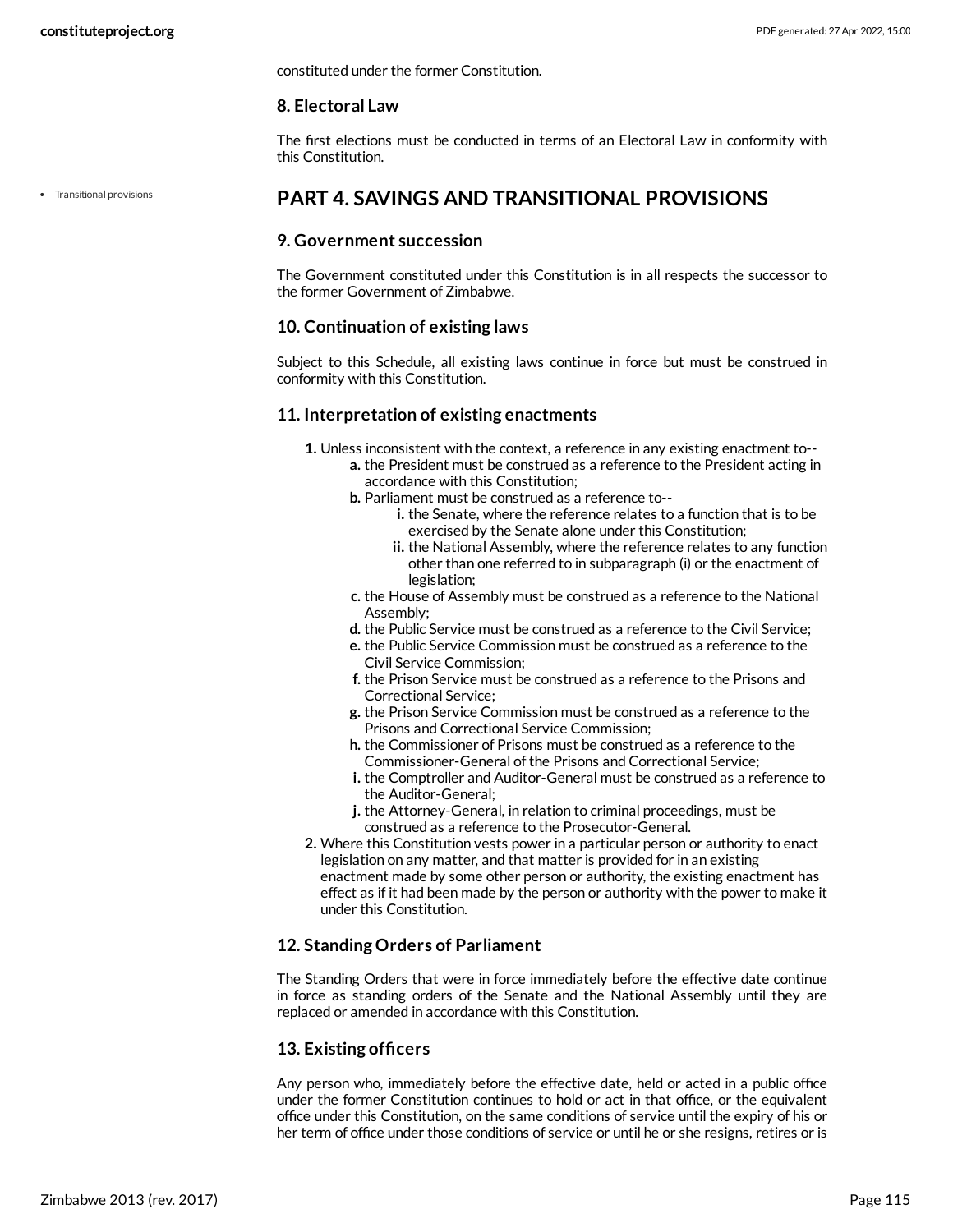constituted under the former Constitution.

### 8. Electoral Law

The first elections must be conducted in terms of an Electoral Law in conformity with this Constitution.

- Transitional provisions

## PART 4. SAVINGS AND TRANSITIONAL PROVISIONS

### 9. Government succession

The Government constituted under this Constitution is in all respects the successor to the former Government of Zimbabwe.

### 10. Continuation of existing laws

Subject to this Schedule, all existing laws continue in force but must be construed in conformity with this Constitution.

### 11. Interpretation of existing enactments

1. Unless inconsistent with the context, a reference in any existing enactment to--
   a. the President must be construed as a reference to the President acting in accordance with this Constitution;
   b. Parliament must be construed as a reference to--
      i. the Senate, where the reference relates to a function that is to be exercised by the Senate alone under this Constitution;
      ii. the National Assembly, where the reference relates to any function other than one referred to in subparagraph (i) or the enactment of legislation;
   c. the House of Assembly must be construed as a reference to the National Assembly;
   d. the Public Service must be construed as a reference to the Civil Service;
   e. the Public Service Commission must be construed as a reference to the Civil Service Commission;
   f. the Prison Service must be construed as a reference to the Prisons and Correctional Service;
   g. the Prison Service Commission must be construed as a reference to the Prisons and Correctional Service Commission;
   h. the Commissioner of Prisons must be construed as a reference to the Commissioner-General of the Prisons and Correctional Service;
   i. the Comptroller and Auditor-General must be construed as a reference to the Auditor-General;
   j. the Attorney-General, in relation to criminal proceedings, must be construed as a reference to the Prosecutor-General.
2. Where this Constitution vests power in a particular person or authority to enact legislation on any matter, and that matter is provided for in an existing enactment made by some other person or authority, the existing enactment has effect as if it had been made by the person or authority with the power to make it under this Constitution.

### 12. Standing Orders of Parliament

The Standing Orders that were in force immediately before the effective date continue in force as standing orders of the Senate and the National Assembly until they are replaced or amended in accordance with this Constitution.

### 13. Existing officers

Any person who, immediately before the effective date, held or acted in a public office under the former Constitution continues to hold or act in that office, or the equivalent office under this Constitution, on the same conditions of service until the expiry of his or her term of office under those conditions of service or until he or she resigns, retires or is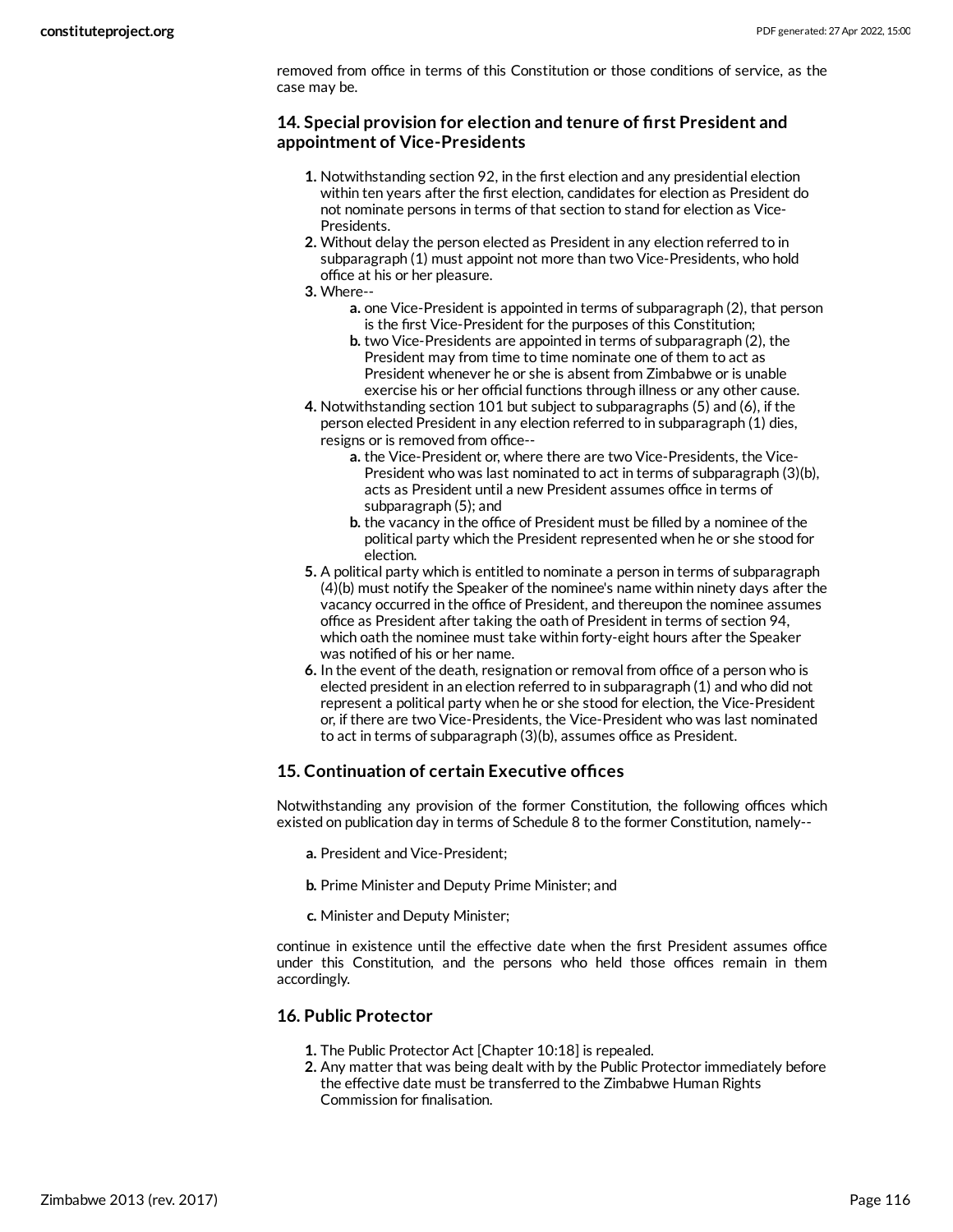removed from office in terms of this Constitution or those conditions of service, as the case may be.

### 14. Special provision for election and tenure of first President and appointment of Vice-Presidents

1. Notwithstanding section 92, in the first election and any presidential election within ten years after the first election, candidates for election as President do not nominate persons in terms of that section to stand for election as Vice-Presidents.
2. Without delay the person elected as President in any election referred to in subparagraph (1) must appoint not more than two Vice-Presidents, who hold office at his or her pleasure.
3. Where--
    a. one Vice-President is appointed in terms of subparagraph (2), that person is the first Vice-President for the purposes of this Constitution;
    b. two Vice-Presidents are appointed in terms of subparagraph (2), the President may from time to time nominate one of them to act as President whenever he or she is absent from Zimbabwe or is unable exercise his or her official functions through illness or any other cause.
4. Notwithstanding section 101 but subject to subparagraphs (5) and (6), if the person elected President in any election referred to in subparagraph (1) dies, resigns or is removed from office--
    a. the Vice-President or, where there are two Vice-Presidents, the Vice-President who was last nominated to act in terms of subparagraph (3)(b), acts as President until a new President assumes office in terms of subparagraph (5); and
    b. the vacancy in the office of President must be filled by a nominee of the political party which the President represented when he or she stood for election.
5. A political party which is entitled to nominate a person in terms of subparagraph (4)(b) must notify the Speaker of the nominee's name within ninety days after the vacancy occurred in the office of President, and thereupon the nominee assumes office as President after taking the oath of President in terms of section 94, which oath the nominee must take within forty-eight hours after the Speaker was notified of his or her name.
6. In the event of the death, resignation or removal from office of a person who is elected president in an election referred to in subparagraph (1) and who did not represent a political party when he or she stood for election, the Vice-President or, if there are two Vice-Presidents, the Vice-President who was last nominated to act in terms of subparagraph (3)(b), assumes office as President.

### 15. Continuation of certain Executive offices

Notwithstanding any provision of the former Constitution, the following offices which existed on publication day in terms of Schedule 8 to the former Constitution, namely--

a. President and Vice-President;

b. Prime Minister and Deputy Prime Minister; and

c. Minister and Deputy Minister;

continue in existence until the effective date when the first President assumes office under this Constitution, and the persons who held those offices remain in them accordingly.

### 16. Public Protector

1. The Public Protector Act [Chapter 10:18] is repealed.
2. Any matter that was being dealt with by the Public Protector immediately before the effective date must be transferred to the Zimbabwe Human Rights Commission for finalisation.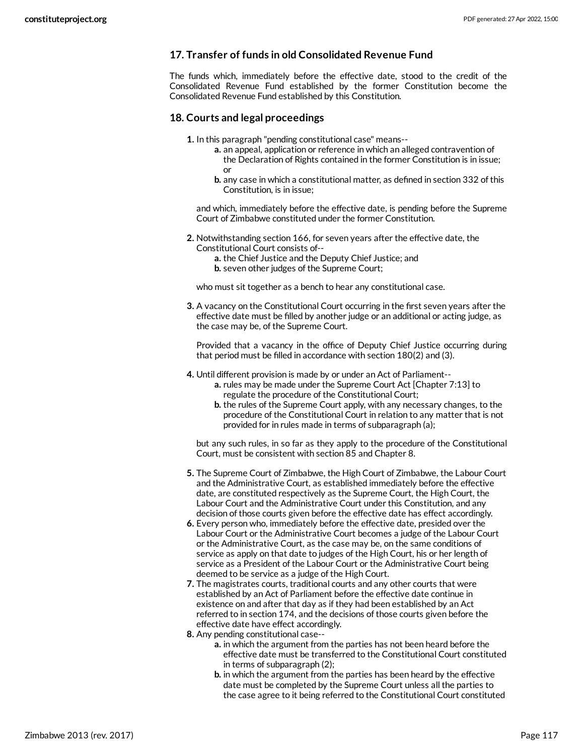### 17. Transfer of funds in old Consolidated Revenue Fund

The funds which, immediately before the effective date, stood to the credit of the Consolidated Revenue Fund established by the former Constitution become the Consolidated Revenue Fund established by this Constitution.

### 18. Courts and legal proceedings

1. In this paragraph "pending constitutional case" means--
   a. an appeal, application or reference in which an alleged contravention of the Declaration of Rights contained in the former Constitution is in issue; or
   b. any case in which a constitutional matter, as defined in section 332 of this Constitution, is in issue;

   and which, immediately before the effective date, is pending before the Supreme Court of Zimbabwe constituted under the former Constitution.

2. Notwithstanding section 166, for seven years after the effective date, the Constitutional Court consists of--
   a. the Chief Justice and the Deputy Chief Justice; and
   b. seven other judges of the Supreme Court;

   who must sit together as a bench to hear any constitutional case.

3. A vacancy on the Constitutional Court occurring in the first seven years after the effective date must be filled by another judge or an additional or acting judge, as the case may be, of the Supreme Court.

   Provided that a vacancy in the office of Deputy Chief Justice occurring during that period must be filled in accordance with section 180(2) and (3).

4. Until different provision is made by or under an Act of Parliament--
   a. rules may be made under the Supreme Court Act [Chapter 7:13] to regulate the procedure of the Constitutional Court;
   b. the rules of the Supreme Court apply, with any necessary changes, to the procedure of the Constitutional Court in relation to any matter that is not provided for in rules made in terms of subparagraph (a);

   but any such rules, in so far as they apply to the procedure of the Constitutional Court, must be consistent with section 85 and Chapter 8.

5. The Supreme Court of Zimbabwe, the High Court of Zimbabwe, the Labour Court and the Administrative Court, as established immediately before the effective date, are constituted respectively as the Supreme Court, the High Court, the Labour Court and the Administrative Court under this Constitution, and any decision of those courts given before the effective date has effect accordingly.
6. Every person who, immediately before the effective date, presided over the Labour Court or the Administrative Court becomes a judge of the Labour Court or the Administrative Court, as the case may be, on the same conditions of service as apply on that date to judges of the High Court, his or her length of service as a President of the Labour Court or the Administrative Court being deemed to be service as a judge of the High Court.
7. The magistrates courts, traditional courts and any other courts that were established by an Act of Parliament before the effective date continue in existence on and after that day as if they had been established by an Act referred to in section 174, and the decisions of those courts given before the effective date have effect accordingly.
8. Any pending constitutional case--
   a. in which the argument from the parties has not been heard before the effective date must be transferred to the Constitutional Court constituted in terms of subparagraph (2);
   b. in which the argument from the parties has been heard by the effective date must be completed by the Supreme Court unless all the parties to the case agree to it being referred to the Constitutional Court constituted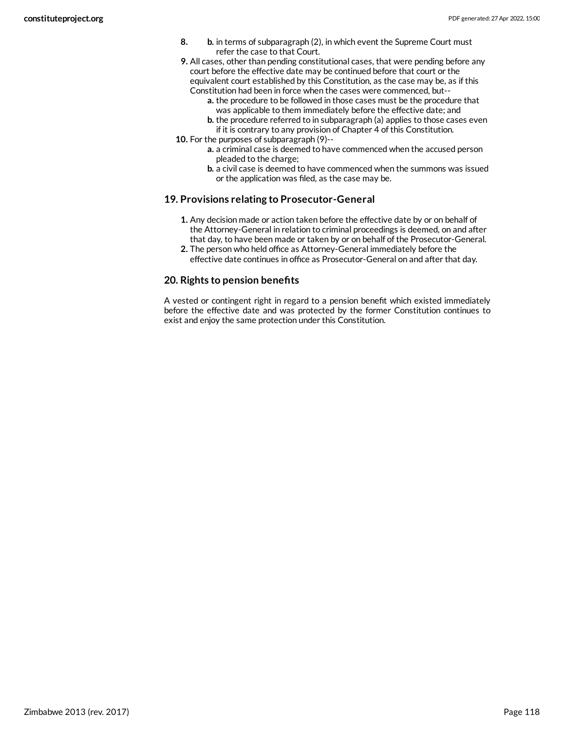8. 
    b. in terms of subparagraph (2), in which event the Supreme Court must refer the case to that Court.
9. All cases, other than pending constitutional cases, that were pending before any court before the effective date may be continued before that court or the equivalent court established by this Constitution, as the case may be, as if this Constitution had been in force when the cases were commenced, but--
    a. the procedure to be followed in those cases must be the procedure that was applicable to them immediately before the effective date; and
    b. the procedure referred to in subparagraph (a) applies to those cases even if it is contrary to any provision of Chapter 4 of this Constitution.
10. For the purposes of subparagraph (9)--
    a. a criminal case is deemed to have commenced when the accused person pleaded to the charge;
    b. a civil case is deemed to have commenced when the summons was issued or the application was filed, as the case may be.

### 19. Provisions relating to Prosecutor-General

1. Any decision made or action taken before the effective date by or on behalf of the Attorney-General in relation to criminal proceedings is deemed, on and after that day, to have been made or taken by or on behalf of the Prosecutor-General.
2. The person who held office as Attorney-General immediately before the effective date continues in office as Prosecutor-General on and after that day.

### 20. Rights to pension benefits

A vested or contingent right in regard to a pension benefit which existed immediately before the effective date and was protected by the former Constitution continues to exist and enjoy the same protection under this Constitution.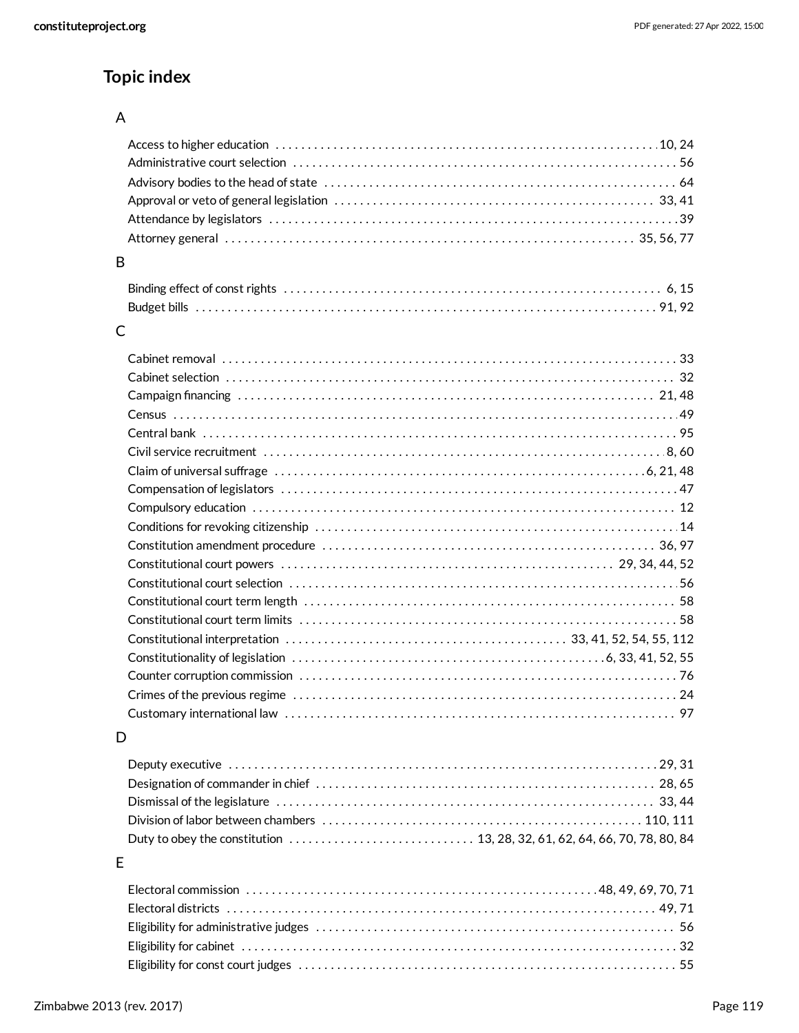## Topic index

### A

- Access to higher education . . . 10, 24
- Administrative court selection . . . 56
- Advisory bodies to the head of state . . . 64
- Approval or veto of general legislation . . . 33, 41
- Attendance by legislators . . . 39
- Attorney general . . . 35, 56, 77

### B

- Binding effect of const rights . . . 6, 15
- Budget bills . . . 91, 92

### C

- Cabinet removal . . . 33
- Cabinet selection . . . 32
- Campaign financing . . . 21, 48
- Census . . . 49
- Central bank . . . 95
- Civil service recruitment . . . 8, 60
- Claim of universal suffrage . . . 6, 21, 48
- Compensation of legislators . . . 47
- Compulsory education . . . 12
- Conditions for revoking citizenship . . . 14
- Constitution amendment procedure . . . 36, 97
- Constitutional court powers . . . 29, 34, 44, 52
- Constitutional court selection . . . 56
- Constitutional court term length . . . 58
- Constitutional court term limits . . . 58
- Constitutional interpretation . . . 33, 41, 52, 54, 55, 112
- Constitutionality of legislation . . . 6, 33, 41, 52, 55
- Counter corruption commission . . . 76
- Crimes of the previous regime . . . 24
- Customary international law . . . 97

### D

- Deputy executive . . . 29, 31
- Designation of commander in chief . . . 28, 65
- Dismissal of the legislature . . . 33, 44
- Division of labor between chambers . . . 110, 111
- Duty to obey the constitution . . . 13, 28, 32, 61, 62, 64, 66, 70, 78, 80, 84

### E

- Electoral commission . . . 48, 49, 69, 70, 71
- Electoral districts . . . 49, 71
- Eligibility for administrative judges . . . 56
- Eligibility for cabinet . . . 32
- Eligibility for const court judges . . . 55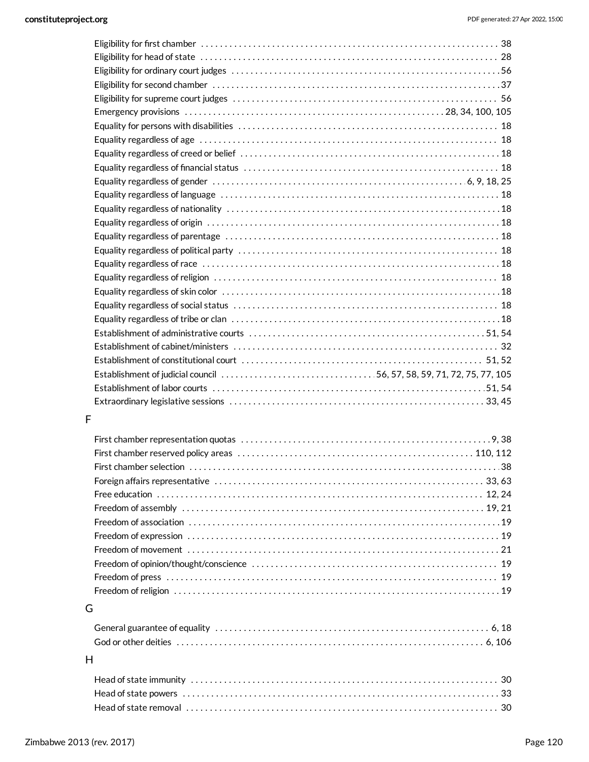Eligibility for first chamber . . . . . . . . . . . . . . . . . . . . . . . . . . . . . . . . . . . . . . . . . . . . . . . . . . . . . . . . . . . . . . . . 38
Eligibility for head of state . . . . . . . . . . . . . . . . . . . . . . . . . . . . . . . . . . . . . . . . . . . . . . . . . . . . . . . . . . . . . . . . 28
Eligibility for ordinary court judges . . . . . . . . . . . . . . . . . . . . . . . . . . . . . . . . . . . . . . . . . . . . . . . . . . . . . . . . . 56
Eligibility for second chamber . . . . . . . . . . . . . . . . . . . . . . . . . . . . . . . . . . . . . . . . . . . . . . . . . . . . . . . . . . . . . 37
Eligibility for supreme court judges . . . . . . . . . . . . . . . . . . . . . . . . . . . . . . . . . . . . . . . . . . . . . . . . . . . . . . . . . 56
Emergency provisions . . . . . . . . . . . . . . . . . . . . . . . . . . . . . . . . . . . . . . . . . . . . . . . . . . . . . . . 28, 34, 100, 105
Equality for persons with disabilities . . . . . . . . . . . . . . . . . . . . . . . . . . . . . . . . . . . . . . . . . . . . . . . . . . . . . . . 18
Equality regardless of age . . . . . . . . . . . . . . . . . . . . . . . . . . . . . . . . . . . . . . . . . . . . . . . . . . . . . . . . . . . . . . . . 18
Equality regardless of creed or belief . . . . . . . . . . . . . . . . . . . . . . . . . . . . . . . . . . . . . . . . . . . . . . . . . . . . . . . 18
Equality regardless of financial status . . . . . . . . . . . . . . . . . . . . . . . . . . . . . . . . . . . . . . . . . . . . . . . . . . . . . . 18
Equality regardless of gender . . . . . . . . . . . . . . . . . . . . . . . . . . . . . . . . . . . . . . . . . . . . . . . . . . . . . . 6, 9, 18, 25
Equality regardless of language . . . . . . . . . . . . . . . . . . . . . . . . . . . . . . . . . . . . . . . . . . . . . . . . . . . . . . . . . . . 18
Equality regardless of nationality . . . . . . . . . . . . . . . . . . . . . . . . . . . . . . . . . . . . . . . . . . . . . . . . . . . . . . . . . . 18
Equality regardless of origin . . . . . . . . . . . . . . . . . . . . . . . . . . . . . . . . . . . . . . . . . . . . . . . . . . . . . . . . . . . . . . . 18
Equality regardless of parentage . . . . . . . . . . . . . . . . . . . . . . . . . . . . . . . . . . . . . . . . . . . . . . . . . . . . . . . . . . 18
Equality regardless of political party . . . . . . . . . . . . . . . . . . . . . . . . . . . . . . . . . . . . . . . . . . . . . . . . . . . . . . . 18
Equality regardless of race . . . . . . . . . . . . . . . . . . . . . . . . . . . . . . . . . . . . . . . . . . . . . . . . . . . . . . . . . . . . . . . . 18
Equality regardless of religion . . . . . . . . . . . . . . . . . . . . . . . . . . . . . . . . . . . . . . . . . . . . . . . . . . . . . . . . . . . . . 18
Equality regardless of skin color . . . . . . . . . . . . . . . . . . . . . . . . . . . . . . . . . . . . . . . . . . . . . . . . . . . . . . . . . . . 18
Equality regardless of social status . . . . . . . . . . . . . . . . . . . . . . . . . . . . . . . . . . . . . . . . . . . . . . . . . . . . . . . . . 18
Equality regardless of tribe or clan . . . . . . . . . . . . . . . . . . . . . . . . . . . . . . . . . . . . . . . . . . . . . . . . . . . . . . . . . 18
Establishment of administrative courts . . . . . . . . . . . . . . . . . . . . . . . . . . . . . . . . . . . . . . . . . . . . . . . . . . . 51, 54
Establishment of cabinet/ministers . . . . . . . . . . . . . . . . . . . . . . . . . . . . . . . . . . . . . . . . . . . . . . . . . . . . . . . . . 32
Establishment of constitutional court . . . . . . . . . . . . . . . . . . . . . . . . . . . . . . . . . . . . . . . . . . . . . . . . . . . . 51, 52
Establishment of judicial council . . . . . . . . . . . . . . . . . . . . . . . . . . . . . . . . . . . 56, 57, 58, 59, 71, 72, 75, 77, 105
Establishment of labor courts . . . . . . . . . . . . . . . . . . . . . . . . . . . . . . . . . . . . . . . . . . . . . . . . . . . . . . . . . . . 51, 54
Extraordinary legislative sessions . . . . . . . . . . . . . . . . . . . . . . . . . . . . . . . . . . . . . . . . . . . . . . . . . . . . . . . 33, 45

F

First chamber representation quotas . . . . . . . . . . . . . . . . . . . . . . . . . . . . . . . . . . . . . . . . . . . . . . . . . . . . . . 9, 38
First chamber reserved policy areas . . . . . . . . . . . . . . . . . . . . . . . . . . . . . . . . . . . . . . . . . . . . . . . . . . . . 110, 112
First chamber selection . . . . . . . . . . . . . . . . . . . . . . . . . . . . . . . . . . . . . . . . . . . . . . . . . . . . . . . . . . . . . . . . . . 38
Foreign affairs representative . . . . . . . . . . . . . . . . . . . . . . . . . . . . . . . . . . . . . . . . . . . . . . . . . . . . . . . . . . 33, 63
Free education . . . . . . . . . . . . . . . . . . . . . . . . . . . . . . . . . . . . . . . . . . . . . . . . . . . . . . . . . . . . . . . . . . . . . . 12, 24
Freedom of assembly . . . . . . . . . . . . . . . . . . . . . . . . . . . . . . . . . . . . . . . . . . . . . . . . . . . . . . . . . . . . . . . . . 19, 21
Freedom of association . . . . . . . . . . . . . . . . . . . . . . . . . . . . . . . . . . . . . . . . . . . . . . . . . . . . . . . . . . . . . . . . . . 19
Freedom of expression . . . . . . . . . . . . . . . . . . . . . . . . . . . . . . . . . . . . . . . . . . . . . . . . . . . . . . . . . . . . . . . . . . 19
Freedom of movement . . . . . . . . . . . . . . . . . . . . . . . . . . . . . . . . . . . . . . . . . . . . . . . . . . . . . . . . . . . . . . . . . . . 21
Freedom of opinion/thought/conscience . . . . . . . . . . . . . . . . . . . . . . . . . . . . . . . . . . . . . . . . . . . . . . . . . . . . . 19
Freedom of press . . . . . . . . . . . . . . . . . . . . . . . . . . . . . . . . . . . . . . . . . . . . . . . . . . . . . . . . . . . . . . . . . . . . . . . 19
Freedom of religion . . . . . . . . . . . . . . . . . . . . . . . . . . . . . . . . . . . . . . . . . . . . . . . . . . . . . . . . . . . . . . . . . . . . . 19

G

General guarantee of equality . . . . . . . . . . . . . . . . . . . . . . . . . . . . . . . . . . . . . . . . . . . . . . . . . . . . . . . . . . . 6, 18
God or other deities . . . . . . . . . . . . . . . . . . . . . . . . . . . . . . . . . . . . . . . . . . . . . . . . . . . . . . . . . . . . . . . . . . 6, 106

H

Head of state immunity . . . . . . . . . . . . . . . . . . . . . . . . . . . . . . . . . . . . . . . . . . . . . . . . . . . . . . . . . . . . . . . . . . 30
Head of state powers . . . . . . . . . . . . . . . . . . . . . . . . . . . . . . . . . . . . . . . . . . . . . . . . . . . . . . . . . . . . . . . . . . . 33
Head of state removal . . . . . . . . . . . . . . . . . . . . . . . . . . . . . . . . . . . . . . . . . . . . . . . . . . . . . . . . . . . . . . . . . . 30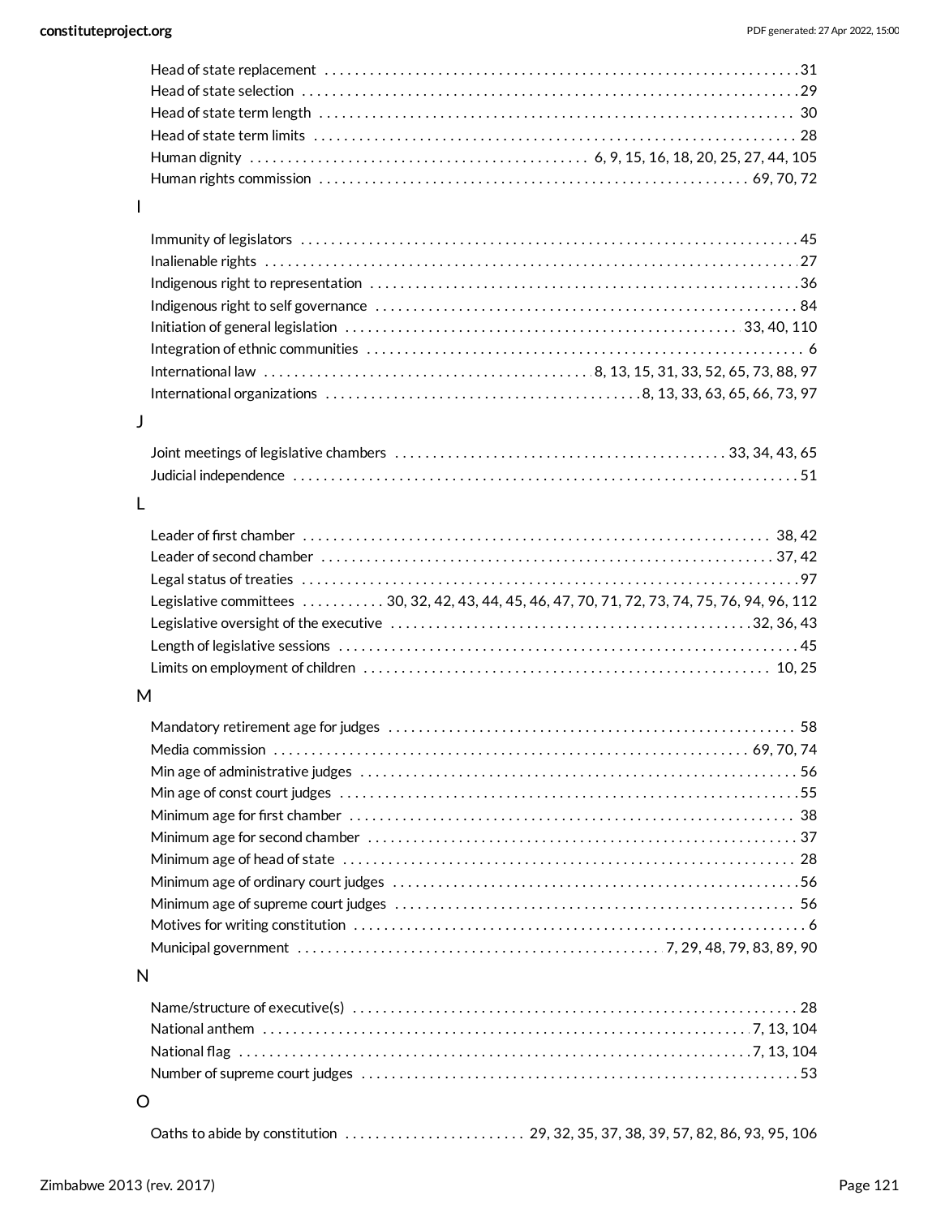Head of state replacement . . . . . . . . . . . . . . . . . . . . . . . . . . . . . . . . . . . . . . . . . . . . . . . . . . . . . . . . . . . . . . . 31
Head of state selection . . . . . . . . . . . . . . . . . . . . . . . . . . . . . . . . . . . . . . . . . . . . . . . . . . . . . . . . . . . . . . . . . 29
Head of state term length . . . . . . . . . . . . . . . . . . . . . . . . . . . . . . . . . . . . . . . . . . . . . . . . . . . . . . . . . . . . . . . 30
Head of state term limits . . . . . . . . . . . . . . . . . . . . . . . . . . . . . . . . . . . . . . . . . . . . . . . . . . . . . . . . . . . . . . . . 28
Human dignity . . . . . . . . . . . . . . . . . . . . . . . . . . . . . . . . . . . . . . . . . . . . . 6, 9, 15, 16, 18, 20, 25, 27, 44, 105
Human rights commission . . . . . . . . . . . . . . . . . . . . . . . . . . . . . . . . . . . . . . . . . . . . . . . . . . . . . . . . . 69, 70, 72

## I

Immunity of legislators . . . . . . . . . . . . . . . . . . . . . . . . . . . . . . . . . . . . . . . . . . . . . . . . . . . . . . . . . . . . . . . . . . 45
Inalienable rights . . . . . . . . . . . . . . . . . . . . . . . . . . . . . . . . . . . . . . . . . . . . . . . . . . . . . . . . . . . . . . . . . . . . . . . 27
Indigenous right to representation . . . . . . . . . . . . . . . . . . . . . . . . . . . . . . . . . . . . . . . . . . . . . . . . . . . . . . . . 36
Indigenous right to self governance . . . . . . . . . . . . . . . . . . . . . . . . . . . . . . . . . . . . . . . . . . . . . . . . . . . . . . . 84
Initiation of general legislation . . . . . . . . . . . . . . . . . . . . . . . . . . . . . . . . . . . . . . . . . . . . . . . . . . . . 33, 40, 110
Integration of ethnic communities . . . . . . . . . . . . . . . . . . . . . . . . . . . . . . . . . . . . . . . . . . . . . . . . . . . . . . . . . 6
International law . . . . . . . . . . . . . . . . . . . . . . . . . . . . . . . . . . . . . . . . . . . . 8, 13, 15, 31, 33, 52, 65, 73, 88, 97
International organizations . . . . . . . . . . . . . . . . . . . . . . . . . . . . . . . . . . . . . . . . . 8, 13, 33, 63, 65, 66, 73, 97

## J

Joint meetings of legislative chambers . . . . . . . . . . . . . . . . . . . . . . . . . . . . . . . . . . . . . . . . . . . 33, 34, 43, 65
Judicial independence . . . . . . . . . . . . . . . . . . . . . . . . . . . . . . . . . . . . . . . . . . . . . . . . . . . . . . . . . . . . . . . . . . . 51

## L

Leader of first chamber . . . . . . . . . . . . . . . . . . . . . . . . . . . . . . . . . . . . . . . . . . . . . . . . . . . . . . . . . . . . . . 38, 42
Leader of second chamber . . . . . . . . . . . . . . . . . . . . . . . . . . . . . . . . . . . . . . . . . . . . . . . . . . . . . . . . . . . . 37, 42
Legal status of treaties . . . . . . . . . . . . . . . . . . . . . . . . . . . . . . . . . . . . . . . . . . . . . . . . . . . . . . . . . . . . . . . . . . . 97
Legislative committees . . . . . . . . . . . 30, 32, 42, 43, 44, 45, 46, 47, 70, 71, 72, 73, 74, 75, 76, 94, 96, 112
Legislative oversight of the executive . . . . . . . . . . . . . . . . . . . . . . . . . . . . . . . . . . . . . . . . . . . . . . . 32, 36, 43
Length of legislative sessions . . . . . . . . . . . . . . . . . . . . . . . . . . . . . . . . . . . . . . . . . . . . . . . . . . . . . . . . . . . . 45
Limits on employment of children . . . . . . . . . . . . . . . . . . . . . . . . . . . . . . . . . . . . . . . . . . . . . . . . . . . . . 10, 25

## M

Mandatory retirement age for judges . . . . . . . . . . . . . . . . . . . . . . . . . . . . . . . . . . . . . . . . . . . . . . . . . . . . . 58
Media commission . . . . . . . . . . . . . . . . . . . . . . . . . . . . . . . . . . . . . . . . . . . . . . . . . . . . . . . . . . . . . . . . 69, 70, 74
Min age of administrative judges . . . . . . . . . . . . . . . . . . . . . . . . . . . . . . . . . . . . . . . . . . . . . . . . . . . . . . . . . 56
Min age of const court judges . . . . . . . . . . . . . . . . . . . . . . . . . . . . . . . . . . . . . . . . . . . . . . . . . . . . . . . . . . . . 55
Minimum age for first chamber . . . . . . . . . . . . . . . . . . . . . . . . . . . . . . . . . . . . . . . . . . . . . . . . . . . . . . . . . . 38
Minimum age for second chamber . . . . . . . . . . . . . . . . . . . . . . . . . . . . . . . . . . . . . . . . . . . . . . . . . . . . . . . 37
Minimum age of head of state . . . . . . . . . . . . . . . . . . . . . . . . . . . . . . . . . . . . . . . . . . . . . . . . . . . . . . . . . . . 28
Minimum age of ordinary court judges . . . . . . . . . . . . . . . . . . . . . . . . . . . . . . . . . . . . . . . . . . . . . . . . . . . . 56
Minimum age of supreme court judges . . . . . . . . . . . . . . . . . . . . . . . . . . . . . . . . . . . . . . . . . . . . . . . . . . . 56
Motives for writing constitution . . . . . . . . . . . . . . . . . . . . . . . . . . . . . . . . . . . . . . . . . . . . . . . . . . . . . . . . . . 6
Municipal government . . . . . . . . . . . . . . . . . . . . . . . . . . . . . . . . . . . . . . . . . . . . . . 7, 29, 48, 79, 83, 89, 90

## N

Name/structure of executive(s) . . . . . . . . . . . . . . . . . . . . . . . . . . . . . . . . . . . . . . . . . . . . . . . . . . . . . . . . . . 28
National anthem . . . . . . . . . . . . . . . . . . . . . . . . . . . . . . . . . . . . . . . . . . . . . . . . . . . . . . . . . . . . . . . . . 7, 13, 104
National flag . . . . . . . . . . . . . . . . . . . . . . . . . . . . . . . . . . . . . . . . . . . . . . . . . . . . . . . . . . . . . . . . . . . . . 7, 13, 104
Number of supreme court judges . . . . . . . . . . . . . . . . . . . . . . . . . . . . . . . . . . . . . . . . . . . . . . . . . . . . . . . . 53

## O

Oaths to abide by constitution . . . . . . . . . . . . . . . . . . . . . . . 29, 32, 35, 37, 38, 39, 57, 82, 86, 93, 95, 106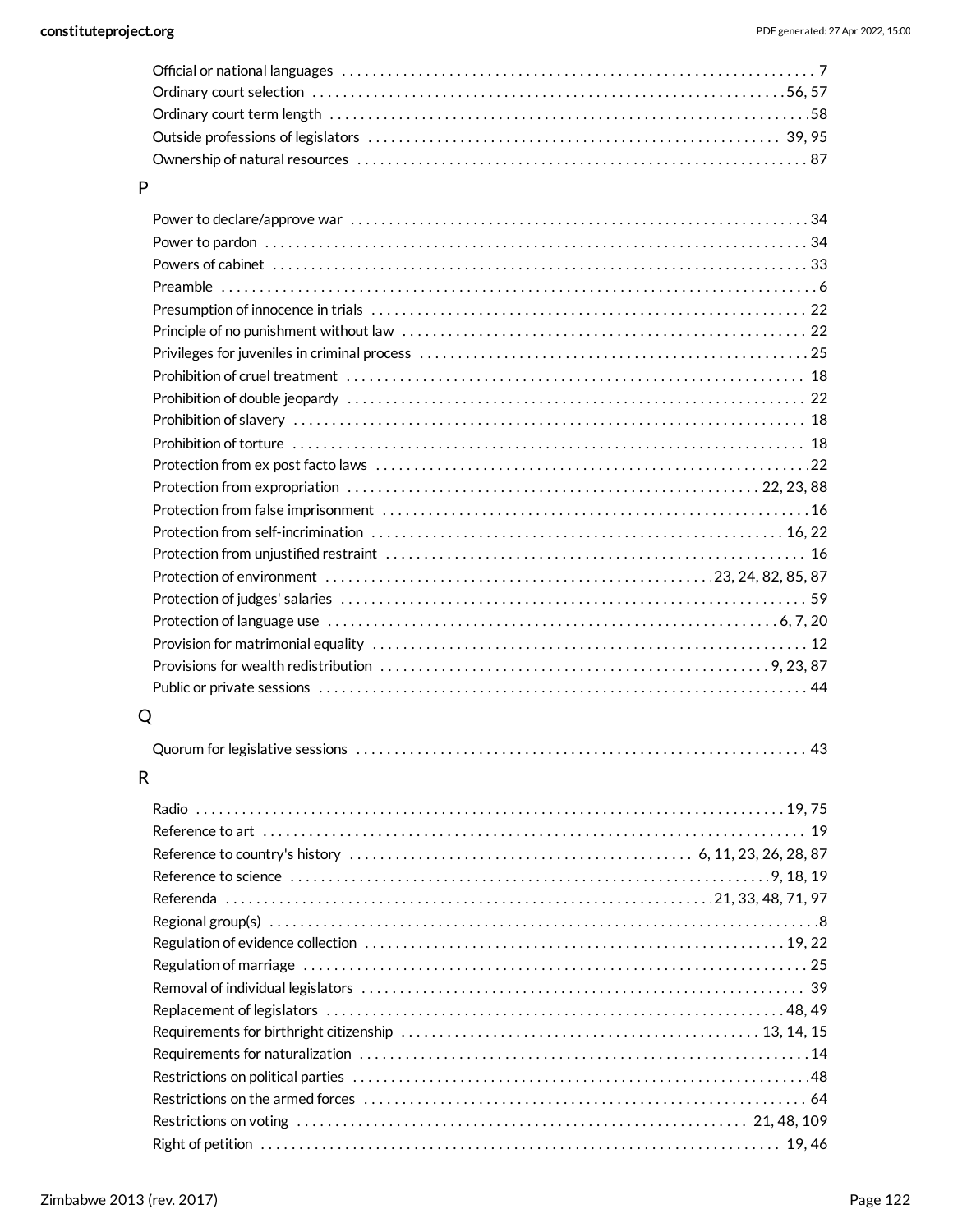Official or national languages . . . . . . . . . . . . . . . . . . . . . . . . . . . . . . . . . . . . 7
Ordinary court selection . . . . . . . . . . . . . . . . . . . . . . . . . . . . . . . . . . . . 56, 57
Ordinary court term length . . . . . . . . . . . . . . . . . . . . . . . . . . . . . . . . . . . . 58
Outside professions of legislators . . . . . . . . . . . . . . . . . . . . . . . . . . . . . . . . . . . . 39, 95
Ownership of natural resources . . . . . . . . . . . . . . . . . . . . . . . . . . . . . . . . . . . . 87

## P

Power to declare/approve war . . . . . . . . . . . . . . . . . . . . . . . . . . . . . . . . . . . . 34
Power to pardon . . . . . . . . . . . . . . . . . . . . . . . . . . . . . . . . . . . . 34
Powers of cabinet . . . . . . . . . . . . . . . . . . . . . . . . . . . . . . . . . . . . 33
Preamble . . . . . . . . . . . . . . . . . . . . . . . . . . . . . . . . . . . . 6
Presumption of innocence in trials . . . . . . . . . . . . . . . . . . . . . . . . . . . . . . . . . . . . 22
Principle of no punishment without law . . . . . . . . . . . . . . . . . . . . . . . . . . . . . . . . . . . . 22
Privileges for juveniles in criminal process . . . . . . . . . . . . . . . . . . . . . . . . . . . . . . . . . . . . 25
Prohibition of cruel treatment . . . . . . . . . . . . . . . . . . . . . . . . . . . . . . . . . . . . 18
Prohibition of double jeopardy . . . . . . . . . . . . . . . . . . . . . . . . . . . . . . . . . . . . 22
Prohibition of slavery . . . . . . . . . . . . . . . . . . . . . . . . . . . . . . . . . . . . 18
Prohibition of torture . . . . . . . . . . . . . . . . . . . . . . . . . . . . . . . . . . . . 18
Protection from ex post facto laws . . . . . . . . . . . . . . . . . . . . . . . . . . . . . . . . . . . . 22
Protection from expropriation . . . . . . . . . . . . . . . . . . . . . . . . . . . . . . . . . . . . 22, 23, 88
Protection from false imprisonment . . . . . . . . . . . . . . . . . . . . . . . . . . . . . . . . . . . . 16
Protection from self-incrimination . . . . . . . . . . . . . . . . . . . . . . . . . . . . . . . . . . . . 16, 22
Protection from unjustified restraint . . . . . . . . . . . . . . . . . . . . . . . . . . . . . . . . . . . . 16
Protection of environment . . . . . . . . . . . . . . . . . . . . . . . . . . . . . . . . . . . . 23, 24, 82, 85, 87
Protection of judges' salaries . . . . . . . . . . . . . . . . . . . . . . . . . . . . . . . . . . . . 59
Protection of language use . . . . . . . . . . . . . . . . . . . . . . . . . . . . . . . . . . . . 6, 7, 20
Provision for matrimonial equality . . . . . . . . . . . . . . . . . . . . . . . . . . . . . . . . . . . . 12
Provisions for wealth redistribution . . . . . . . . . . . . . . . . . . . . . . . . . . . . . . . . . . . . 9, 23, 87
Public or private sessions . . . . . . . . . . . . . . . . . . . . . . . . . . . . . . . . . . . . 44

## Q

Quorum for legislative sessions . . . . . . . . . . . . . . . . . . . . . . . . . . . . . . . . . . . . 43

## R

Radio . . . . . . . . . . . . . . . . . . . . . . . . . . . . . . . . . . . . 19, 75
Reference to art . . . . . . . . . . . . . . . . . . . . . . . . . . . . . . . . . . . . 19
Reference to country's history . . . . . . . . . . . . . . . . . . . . . . . . . . . . . . . . . . . . 6, 11, 23, 26, 28, 87
Reference to science . . . . . . . . . . . . . . . . . . . . . . . . . . . . . . . . . . . . 9, 18, 19
Referenda . . . . . . . . . . . . . . . . . . . . . . . . . . . . . . . . . . . . 21, 33, 48, 71, 97
Regional group(s) . . . . . . . . . . . . . . . . . . . . . . . . . . . . . . . . . . . . 8
Regulation of evidence collection . . . . . . . . . . . . . . . . . . . . . . . . . . . . . . . . . . . . 19, 22
Regulation of marriage . . . . . . . . . . . . . . . . . . . . . . . . . . . . . . . . . . . . 25
Removal of individual legislators . . . . . . . . . . . . . . . . . . . . . . . . . . . . . . . . . . . . 39
Replacement of legislators . . . . . . . . . . . . . . . . . . . . . . . . . . . . . . . . . . . . 48, 49
Requirements for birthright citizenship . . . . . . . . . . . . . . . . . . . . . . . . . . . . . . . . . . . . 13, 14, 15
Requirements for naturalization . . . . . . . . . . . . . . . . . . . . . . . . . . . . . . . . . . . . 14
Restrictions on political parties . . . . . . . . . . . . . . . . . . . . . . . . . . . . . . . . . . . . 48
Restrictions on the armed forces . . . . . . . . . . . . . . . . . . . . . . . . . . . . . . . . . . . . 64
Restrictions on voting . . . . . . . . . . . . . . . . . . . . . . . . . . . . . . . . . . . . 21, 48, 109
Right of petition . . . . . . . . . . . . . . . . . . . . . . . . . . . . . . . . . . . . 19, 46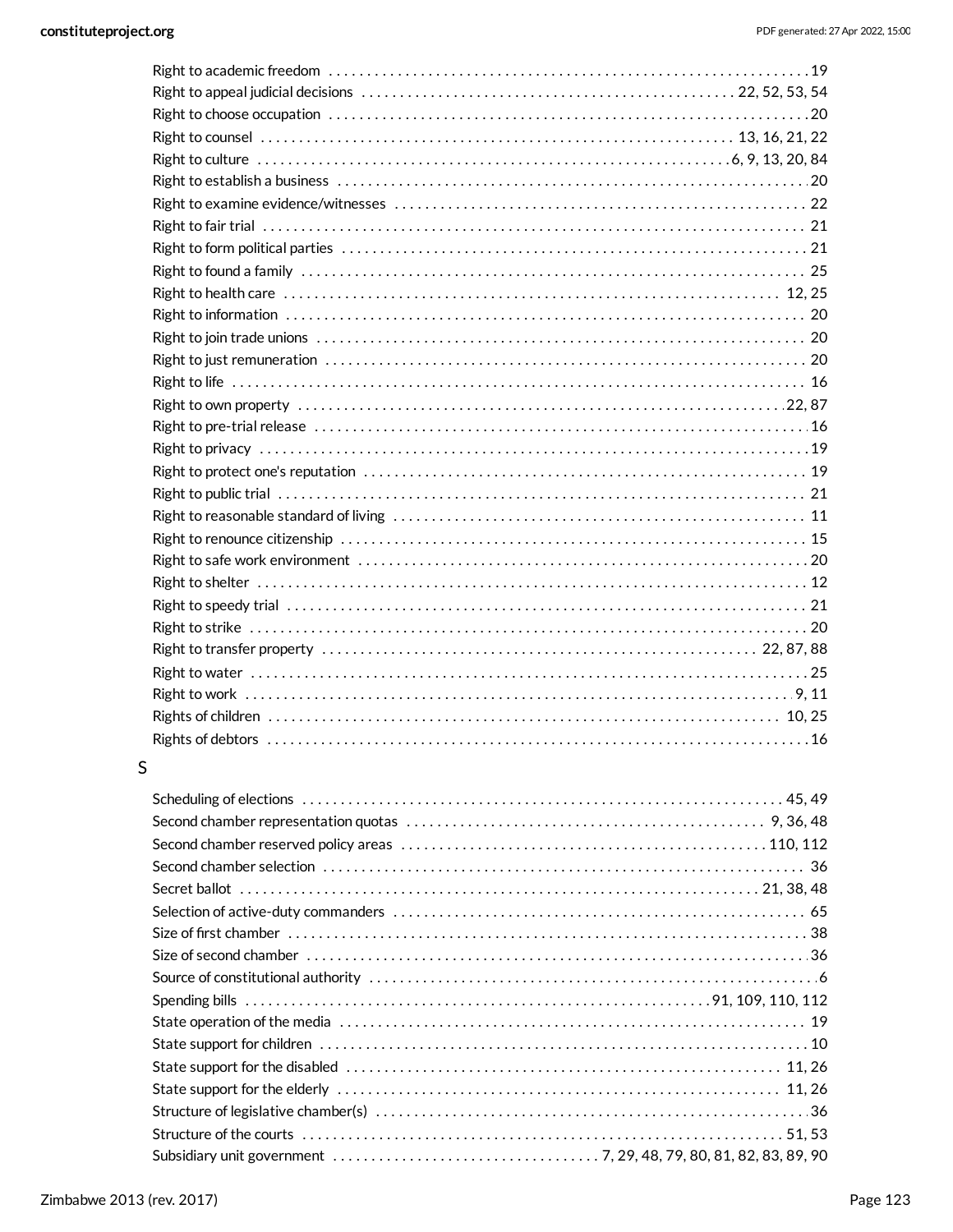Right to academic freedom . . . . . . . . . . . . . . . . . . . . . . . . . . . . . . . . . . . . . . . . . . . . . . . . . . . . . . . . . . . . . . . 19
Right to appeal judicial decisions . . . . . . . . . . . . . . . . . . . . . . . . . . . . . . . . . . . . . . . . . . . . . . . 22, 52, 53, 54
Right to choose occupation . . . . . . . . . . . . . . . . . . . . . . . . . . . . . . . . . . . . . . . . . . . . . . . . . . . . . . . . . . . . . . 20
Right to counsel . . . . . . . . . . . . . . . . . . . . . . . . . . . . . . . . . . . . . . . . . . . . . . . . . . . . . . . . . . . 13, 16, 21, 22
Right to culture . . . . . . . . . . . . . . . . . . . . . . . . . . . . . . . . . . . . . . . . . . . . . . . . . . . . . . . . . . . 6, 9, 13, 20, 84
Right to establish a business . . . . . . . . . . . . . . . . . . . . . . . . . . . . . . . . . . . . . . . . . . . . . . . . . . . . . . . . . . . . 20
Right to examine evidence/witnesses . . . . . . . . . . . . . . . . . . . . . . . . . . . . . . . . . . . . . . . . . . . . . . . . . . . . 22
Right to fair trial . . . . . . . . . . . . . . . . . . . . . . . . . . . . . . . . . . . . . . . . . . . . . . . . . . . . . . . . . . . . . . . . . . . . . 21
Right to form political parties . . . . . . . . . . . . . . . . . . . . . . . . . . . . . . . . . . . . . . . . . . . . . . . . . . . . . . . . . . 21
Right to found a family . . . . . . . . . . . . . . . . . . . . . . . . . . . . . . . . . . . . . . . . . . . . . . . . . . . . . . . . . . . . . . . 25
Right to health care . . . . . . . . . . . . . . . . . . . . . . . . . . . . . . . . . . . . . . . . . . . . . . . . . . . . . . . . . . . . . . 12, 25
Right to information . . . . . . . . . . . . . . . . . . . . . . . . . . . . . . . . . . . . . . . . . . . . . . . . . . . . . . . . . . . . . . . . . 20
Right to join trade unions . . . . . . . . . . . . . . . . . . . . . . . . . . . . . . . . . . . . . . . . . . . . . . . . . . . . . . . . . . . . . 20
Right to just remuneration . . . . . . . . . . . . . . . . . . . . . . . . . . . . . . . . . . . . . . . . . . . . . . . . . . . . . . . . . . . . 20
Right to life . . . . . . . . . . . . . . . . . . . . . . . . . . . . . . . . . . . . . . . . . . . . . . . . . . . . . . . . . . . . . . . . . . . . . . . . 16
Right to own property . . . . . . . . . . . . . . . . . . . . . . . . . . . . . . . . . . . . . . . . . . . . . . . . . . . . . . . . . . . . . 22, 87
Right to pre-trial release . . . . . . . . . . . . . . . . . . . . . . . . . . . . . . . . . . . . . . . . . . . . . . . . . . . . . . . . . . . . . . 16
Right to privacy . . . . . . . . . . . . . . . . . . . . . . . . . . . . . . . . . . . . . . . . . . . . . . . . . . . . . . . . . . . . . . . . . . . . 19
Right to protect one's reputation . . . . . . . . . . . . . . . . . . . . . . . . . . . . . . . . . . . . . . . . . . . . . . . . . . . . . . . 19
Right to public trial . . . . . . . . . . . . . . . . . . . . . . . . . . . . . . . . . . . . . . . . . . . . . . . . . . . . . . . . . . . . . . . . . 21
Right to reasonable standard of living . . . . . . . . . . . . . . . . . . . . . . . . . . . . . . . . . . . . . . . . . . . . . . . . . . . 11
Right to renounce citizenship . . . . . . . . . . . . . . . . . . . . . . . . . . . . . . . . . . . . . . . . . . . . . . . . . . . . . . . . . . 15
Right to safe work environment . . . . . . . . . . . . . . . . . . . . . . . . . . . . . . . . . . . . . . . . . . . . . . . . . . . . . . . . 20
Right to shelter . . . . . . . . . . . . . . . . . . . . . . . . . . . . . . . . . . . . . . . . . . . . . . . . . . . . . . . . . . . . . . . . . . . . 12
Right to speedy trial . . . . . . . . . . . . . . . . . . . . . . . . . . . . . . . . . . . . . . . . . . . . . . . . . . . . . . . . . . . . . . . . . 21
Right to strike . . . . . . . . . . . . . . . . . . . . . . . . . . . . . . . . . . . . . . . . . . . . . . . . . . . . . . . . . . . . . . . . . . . . . 20
Right to transfer property . . . . . . . . . . . . . . . . . . . . . . . . . . . . . . . . . . . . . . . . . . . . . . . . . . . . . . . 22, 87, 88
Right to water . . . . . . . . . . . . . . . . . . . . . . . . . . . . . . . . . . . . . . . . . . . . . . . . . . . . . . . . . . . . . . . . . . . . . 25
Right to work . . . . . . . . . . . . . . . . . . . . . . . . . . . . . . . . . . . . . . . . . . . . . . . . . . . . . . . . . . . . . . . . . . . . 9, 11
Rights of children . . . . . . . . . . . . . . . . . . . . . . . . . . . . . . . . . . . . . . . . . . . . . . . . . . . . . . . . . . . . . . . . 10, 25
Rights of debtors . . . . . . . . . . . . . . . . . . . . . . . . . . . . . . . . . . . . . . . . . . . . . . . . . . . . . . . . . . . . . . . . . . . 16

## S

Scheduling of elections . . . . . . . . . . . . . . . . . . . . . . . . . . . . . . . . . . . . . . . . . . . . . . . . . . . . . . . . . . . 45, 49
Second chamber representation quotas . . . . . . . . . . . . . . . . . . . . . . . . . . . . . . . . . . . . . . . . . . . . . 9, 36, 48
Second chamber reserved policy areas . . . . . . . . . . . . . . . . . . . . . . . . . . . . . . . . . . . . . . . . . . . . . . 110, 112
Second chamber selection . . . . . . . . . . . . . . . . . . . . . . . . . . . . . . . . . . . . . . . . . . . . . . . . . . . . . . . . . . . . 36
Secret ballot . . . . . . . . . . . . . . . . . . . . . . . . . . . . . . . . . . . . . . . . . . . . . . . . . . . . . . . . . . . . . . . . 21, 38, 48
Selection of active-duty commanders . . . . . . . . . . . . . . . . . . . . . . . . . . . . . . . . . . . . . . . . . . . . . . . . . . . 65
Size of first chamber . . . . . . . . . . . . . . . . . . . . . . . . . . . . . . . . . . . . . . . . . . . . . . . . . . . . . . . . . . . . . . . . 38
Size of second chamber . . . . . . . . . . . . . . . . . . . . . . . . . . . . . . . . . . . . . . . . . . . . . . . . . . . . . . . . . . . . . . 36
Source of constitutional authority . . . . . . . . . . . . . . . . . . . . . . . . . . . . . . . . . . . . . . . . . . . . . . . . . . . . . . . 6
Spending bills . . . . . . . . . . . . . . . . . . . . . . . . . . . . . . . . . . . . . . . . . . . . . . . . . . . . . . . . . . . 91, 109, 110, 112
State operation of the media . . . . . . . . . . . . . . . . . . . . . . . . . . . . . . . . . . . . . . . . . . . . . . . . . . . . . . . . . . 19
State support for children . . . . . . . . . . . . . . . . . . . . . . . . . . . . . . . . . . . . . . . . . . . . . . . . . . . . . . . . . . . . 10
State support for the disabled . . . . . . . . . . . . . . . . . . . . . . . . . . . . . . . . . . . . . . . . . . . . . . . . . . . . . . 11, 26
State support for the elderly . . . . . . . . . . . . . . . . . . . . . . . . . . . . . . . . . . . . . . . . . . . . . . . . . . . . . . . . 11, 26
Structure of legislative chamber(s) . . . . . . . . . . . . . . . . . . . . . . . . . . . . . . . . . . . . . . . . . . . . . . . . . . . . . 36
Structure of the courts . . . . . . . . . . . . . . . . . . . . . . . . . . . . . . . . . . . . . . . . . . . . . . . . . . . . . . . . . . . . 51, 53
Subsidiary unit government . . . . . . . . . . . . . . . . . . . . . . . . . . . . . . . . . . 7, 29, 48, 79, 80, 81, 82, 83, 89, 90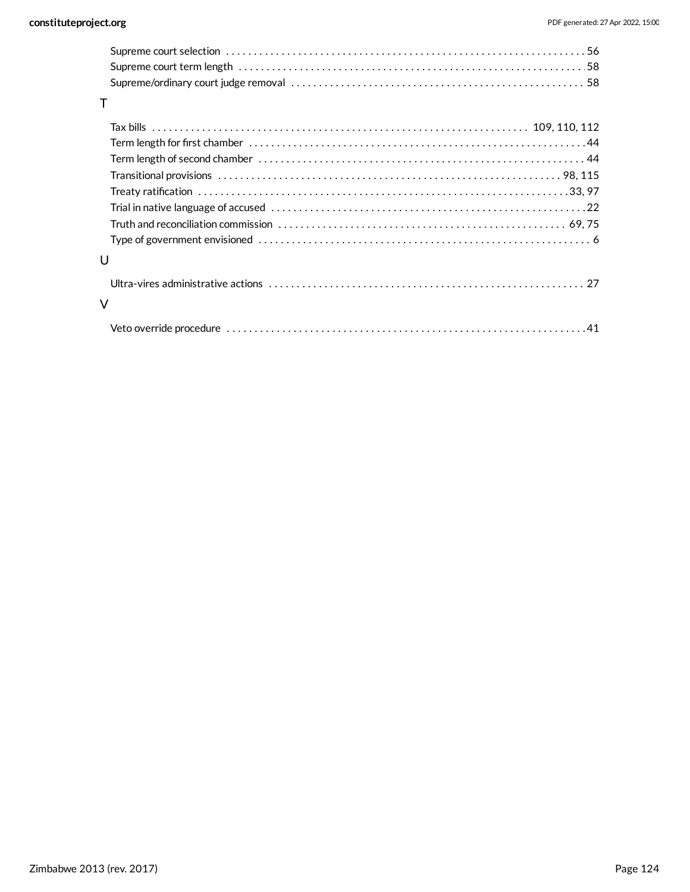Supreme court selection . . . 56
Supreme court term length . . . 58
Supreme/ordinary court judge removal . . . 58

T

Tax bills . . . 109, 110, 112
Term length for first chamber . . . 44
Term length of second chamber . . . 44
Transitional provisions . . . 98, 115
Treaty ratification . . . 33, 97
Trial in native language of accused . . . 22
Truth and reconciliation commission . . . 69, 75
Type of government envisioned . . . 6

U

Ultra-vires administrative actions . . . 27

V

Veto override procedure . . . 41